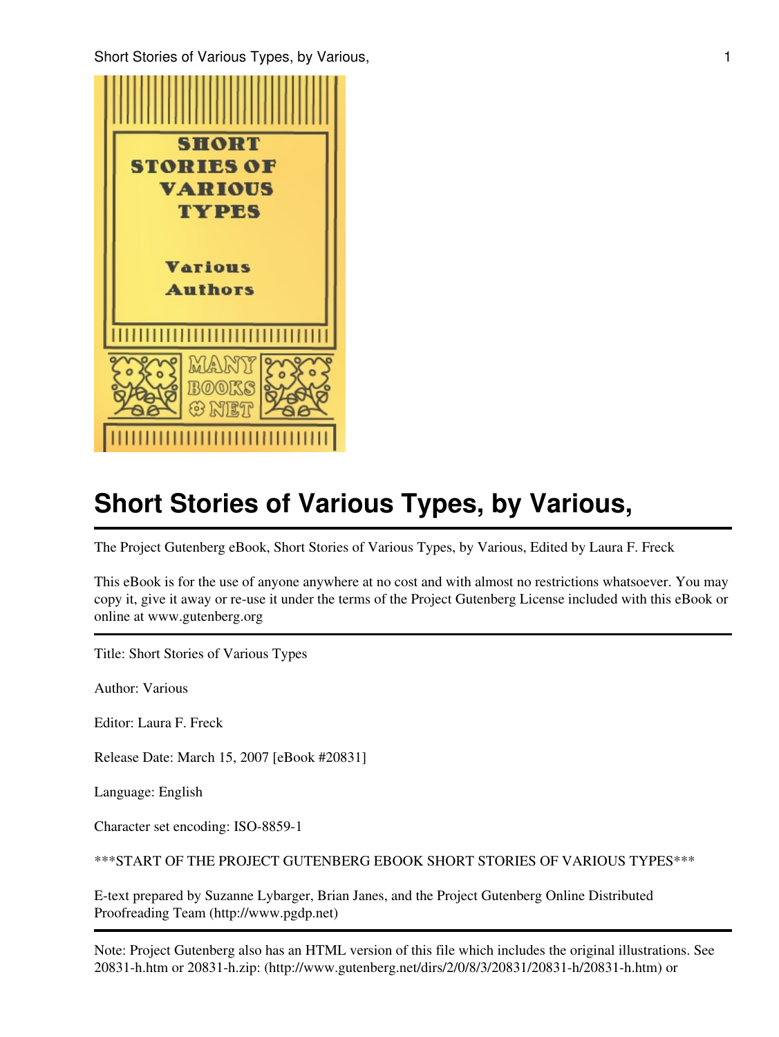# Short Stories of Various Types, by Various,

The Project Gutenberg eBook, Short Stories of Various Types, by Various, Edited by Laura F. Freck

This eBook is for the use of anyone anywhere at no cost and with almost no restrictions whatsoever. You may copy it, give it away or re-use it under the terms of the Project Gutenberg License included with this eBook or online at www.gutenberg.org

Title: Short Stories of Various Types

Author: Various

Editor: Laura F. Freck

Release Date: March 15, 2007 [eBook #20831]

Language: English

Character set encoding: ISO-8859-1

***START OF THE PROJECT GUTENBERG EBOOK SHORT STORIES OF VARIOUS TYPES***

E-text prepared by Suzanne Lybarger, Brian Janes, and the Project Gutenberg Online Distributed Proofreading Team (http://www.pgdp.net)

Note: Project Gutenberg also has an HTML version of this file which includes the original illustrations. See 20831-h.htm or 20831-h.zip: (http://www.gutenberg.net/dirs/2/0/8/3/20831/20831-h/20831-h.htm) or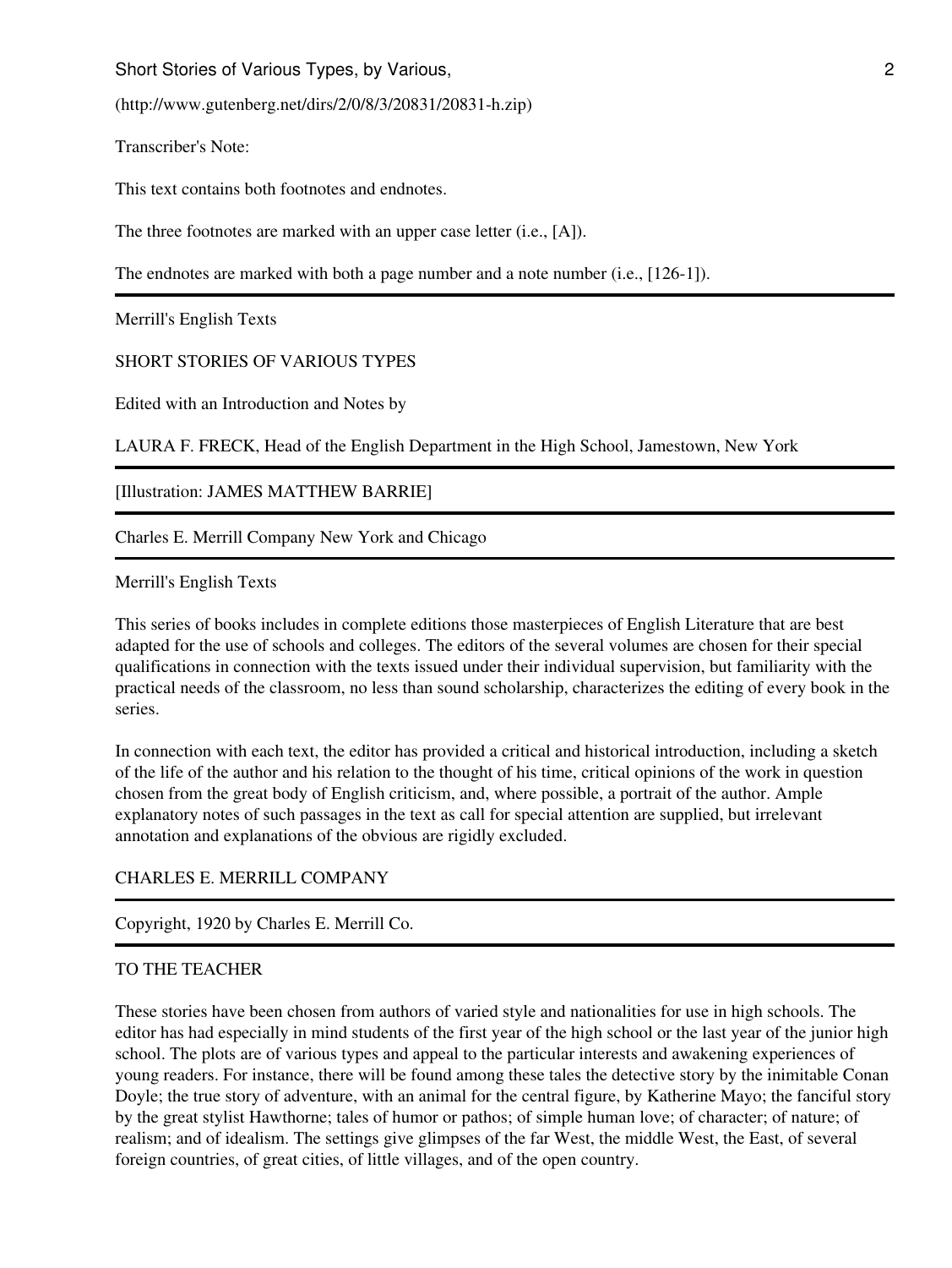(http://www.gutenberg.net/dirs/2/0/8/3/20831/20831-h.zip)

Transcriber's Note:

This text contains both footnotes and endnotes.

The three footnotes are marked with an upper case letter (i.e., [A]).

The endnotes are marked with both a page number and a note number (i.e., [126-1]).

---

Merrill's English Texts

SHORT STORIES OF VARIOUS TYPES

Edited with an Introduction and Notes by

LAURA F. FRECK, Head of the English Department in the High School, Jamestown, New York

---

[Illustration: JAMES MATTHEW BARRIE]

---

Charles E. Merrill Company New York and Chicago

---

Merrill's English Texts

This series of books includes in complete editions those masterpieces of English Literature that are best adapted for the use of schools and colleges. The editors of the several volumes are chosen for their special qualifications in connection with the texts issued under their individual supervision, but familiarity with the practical needs of the classroom, no less than sound scholarship, characterizes the editing of every book in the series.

In connection with each text, the editor has provided a critical and historical introduction, including a sketch of the life of the author and his relation to the thought of his time, critical opinions of the work in question chosen from the great body of English criticism, and, where possible, a portrait of the author. Ample explanatory notes of such passages in the text as call for special attention are supplied, but irrelevant annotation and explanations of the obvious are rigidly excluded.

CHARLES E. MERRILL COMPANY

---

Copyright, 1920 by Charles E. Merrill Co.

---

TO THE TEACHER

These stories have been chosen from authors of varied style and nationalities for use in high schools. The editor has had especially in mind students of the first year of the high school or the last year of the junior high school. The plots are of various types and appeal to the particular interests and awakening experiences of young readers. For instance, there will be found among these tales the detective story by the inimitable Conan Doyle; the true story of adventure, with an animal for the central figure, by Katherine Mayo; the fanciful story by the great stylist Hawthorne; tales of humor or pathos; of simple human love; of character; of nature; of realism; and of idealism. The settings give glimpses of the far West, the middle West, the East, of several foreign countries, of great cities, of little villages, and of the open country.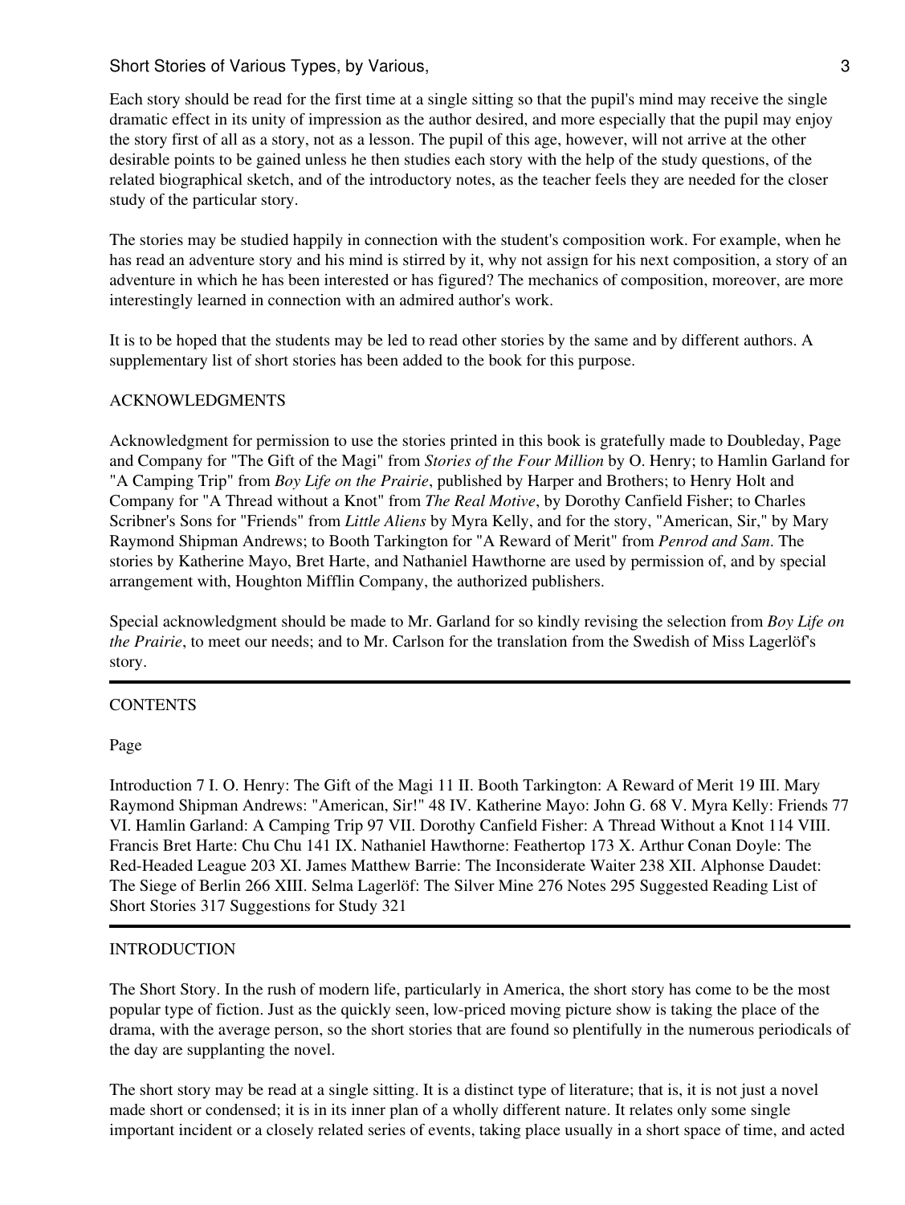Each story should be read for the first time at a single sitting so that the pupil's mind may receive the single dramatic effect in its unity of impression as the author desired, and more especially that the pupil may enjoy the story first of all as a story, not as a lesson. The pupil of this age, however, will not arrive at the other desirable points to be gained unless he then studies each story with the help of the study questions, of the related biographical sketch, and of the introductory notes, as the teacher feels they are needed for the closer study of the particular story.

The stories may be studied happily in connection with the student's composition work. For example, when he has read an adventure story and his mind is stirred by it, why not assign for his next composition, a story of an adventure in which he has been interested or has figured? The mechanics of composition, moreover, are more interestingly learned in connection with an admired author's work.

It is to be hoped that the students may be led to read other stories by the same and by different authors. A supplementary list of short stories has been added to the book for this purpose.

## ACKNOWLEDGMENTS

Acknowledgment for permission to use the stories printed in this book is gratefully made to Doubleday, Page and Company for "The Gift of the Magi" from *Stories of the Four Million* by O. Henry; to Hamlin Garland for "A Camping Trip" from *Boy Life on the Prairie*, published by Harper and Brothers; to Henry Holt and Company for "A Thread without a Knot" from *The Real Motive*, by Dorothy Canfield Fisher; to Charles Scribner's Sons for "Friends" from *Little Aliens* by Myra Kelly, and for the story, "American, Sir," by Mary Raymond Shipman Andrews; to Booth Tarkington for "A Reward of Merit" from *Penrod and Sam*. The stories by Katherine Mayo, Bret Harte, and Nathaniel Hawthorne are used by permission of, and by special arrangement with, Houghton Mifflin Company, the authorized publishers.

Special acknowledgment should be made to Mr. Garland for so kindly revising the selection from *Boy Life on the Prairie*, to meet our needs; and to Mr. Carlson for the translation from the Swedish of Miss Lagerlöf's story.

---

## CONTENTS

Page

Introduction 7 I. O. Henry: The Gift of the Magi 11 II. Booth Tarkington: A Reward of Merit 19 III. Mary Raymond Shipman Andrews: "American, Sir!" 48 IV. Katherine Mayo: John G. 68 V. Myra Kelly: Friends 77 VI. Hamlin Garland: A Camping Trip 97 VII. Dorothy Canfield Fisher: A Thread Without a Knot 114 VIII. Francis Bret Harte: Chu Chu 141 IX. Nathaniel Hawthorne: Feathertop 173 X. Arthur Conan Doyle: The Red-Headed League 203 XI. James Matthew Barrie: The Inconsiderate Waiter 238 XII. Alphonse Daudet: The Siege of Berlin 266 XIII. Selma Lagerlöf: The Silver Mine 276 Notes 295 Suggested Reading List of Short Stories 317 Suggestions for Study 321

---

## INTRODUCTION

The Short Story. In the rush of modern life, particularly in America, the short story has come to be the most popular type of fiction. Just as the quickly seen, low-priced moving picture show is taking the place of the drama, with the average person, so the short stories that are found so plentifully in the numerous periodicals of the day are supplanting the novel.

The short story may be read at a single sitting. It is a distinct type of literature; that is, it is not just a novel made short or condensed; it is in its inner plan of a wholly different nature. It relates only some single important incident or a closely related series of events, taking place usually in a short space of time, and acted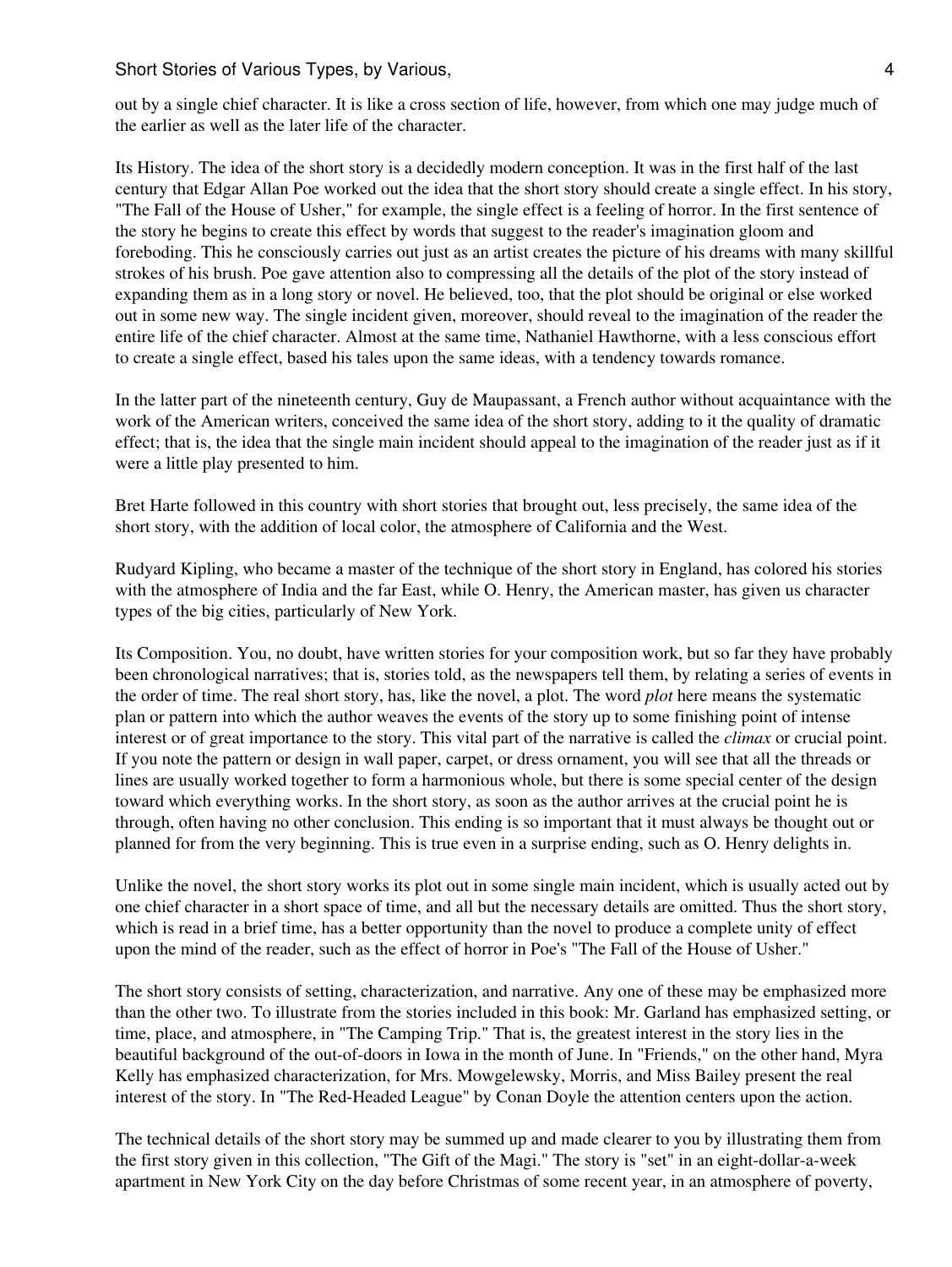out by a single chief character. It is like a cross section of life, however, from which one may judge much of the earlier as well as the later life of the character.

Its History. The idea of the short story is a decidedly modern conception. It was in the first half of the last century that Edgar Allan Poe worked out the idea that the short story should create a single effect. In his story, "The Fall of the House of Usher," for example, the single effect is a feeling of horror. In the first sentence of the story he begins to create this effect by words that suggest to the reader's imagination gloom and foreboding. This he consciously carries out just as an artist creates the picture of his dreams with many skillful strokes of his brush. Poe gave attention also to compressing all the details of the plot of the story instead of expanding them as in a long story or novel. He believed, too, that the plot should be original or else worked out in some new way. The single incident given, moreover, should reveal to the imagination of the reader the entire life of the chief character. Almost at the same time, Nathaniel Hawthorne, with a less conscious effort to create a single effect, based his tales upon the same ideas, with a tendency towards romance.

In the latter part of the nineteenth century, Guy de Maupassant, a French author without acquaintance with the work of the American writers, conceived the same idea of the short story, adding to it the quality of dramatic effect; that is, the idea that the single main incident should appeal to the imagination of the reader just as if it were a little play presented to him.

Bret Harte followed in this country with short stories that brought out, less precisely, the same idea of the short story, with the addition of local color, the atmosphere of California and the West.

Rudyard Kipling, who became a master of the technique of the short story in England, has colored his stories with the atmosphere of India and the far East, while O. Henry, the American master, has given us character types of the big cities, particularly of New York.

Its Composition. You, no doubt, have written stories for your composition work, but so far they have probably been chronological narratives; that is, stories told, as the newspapers tell them, by relating a series of events in the order of time. The real short story, has, like the novel, a plot. The word *plot* here means the systematic plan or pattern into which the author weaves the events of the story up to some finishing point of intense interest or of great importance to the story. This vital part of the narrative is called the *climax* or crucial point. If you note the pattern or design in wall paper, carpet, or dress ornament, you will see that all the threads or lines are usually worked together to form a harmonious whole, but there is some special center of the design toward which everything works. In the short story, as soon as the author arrives at the crucial point he is through, often having no other conclusion. This ending is so important that it must always be thought out or planned for from the very beginning. This is true even in a surprise ending, such as O. Henry delights in.

Unlike the novel, the short story works its plot out in some single main incident, which is usually acted out by one chief character in a short space of time, and all but the necessary details are omitted. Thus the short story, which is read in a brief time, has a better opportunity than the novel to produce a complete unity of effect upon the mind of the reader, such as the effect of horror in Poe's "The Fall of the House of Usher."

The short story consists of setting, characterization, and narrative. Any one of these may be emphasized more than the other two. To illustrate from the stories included in this book: Mr. Garland has emphasized setting, or time, place, and atmosphere, in "The Camping Trip." That is, the greatest interest in the story lies in the beautiful background of the out-of-doors in Iowa in the month of June. In "Friends," on the other hand, Myra Kelly has emphasized characterization, for Mrs. Mowgelewsky, Morris, and Miss Bailey present the real interest of the story. In "The Red-Headed League" by Conan Doyle the attention centers upon the action.

The technical details of the short story may be summed up and made clearer to you by illustrating them from the first story given in this collection, "The Gift of the Magi." The story is "set" in an eight-dollar-a-week apartment in New York City on the day before Christmas of some recent year, in an atmosphere of poverty,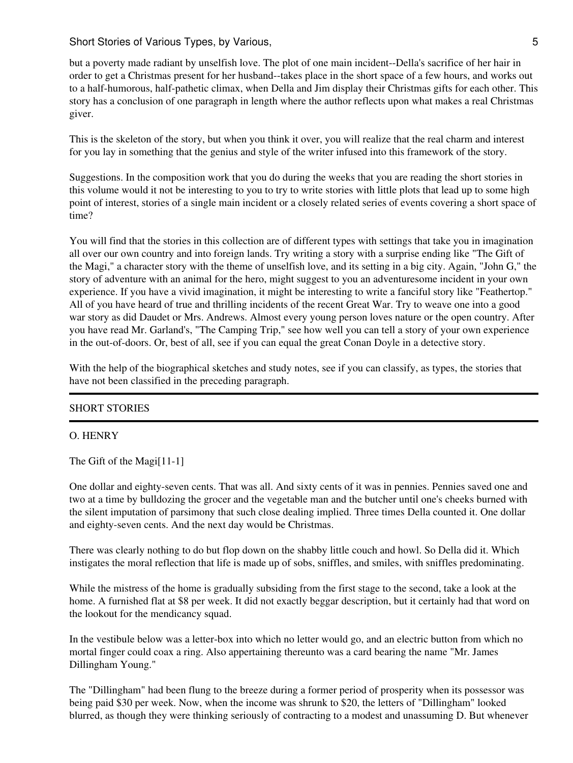but a poverty made radiant by unselfish love. The plot of one main incident--Della's sacrifice of her hair in order to get a Christmas present for her husband--takes place in the short space of a few hours, and works out to a half-humorous, half-pathetic climax, when Della and Jim display their Christmas gifts for each other. This story has a conclusion of one paragraph in length where the author reflects upon what makes a real Christmas giver.

This is the skeleton of the story, but when you think it over, you will realize that the real charm and interest for you lay in something that the genius and style of the writer infused into this framework of the story.

Suggestions. In the composition work that you do during the weeks that you are reading the short stories in this volume would it not be interesting to you to try to write stories with little plots that lead up to some high point of interest, stories of a single main incident or a closely related series of events covering a short space of time?

You will find that the stories in this collection are of different types with settings that take you in imagination all over our own country and into foreign lands. Try writing a story with a surprise ending like "The Gift of the Magi," a character story with the theme of unselfish love, and its setting in a big city. Again, "John G," the story of adventure with an animal for the hero, might suggest to you an adventuresome incident in your own experience. If you have a vivid imagination, it might be interesting to write a fanciful story like "Feathertop." All of you have heard of true and thrilling incidents of the recent Great War. Try to weave one into a good war story as did Daudet or Mrs. Andrews. Almost every young person loves nature or the open country. After you have read Mr. Garland's, "The Camping Trip," see how well you can tell a story of your own experience in the out-of-doors. Or, best of all, see if you can equal the great Conan Doyle in a detective story.

With the help of the biographical sketches and study notes, see if you can classify, as types, the stories that have not been classified in the preceding paragraph.

---

## SHORT STORIES

---

### O. HENRY

#### The Gift of the Magi[11-1]

One dollar and eighty-seven cents. That was all. And sixty cents of it was in pennies. Pennies saved one and two at a time by bulldozing the grocer and the vegetable man and the butcher until one's cheeks burned with the silent imputation of parsimony that such close dealing implied. Three times Della counted it. One dollar and eighty-seven cents. And the next day would be Christmas.

There was clearly nothing to do but flop down on the shabby little couch and howl. So Della did it. Which instigates the moral reflection that life is made up of sobs, sniffles, and smiles, with sniffles predominating.

While the mistress of the home is gradually subsiding from the first stage to the second, take a look at the home. A furnished flat at $8 per week. It did not exactly beggar description, but it certainly had that word on the lookout for the mendicancy squad.

In the vestibule below was a letter-box into which no letter would go, and an electric button from which no mortal finger could coax a ring. Also appertaining thereunto was a card bearing the name "Mr. James Dillingham Young."

The "Dillingham" had been flung to the breeze during a former period of prosperity when its possessor was being paid $30 per week. Now, when the income was shrunk to $20, the letters of "Dillingham" looked blurred, as though they were thinking seriously of contracting to a modest and unassuming D. But whenever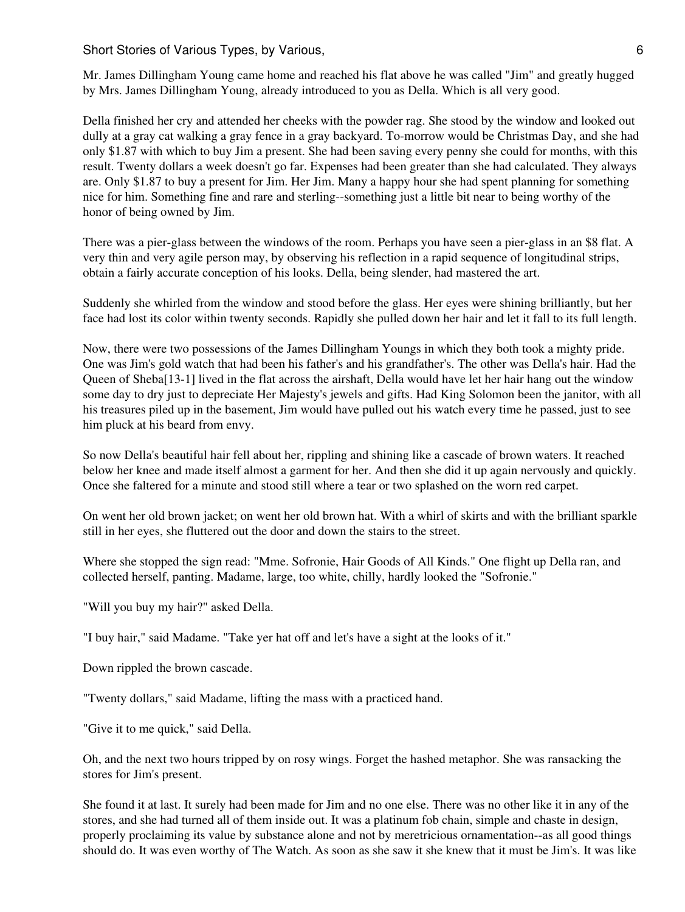Mr. James Dillingham Young came home and reached his flat above he was called "Jim" and greatly hugged by Mrs. James Dillingham Young, already introduced to you as Della. Which is all very good.

Della finished her cry and attended her cheeks with the powder rag. She stood by the window and looked out dully at a gray cat walking a gray fence in a gray backyard. To-morrow would be Christmas Day, and she had only $1.87 with which to buy Jim a present. She had been saving every penny she could for months, with this result. Twenty dollars a week doesn't go far. Expenses had been greater than she had calculated. They always are. Only $1.87 to buy a present for Jim. Her Jim. Many a happy hour she had spent planning for something nice for him. Something fine and rare and sterling--something just a little bit near to being worthy of the honor of being owned by Jim.

There was a pier-glass between the windows of the room. Perhaps you have seen a pier-glass in an $8 flat. A very thin and very agile person may, by observing his reflection in a rapid sequence of longitudinal strips, obtain a fairly accurate conception of his looks. Della, being slender, had mastered the art.

Suddenly she whirled from the window and stood before the glass. Her eyes were shining brilliantly, but her face had lost its color within twenty seconds. Rapidly she pulled down her hair and let it fall to its full length.

Now, there were two possessions of the James Dillingham Youngs in which they both took a mighty pride. One was Jim's gold watch that had been his father's and his grandfather's. The other was Della's hair. Had the Queen of Sheba[13-1] lived in the flat across the airshaft, Della would have let her hair hang out the window some day to dry just to depreciate Her Majesty's jewels and gifts. Had King Solomon been the janitor, with all his treasures piled up in the basement, Jim would have pulled out his watch every time he passed, just to see him pluck at his beard from envy.

So now Della's beautiful hair fell about her, rippling and shining like a cascade of brown waters. It reached below her knee and made itself almost a garment for her. And then she did it up again nervously and quickly. Once she faltered for a minute and stood still where a tear or two splashed on the worn red carpet.

On went her old brown jacket; on went her old brown hat. With a whirl of skirts and with the brilliant sparkle still in her eyes, she fluttered out the door and down the stairs to the street.

Where she stopped the sign read: "Mme. Sofronie, Hair Goods of All Kinds." One flight up Della ran, and collected herself, panting. Madame, large, too white, chilly, hardly looked the "Sofronie."

"Will you buy my hair?" asked Della.

"I buy hair," said Madame. "Take yer hat off and let's have a sight at the looks of it."

Down rippled the brown cascade.

"Twenty dollars," said Madame, lifting the mass with a practiced hand.

"Give it to me quick," said Della.

Oh, and the next two hours tripped by on rosy wings. Forget the hashed metaphor. She was ransacking the stores for Jim's present.

She found it at last. It surely had been made for Jim and no one else. There was no other like it in any of the stores, and she had turned all of them inside out. It was a platinum fob chain, simple and chaste in design, properly proclaiming its value by substance alone and not by meretricious ornamentation--as all good things should do. It was even worthy of The Watch. As soon as she saw it she knew that it must be Jim's. It was like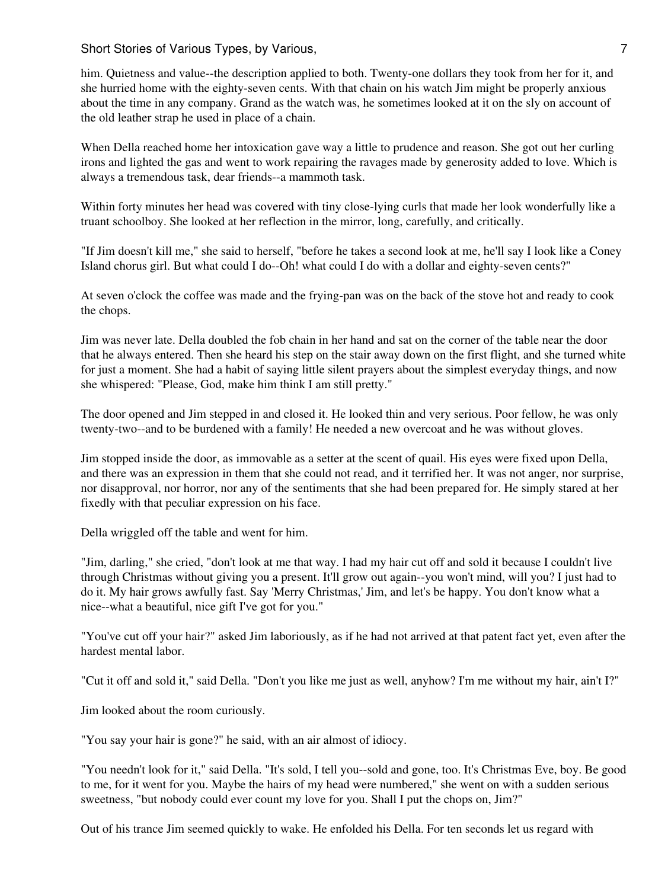him. Quietness and value--the description applied to both. Twenty-one dollars they took from her for it, and she hurried home with the eighty-seven cents. With that chain on his watch Jim might be properly anxious about the time in any company. Grand as the watch was, he sometimes looked at it on the sly on account of the old leather strap he used in place of a chain.

When Della reached home her intoxication gave way a little to prudence and reason. She got out her curling irons and lighted the gas and went to work repairing the ravages made by generosity added to love. Which is always a tremendous task, dear friends--a mammoth task.

Within forty minutes her head was covered with tiny close-lying curls that made her look wonderfully like a truant schoolboy. She looked at her reflection in the mirror, long, carefully, and critically.

"If Jim doesn't kill me," she said to herself, "before he takes a second look at me, he'll say I look like a Coney Island chorus girl. But what could I do--Oh! what could I do with a dollar and eighty-seven cents?"

At seven o'clock the coffee was made and the frying-pan was on the back of the stove hot and ready to cook the chops.

Jim was never late. Della doubled the fob chain in her hand and sat on the corner of the table near the door that he always entered. Then she heard his step on the stair away down on the first flight, and she turned white for just a moment. She had a habit of saying little silent prayers about the simplest everyday things, and now she whispered: "Please, God, make him think I am still pretty."

The door opened and Jim stepped in and closed it. He looked thin and very serious. Poor fellow, he was only twenty-two--and to be burdened with a family! He needed a new overcoat and he was without gloves.

Jim stopped inside the door, as immovable as a setter at the scent of quail. His eyes were fixed upon Della, and there was an expression in them that she could not read, and it terrified her. It was not anger, nor surprise, nor disapproval, nor horror, nor any of the sentiments that she had been prepared for. He simply stared at her fixedly with that peculiar expression on his face.

Della wriggled off the table and went for him.

"Jim, darling," she cried, "don't look at me that way. I had my hair cut off and sold it because I couldn't live through Christmas without giving you a present. It'll grow out again--you won't mind, will you? I just had to do it. My hair grows awfully fast. Say 'Merry Christmas,' Jim, and let's be happy. You don't know what a nice--what a beautiful, nice gift I've got for you."

"You've cut off your hair?" asked Jim laboriously, as if he had not arrived at that patent fact yet, even after the hardest mental labor.

"Cut it off and sold it," said Della. "Don't you like me just as well, anyhow? I'm me without my hair, ain't I?"

Jim looked about the room curiously.

"You say your hair is gone?" he said, with an air almost of idiocy.

"You needn't look for it," said Della. "It's sold, I tell you--sold and gone, too. It's Christmas Eve, boy. Be good to me, for it went for you. Maybe the hairs of my head were numbered," she went on with a sudden serious sweetness, "but nobody could ever count my love for you. Shall I put the chops on, Jim?"

Out of his trance Jim seemed quickly to wake. He enfolded his Della. For ten seconds let us regard with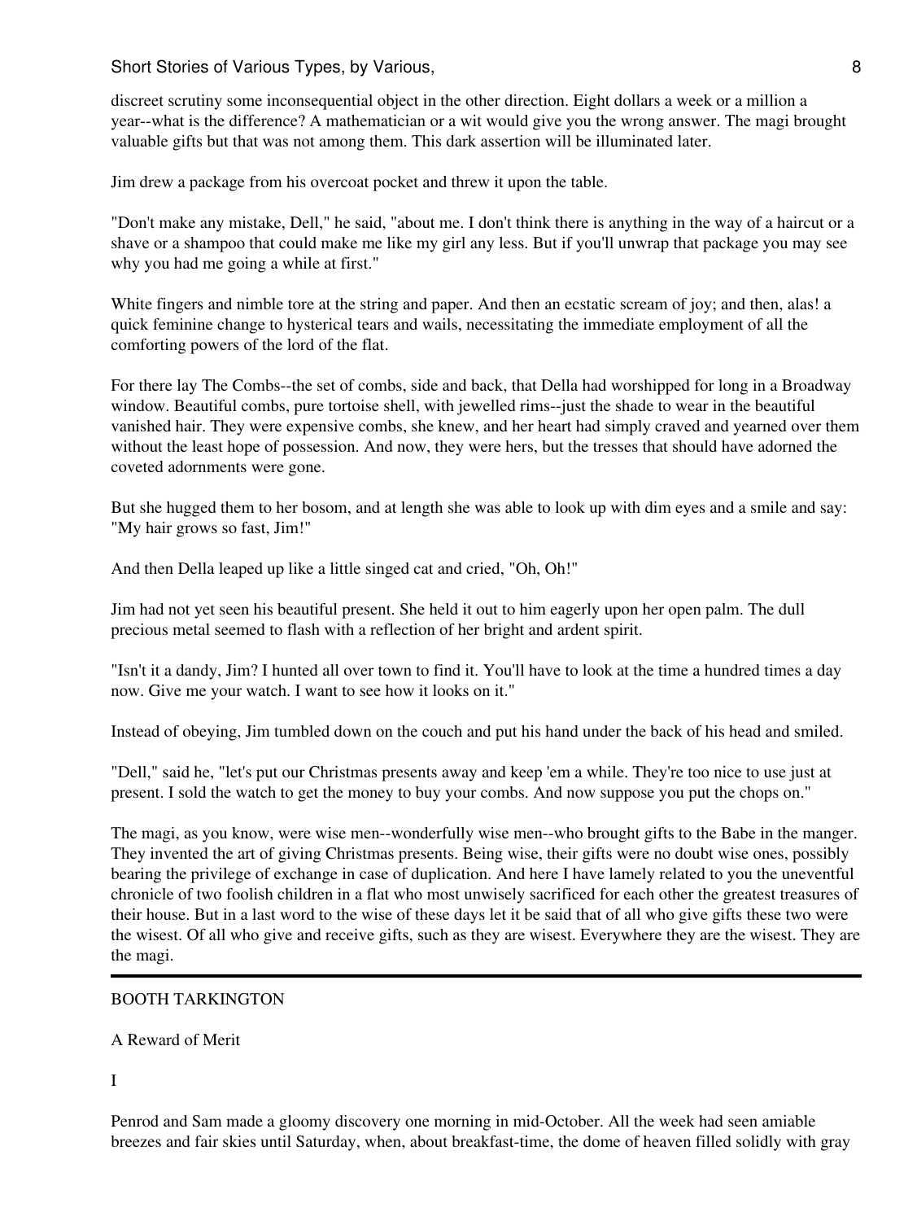discreet scrutiny some inconsequential object in the other direction. Eight dollars a week or a million a year--what is the difference? A mathematician or a wit would give you the wrong answer. The magi brought valuable gifts but that was not among them. This dark assertion will be illuminated later.

Jim drew a package from his overcoat pocket and threw it upon the table.

"Don't make any mistake, Dell," he said, "about me. I don't think there is anything in the way of a haircut or a shave or a shampoo that could make me like my girl any less. But if you'll unwrap that package you may see why you had me going a while at first."

White fingers and nimble tore at the string and paper. And then an ecstatic scream of joy; and then, alas! a quick feminine change to hysterical tears and wails, necessitating the immediate employment of all the comforting powers of the lord of the flat.

For there lay The Combs--the set of combs, side and back, that Della had worshipped for long in a Broadway window. Beautiful combs, pure tortoise shell, with jewelled rims--just the shade to wear in the beautiful vanished hair. They were expensive combs, she knew, and her heart had simply craved and yearned over them without the least hope of possession. And now, they were hers, but the tresses that should have adorned the coveted adornments were gone.

But she hugged them to her bosom, and at length she was able to look up with dim eyes and a smile and say: "My hair grows so fast, Jim!"

And then Della leaped up like a little singed cat and cried, "Oh, Oh!"

Jim had not yet seen his beautiful present. She held it out to him eagerly upon her open palm. The dull precious metal seemed to flash with a reflection of her bright and ardent spirit.

"Isn't it a dandy, Jim? I hunted all over town to find it. You'll have to look at the time a hundred times a day now. Give me your watch. I want to see how it looks on it."

Instead of obeying, Jim tumbled down on the couch and put his hand under the back of his head and smiled.

"Dell," said he, "let's put our Christmas presents away and keep 'em a while. They're too nice to use just at present. I sold the watch to get the money to buy your combs. And now suppose you put the chops on."

The magi, as you know, were wise men--wonderfully wise men--who brought gifts to the Babe in the manger. They invented the art of giving Christmas presents. Being wise, their gifts were no doubt wise ones, possibly bearing the privilege of exchange in case of duplication. And here I have lamely related to you the uneventful chronicle of two foolish children in a flat who most unwisely sacrificed for each other the greatest treasures of their house. But in a last word to the wise of these days let it be said that of all who give gifts these two were the wisest. Of all who give and receive gifts, such as they are wisest. Everywhere they are the wisest. They are the magi.

---

## BOOTH TARKINGTON

### A Reward of Merit

#### I

Penrod and Sam made a gloomy discovery one morning in mid-October. All the week had seen amiable breezes and fair skies until Saturday, when, about breakfast-time, the dome of heaven filled solidly with gray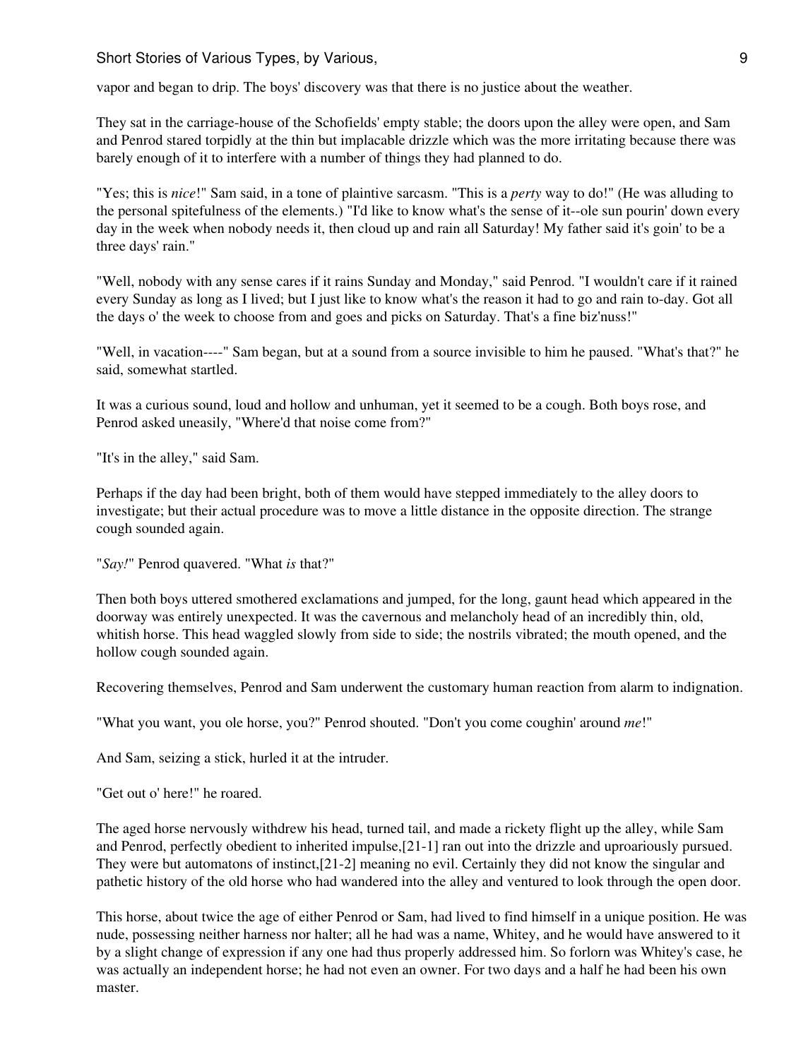vapor and began to drip. The boys' discovery was that there is no justice about the weather.

They sat in the carriage-house of the Schofields' empty stable; the doors upon the alley were open, and Sam and Penrod stared torpidly at the thin but implacable drizzle which was the more irritating because there was barely enough of it to interfere with a number of things they had planned to do.

"Yes; this is *nice*!" Sam said, in a tone of plaintive sarcasm. "This is a *perty* way to do!" (He was alluding to the personal spitefulness of the elements.) "I'd like to know what's the sense of it--ole sun pourin' down every day in the week when nobody needs it, then cloud up and rain all Saturday! My father said it's goin' to be a three days' rain."

"Well, nobody with any sense cares if it rains Sunday and Monday," said Penrod. "I wouldn't care if it rained every Sunday as long as I lived; but I just like to know what's the reason it had to go and rain to-day. Got all the days o' the week to choose from and goes and picks on Saturday. That's a fine biz'nuss!"

"Well, in vacation----" Sam began, but at a sound from a source invisible to him he paused. "What's that?" he said, somewhat startled.

It was a curious sound, loud and hollow and unhuman, yet it seemed to be a cough. Both boys rose, and Penrod asked uneasily, "Where'd that noise come from?"

"It's in the alley," said Sam.

Perhaps if the day had been bright, both of them would have stepped immediately to the alley doors to investigate; but their actual procedure was to move a little distance in the opposite direction. The strange cough sounded again.

"*Say!*" Penrod quavered. "What *is* that?"

Then both boys uttered smothered exclamations and jumped, for the long, gaunt head which appeared in the doorway was entirely unexpected. It was the cavernous and melancholy head of an incredibly thin, old, whitish horse. This head waggled slowly from side to side; the nostrils vibrated; the mouth opened, and the hollow cough sounded again.

Recovering themselves, Penrod and Sam underwent the customary human reaction from alarm to indignation.

"What you want, you ole horse, you?" Penrod shouted. "Don't you come coughin' around *me*!"

And Sam, seizing a stick, hurled it at the intruder.

"Get out o' here!" he roared.

The aged horse nervously withdrew his head, turned tail, and made a rickety flight up the alley, while Sam and Penrod, perfectly obedient to inherited impulse,[21-1] ran out into the drizzle and uproariously pursued. They were but automatons of instinct,[21-2] meaning no evil. Certainly they did not know the singular and pathetic history of the old horse who had wandered into the alley and ventured to look through the open door.

This horse, about twice the age of either Penrod or Sam, had lived to find himself in a unique position. He was nude, possessing neither harness nor halter; all he had was a name, Whitey, and he would have answered to it by a slight change of expression if any one had thus properly addressed him. So forlorn was Whitey's case, he was actually an independent horse; he had not even an owner. For two days and a half he had been his own master.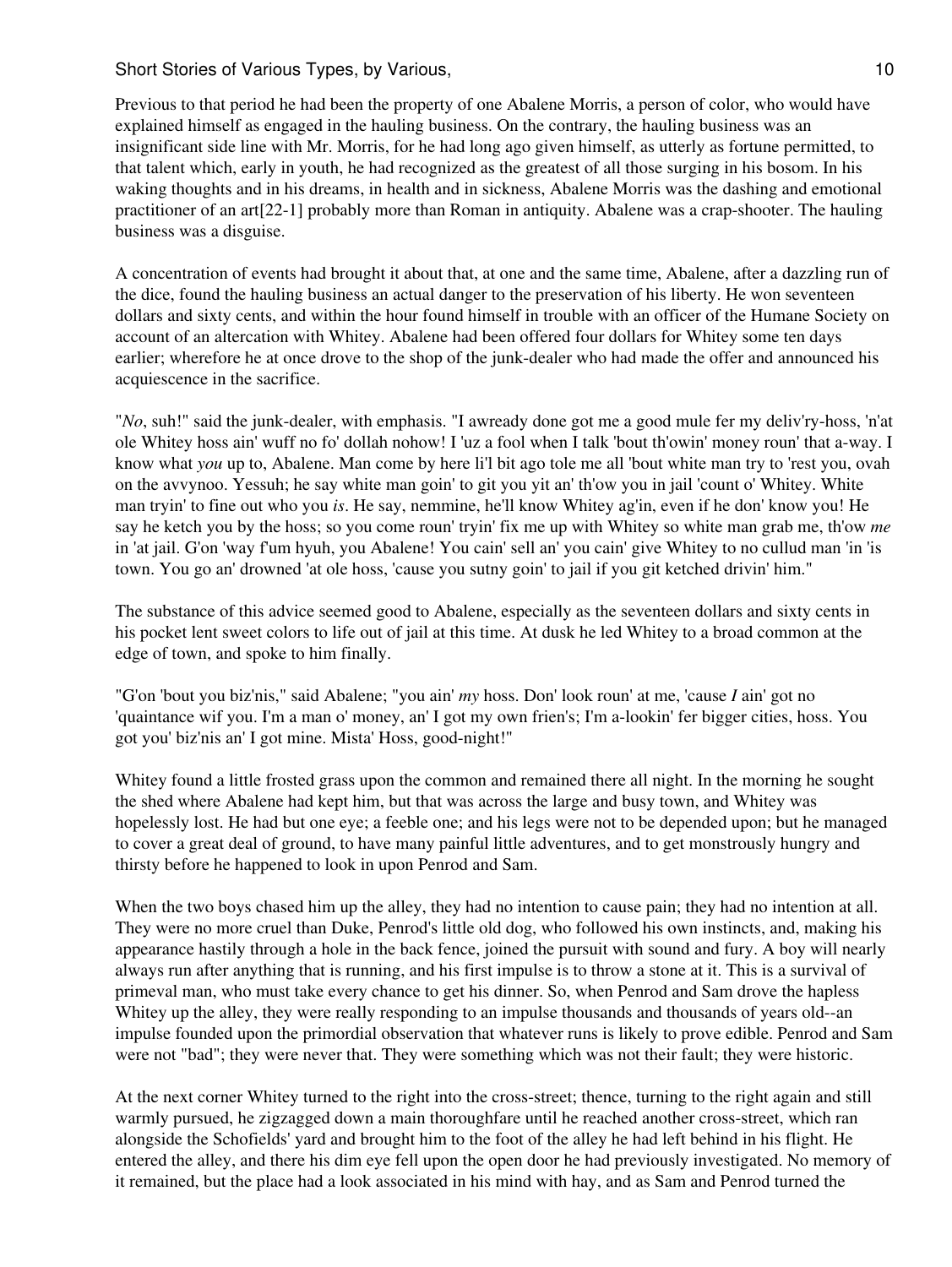Previous to that period he had been the property of one Abalene Morris, a person of color, who would have explained himself as engaged in the hauling business. On the contrary, the hauling business was an insignificant side line with Mr. Morris, for he had long ago given himself, as utterly as fortune permitted, to that talent which, early in youth, he had recognized as the greatest of all those surging in his bosom. In his waking thoughts and in his dreams, in health and in sickness, Abalene Morris was the dashing and emotional practitioner of an art[22-1] probably more than Roman in antiquity. Abalene was a crap-shooter. The hauling business was a disguise.

A concentration of events had brought it about that, at one and the same time, Abalene, after a dazzling run of the dice, found the hauling business an actual danger to the preservation of his liberty. He won seventeen dollars and sixty cents, and within the hour found himself in trouble with an officer of the Humane Society on account of an altercation with Whitey. Abalene had been offered four dollars for Whitey some ten days earlier; wherefore he at once drove to the shop of the junk-dealer who had made the offer and announced his acquiescence in the sacrifice.

"*No*, suh!" said the junk-dealer, with emphasis. "I awready done got me a good mule fer my deliv'ry-hoss, 'n'at ole Whitey hoss ain' wuff no fo' dollah nohow! I 'uz a fool when I talk 'bout th'owin' money roun' that a-way. I know what *you* up to, Abalene. Man come by here li'l bit ago tole me all 'bout white man try to 'rest you, ovah on the avvynoo. Yessuh; he say white man goin' to git you yit an' th'ow you in jail 'count o' Whitey. White man tryin' to fine out who you *is*. He say, nemmine, he'll know Whitey ag'in, even if he don' know you! He say he ketch you by the hoss; so you come roun' tryin' fix me up with Whitey so white man grab me, th'ow *me* in 'at jail. G'on 'way f'um hyuh, you Abalene! You cain' sell an' you cain' give Whitey to no cullud man 'in 'is town. You go an' drownded 'at ole hoss, 'cause you sutny goin' to jail if you git ketched drivin' him."

The substance of this advice seemed good to Abalene, especially as the seventeen dollars and sixty cents in his pocket lent sweet colors to life out of jail at this time. At dusk he led Whitey to a broad common at the edge of town, and spoke to him finally.

"G'on 'bout you biz'nis," said Abalene; "you ain' *my* hoss. Don' look roun' at me, 'cause *I* ain' got no 'quaintance wif you. I'm a man o' money, an' I got my own frien's; I'm a-lookin' fer bigger cities, hoss. You got you' biz'nis an' I got mine. Mista' Hoss, good-night!"

Whitey found a little frosted grass upon the common and remained there all night. In the morning he sought the shed where Abalene had kept him, but that was across the large and busy town, and Whitey was hopelessly lost. He had but one eye; a feeble one; and his legs were not to be depended upon; but he managed to cover a great deal of ground, to have many painful little adventures, and to get monstrously hungry and thirsty before he happened to look in upon Penrod and Sam.

When the two boys chased him up the alley, they had no intention to cause pain; they had no intention at all. They were no more cruel than Duke, Penrod's little old dog, who followed his own instincts, and, making his appearance hastily through a hole in the back fence, joined the pursuit with sound and fury. A boy will nearly always run after anything that is running, and his first impulse is to throw a stone at it. This is a survival of primeval man, who must take every chance to get his dinner. So, when Penrod and Sam drove the hapless Whitey up the alley, they were really responding to an impulse thousands and thousands of years old--an impulse founded upon the primordial observation that whatever runs is likely to prove edible. Penrod and Sam were not "bad"; they were never that. They were something which was not their fault; they were historic.

At the next corner Whitey turned to the right into the cross-street; thence, turning to the right again and still warmly pursued, he zigzagged down a main thoroughfare until he reached another cross-street, which ran alongside the Schofields' yard and brought him to the foot of the alley he had left behind in his flight. He entered the alley, and there his dim eye fell upon the open door he had previously investigated. No memory of it remained, but the place had a look associated in his mind with hay, and as Sam and Penrod turned the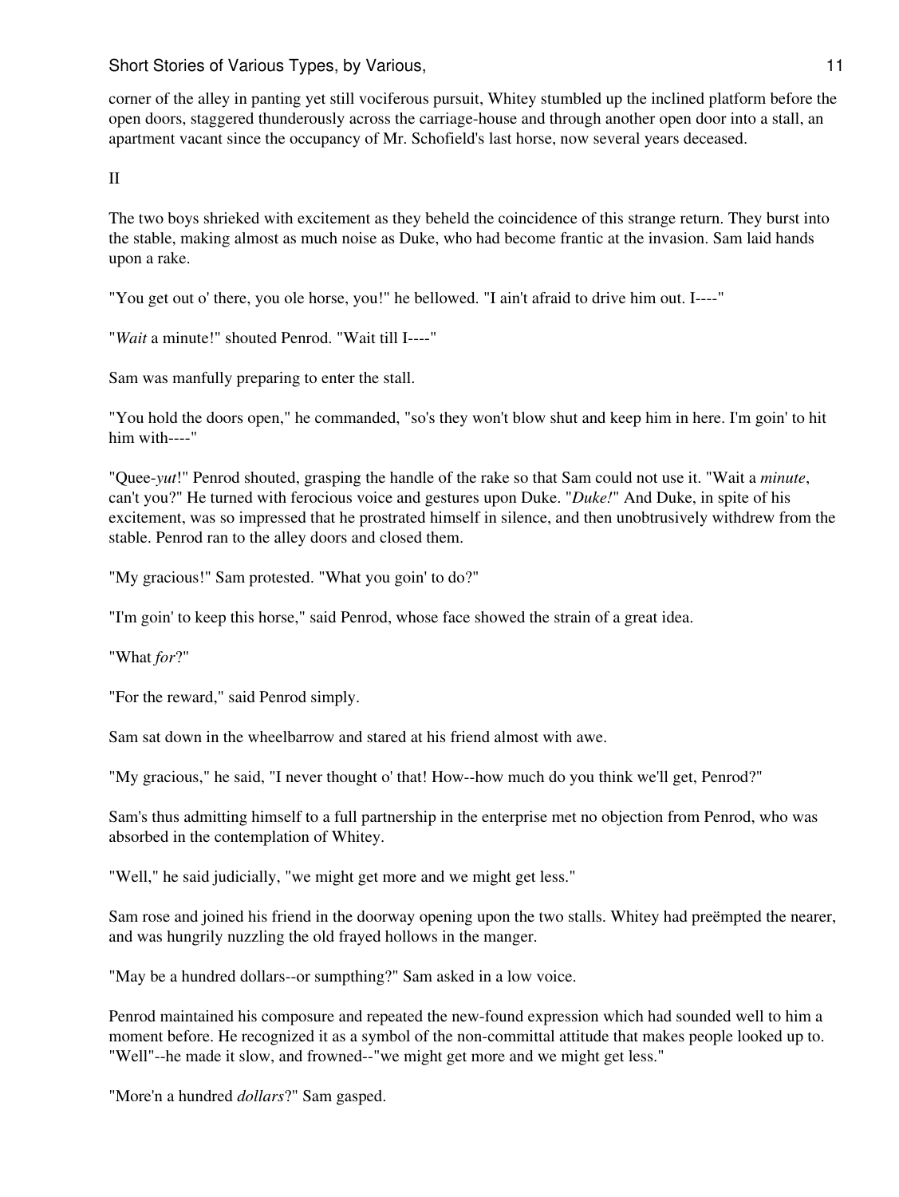corner of the alley in panting yet still vociferous pursuit, Whitey stumbled up the inclined platform before the open doors, staggered thunderously across the carriage-house and through another open door into a stall, an apartment vacant since the occupancy of Mr. Schofield's last horse, now several years deceased.

II

The two boys shrieked with excitement as they beheld the coincidence of this strange return. They burst into the stable, making almost as much noise as Duke, who had become frantic at the invasion. Sam laid hands upon a rake.

"You get out o' there, you ole horse, you!" he bellowed. "I ain't afraid to drive him out. I----"

"*Wait* a minute!" shouted Penrod. "Wait till I----"

Sam was manfully preparing to enter the stall.

"You hold the doors open," he commanded, "so's they won't blow shut and keep him in here. I'm goin' to hit him with----"

"Quee-*yut*!" Penrod shouted, grasping the handle of the rake so that Sam could not use it. "Wait a *minute*, can't you?" He turned with ferocious voice and gestures upon Duke. "*Duke!*" And Duke, in spite of his excitement, was so impressed that he prostrated himself in silence, and then unobtrusively withdrew from the stable. Penrod ran to the alley doors and closed them.

"My gracious!" Sam protested. "What you goin' to do?"

"I'm goin' to keep this horse," said Penrod, whose face showed the strain of a great idea.

"What *for*?"

"For the reward," said Penrod simply.

Sam sat down in the wheelbarrow and stared at his friend almost with awe.

"My gracious," he said, "I never thought o' that! How--how much do you think we'll get, Penrod?"

Sam's thus admitting himself to a full partnership in the enterprise met no objection from Penrod, who was absorbed in the contemplation of Whitey.

"Well," he said judicially, "we might get more and we might get less."

Sam rose and joined his friend in the doorway opening upon the two stalls. Whitey had preëmpted the nearer, and was hungrily nuzzling the old frayed hollows in the manger.

"May be a hundred dollars--or sumpthing?" Sam asked in a low voice.

Penrod maintained his composure and repeated the new-found expression which had sounded well to him a moment before. He recognized it as a symbol of the non-committal attitude that makes people looked up to. "Well"--he made it slow, and frowned--"we might get more and we might get less."

"More'n a hundred *dollars*?" Sam gasped.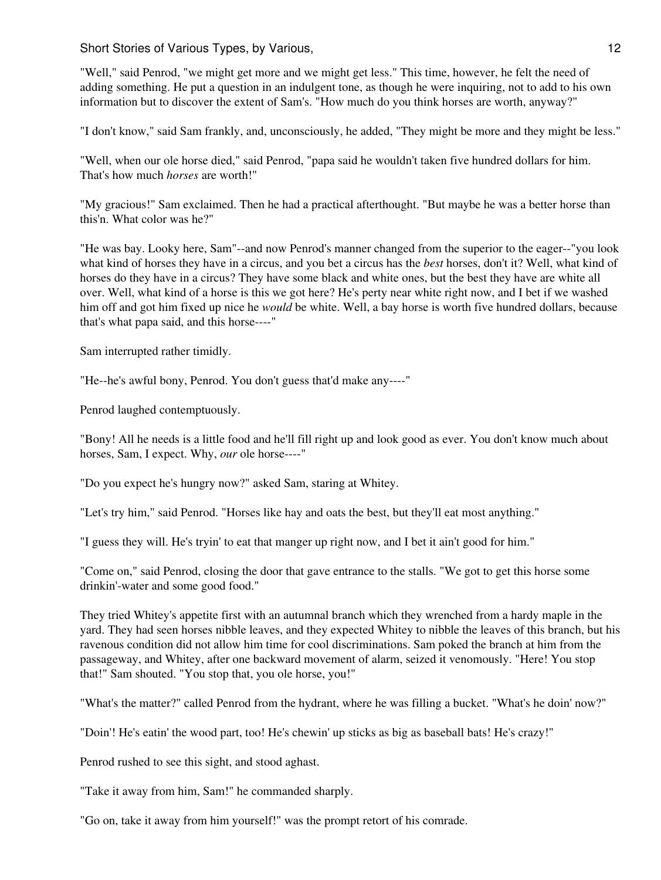"Well," said Penrod, "we might get more and we might get less." This time, however, he felt the need of adding something. He put a question in an indulgent tone, as though he were inquiring, not to add to his own information but to discover the extent of Sam's. "How much do you think horses are worth, anyway?"

"I don't know," said Sam frankly, and, unconsciously, he added, "They might be more and they might be less."

"Well, when our ole horse died," said Penrod, "papa said he wouldn't taken five hundred dollars for him. That's how much *horses* are worth!"

"My gracious!" Sam exclaimed. Then he had a practical afterthought. "But maybe he was a better horse than this'n. What color was he?"

"He was bay. Looky here, Sam"--and now Penrod's manner changed from the superior to the eager--"you look what kind of horses they have in a circus, and you bet a circus has the *best* horses, don't it? Well, what kind of horses do they have in a circus? They have some black and white ones, but the best they have are white all over. Well, what kind of a horse is this we got here? He's perty near white right now, and I bet if we washed him off and got him fixed up nice he *would* be white. Well, a bay horse is worth five hundred dollars, because that's what papa said, and this horse----"

Sam interrupted rather timidly.

"He--he's awful bony, Penrod. You don't guess that'd make any----"

Penrod laughed contemptuously.

"Bony! All he needs is a little food and he'll fill right up and look good as ever. You don't know much about horses, Sam, I expect. Why, *our* ole horse----"

"Do you expect he's hungry now?" asked Sam, staring at Whitey.

"Let's try him," said Penrod. "Horses like hay and oats the best, but they'll eat most anything."

"I guess they will. He's tryin' to eat that manger up right now, and I bet it ain't good for him."

"Come on," said Penrod, closing the door that gave entrance to the stalls. "We got to get this horse some drinkin'-water and some good food."

They tried Whitey's appetite first with an autumnal branch which they wrenched from a hardy maple in the yard. They had seen horses nibble leaves, and they expected Whitey to nibble the leaves of this branch, but his ravenous condition did not allow him time for cool discriminations. Sam poked the branch at him from the passageway, and Whitey, after one backward movement of alarm, seized it venomously. "Here! You stop that!" Sam shouted. "You stop that, you ole horse, you!"

"What's the matter?" called Penrod from the hydrant, where he was filling a bucket. "What's he doin' now?"

"Doin'! He's eatin' the wood part, too! He's chewin' up sticks as big as baseball bats! He's crazy!"

Penrod rushed to see this sight, and stood aghast.

"Take it away from him, Sam!" he commanded sharply.

"Go on, take it away from him yourself!" was the prompt retort of his comrade.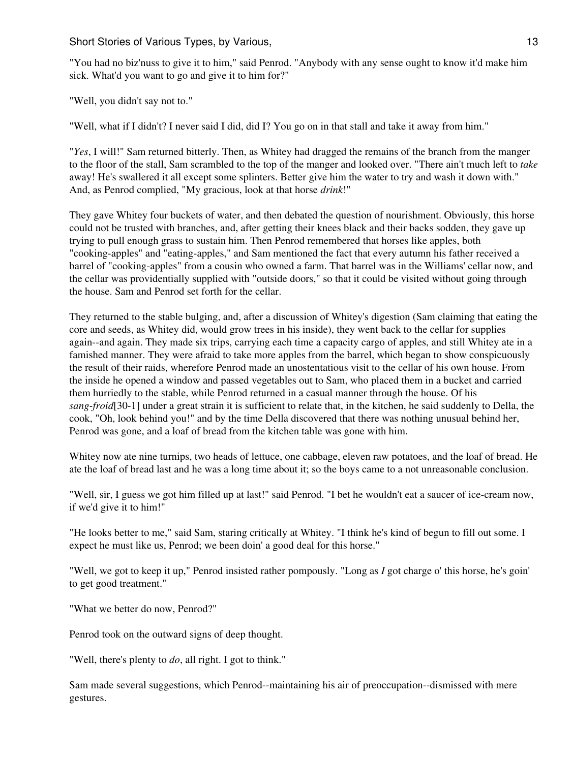"You had no biz'nuss to give it to him," said Penrod. "Anybody with any sense ought to know it'd make him sick. What'd you want to go and give it to him for?"

"Well, you didn't say not to."

"Well, what if I didn't? I never said I did, did I? You go on in that stall and take it away from him."

"*Yes*, I will!" Sam returned bitterly. Then, as Whitey had dragged the remains of the branch from the manger to the floor of the stall, Sam scrambled to the top of the manger and looked over. "There ain't much left to *take* away! He's swallered it all except some splinters. Better give him the water to try and wash it down with." And, as Penrod complied, "My gracious, look at that horse *drink*!"

They gave Whitey four buckets of water, and then debated the question of nourishment. Obviously, this horse could not be trusted with branches, and, after getting their knees black and their backs sodden, they gave up trying to pull enough grass to sustain him. Then Penrod remembered that horses like apples, both "cooking-apples" and "eating-apples," and Sam mentioned the fact that every autumn his father received a barrel of "cooking-apples" from a cousin who owned a farm. That barrel was in the Williams' cellar now, and the cellar was providentially supplied with "outside doors," so that it could be visited without going through the house. Sam and Penrod set forth for the cellar.

They returned to the stable bulging, and, after a discussion of Whitey's digestion (Sam claiming that eating the core and seeds, as Whitey did, would grow trees in his inside), they went back to the cellar for supplies again--and again. They made six trips, carrying each time a capacity cargo of apples, and still Whitey ate in a famished manner. They were afraid to take more apples from the barrel, which began to show conspicuously the result of their raids, wherefore Penrod made an unostentatious visit to the cellar of his own house. From the inside he opened a window and passed vegetables out to Sam, who placed them in a bucket and carried them hurriedly to the stable, while Penrod returned in a casual manner through the house. Of his *sang-froid*[30-1] under a great strain it is sufficient to relate that, in the kitchen, he said suddenly to Della, the cook, "Oh, look behind you!" and by the time Della discovered that there was nothing unusual behind her, Penrod was gone, and a loaf of bread from the kitchen table was gone with him.

Whitey now ate nine turnips, two heads of lettuce, one cabbage, eleven raw potatoes, and the loaf of bread. He ate the loaf of bread last and he was a long time about it; so the boys came to a not unreasonable conclusion.

"Well, sir, I guess we got him filled up at last!" said Penrod. "I bet he wouldn't eat a saucer of ice-cream now, if we'd give it to him!"

"He looks better to me," said Sam, staring critically at Whitey. "I think he's kind of begun to fill out some. I expect he must like us, Penrod; we been doin' a good deal for this horse."

"Well, we got to keep it up," Penrod insisted rather pompously. "Long as *I* got charge o' this horse, he's goin' to get good treatment."

"What we better do now, Penrod?"

Penrod took on the outward signs of deep thought.

"Well, there's plenty to *do*, all right. I got to think."

Sam made several suggestions, which Penrod--maintaining his air of preoccupation--dismissed with mere gestures.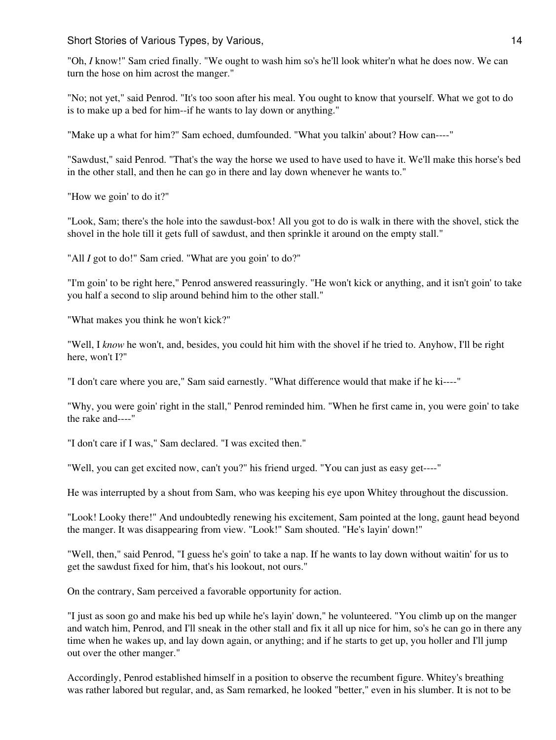"Oh, *I* know!" Sam cried finally. "We ought to wash him so's he'll look whiter'n what he does now. We can turn the hose on him acrost the manger."

"No; not yet," said Penrod. "It's too soon after his meal. You ought to know that yourself. What we got to do is to make up a bed for him--if he wants to lay down or anything."

"Make up a what for him?" Sam echoed, dumfounded. "What you talkin' about? How can----"

"Sawdust," said Penrod. "That's the way the horse we used to have used to have it. We'll make this horse's bed in the other stall, and then he can go in there and lay down whenever he wants to."

"How we goin' to do it?"

"Look, Sam; there's the hole into the sawdust-box! All you got to do is walk in there with the shovel, stick the shovel in the hole till it gets full of sawdust, and then sprinkle it around on the empty stall."

"All *I* got to do!" Sam cried. "What are you goin' to do?"

"I'm goin' to be right here," Penrod answered reassuringly. "He won't kick or anything, and it isn't goin' to take you half a second to slip around behind him to the other stall."

"What makes you think he won't kick?"

"Well, I *know* he won't, and, besides, you could hit him with the shovel if he tried to. Anyhow, I'll be right here, won't I?"

"I don't care where you are," Sam said earnestly. "What difference would that make if he ki----"

"Why, you were goin' right in the stall," Penrod reminded him. "When he first came in, you were goin' to take the rake and----"

"I don't care if I was," Sam declared. "I was excited then."

"Well, you can get excited now, can't you?" his friend urged. "You can just as easy get----"

He was interrupted by a shout from Sam, who was keeping his eye upon Whitey throughout the discussion.

"Look! Looky there!" And undoubtedly renewing his excitement, Sam pointed at the long, gaunt head beyond the manger. It was disappearing from view. "Look!" Sam shouted. "He's layin' down!"

"Well, then," said Penrod, "I guess he's goin' to take a nap. If he wants to lay down without waitin' for us to get the sawdust fixed for him, that's his lookout, not ours."

On the contrary, Sam perceived a favorable opportunity for action.

"I just as soon go and make his bed up while he's layin' down," he volunteered. "You climb up on the manger and watch him, Penrod, and I'll sneak in the other stall and fix it all up nice for him, so's he can go in there any time when he wakes up, and lay down again, or anything; and if he starts to get up, you holler and I'll jump out over the other manger."

Accordingly, Penrod established himself in a position to observe the recumbent figure. Whitey's breathing was rather labored but regular, and, as Sam remarked, he looked "better," even in his slumber. It is not to be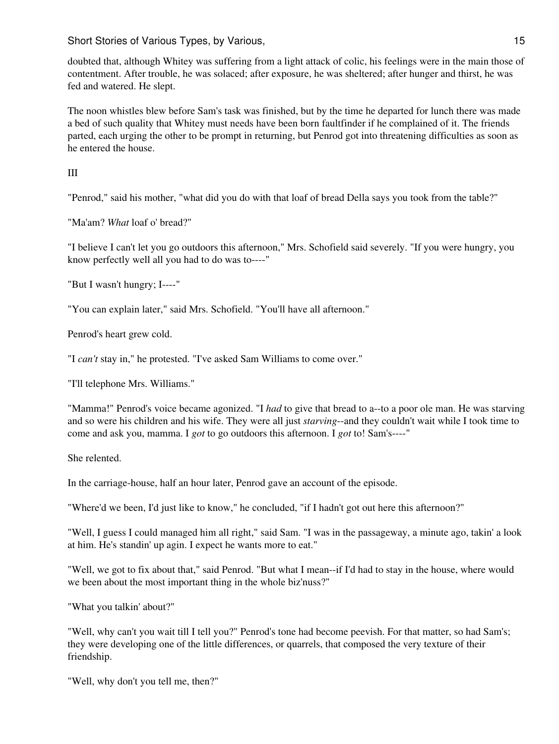doubted that, although Whitey was suffering from a light attack of colic, his feelings were in the main those of contentment. After trouble, he was solaced; after exposure, he was sheltered; after hunger and thirst, he was fed and watered. He slept.

The noon whistles blew before Sam's task was finished, but by the time he departed for lunch there was made a bed of such quality that Whitey must needs have been born faultfinder if he complained of it. The friends parted, each urging the other to be prompt in returning, but Penrod got into threatening difficulties as soon as he entered the house.

III

"Penrod," said his mother, "what did you do with that loaf of bread Della says you took from the table?"

"Ma'am? *What* loaf o' bread?"

"I believe I can't let you go outdoors this afternoon," Mrs. Schofield said severely. "If you were hungry, you know perfectly well all you had to do was to----"

"But I wasn't hungry; I----"

"You can explain later," said Mrs. Schofield. "You'll have all afternoon."

Penrod's heart grew cold.

"I *can't* stay in," he protested. "I've asked Sam Williams to come over."

"I'll telephone Mrs. Williams."

"Mamma!" Penrod's voice became agonized. "I *had* to give that bread to a--to a poor ole man. He was starving and so were his children and his wife. They were all just *starving*--and they couldn't wait while I took time to come and ask you, mamma. I *got* to go outdoors this afternoon. I *got* to! Sam's----"

She relented.

In the carriage-house, half an hour later, Penrod gave an account of the episode.

"Where'd we been, I'd just like to know," he concluded, "if I hadn't got out here this afternoon?"

"Well, I guess I could managed him all right," said Sam. "I was in the passageway, a minute ago, takin' a look at him. He's standin' up agin. I expect he wants more to eat."

"Well, we got to fix about that," said Penrod. "But what I mean--if I'd had to stay in the house, where would we been about the most important thing in the whole biz'nuss?"

"What you talkin' about?"

"Well, why can't you wait till I tell you?" Penrod's tone had become peevish. For that matter, so had Sam's; they were developing one of the little differences, or quarrels, that composed the very texture of their friendship.

"Well, why don't you tell me, then?"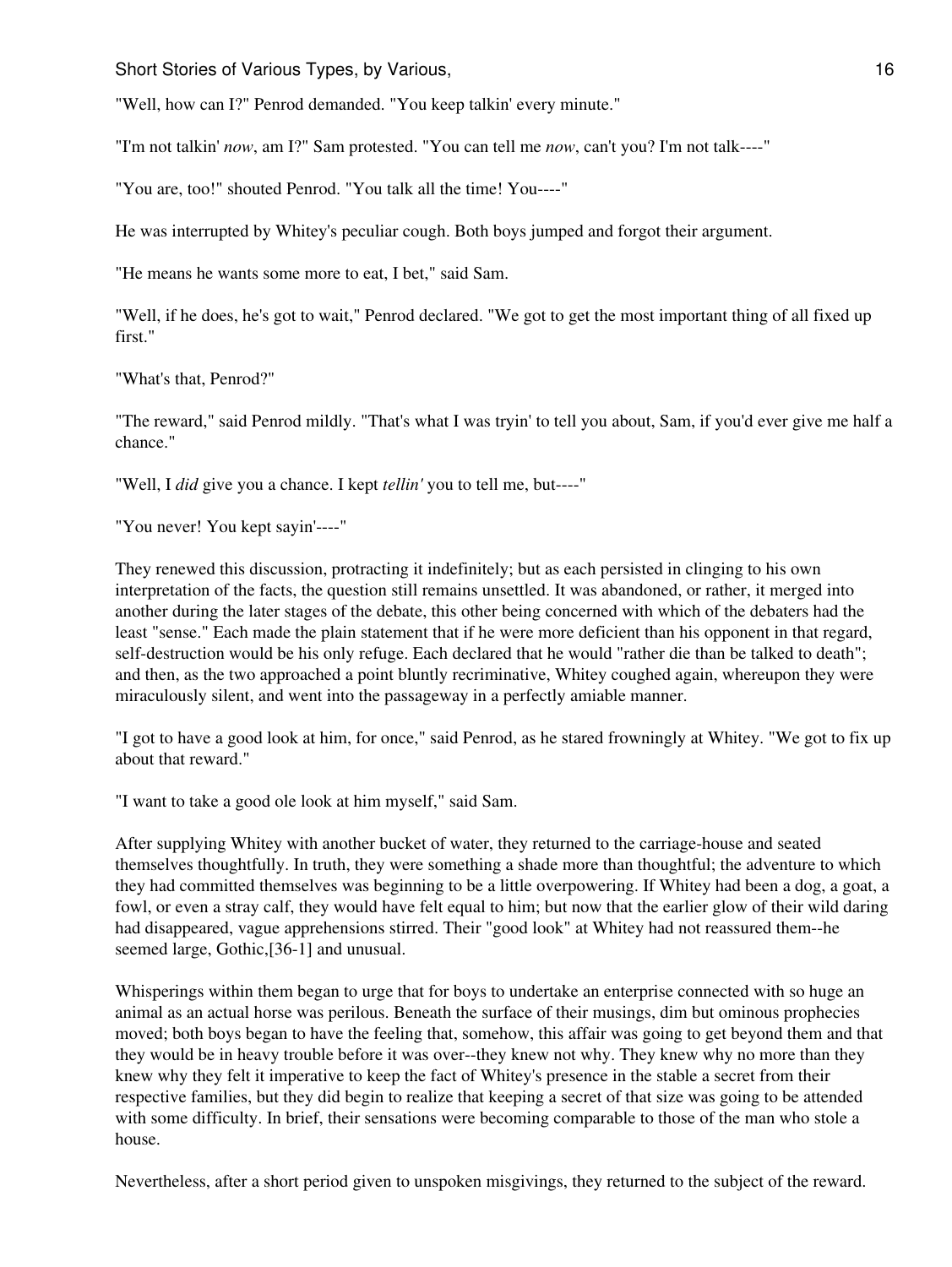"Well, how can I?" Penrod demanded. "You keep talkin' every minute."

"I'm not talkin' *now*, am I?" Sam protested. "You can tell me *now*, can't you? I'm not talk----"

"You are, too!" shouted Penrod. "You talk all the time! You----"

He was interrupted by Whitey's peculiar cough. Both boys jumped and forgot their argument.

"He means he wants some more to eat, I bet," said Sam.

"Well, if he does, he's got to wait," Penrod declared. "We got to get the most important thing of all fixed up first."

"What's that, Penrod?"

"The reward," said Penrod mildly. "That's what I was tryin' to tell you about, Sam, if you'd ever give me half a chance."

"Well, I *did* give you a chance. I kept *tellin'* you to tell me, but----"

"You never! You kept sayin'----"

They renewed this discussion, protracting it indefinitely; but as each persisted in clinging to his own interpretation of the facts, the question still remains unsettled. It was abandoned, or rather, it merged into another during the later stages of the debate, this other being concerned with which of the debaters had the least "sense." Each made the plain statement that if he were more deficient than his opponent in that regard, self-destruction would be his only refuge. Each declared that he would "rather die than be talked to death"; and then, as the two approached a point bluntly recriminative, Whitey coughed again, whereupon they were miraculously silent, and went into the passageway in a perfectly amiable manner.

"I got to have a good look at him, for once," said Penrod, as he stared frowningly at Whitey. "We got to fix up about that reward."

"I want to take a good ole look at him myself," said Sam.

After supplying Whitey with another bucket of water, they returned to the carriage-house and seated themselves thoughtfully. In truth, they were something a shade more than thoughtful; the adventure to which they had committed themselves was beginning to be a little overpowering. If Whitey had been a dog, a goat, a fowl, or even a stray calf, they would have felt equal to him; but now that the earlier glow of their wild daring had disappeared, vague apprehensions stirred. Their "good look" at Whitey had not reassured them--he seemed large, Gothic,[36-1] and unusual.

Whisperings within them began to urge that for boys to undertake an enterprise connected with so huge an animal as an actual horse was perilous. Beneath the surface of their musings, dim but ominous prophecies moved; both boys began to have the feeling that, somehow, this affair was going to get beyond them and that they would be in heavy trouble before it was over--they knew not why. They knew why no more than they knew why they felt it imperative to keep the fact of Whitey's presence in the stable a secret from their respective families, but they did begin to realize that keeping a secret of that size was going to be attended with some difficulty. In brief, their sensations were becoming comparable to those of the man who stole a house.

Nevertheless, after a short period given to unspoken misgivings, they returned to the subject of the reward.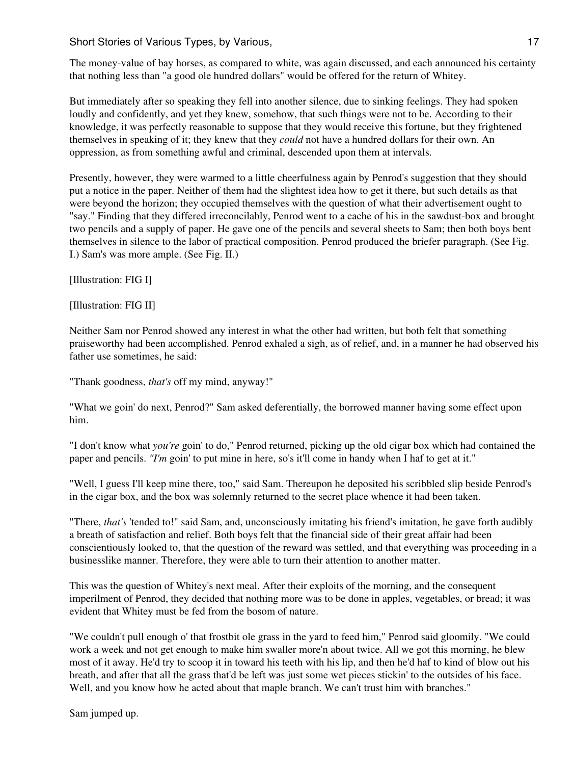The money-value of bay horses, as compared to white, was again discussed, and each announced his certainty that nothing less than "a good ole hundred dollars" would be offered for the return of Whitey.

But immediately after so speaking they fell into another silence, due to sinking feelings. They had spoken loudly and confidently, and yet they knew, somehow, that such things were not to be. According to their knowledge, it was perfectly reasonable to suppose that they would receive this fortune, but they frightened themselves in speaking of it; they knew that they *could* not have a hundred dollars for their own. An oppression, as from something awful and criminal, descended upon them at intervals.

Presently, however, they were warmed to a little cheerfulness again by Penrod's suggestion that they should put a notice in the paper. Neither of them had the slightest idea how to get it there, but such details as that were beyond the horizon; they occupied themselves with the question of what their advertisement ought to "say." Finding that they differed irreconcilably, Penrod went to a cache of his in the sawdust-box and brought two pencils and a supply of paper. He gave one of the pencils and several sheets to Sam; then both boys bent themselves in silence to the labor of practical composition. Penrod produced the briefer paragraph. (See Fig. I.) Sam's was more ample. (See Fig. II.)

[Illustration: FIG I]

[Illustration: FIG II]

Neither Sam nor Penrod showed any interest in what the other had written, but both felt that something praiseworthy had been accomplished. Penrod exhaled a sigh, as of relief, and, in a manner he had observed his father use sometimes, he said:

"Thank goodness, *that's* off my mind, anyway!"

"What we goin' do next, Penrod?" Sam asked deferentially, the borrowed manner having some effect upon him.

"I don't know what *you're* goin' to do," Penrod returned, picking up the old cigar box which had contained the paper and pencils. *"I'm* goin' to put mine in here, so's it'll come in handy when I haf to get at it."

"Well, I guess I'll keep mine there, too," said Sam. Thereupon he deposited his scribbled slip beside Penrod's in the cigar box, and the box was solemnly returned to the secret place whence it had been taken.

"There, *that's* 'tended to!" said Sam, and, unconsciously imitating his friend's imitation, he gave forth audibly a breath of satisfaction and relief. Both boys felt that the financial side of their great affair had been conscientiously looked to, that the question of the reward was settled, and that everything was proceeding in a businesslike manner. Therefore, they were able to turn their attention to another matter.

This was the question of Whitey's next meal. After their exploits of the morning, and the consequent imperilment of Penrod, they decided that nothing more was to be done in apples, vegetables, or bread; it was evident that Whitey must be fed from the bosom of nature.

"We couldn't pull enough o' that frostbit ole grass in the yard to feed him," Penrod said gloomily. "We could work a week and not get enough to make him swaller more'n about twice. All we got this morning, he blew most of it away. He'd try to scoop it in toward his teeth with his lip, and then he'd haf to kind of blow out his breath, and after that all the grass that'd be left was just some wet pieces stickin' to the outsides of his face. Well, and you know how he acted about that maple branch. We can't trust him with branches."

Sam jumped up.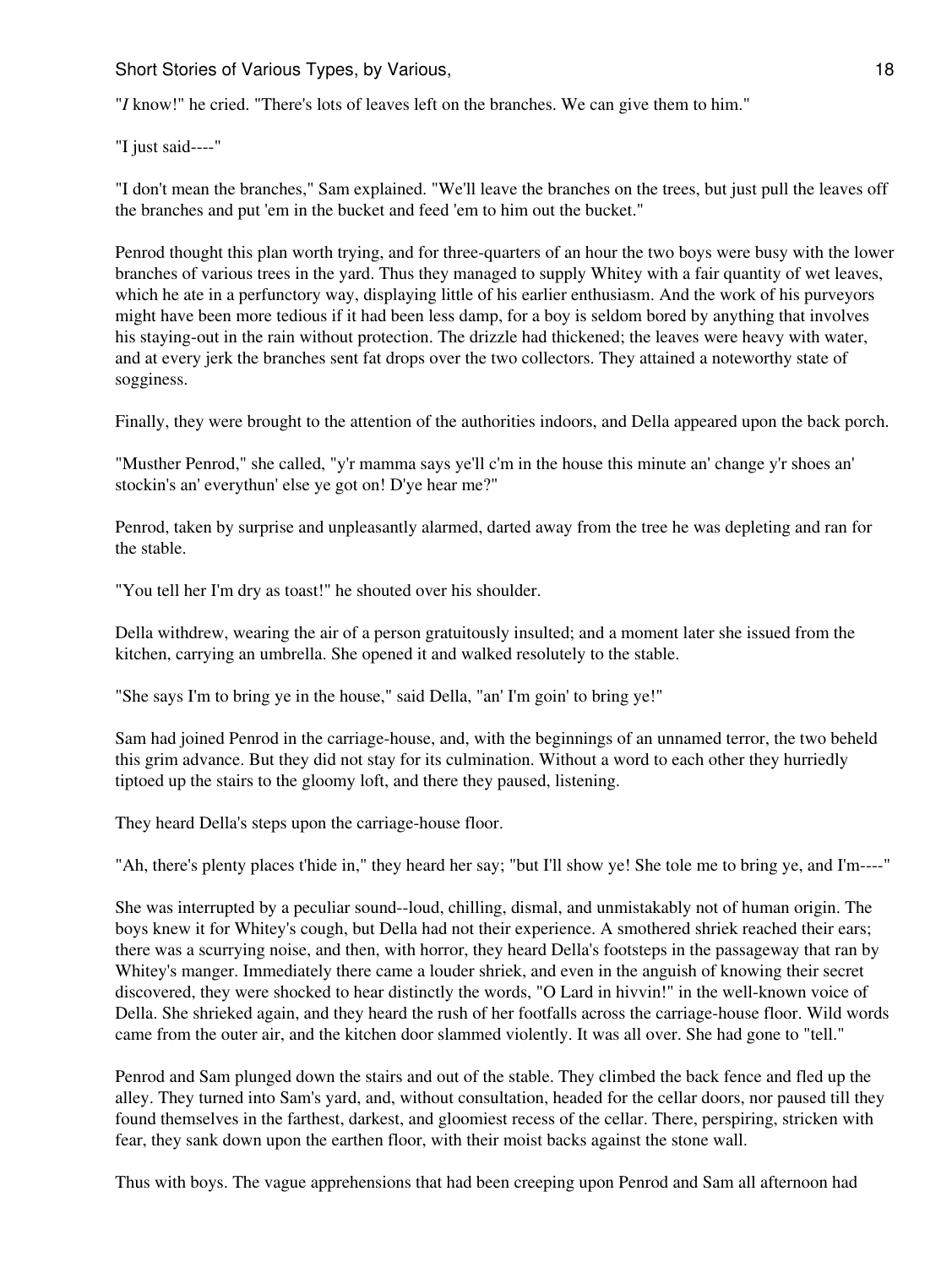"*I* know!" he cried. "There's lots of leaves left on the branches. We can give them to him."

"I just said----"

"I don't mean the branches," Sam explained. "We'll leave the branches on the trees, but just pull the leaves off the branches and put 'em in the bucket and feed 'em to him out the bucket."

Penrod thought this plan worth trying, and for three-quarters of an hour the two boys were busy with the lower branches of various trees in the yard. Thus they managed to supply Whitey with a fair quantity of wet leaves, which he ate in a perfunctory way, displaying little of his earlier enthusiasm. And the work of his purveyors might have been more tedious if it had been less damp, for a boy is seldom bored by anything that involves his staying-out in the rain without protection. The drizzle had thickened; the leaves were heavy with water, and at every jerk the branches sent fat drops over the two collectors. They attained a noteworthy state of sogginess.

Finally, they were brought to the attention of the authorities indoors, and Della appeared upon the back porch.

"Musther Penrod," she called, "y'r mamma says ye'll c'm in the house this minute an' change y'r shoes an' stockin's an' everythun' else ye got on! D'ye hear me?"

Penrod, taken by surprise and unpleasantly alarmed, darted away from the tree he was depleting and ran for the stable.

"You tell her I'm dry as toast!" he shouted over his shoulder.

Della withdrew, wearing the air of a person gratuitously insulted; and a moment later she issued from the kitchen, carrying an umbrella. She opened it and walked resolutely to the stable.

"She says I'm to bring ye in the house," said Della, "an' I'm goin' to bring ye!"

Sam had joined Penrod in the carriage-house, and, with the beginnings of an unnamed terror, the two beheld this grim advance. But they did not stay for its culmination. Without a word to each other they hurriedly tiptoed up the stairs to the gloomy loft, and there they paused, listening.

They heard Della's steps upon the carriage-house floor.

"Ah, there's plenty places t'hide in," they heard her say; "but I'll show ye! She tole me to bring ye, and I'm----"

She was interrupted by a peculiar sound--loud, chilling, dismal, and unmistakably not of human origin. The boys knew it for Whitey's cough, but Della had not their experience. A smothered shriek reached their ears; there was a scurrying noise, and then, with horror, they heard Della's footsteps in the passageway that ran by Whitey's manger. Immediately there came a louder shriek, and even in the anguish of knowing their secret discovered, they were shocked to hear distinctly the words, "O Lard in hivvin!" in the well-known voice of Della. She shrieked again, and they heard the rush of her footfalls across the carriage-house floor. Wild words came from the outer air, and the kitchen door slammed violently. It was all over. She had gone to "tell."

Penrod and Sam plunged down the stairs and out of the stable. They climbed the back fence and fled up the alley. They turned into Sam's yard, and, without consultation, headed for the cellar doors, nor paused till they found themselves in the farthest, darkest, and gloomiest recess of the cellar. There, perspiring, stricken with fear, they sank down upon the earthen floor, with their moist backs against the stone wall.

Thus with boys. The vague apprehensions that had been creeping upon Penrod and Sam all afternoon had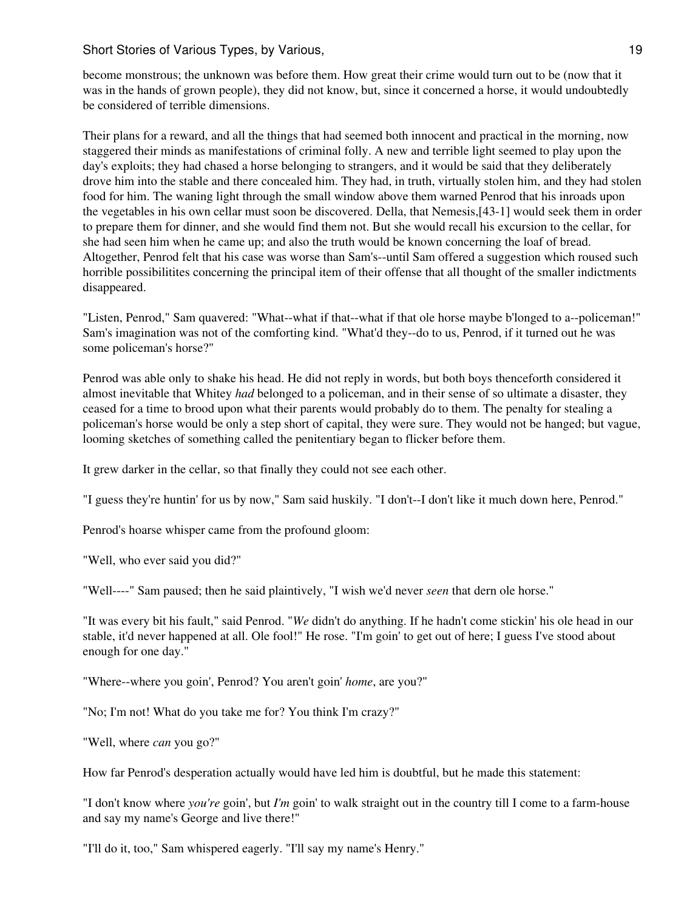become monstrous; the unknown was before them. How great their crime would turn out to be (now that it was in the hands of grown people), they did not know, but, since it concerned a horse, it would undoubtedly be considered of terrible dimensions.

Their plans for a reward, and all the things that had seemed both innocent and practical in the morning, now staggered their minds as manifestations of criminal folly. A new and terrible light seemed to play upon the day's exploits; they had chased a horse belonging to strangers, and it would be said that they deliberately drove him into the stable and there concealed him. They had, in truth, virtually stolen him, and they had stolen food for him. The waning light through the small window above them warned Penrod that his inroads upon the vegetables in his own cellar must soon be discovered. Della, that Nemesis,[43-1] would seek them in order to prepare them for dinner, and she would find them not. But she would recall his excursion to the cellar, for she had seen him when he came up; and also the truth would be known concerning the loaf of bread. Altogether, Penrod felt that his case was worse than Sam's--until Sam offered a suggestion which roused such horrible possibilitites concerning the principal item of their offense that all thought of the smaller indictments disappeared.

"Listen, Penrod," Sam quavered: "What--what if that--what if that ole horse maybe b'longed to a--policeman!" Sam's imagination was not of the comforting kind. "What'd they--do to us, Penrod, if it turned out he was some policeman's horse?"

Penrod was able only to shake his head. He did not reply in words, but both boys thenceforth considered it almost inevitable that Whitey *had* belonged to a policeman, and in their sense of so ultimate a disaster, they ceased for a time to brood upon what their parents would probably do to them. The penalty for stealing a policeman's horse would be only a step short of capital, they were sure. They would not be hanged; but vague, looming sketches of something called the penitentiary began to flicker before them.

It grew darker in the cellar, so that finally they could not see each other.

"I guess they're huntin' for us by now," Sam said huskily. "I don't--I don't like it much down here, Penrod."

Penrod's hoarse whisper came from the profound gloom:

"Well, who ever said you did?"

"Well----" Sam paused; then he said plaintively, "I wish we'd never *seen* that dern ole horse."

"It was every bit his fault," said Penrod. "*We* didn't do anything. If he hadn't come stickin' his ole head in our stable, it'd never happened at all. Ole fool!" He rose. "I'm goin' to get out of here; I guess I've stood about enough for one day."

"Where--where you goin', Penrod? You aren't goin' *home*, are you?"

"No; I'm not! What do you take me for? You think I'm crazy?"

"Well, where *can* you go?"

How far Penrod's desperation actually would have led him is doubtful, but he made this statement:

"I don't know where *you're* goin', but *I'm* goin' to walk straight out in the country till I come to a farm-house and say my name's George and live there!"

"I'll do it, too," Sam whispered eagerly. "I'll say my name's Henry."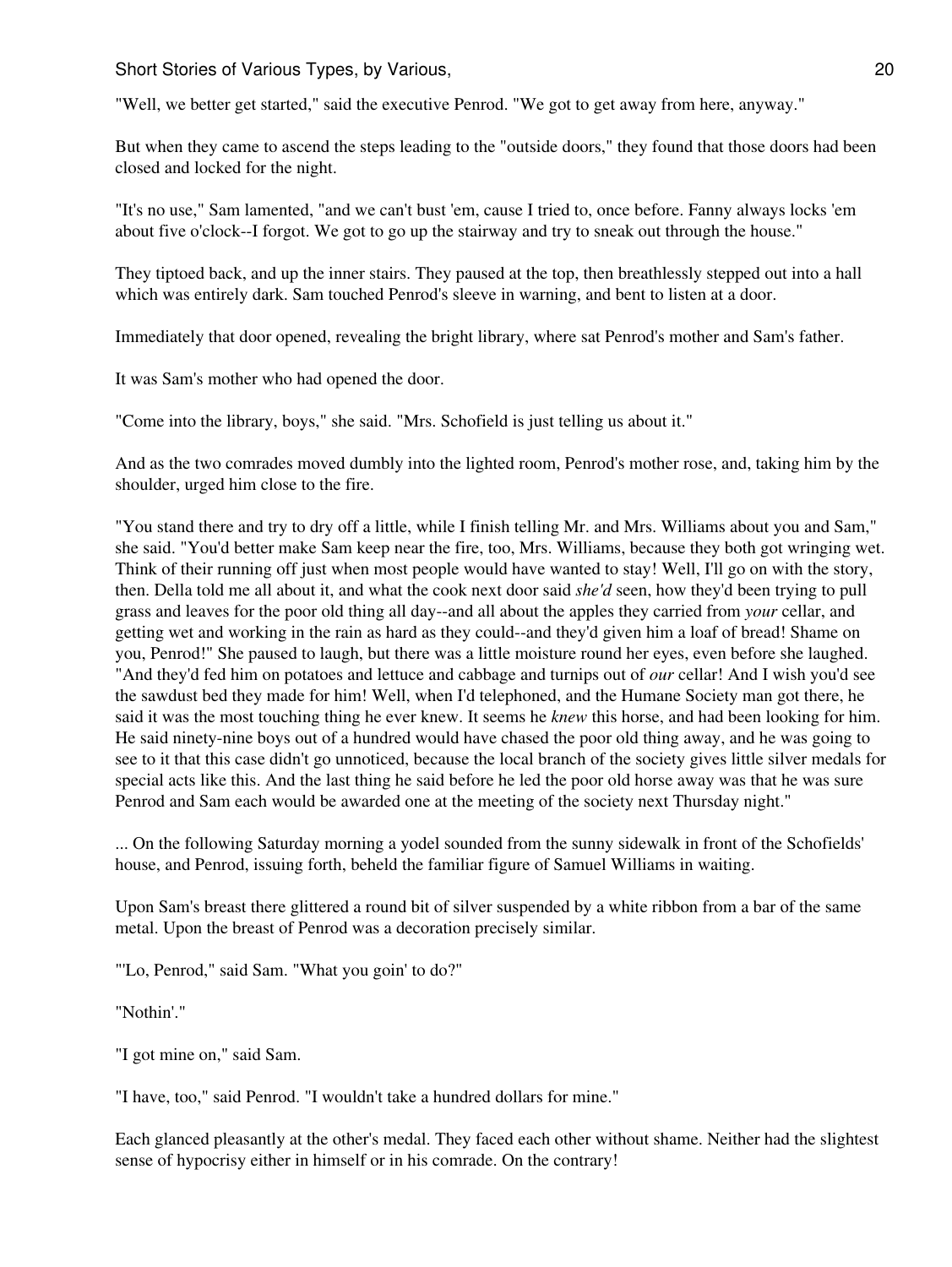"Well, we better get started," said the executive Penrod. "We got to get away from here, anyway."

But when they came to ascend the steps leading to the "outside doors," they found that those doors had been closed and locked for the night.

"It's no use," Sam lamented, "and we can't bust 'em, cause I tried to, once before. Fanny always locks 'em about five o'clock--I forgot. We got to go up the stairway and try to sneak out through the house."

They tiptoed back, and up the inner stairs. They paused at the top, then breathlessly stepped out into a hall which was entirely dark. Sam touched Penrod's sleeve in warning, and bent to listen at a door.

Immediately that door opened, revealing the bright library, where sat Penrod's mother and Sam's father.

It was Sam's mother who had opened the door.

"Come into the library, boys," she said. "Mrs. Schofield is just telling us about it."

And as the two comrades moved dumbly into the lighted room, Penrod's mother rose, and, taking him by the shoulder, urged him close to the fire.

"You stand there and try to dry off a little, while I finish telling Mr. and Mrs. Williams about you and Sam," she said. "You'd better make Sam keep near the fire, too, Mrs. Williams, because they both got wringing wet. Think of their running off just when most people would have wanted to stay! Well, I'll go on with the story, then. Della told me all about it, and what the cook next door said *she'd* seen, how they'd been trying to pull grass and leaves for the poor old thing all day--and all about the apples they carried from *your* cellar, and getting wet and working in the rain as hard as they could--and they'd given him a loaf of bread! Shame on you, Penrod!" She paused to laugh, but there was a little moisture round her eyes, even before she laughed. "And they'd fed him on potatoes and lettuce and cabbage and turnips out of *our* cellar! And I wish you'd see the sawdust bed they made for him! Well, when I'd telephoned, and the Humane Society man got there, he said it was the most touching thing he ever knew. It seems he *knew* this horse, and had been looking for him. He said ninety-nine boys out of a hundred would have chased the poor old thing away, and he was going to see to it that this case didn't go unnoticed, because the local branch of the society gives little silver medals for special acts like this. And the last thing he said before he led the poor old horse away was that he was sure Penrod and Sam each would be awarded one at the meeting of the society next Thursday night."

... On the following Saturday morning a yodel sounded from the sunny sidewalk in front of the Schofields' house, and Penrod, issuing forth, beheld the familiar figure of Samuel Williams in waiting.

Upon Sam's breast there glittered a round bit of silver suspended by a white ribbon from a bar of the same metal. Upon the breast of Penrod was a decoration precisely similar.

"'Lo, Penrod," said Sam. "What you goin' to do?"

"Nothin'."

"I got mine on," said Sam.

"I have, too," said Penrod. "I wouldn't take a hundred dollars for mine."

Each glanced pleasantly at the other's medal. They faced each other without shame. Neither had the slightest sense of hypocrisy either in himself or in his comrade. On the contrary!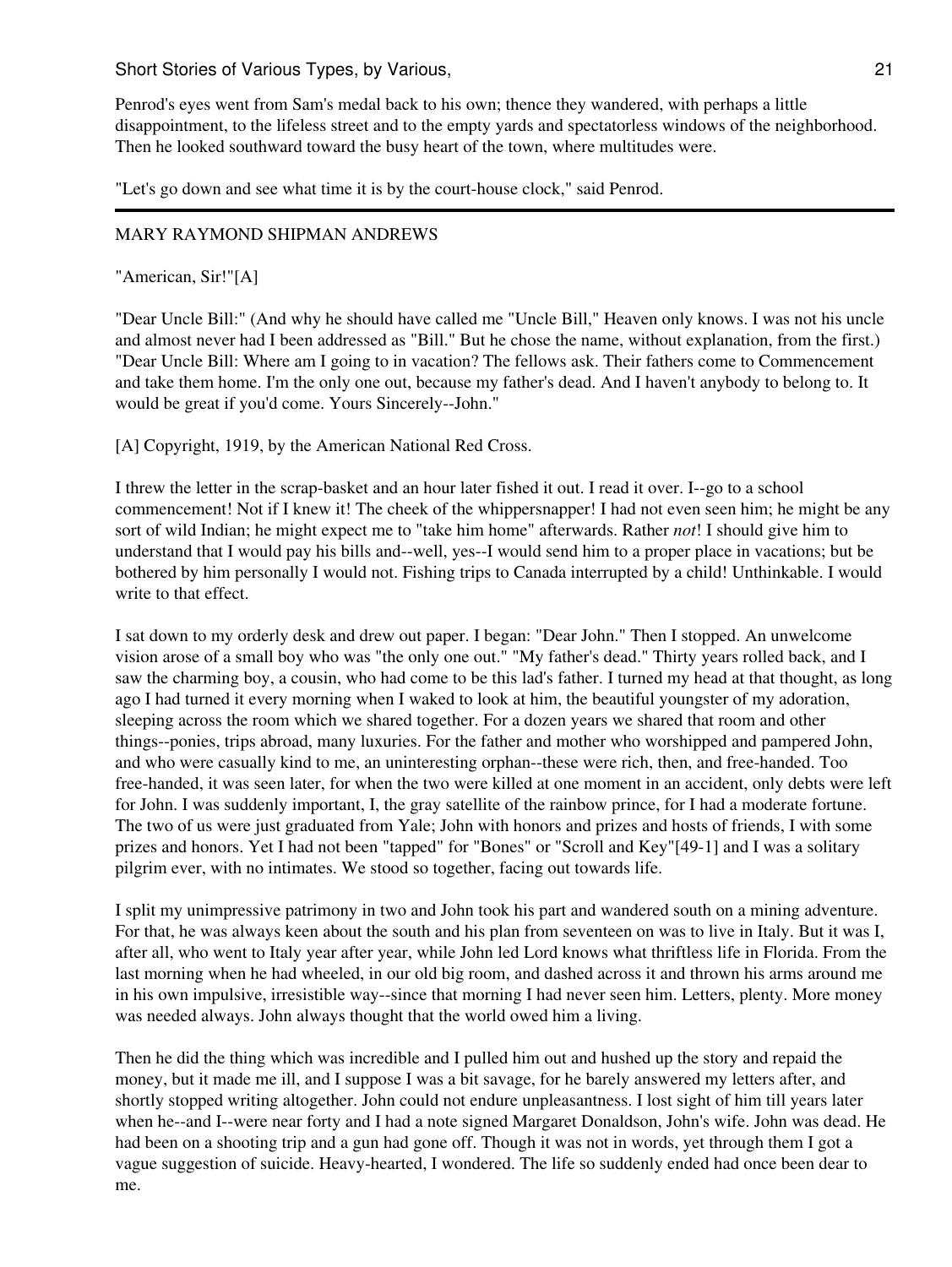Penrod's eyes went from Sam's medal back to his own; thence they wandered, with perhaps a little disappointment, to the lifeless street and to the empty yards and spectatorless windows of the neighborhood. Then he looked southward toward the busy heart of the town, where multitudes were.

"Let's go down and see what time it is by the court-house clock," said Penrod.

---

MARY RAYMOND SHIPMAN ANDREWS

"American, Sir!"[A]

"Dear Uncle Bill:" (And why he should have called me "Uncle Bill," Heaven only knows. I was not his uncle and almost never had I been addressed as "Bill." But he chose the name, without explanation, from the first.) "Dear Uncle Bill: Where am I going to in vacation? The fellows ask. Their fathers come to Commencement and take them home. I'm the only one out, because my father's dead. And I haven't anybody to belong to. It would be great if you'd come. Yours Sincerely--John."

[A] Copyright, 1919, by the American National Red Cross.

I threw the letter in the scrap-basket and an hour later fished it out. I read it over. I--go to a school commencement! Not if I knew it! The cheek of the whippersnapper! I had not even seen him; he might be any sort of wild Indian; he might expect me to "take him home" afterwards. Rather *not*! I should give him to understand that I would pay his bills and--well, yes--I would send him to a proper place in vacations; but be bothered by him personally I would not. Fishing trips to Canada interrupted by a child! Unthinkable. I would write to that effect.

I sat down to my orderly desk and drew out paper. I began: "Dear John." Then I stopped. An unwelcome vision arose of a small boy who was "the only one out." "My father's dead." Thirty years rolled back, and I saw the charming boy, a cousin, who had come to be this lad's father. I turned my head at that thought, as long ago I had turned it every morning when I waked to look at him, the beautiful youngster of my adoration, sleeping across the room which we shared together. For a dozen years we shared that room and other things--ponies, trips abroad, many luxuries. For the father and mother who worshipped and pampered John, and who were casually kind to me, an uninteresting orphan--these were rich, then, and free-handed. Too free-handed, it was seen later, for when the two were killed at one moment in an accident, only debts were left for John. I was suddenly important, I, the gray satellite of the rainbow prince, for I had a moderate fortune. The two of us were just graduated from Yale; John with honors and prizes and hosts of friends, I with some prizes and honors. Yet I had not been "tapped" for "Bones" or "Scroll and Key"[49-1] and I was a solitary pilgrim ever, with no intimates. We stood so together, facing out towards life.

I split my unimpressive patrimony in two and John took his part and wandered south on a mining adventure. For that, he was always keen about the south and his plan from seventeen on was to live in Italy. But it was I, after all, who went to Italy year after year, while John led Lord knows what thriftless life in Florida. From the last morning when he had wheeled, in our old big room, and dashed across it and thrown his arms around me in his own impulsive, irresistible way--since that morning I had never seen him. Letters, plenty. More money was needed always. John always thought that the world owed him a living.

Then he did the thing which was incredible and I pulled him out and hushed up the story and repaid the money, but it made me ill, and I suppose I was a bit savage, for he barely answered my letters after, and shortly stopped writing altogether. John could not endure unpleasantness. I lost sight of him till years later when he--and I--were near forty and I had a note signed Margaret Donaldson, John's wife. John was dead. He had been on a shooting trip and a gun had gone off. Though it was not in words, yet through them I got a vague suggestion of suicide. Heavy-hearted, I wondered. The life so suddenly ended had once been dear to me.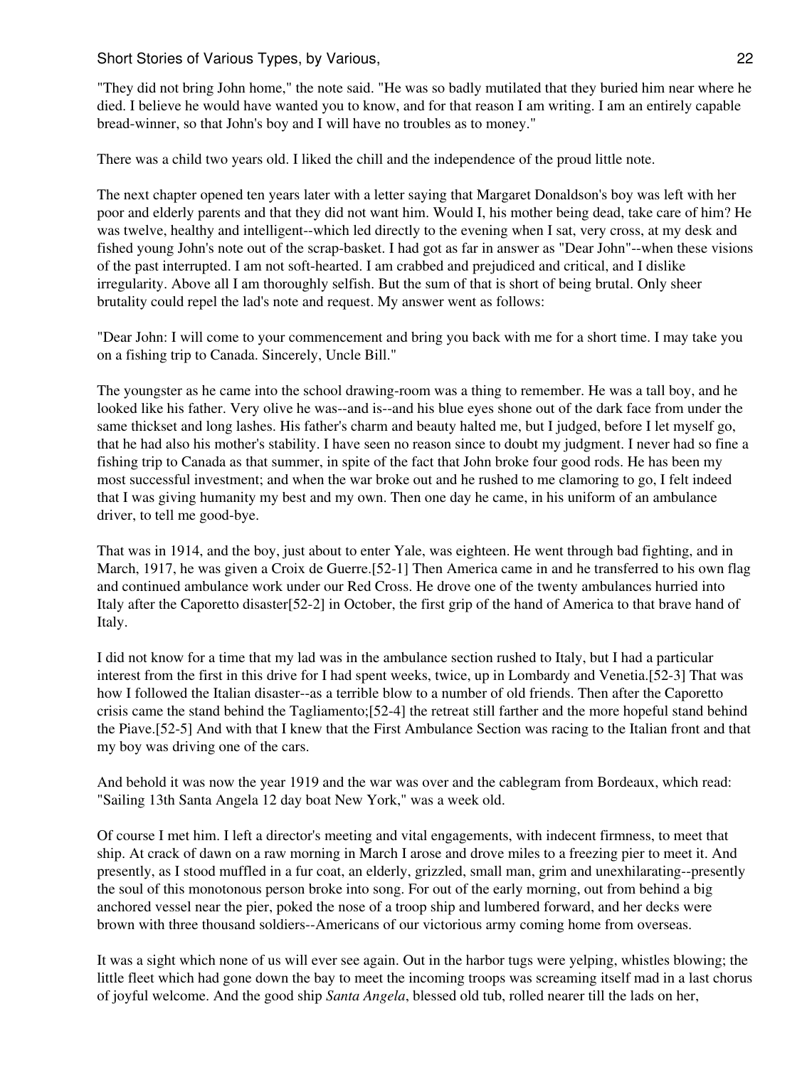"They did not bring John home," the note said. "He was so badly mutilated that they buried him near where he died. I believe he would have wanted you to know, and for that reason I am writing. I am an entirely capable bread-winner, so that John's boy and I will have no troubles as to money."

There was a child two years old. I liked the chill and the independence of the proud little note.

The next chapter opened ten years later with a letter saying that Margaret Donaldson's boy was left with her poor and elderly parents and that they did not want him. Would I, his mother being dead, take care of him? He was twelve, healthy and intelligent--which led directly to the evening when I sat, very cross, at my desk and fished young John's note out of the scrap-basket. I had got as far in answer as "Dear John"--when these visions of the past interrupted. I am not soft-hearted. I am crabbed and prejudiced and critical, and I dislike irregularity. Above all I am thoroughly selfish. But the sum of that is short of being brutal. Only sheer brutality could repel the lad's note and request. My answer went as follows:

"Dear John: I will come to your commencement and bring you back with me for a short time. I may take you on a fishing trip to Canada. Sincerely, Uncle Bill."

The youngster as he came into the school drawing-room was a thing to remember. He was a tall boy, and he looked like his father. Very olive he was--and is--and his blue eyes shone out of the dark face from under the same thickset and long lashes. His father's charm and beauty halted me, but I judged, before I let myself go, that he had also his mother's stability. I have seen no reason since to doubt my judgment. I never had so fine a fishing trip to Canada as that summer, in spite of the fact that John broke four good rods. He has been my most successful investment; and when the war broke out and he rushed to me clamoring to go, I felt indeed that I was giving humanity my best and my own. Then one day he came, in his uniform of an ambulance driver, to tell me good-bye.

That was in 1914, and the boy, just about to enter Yale, was eighteen. He went through bad fighting, and in March, 1917, he was given a Croix de Guerre.[52-1] Then America came in and he transferred to his own flag and continued ambulance work under our Red Cross. He drove one of the twenty ambulances hurried into Italy after the Caporetto disaster[52-2] in October, the first grip of the hand of America to that brave hand of Italy.

I did not know for a time that my lad was in the ambulance section rushed to Italy, but I had a particular interest from the first in this drive for I had spent weeks, twice, up in Lombardy and Venetia.[52-3] That was how I followed the Italian disaster--as a terrible blow to a number of old friends. Then after the Caporetto crisis came the stand behind the Tagliamento;[52-4] the retreat still farther and the more hopeful stand behind the Piave.[52-5] And with that I knew that the First Ambulance Section was racing to the Italian front and that my boy was driving one of the cars.

And behold it was now the year 1919 and the war was over and the cablegram from Bordeaux, which read: "Sailing 13th Santa Angela 12 day boat New York," was a week old.

Of course I met him. I left a director's meeting and vital engagements, with indecent firmness, to meet that ship. At crack of dawn on a raw morning in March I arose and drove miles to a freezing pier to meet it. And presently, as I stood muffled in a fur coat, an elderly, grizzled, small man, grim and unexhilarating--presently the soul of this monotonous person broke into song. For out of the early morning, out from behind a big anchored vessel near the pier, poked the nose of a troop ship and lumbered forward, and her decks were brown with three thousand soldiers--Americans of our victorious army coming home from overseas.

It was a sight which none of us will ever see again. Out in the harbor tugs were yelping, whistles blowing; the little fleet which had gone down the bay to meet the incoming troops was screaming itself mad in a last chorus of joyful welcome. And the good ship *Santa Angela*, blessed old tub, rolled nearer till the lads on her,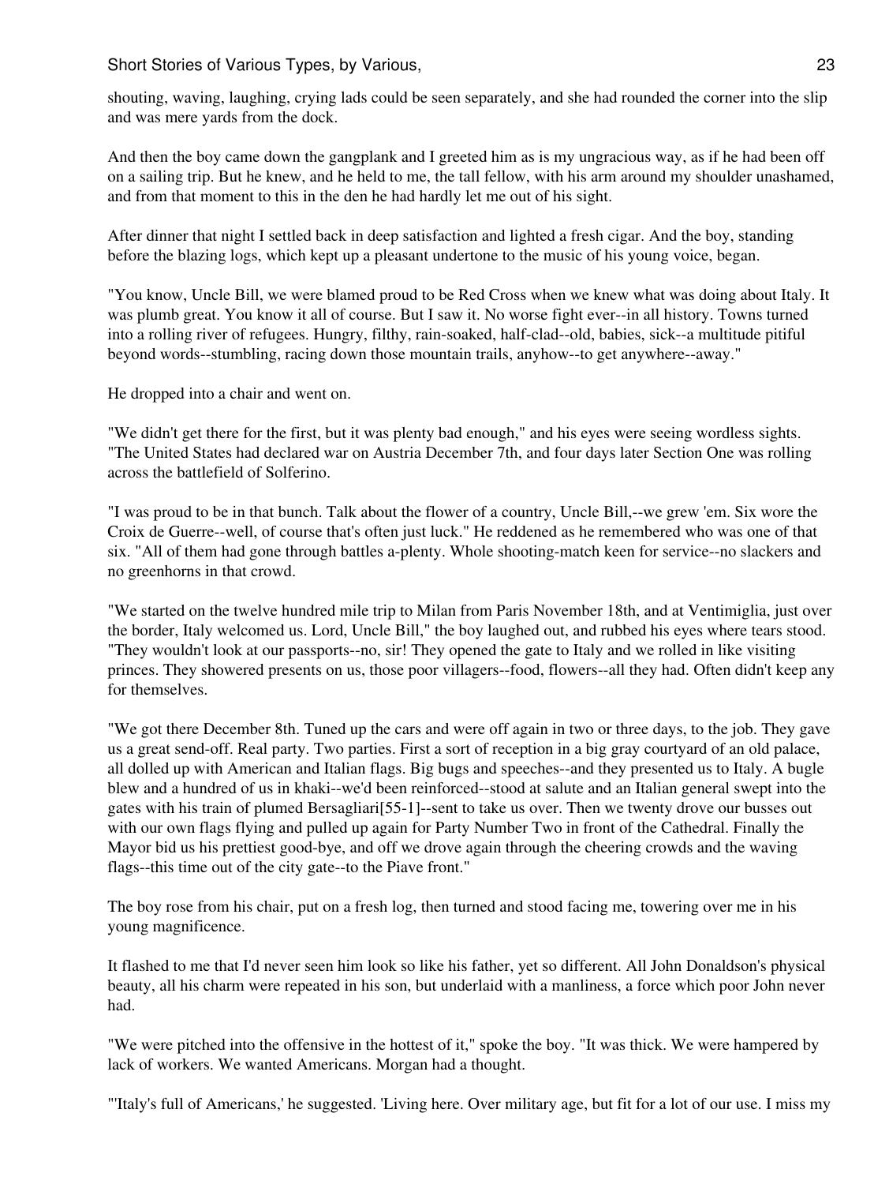shouting, waving, laughing, crying lads could be seen separately, and she had rounded the corner into the slip and was mere yards from the dock.

And then the boy came down the gangplank and I greeted him as is my ungracious way, as if he had been off on a sailing trip. But he knew, and he held to me, the tall fellow, with his arm around my shoulder unashamed, and from that moment to this in the den he had hardly let me out of his sight.

After dinner that night I settled back in deep satisfaction and lighted a fresh cigar. And the boy, standing before the blazing logs, which kept up a pleasant undertone to the music of his young voice, began.

"You know, Uncle Bill, we were blamed proud to be Red Cross when we knew what was doing about Italy. It was plumb great. You know it all of course. But I saw it. No worse fight ever--in all history. Towns turned into a rolling river of refugees. Hungry, filthy, rain-soaked, half-clad--old, babies, sick--a multitude pitiful beyond words--stumbling, racing down those mountain trails, anyhow--to get anywhere--away."

He dropped into a chair and went on.

"We didn't get there for the first, but it was plenty bad enough," and his eyes were seeing wordless sights. "The United States had declared war on Austria December 7th, and four days later Section One was rolling across the battlefield of Solferino.

"I was proud to be in that bunch. Talk about the flower of a country, Uncle Bill,--we grew 'em. Six wore the Croix de Guerre--well, of course that's often just luck." He reddened as he remembered who was one of that six. "All of them had gone through battles a-plenty. Whole shooting-match keen for service--no slackers and no greenhorns in that crowd.

"We started on the twelve hundred mile trip to Milan from Paris November 18th, and at Ventimiglia, just over the border, Italy welcomed us. Lord, Uncle Bill," the boy laughed out, and rubbed his eyes where tears stood. "They wouldn't look at our passports--no, sir! They opened the gate to Italy and we rolled in like visiting princes. They showered presents on us, those poor villagers--food, flowers--all they had. Often didn't keep any for themselves.

"We got there December 8th. Tuned up the cars and were off again in two or three days, to the job. They gave us a great send-off. Real party. Two parties. First a sort of reception in a big gray courtyard of an old palace, all dolled up with American and Italian flags. Big bugs and speeches--and they presented us to Italy. A bugle blew and a hundred of us in khaki--we'd been reinforced--stood at salute and an Italian general swept into the gates with his train of plumed Bersagliari[55-1]--sent to take us over. Then we twenty drove our busses out with our own flags flying and pulled up again for Party Number Two in front of the Cathedral. Finally the Mayor bid us his prettiest good-bye, and off we drove again through the cheering crowds and the waving flags--this time out of the city gate--to the Piave front."

The boy rose from his chair, put on a fresh log, then turned and stood facing me, towering over me in his young magnificence.

It flashed to me that I'd never seen him look so like his father, yet so different. All John Donaldson's physical beauty, all his charm were repeated in his son, but underlaid with a manliness, a force which poor John never had.

"We were pitched into the offensive in the hottest of it," spoke the boy. "It was thick. We were hampered by lack of workers. We wanted Americans. Morgan had a thought.

"'Italy's full of Americans,' he suggested. 'Living here. Over military age, but fit for a lot of our use. I miss my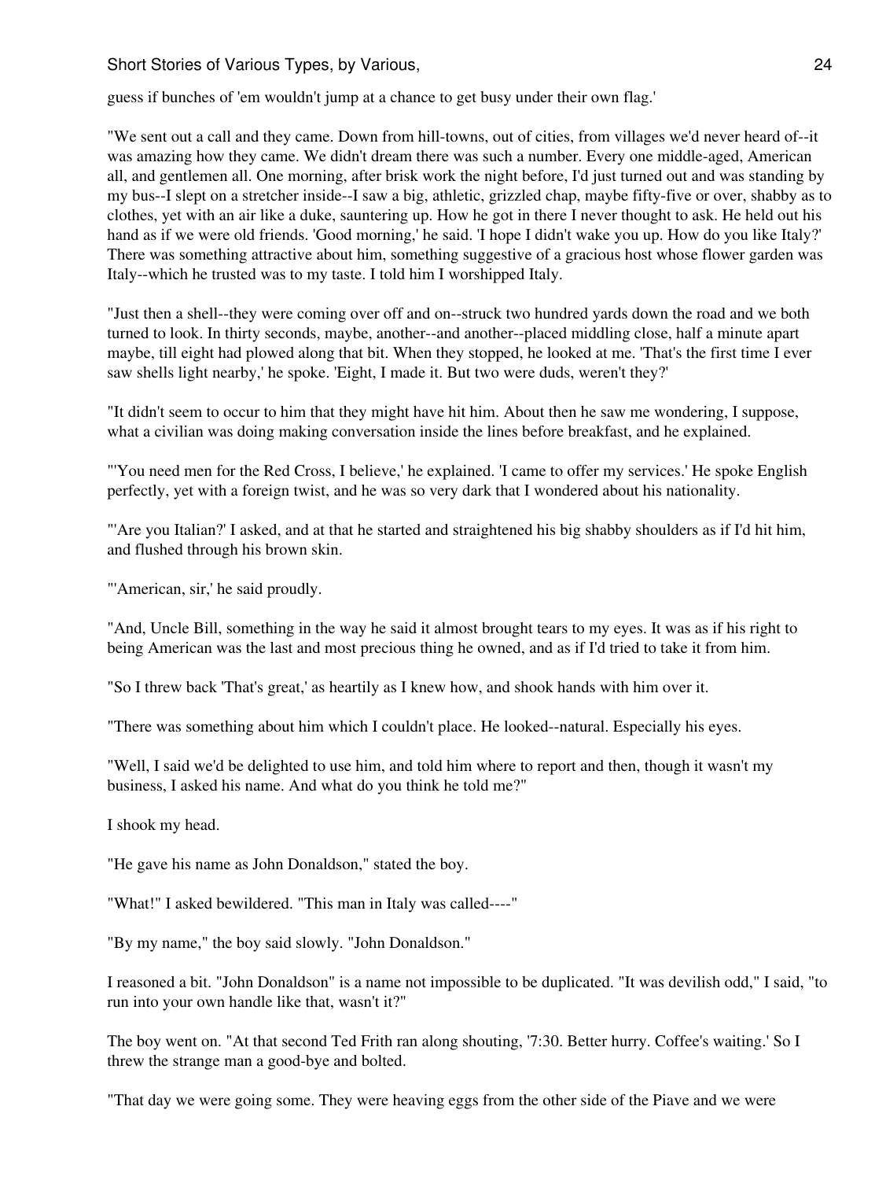guess if bunches of 'em wouldn't jump at a chance to get busy under their own flag.'

"We sent out a call and they came. Down from hill-towns, out of cities, from villages we'd never heard of--it was amazing how they came. We didn't dream there was such a number. Every one middle-aged, American all, and gentlemen all. One morning, after brisk work the night before, I'd just turned out and was standing by my bus--I slept on a stretcher inside--I saw a big, athletic, grizzled chap, maybe fifty-five or over, shabby as to clothes, yet with an air like a duke, sauntering up. How he got in there I never thought to ask. He held out his hand as if we were old friends. 'Good morning,' he said. 'I hope I didn't wake you up. How do you like Italy?' There was something attractive about him, something suggestive of a gracious host whose flower garden was Italy--which he trusted was to my taste. I told him I worshipped Italy.

"Just then a shell--they were coming over off and on--struck two hundred yards down the road and we both turned to look. In thirty seconds, maybe, another--and another--placed middling close, half a minute apart maybe, till eight had plowed along that bit. When they stopped, he looked at me. 'That's the first time I ever saw shells light nearby,' he spoke. 'Eight, I made it. But two were duds, weren't they?'

"It didn't seem to occur to him that they might have hit him. About then he saw me wondering, I suppose, what a civilian was doing making conversation inside the lines before breakfast, and he explained.

"'You need men for the Red Cross, I believe,' he explained. 'I came to offer my services.' He spoke English perfectly, yet with a foreign twist, and he was so very dark that I wondered about his nationality.

"'Are you Italian?' I asked, and at that he started and straightened his big shabby shoulders as if I'd hit him, and flushed through his brown skin.

"'American, sir,' he said proudly.

"And, Uncle Bill, something in the way he said it almost brought tears to my eyes. It was as if his right to being American was the last and most precious thing he owned, and as if I'd tried to take it from him.

"So I threw back 'That's great,' as heartily as I knew how, and shook hands with him over it.

"There was something about him which I couldn't place. He looked--natural. Especially his eyes.

"Well, I said we'd be delighted to use him, and told him where to report and then, though it wasn't my business, I asked his name. And what do you think he told me?"

I shook my head.

"He gave his name as John Donaldson," stated the boy.

"What!" I asked bewildered. "This man in Italy was called----"

"By my name," the boy said slowly. "John Donaldson."

I reasoned a bit. "John Donaldson" is a name not impossible to be duplicated. "It was devilish odd," I said, "to run into your own handle like that, wasn't it?"

The boy went on. "At that second Ted Frith ran along shouting, '7:30. Better hurry. Coffee's waiting.' So I threw the strange man a good-bye and bolted.

"That day we were going some. They were heaving eggs from the other side of the Piave and we were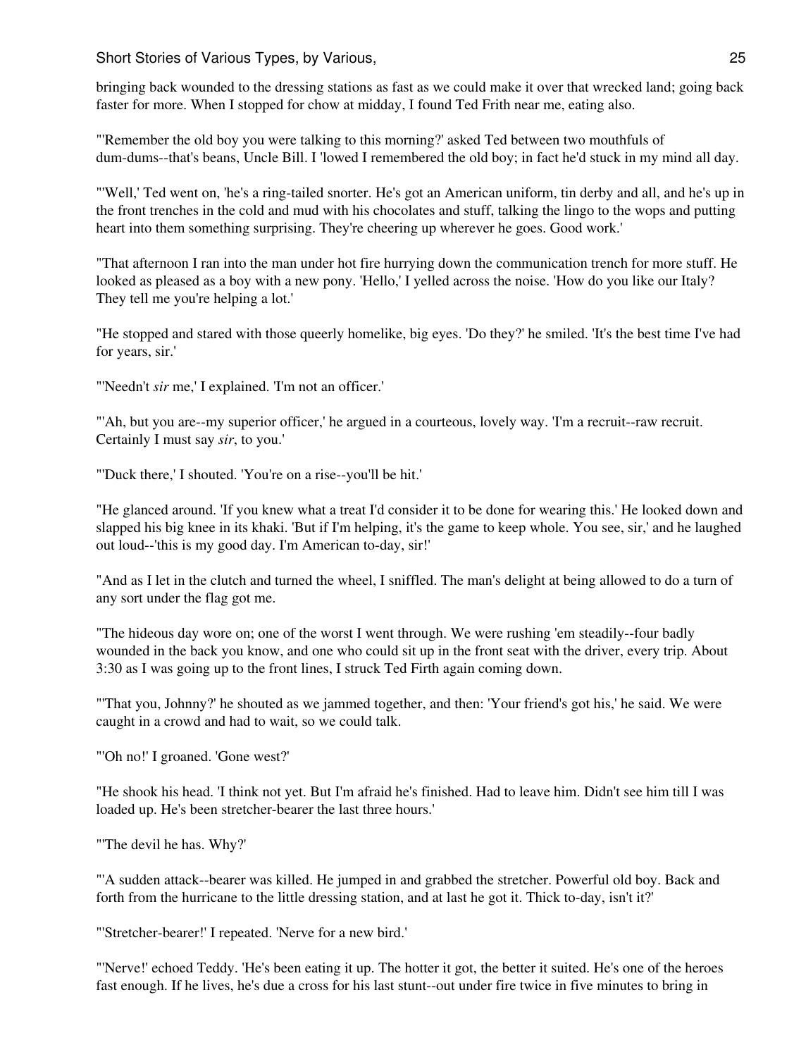bringing back wounded to the dressing stations as fast as we could make it over that wrecked land; going back faster for more. When I stopped for chow at midday, I found Ted Frith near me, eating also.

"'Remember the old boy you were talking to this morning?' asked Ted between two mouthfuls of dum-dums--that's beans, Uncle Bill. I 'lowed I remembered the old boy; in fact he'd stuck in my mind all day.

"'Well,' Ted went on, 'he's a ring-tailed snorter. He's got an American uniform, tin derby and all, and he's up in the front trenches in the cold and mud with his chocolates and stuff, talking the lingo to the wops and putting heart into them something surprising. They're cheering up wherever he goes. Good work.'

"That afternoon I ran into the man under hot fire hurrying down the communication trench for more stuff. He looked as pleased as a boy with a new pony. 'Hello,' I yelled across the noise. 'How do you like our Italy? They tell me you're helping a lot.'

"He stopped and stared with those queerly homelike, big eyes. 'Do they?' he smiled. 'It's the best time I've had for years, sir.'

"'Needn't *sir* me,' I explained. 'I'm not an officer.'

"'Ah, but you are--my superior officer,' he argued in a courteous, lovely way. 'I'm a recruit--raw recruit. Certainly I must say *sir*, to you.'

"'Duck there,' I shouted. 'You're on a rise--you'll be hit.'

"He glanced around. 'If you knew what a treat I'd consider it to be done for wearing this.' He looked down and slapped his big knee in its khaki. 'But if I'm helping, it's the game to keep whole. You see, sir,' and he laughed out loud--'this is my good day. I'm American to-day, sir!'

"And as I let in the clutch and turned the wheel, I sniffled. The man's delight at being allowed to do a turn of any sort under the flag got me.

"The hideous day wore on; one of the worst I went through. We were rushing 'em steadily--four badly wounded in the back you know, and one who could sit up in the front seat with the driver, every trip. About 3:30 as I was going up to the front lines, I struck Ted Firth again coming down.

"'That you, Johnny?' he shouted as we jammed together, and then: 'Your friend's got his,' he said. We were caught in a crowd and had to wait, so we could talk.

"'Oh no!' I groaned. 'Gone west?'

"He shook his head. 'I think not yet. But I'm afraid he's finished. Had to leave him. Didn't see him till I was loaded up. He's been stretcher-bearer the last three hours.'

"'The devil he has. Why?'

"'A sudden attack--bearer was killed. He jumped in and grabbed the stretcher. Powerful old boy. Back and forth from the hurricane to the little dressing station, and at last he got it. Thick to-day, isn't it?'

"'Stretcher-bearer!' I repeated. 'Nerve for a new bird.'

"'Nerve!' echoed Teddy. 'He's been eating it up. The hotter it got, the better it suited. He's one of the heroes fast enough. If he lives, he's due a cross for his last stunt--out under fire twice in five minutes to bring in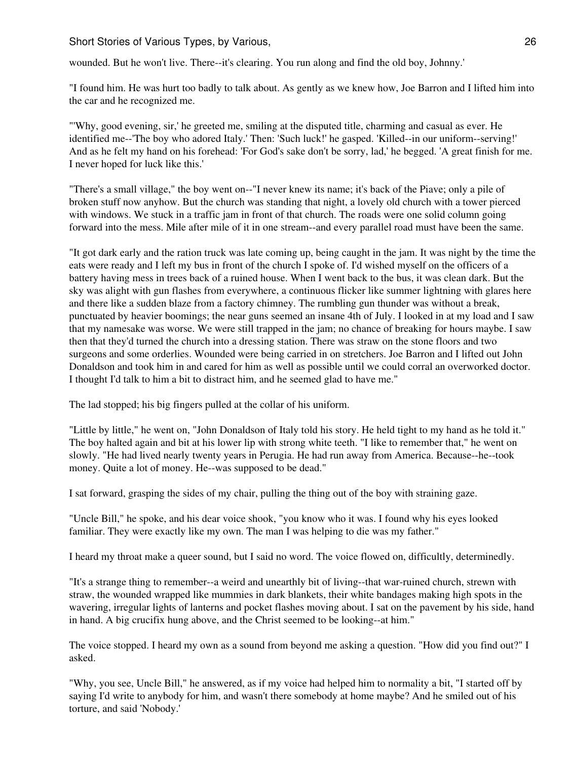wounded. But he won't live. There--it's clearing. You run along and find the old boy, Johnny.'

"I found him. He was hurt too badly to talk about. As gently as we knew how, Joe Barron and I lifted him into the car and he recognized me.

"'Why, good evening, sir,' he greeted me, smiling at the disputed title, charming and casual as ever. He identified me--'The boy who adored Italy.' Then: 'Such luck!' he gasped. 'Killed--in our uniform--serving!' And as he felt my hand on his forehead: 'For God's sake don't be sorry, lad,' he begged. 'A great finish for me. I never hoped for luck like this.'

"There's a small village," the boy went on--"I never knew its name; it's back of the Piave; only a pile of broken stuff now anyhow. But the church was standing that night, a lovely old church with a tower pierced with windows. We stuck in a traffic jam in front of that church. The roads were one solid column going forward into the mess. Mile after mile of it in one stream--and every parallel road must have been the same.

"It got dark early and the ration truck was late coming up, being caught in the jam. It was night by the time the eats were ready and I left my bus in front of the church I spoke of. I'd wished myself on the officers of a battery having mess in trees back of a ruined house. When I went back to the bus, it was clean dark. But the sky was alight with gun flashes from everywhere, a continuous flicker like summer lightning with glares here and there like a sudden blaze from a factory chimney. The rumbling gun thunder was without a break, punctuated by heavier boomings; the near guns seemed an insane 4th of July. I looked in at my load and I saw that my namesake was worse. We were still trapped in the jam; no chance of breaking for hours maybe. I saw then that they'd turned the church into a dressing station. There was straw on the stone floors and two surgeons and some orderlies. Wounded were being carried in on stretchers. Joe Barron and I lifted out John Donaldson and took him in and cared for him as well as possible until we could corral an overworked doctor. I thought I'd talk to him a bit to distract him, and he seemed glad to have me."

The lad stopped; his big fingers pulled at the collar of his uniform.

"Little by little," he went on, "John Donaldson of Italy told his story. He held tight to my hand as he told it." The boy halted again and bit at his lower lip with strong white teeth. "I like to remember that," he went on slowly. "He had lived nearly twenty years in Perugia. He had run away from America. Because--he--took money. Quite a lot of money. He--was supposed to be dead."

I sat forward, grasping the sides of my chair, pulling the thing out of the boy with straining gaze.

"Uncle Bill," he spoke, and his dear voice shook, "you know who it was. I found why his eyes looked familiar. They were exactly like my own. The man I was helping to die was my father."

I heard my throat make a queer sound, but I said no word. The voice flowed on, difficultly, determinedly.

"It's a strange thing to remember--a weird and unearthly bit of living--that war-ruined church, strewn with straw, the wounded wrapped like mummies in dark blankets, their white bandages making high spots in the wavering, irregular lights of lanterns and pocket flashes moving about. I sat on the pavement by his side, hand in hand. A big crucifix hung above, and the Christ seemed to be looking--at him."

The voice stopped. I heard my own as a sound from beyond me asking a question. "How did you find out?" I asked.

"Why, you see, Uncle Bill," he answered, as if my voice had helped him to normality a bit, "I started off by saying I'd write to anybody for him, and wasn't there somebody at home maybe? And he smiled out of his torture, and said 'Nobody.'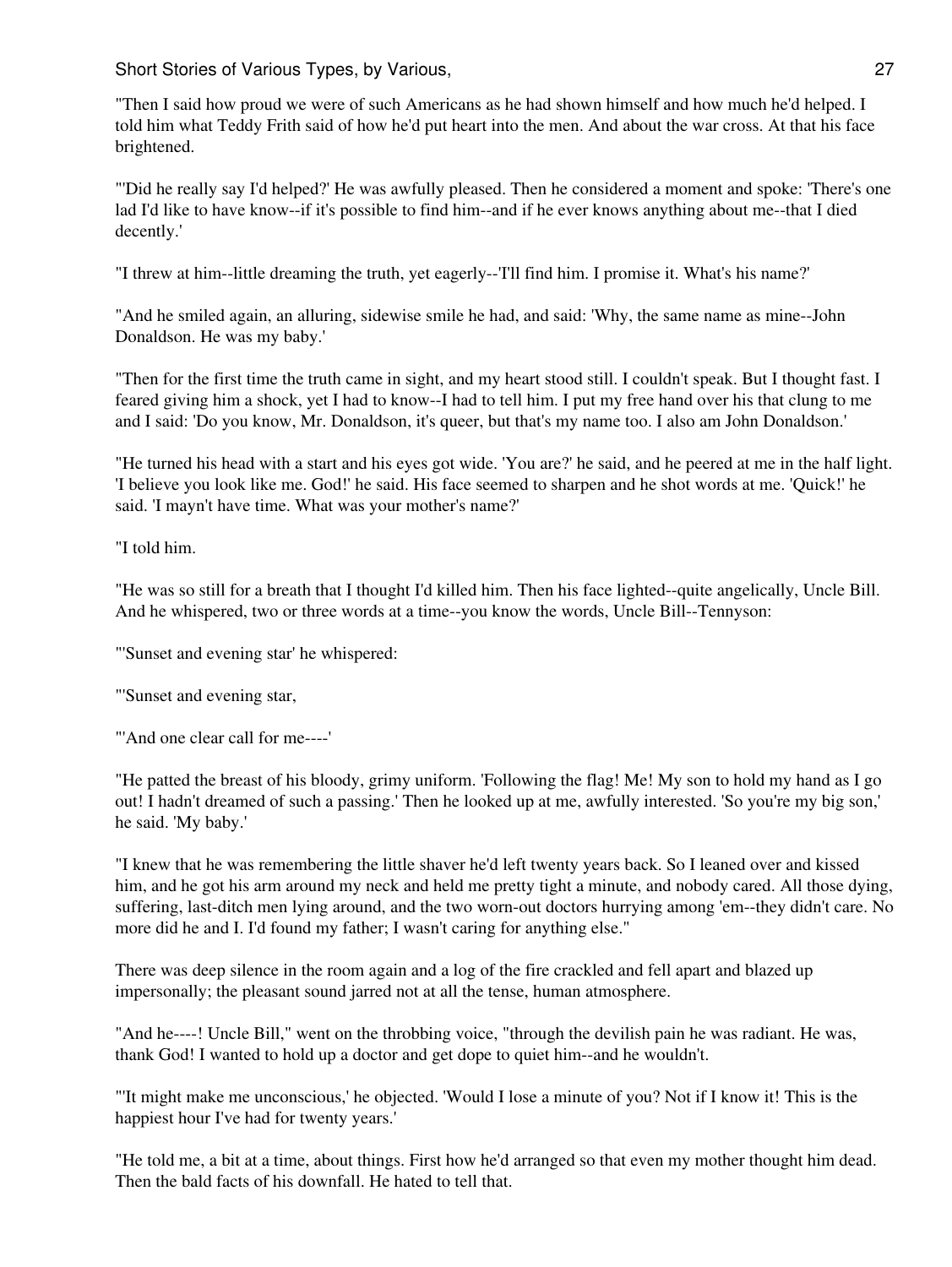"Then I said how proud we were of such Americans as he had shown himself and how much he'd helped. I told him what Teddy Frith said of how he'd put heart into the men. And about the war cross. At that his face brightened.

"'Did he really say I'd helped?' He was awfully pleased. Then he considered a moment and spoke: 'There's one lad I'd like to have know--if it's possible to find him--and if he ever knows anything about me--that I died decently.'

"I threw at him--little dreaming the truth, yet eagerly--'I'll find him. I promise it. What's his name?'

"And he smiled again, an alluring, sidewise smile he had, and said: 'Why, the same name as mine--John Donaldson. He was my baby.'

"Then for the first time the truth came in sight, and my heart stood still. I couldn't speak. But I thought fast. I feared giving him a shock, yet I had to know--I had to tell him. I put my free hand over his that clung to me and I said: 'Do you know, Mr. Donaldson, it's queer, but that's my name too. I also am John Donaldson.'

"He turned his head with a start and his eyes got wide. 'You are?' he said, and he peered at me in the half light. 'I believe you look like me. God!' he said. His face seemed to sharpen and he shot words at me. 'Quick!' he said. 'I mayn't have time. What was your mother's name?'

"I told him.

"He was so still for a breath that I thought I'd killed him. Then his face lighted--quite angelically, Uncle Bill. And he whispered, two or three words at a time--you know the words, Uncle Bill--Tennyson:

"'Sunset and evening star' he whispered:

"'Sunset and evening star,

"'And one clear call for me----'

"He patted the breast of his bloody, grimy uniform. 'Following the flag! Me! My son to hold my hand as I go out! I hadn't dreamed of such a passing.' Then he looked up at me, awfully interested. 'So you're my big son,' he said. 'My baby.'

"I knew that he was remembering the little shaver he'd left twenty years back. So I leaned over and kissed him, and he got his arm around my neck and held me pretty tight a minute, and nobody cared. All those dying, suffering, last-ditch men lying around, and the two worn-out doctors hurrying among 'em--they didn't care. No more did he and I. I'd found my father; I wasn't caring for anything else."

There was deep silence in the room again and a log of the fire crackled and fell apart and blazed up impersonally; the pleasant sound jarred not at all the tense, human atmosphere.

"And he----! Uncle Bill," went on the throbbing voice, "through the devilish pain he was radiant. He was, thank God! I wanted to hold up a doctor and get dope to quiet him--and he wouldn't.

"'It might make me unconscious,' he objected. 'Would I lose a minute of you? Not if I know it! This is the happiest hour I've had for twenty years.'

"He told me, a bit at a time, about things. First how he'd arranged so that even my mother thought him dead. Then the bald facts of his downfall. He hated to tell that.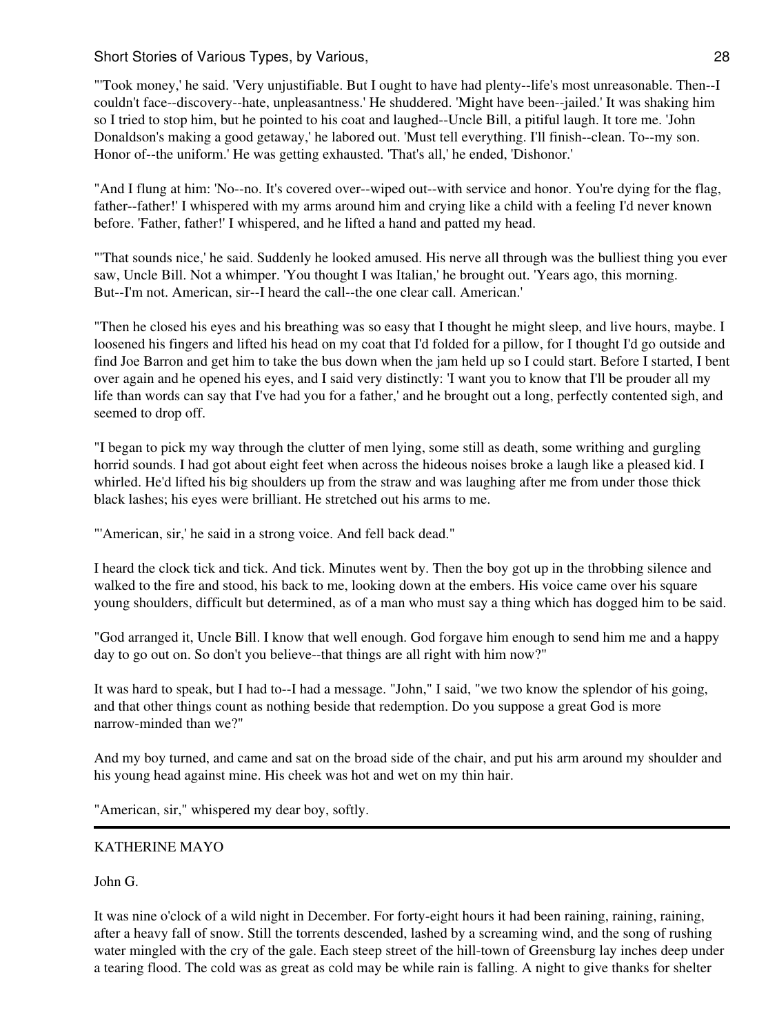"'Took money,' he said. 'Very unjustifiable. But I ought to have had plenty--life's most unreasonable. Then--I couldn't face--discovery--hate, unpleasantness.' He shuddered. 'Might have been--jailed.' It was shaking him so I tried to stop him, but he pointed to his coat and laughed--Uncle Bill, a pitiful laugh. It tore me. 'John Donaldson's making a good getaway,' he labored out. 'Must tell everything. I'll finish--clean. To--my son. Honor of--the uniform.' He was getting exhausted. 'That's all,' he ended, 'Dishonor.'

"And I flung at him: 'No--no. It's covered over--wiped out--with service and honor. You're dying for the flag, father--father!' I whispered with my arms around him and crying like a child with a feeling I'd never known before. 'Father, father!' I whispered, and he lifted a hand and patted my head.

"'That sounds nice,' he said. Suddenly he looked amused. His nerve all through was the bulliest thing you ever saw, Uncle Bill. Not a whimper. 'You thought I was Italian,' he brought out. 'Years ago, this morning. But--I'm not. American, sir--I heard the call--the one clear call. American.'

"Then he closed his eyes and his breathing was so easy that I thought he might sleep, and live hours, maybe. I loosened his fingers and lifted his head on my coat that I'd folded for a pillow, for I thought I'd go outside and find Joe Barron and get him to take the bus down when the jam held up so I could start. Before I started, I bent over again and he opened his eyes, and I said very distinctly: 'I want you to know that I'll be prouder all my life than words can say that I've had you for a father,' and he brought out a long, perfectly contented sigh, and seemed to drop off.

"I began to pick my way through the clutter of men lying, some still as death, some writhing and gurgling horrid sounds. I had got about eight feet when across the hideous noises broke a laugh like a pleased kid. I whirled. He'd lifted his big shoulders up from the straw and was laughing after me from under those thick black lashes; his eyes were brilliant. He stretched out his arms to me.

"'American, sir,' he said in a strong voice. And fell back dead."

I heard the clock tick and tick. And tick. Minutes went by. Then the boy got up in the throbbing silence and walked to the fire and stood, his back to me, looking down at the embers. His voice came over his square young shoulders, difficult but determined, as of a man who must say a thing which has dogged him to be said.

"God arranged it, Uncle Bill. I know that well enough. God forgave him enough to send him me and a happy day to go out on. So don't you believe--that things are all right with him now?"

It was hard to speak, but I had to--I had a message. "John," I said, "we two know the splendor of his going, and that other things count as nothing beside that redemption. Do you suppose a great God is more narrow-minded than we?"

And my boy turned, and came and sat on the broad side of the chair, and put his arm around my shoulder and his young head against mine. His cheek was hot and wet on my thin hair.

"American, sir," whispered my dear boy, softly.

---

KATHERINE MAYO

John G.

It was nine o'clock of a wild night in December. For forty-eight hours it had been raining, raining, raining, after a heavy fall of snow. Still the torrents descended, lashed by a screaming wind, and the song of rushing water mingled with the cry of the gale. Each steep street of the hill-town of Greensburg lay inches deep under a tearing flood. The cold was as great as cold may be while rain is falling. A night to give thanks for shelter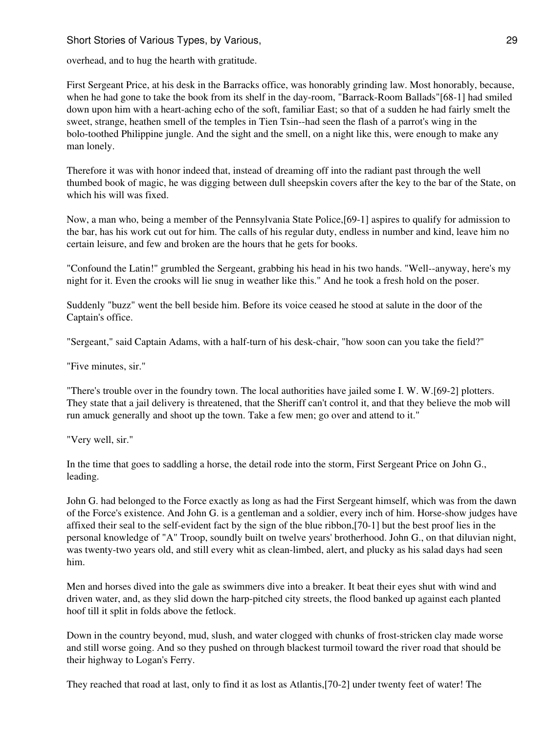overhead, and to hug the hearth with gratitude.

First Sergeant Price, at his desk in the Barracks office, was honorably grinding law. Most honorably, because, when he had gone to take the book from its shelf in the day-room, "Barrack-Room Ballads"[68-1] had smiled down upon him with a heart-aching echo of the soft, familiar East; so that of a sudden he had fairly smelt the sweet, strange, heathen smell of the temples in Tien Tsin--had seen the flash of a parrot's wing in the bolo-toothed Philippine jungle. And the sight and the smell, on a night like this, were enough to make any man lonely.

Therefore it was with honor indeed that, instead of dreaming off into the radiant past through the well thumbed book of magic, he was digging between dull sheepskin covers after the key to the bar of the State, on which his will was fixed.

Now, a man who, being a member of the Pennsylvania State Police,[69-1] aspires to qualify for admission to the bar, has his work cut out for him. The calls of his regular duty, endless in number and kind, leave him no certain leisure, and few and broken are the hours that he gets for books.

"Confound the Latin!" grumbled the Sergeant, grabbing his head in his two hands. "Well--anyway, here's my night for it. Even the crooks will lie snug in weather like this." And he took a fresh hold on the poser.

Suddenly "buzz" went the bell beside him. Before its voice ceased he stood at salute in the door of the Captain's office.

"Sergeant," said Captain Adams, with a half-turn of his desk-chair, "how soon can you take the field?"

"Five minutes, sir."

"There's trouble over in the foundry town. The local authorities have jailed some I. W. W.[69-2] plotters. They state that a jail delivery is threatened, that the Sheriff can't control it, and that they believe the mob will run amuck generally and shoot up the town. Take a few men; go over and attend to it."

"Very well, sir."

In the time that goes to saddling a horse, the detail rode into the storm, First Sergeant Price on John G., leading.

John G. had belonged to the Force exactly as long as had the First Sergeant himself, which was from the dawn of the Force's existence. And John G. is a gentleman and a soldier, every inch of him. Horse-show judges have affixed their seal to the self-evident fact by the sign of the blue ribbon,[70-1] but the best proof lies in the personal knowledge of "A" Troop, soundly built on twelve years' brotherhood. John G., on that diluvian night, was twenty-two years old, and still every whit as clean-limbed, alert, and plucky as his salad days had seen him.

Men and horses dived into the gale as swimmers dive into a breaker. It beat their eyes shut with wind and driven water, and, as they slid down the harp-pitched city streets, the flood banked up against each planted hoof till it split in folds above the fetlock.

Down in the country beyond, mud, slush, and water clogged with chunks of frost-stricken clay made worse and still worse going. And so they pushed on through blackest turmoil toward the river road that should be their highway to Logan's Ferry.

They reached that road at last, only to find it as lost as Atlantis,[70-2] under twenty feet of water! The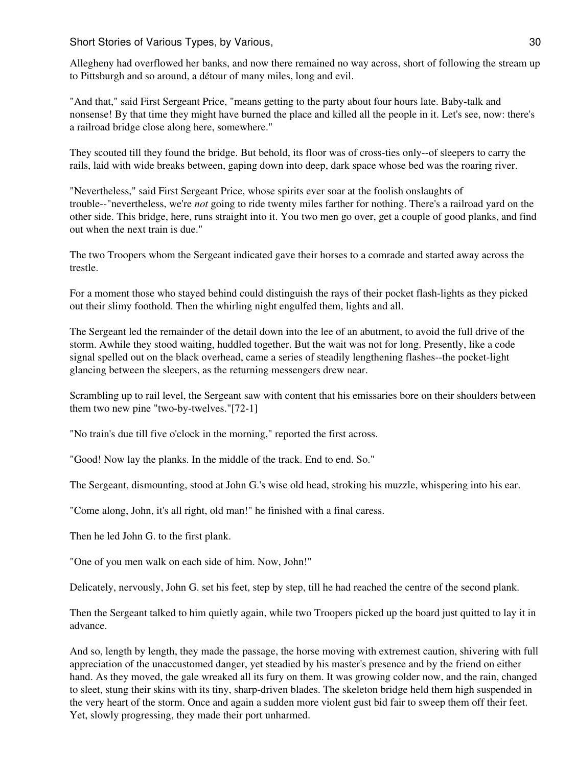Allegheny had overflowed her banks, and now there remained no way across, short of following the stream up to Pittsburgh and so around, a détour of many miles, long and evil.

"And that," said First Sergeant Price, "means getting to the party about four hours late. Baby-talk and nonsense! By that time they might have burned the place and killed all the people in it. Let's see, now: there's a railroad bridge close along here, somewhere."

They scouted till they found the bridge. But behold, its floor was of cross-ties only--of sleepers to carry the rails, laid with wide breaks between, gaping down into deep, dark space whose bed was the roaring river.

"Nevertheless," said First Sergeant Price, whose spirits ever soar at the foolish onslaughts of trouble--"nevertheless, we're *not* going to ride twenty miles farther for nothing. There's a railroad yard on the other side. This bridge, here, runs straight into it. You two men go over, get a couple of good planks, and find out when the next train is due."

The two Troopers whom the Sergeant indicated gave their horses to a comrade and started away across the trestle.

For a moment those who stayed behind could distinguish the rays of their pocket flash-lights as they picked out their slimy foothold. Then the whirling night engulfed them, lights and all.

The Sergeant led the remainder of the detail down into the lee of an abutment, to avoid the full drive of the storm. Awhile they stood waiting, huddled together. But the wait was not for long. Presently, like a code signal spelled out on the black overhead, came a series of steadily lengthening flashes--the pocket-light glancing between the sleepers, as the returning messengers drew near.

Scrambling up to rail level, the Sergeant saw with content that his emissaries bore on their shoulders between them two new pine "two-by-twelves."[72-1]

"No train's due till five o'clock in the morning," reported the first across.

"Good! Now lay the planks. In the middle of the track. End to end. So."

The Sergeant, dismounting, stood at John G.'s wise old head, stroking his muzzle, whispering into his ear.

"Come along, John, it's all right, old man!" he finished with a final caress.

Then he led John G. to the first plank.

"One of you men walk on each side of him. Now, John!"

Delicately, nervously, John G. set his feet, step by step, till he had reached the centre of the second plank.

Then the Sergeant talked to him quietly again, while two Troopers picked up the board just quitted to lay it in advance.

And so, length by length, they made the passage, the horse moving with extremest caution, shivering with full appreciation of the unaccustomed danger, yet steadied by his master's presence and by the friend on either hand. As they moved, the gale wreaked all its fury on them. It was growing colder now, and the rain, changed to sleet, stung their skins with its tiny, sharp-driven blades. The skeleton bridge held them high suspended in the very heart of the storm. Once and again a sudden more violent gust bid fair to sweep them off their feet. Yet, slowly progressing, they made their port unharmed.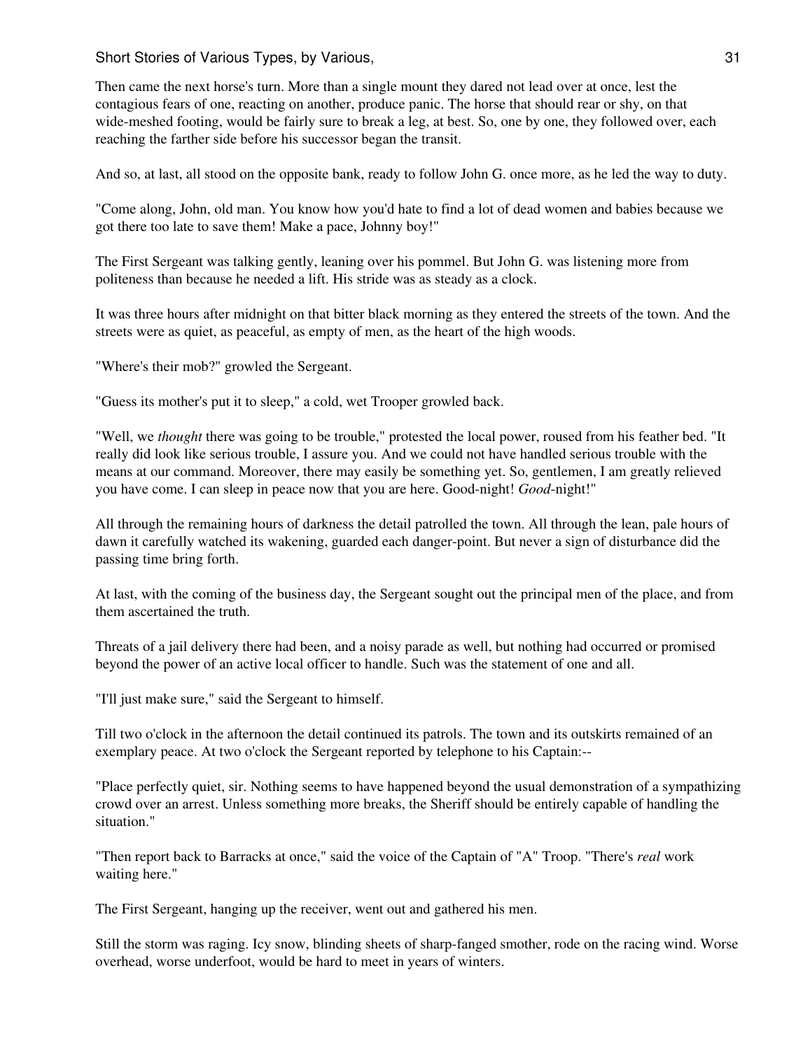Then came the next horse's turn. More than a single mount they dared not lead over at once, lest the contagious fears of one, reacting on another, produce panic. The horse that should rear or shy, on that wide-meshed footing, would be fairly sure to break a leg, at best. So, one by one, they followed over, each reaching the farther side before his successor began the transit.

And so, at last, all stood on the opposite bank, ready to follow John G. once more, as he led the way to duty.

"Come along, John, old man. You know how you'd hate to find a lot of dead women and babies because we got there too late to save them! Make a pace, Johnny boy!"

The First Sergeant was talking gently, leaning over his pommel. But John G. was listening more from politeness than because he needed a lift. His stride was as steady as a clock.

It was three hours after midnight on that bitter black morning as they entered the streets of the town. And the streets were as quiet, as peaceful, as empty of men, as the heart of the high woods.

"Where's their mob?" growled the Sergeant.

"Guess its mother's put it to sleep," a cold, wet Trooper growled back.

"Well, we *thought* there was going to be trouble," protested the local power, roused from his feather bed. "It really did look like serious trouble, I assure you. And we could not have handled serious trouble with the means at our command. Moreover, there may easily be something yet. So, gentlemen, I am greatly relieved you have come. I can sleep in peace now that you are here. Good-night! *Good*-night!"

All through the remaining hours of darkness the detail patrolled the town. All through the lean, pale hours of dawn it carefully watched its wakening, guarded each danger-point. But never a sign of disturbance did the passing time bring forth.

At last, with the coming of the business day, the Sergeant sought out the principal men of the place, and from them ascertained the truth.

Threats of a jail delivery there had been, and a noisy parade as well, but nothing had occurred or promised beyond the power of an active local officer to handle. Such was the statement of one and all.

"I'll just make sure," said the Sergeant to himself.

Till two o'clock in the afternoon the detail continued its patrols. The town and its outskirts remained of an exemplary peace. At two o'clock the Sergeant reported by telephone to his Captain:--

"Place perfectly quiet, sir. Nothing seems to have happened beyond the usual demonstration of a sympathizing crowd over an arrest. Unless something more breaks, the Sheriff should be entirely capable of handling the situation."

"Then report back to Barracks at once," said the voice of the Captain of "A" Troop. "There's *real* work waiting here."

The First Sergeant, hanging up the receiver, went out and gathered his men.

Still the storm was raging. Icy snow, blinding sheets of sharp-fanged smother, rode on the racing wind. Worse overhead, worse underfoot, would be hard to meet in years of winters.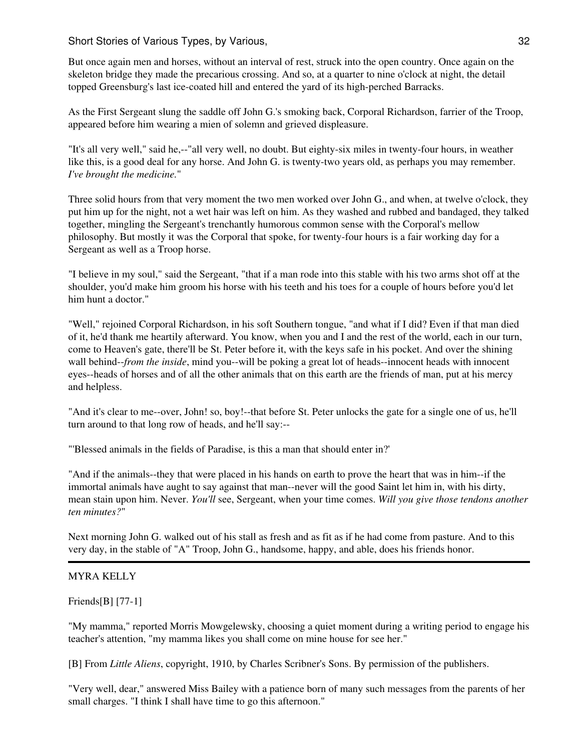But once again men and horses, without an interval of rest, struck into the open country. Once again on the skeleton bridge they made the precarious crossing. And so, at a quarter to nine o'clock at night, the detail topped Greensburg's last ice-coated hill and entered the yard of its high-perched Barracks.

As the First Sergeant slung the saddle off John G.'s smoking back, Corporal Richardson, farrier of the Troop, appeared before him wearing a mien of solemn and grieved displeasure.

"It's all very well," said he,--"all very well, no doubt. But eighty-six miles in twenty-four hours, in weather like this, is a good deal for any horse. And John G. is twenty-two years old, as perhaps you may remember. *I've brought the medicine.*"

Three solid hours from that very moment the two men worked over John G., and when, at twelve o'clock, they put him up for the night, not a wet hair was left on him. As they washed and rubbed and bandaged, they talked together, mingling the Sergeant's trenchantly humorous common sense with the Corporal's mellow philosophy. But mostly it was the Corporal that spoke, for twenty-four hours is a fair working day for a Sergeant as well as a Troop horse.

"I believe in my soul," said the Sergeant, "that if a man rode into this stable with his two arms shot off at the shoulder, you'd make him groom his horse with his teeth and his toes for a couple of hours before you'd let him hunt a doctor."

"Well," rejoined Corporal Richardson, in his soft Southern tongue, "and what if I did? Even if that man died of it, he'd thank me heartily afterward. You know, when you and I and the rest of the world, each in our turn, come to Heaven's gate, there'll be St. Peter before it, with the keys safe in his pocket. And over the shining wall behind--*from the inside*, mind you--will be poking a great lot of heads--innocent heads with innocent eyes--heads of horses and of all the other animals that on this earth are the friends of man, put at his mercy and helpless.

"And it's clear to me--over, John! so, boy!--that before St. Peter unlocks the gate for a single one of us, he'll turn around to that long row of heads, and he'll say:--

"'Blessed animals in the fields of Paradise, is this a man that should enter in?'

"And if the animals--they that were placed in his hands on earth to prove the heart that was in him--if the immortal animals have aught to say against that man--never will the good Saint let him in, with his dirty, mean stain upon him. Never. *You'll* see, Sergeant, when your time comes. *Will you give those tendons another ten minutes?*"

Next morning John G. walked out of his stall as fresh and as fit as if he had come from pasture. And to this very day, in the stable of "A" Troop, John G., handsome, happy, and able, does his friends honor.

---

MYRA KELLY

Friends[B] [77-1]

"My mamma," reported Morris Mowgelewsky, choosing a quiet moment during a writing period to engage his teacher's attention, "my mamma likes you shall come on mine house for see her."

[B] From *Little Aliens*, copyright, 1910, by Charles Scribner's Sons. By permission of the publishers.

"Very well, dear," answered Miss Bailey with a patience born of many such messages from the parents of her small charges. "I think I shall have time to go this afternoon."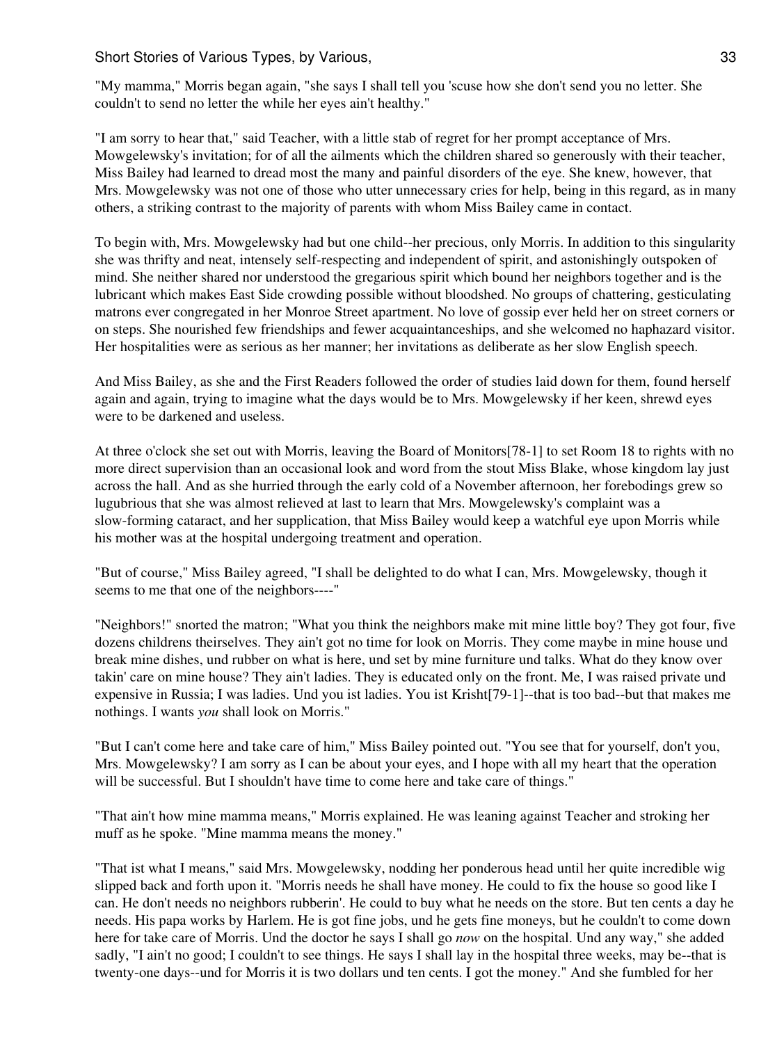"My mamma," Morris began again, "she says I shall tell you 'scuse how she don't send you no letter. She couldn't to send no letter the while her eyes ain't healthy."

"I am sorry to hear that," said Teacher, with a little stab of regret for her prompt acceptance of Mrs. Mowgelewsky's invitation; for of all the ailments which the children shared so generously with their teacher, Miss Bailey had learned to dread most the many and painful disorders of the eye. She knew, however, that Mrs. Mowgelewsky was not one of those who utter unnecessary cries for help, being in this regard, as in many others, a striking contrast to the majority of parents with whom Miss Bailey came in contact.

To begin with, Mrs. Mowgelewsky had but one child--her precious, only Morris. In addition to this singularity she was thrifty and neat, intensely self-respecting and independent of spirit, and astonishingly outspoken of mind. She neither shared nor understood the gregarious spirit which bound her neighbors together and is the lubricant which makes East Side crowding possible without bloodshed. No groups of chattering, gesticulating matrons ever congregated in her Monroe Street apartment. No love of gossip ever held her on street corners or on steps. She nourished few friendships and fewer acquaintanceships, and she welcomed no haphazard visitor. Her hospitalities were as serious as her manner; her invitations as deliberate as her slow English speech.

And Miss Bailey, as she and the First Readers followed the order of studies laid down for them, found herself again and again, trying to imagine what the days would be to Mrs. Mowgelewsky if her keen, shrewd eyes were to be darkened and useless.

At three o'clock she set out with Morris, leaving the Board of Monitors[78-1] to set Room 18 to rights with no more direct supervision than an occasional look and word from the stout Miss Blake, whose kingdom lay just across the hall. And as she hurried through the early cold of a November afternoon, her forebodings grew so lugubrious that she was almost relieved at last to learn that Mrs. Mowgelewsky's complaint was a slow-forming cataract, and her supplication, that Miss Bailey would keep a watchful eye upon Morris while his mother was at the hospital undergoing treatment and operation.

"But of course," Miss Bailey agreed, "I shall be delighted to do what I can, Mrs. Mowgelewsky, though it seems to me that one of the neighbors----"

"Neighbors!" snorted the matron; "What you think the neighbors make mit mine little boy? They got four, five dozens childrens theirselves. They ain't got no time for look on Morris. They come maybe in mine house und break mine dishes, und rubber on what is here, und set by mine furniture und talks. What do they know over takin' care on mine house? They ain't ladies. They is educated only on the front. Me, I was raised private und expensive in Russia; I was ladies. Und you ist ladies. You ist Krisht[79-1]--that is too bad--but that makes me nothings. I wants *you* shall look on Morris."

"But I can't come here and take care of him," Miss Bailey pointed out. "You see that for yourself, don't you, Mrs. Mowgelewsky? I am sorry as I can be about your eyes, and I hope with all my heart that the operation will be successful. But I shouldn't have time to come here and take care of things."

"That ain't how mine mamma means," Morris explained. He was leaning against Teacher and stroking her muff as he spoke. "Mine mamma means the money."

"That ist what I means," said Mrs. Mowgelewsky, nodding her ponderous head until her quite incredible wig slipped back and forth upon it. "Morris needs he shall have money. He could to fix the house so good like I can. He don't needs no neighbors rubberin'. He could to buy what he needs on the store. But ten cents a day he needs. His papa works by Harlem. He is got fine jobs, und he gets fine moneys, but he couldn't to come down here for take care of Morris. Und the doctor he says I shall go *now* on the hospital. Und any way," she added sadly, "I ain't no good; I couldn't to see things. He says I shall lay in the hospital three weeks, may be--that is twenty-one days--und for Morris it is two dollars und ten cents. I got the money." And she fumbled for her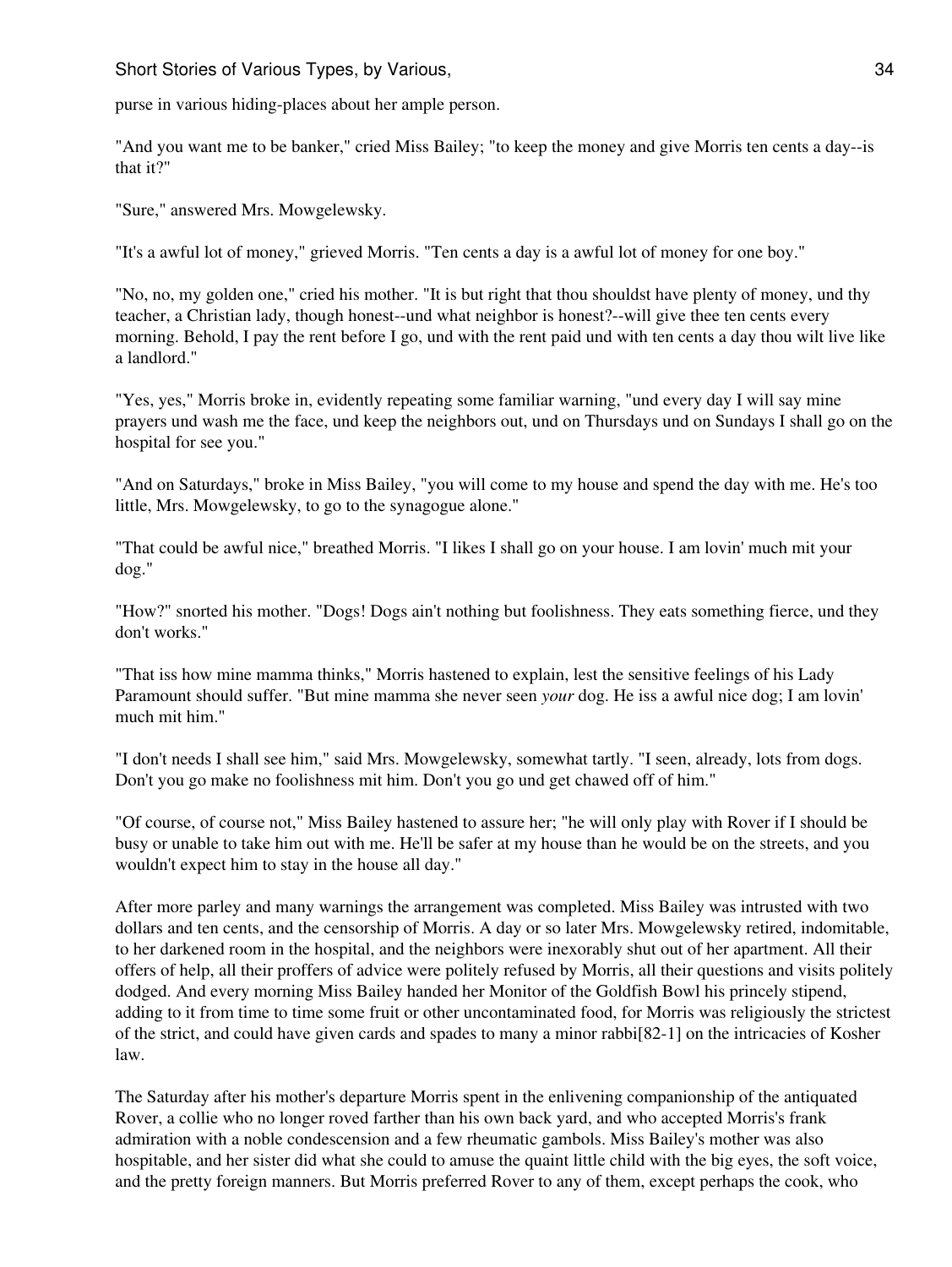purse in various hiding-places about her ample person.

"And you want me to be banker," cried Miss Bailey; "to keep the money and give Morris ten cents a day--is that it?"

"Sure," answered Mrs. Mowgelewsky.

"It's a awful lot of money," grieved Morris. "Ten cents a day is a awful lot of money for one boy."

"No, no, my golden one," cried his mother. "It is but right that thou shouldst have plenty of money, und thy teacher, a Christian lady, though honest--und what neighbor is honest?--will give thee ten cents every morning. Behold, I pay the rent before I go, und with the rent paid und with ten cents a day thou wilt live like a landlord."

"Yes, yes," Morris broke in, evidently repeating some familiar warning, "und every day I will say mine prayers und wash me the face, und keep the neighbors out, und on Thursdays und on Sundays I shall go on the hospital for see you."

"And on Saturdays," broke in Miss Bailey, "you will come to my house and spend the day with me. He's too little, Mrs. Mowgelewsky, to go to the synagogue alone."

"That could be awful nice," breathed Morris. "I likes I shall go on your house. I am lovin' much mit your dog."

"How?" snorted his mother. "Dogs! Dogs ain't nothing but foolishness. They eats something fierce, und they don't works."

"That iss how mine mamma thinks," Morris hastened to explain, lest the sensitive feelings of his Lady Paramount should suffer. "But mine mamma she never seen *your* dog. He iss a awful nice dog; I am lovin' much mit him."

"I don't needs I shall see him," said Mrs. Mowgelewsky, somewhat tartly. "I seen, already, lots from dogs. Don't you go make no foolishness mit him. Don't you go und get chawed off of him."

"Of course, of course not," Miss Bailey hastened to assure her; "he will only play with Rover if I should be busy or unable to take him out with me. He'll be safer at my house than he would be on the streets, and you wouldn't expect him to stay in the house all day."

After more parley and many warnings the arrangement was completed. Miss Bailey was intrusted with two dollars and ten cents, and the censorship of Morris. A day or so later Mrs. Mowgelewsky retired, indomitable, to her darkened room in the hospital, and the neighbors were inexorably shut out of her apartment. All their offers of help, all their proffers of advice were politely refused by Morris, all their questions and visits politely dodged. And every morning Miss Bailey handed her Monitor of the Goldfish Bowl his princely stipend, adding to it from time to time some fruit or other uncontaminated food, for Morris was religiously the strictest of the strict, and could have given cards and spades to many a minor rabbi[82-1] on the intricacies of Kosher law.

The Saturday after his mother's departure Morris spent in the enlivening companionship of the antiquated Rover, a collie who no longer roved farther than his own back yard, and who accepted Morris's frank admiration with a noble condescension and a few rheumatic gambols. Miss Bailey's mother was also hospitable, and her sister did what she could to amuse the quaint little child with the big eyes, the soft voice, and the pretty foreign manners. But Morris preferred Rover to any of them, except perhaps the cook, who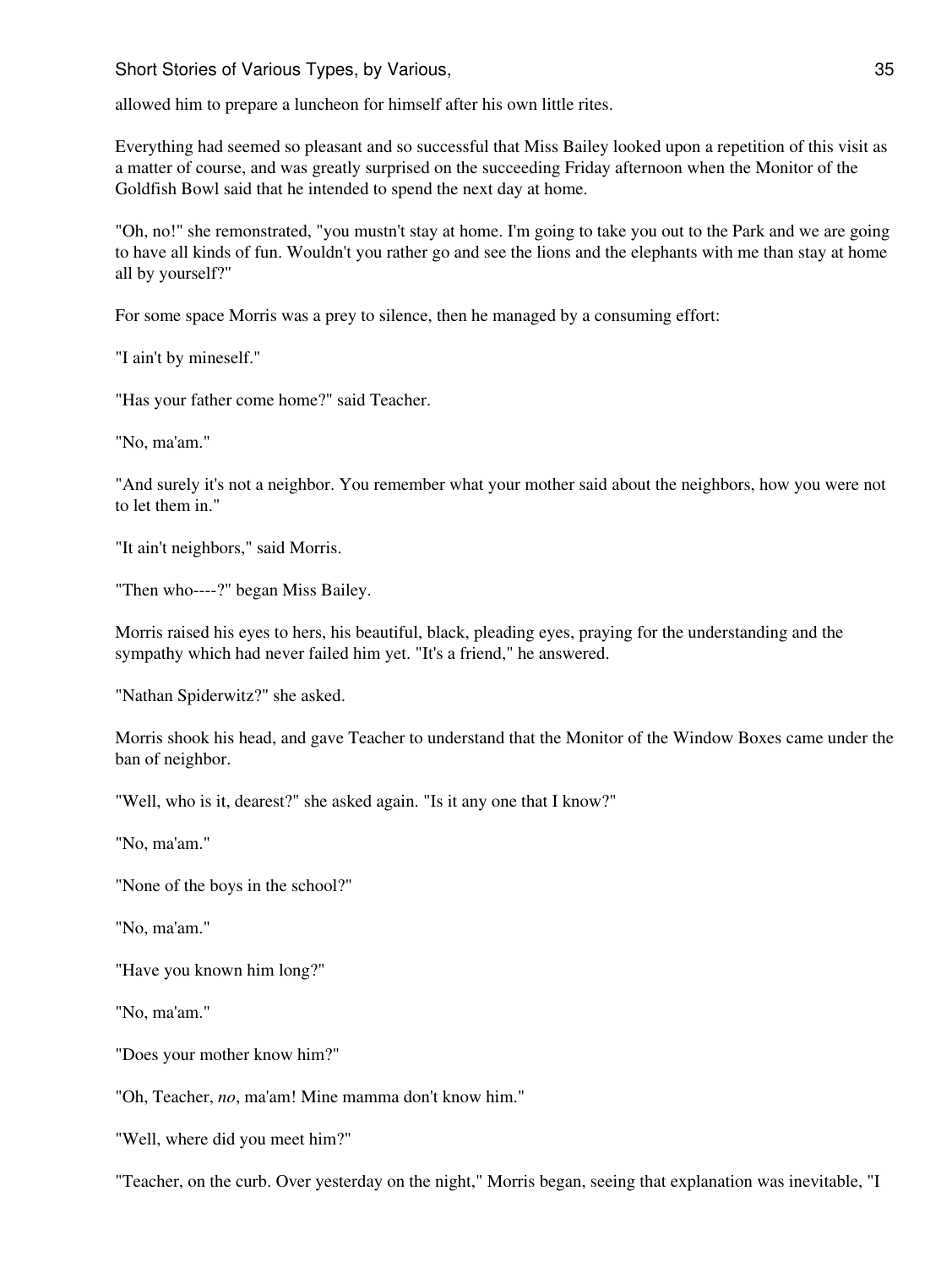allowed him to prepare a luncheon for himself after his own little rites.

Everything had seemed so pleasant and so successful that Miss Bailey looked upon a repetition of this visit as a matter of course, and was greatly surprised on the succeeding Friday afternoon when the Monitor of the Goldfish Bowl said that he intended to spend the next day at home.

"Oh, no!" she remonstrated, "you mustn't stay at home. I'm going to take you out to the Park and we are going to have all kinds of fun. Wouldn't you rather go and see the lions and the elephants with me than stay at home all by yourself?"

For some space Morris was a prey to silence, then he managed by a consuming effort:

"I ain't by mineself."

"Has your father come home?" said Teacher.

"No, ma'am."

"And surely it's not a neighbor. You remember what your mother said about the neighbors, how you were not to let them in."

"It ain't neighbors," said Morris.

"Then who----?" began Miss Bailey.

Morris raised his eyes to hers, his beautiful, black, pleading eyes, praying for the understanding and the sympathy which had never failed him yet. "It's a friend," he answered.

"Nathan Spiderwitz?" she asked.

Morris shook his head, and gave Teacher to understand that the Monitor of the Window Boxes came under the ban of neighbor.

"Well, who is it, dearest?" she asked again. "Is it any one that I know?"

"No, ma'am."

"None of the boys in the school?"

"No, ma'am."

"Have you known him long?"

"No, ma'am."

"Does your mother know him?"

"Oh, Teacher, *no*, ma'am! Mine mamma don't know him."

"Well, where did you meet him?"

"Teacher, on the curb. Over yesterday on the night," Morris began, seeing that explanation was inevitable, "I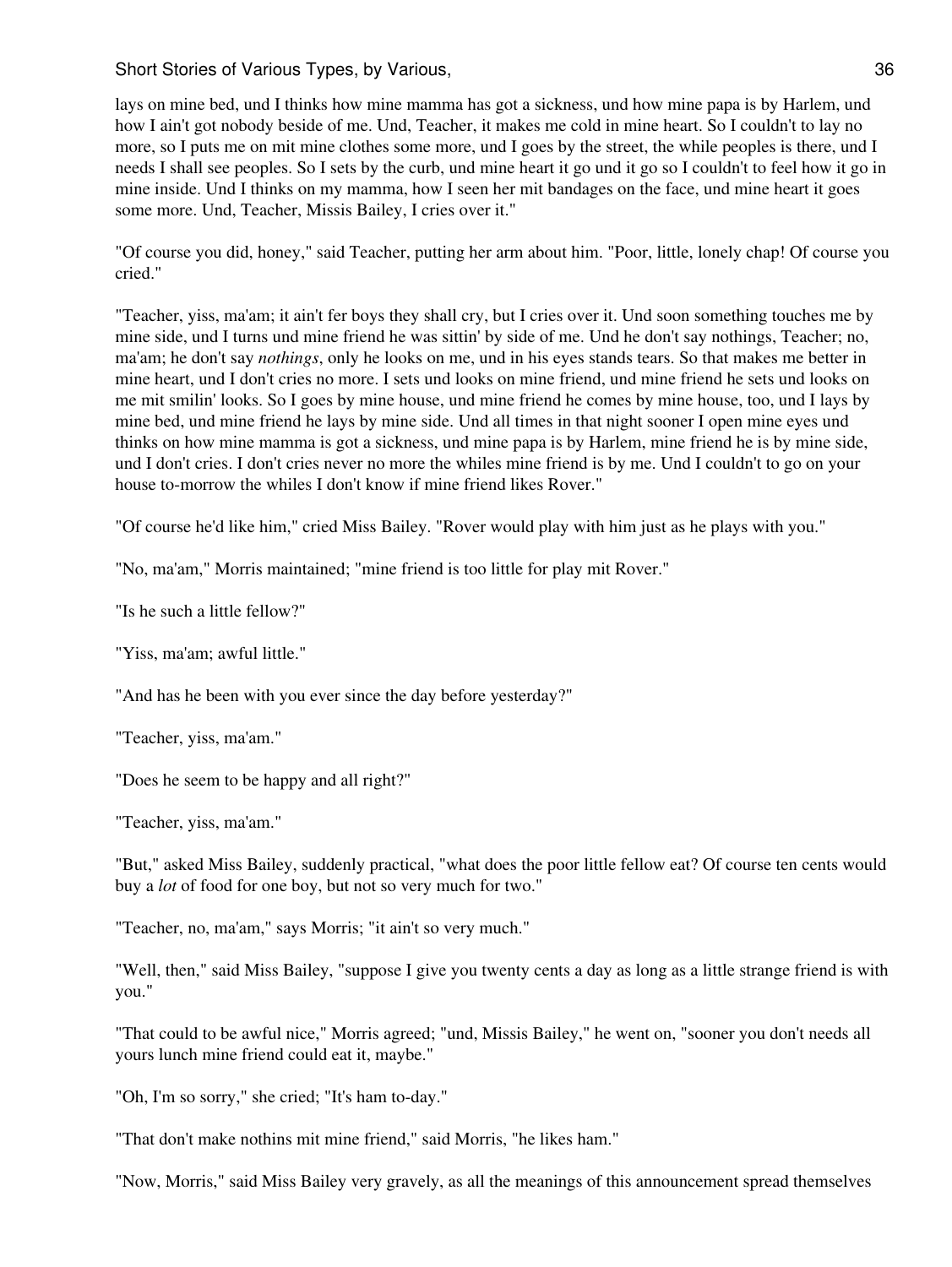lays on mine bed, und I thinks how mine mamma has got a sickness, und how mine papa is by Harlem, und how I ain't got nobody beside of me. Und, Teacher, it makes me cold in mine heart. So I couldn't to lay no more, so I puts me on mit mine clothes some more, und I goes by the street, the while peoples is there, und I needs I shall see peoples. So I sets by the curb, und mine heart it go und it go so I couldn't to feel how it go in mine inside. Und I thinks on my mamma, how I seen her mit bandages on the face, und mine heart it goes some more. Und, Teacher, Missis Bailey, I cries over it."

"Of course you did, honey," said Teacher, putting her arm about him. "Poor, little, lonely chap! Of course you cried."

"Teacher, yiss, ma'am; it ain't fer boys they shall cry, but I cries over it. Und soon something touches me by mine side, und I turns und mine friend he was sittin' by side of me. Und he don't say nothings, Teacher; no, ma'am; he don't say *nothings*, only he looks on me, und in his eyes stands tears. So that makes me better in mine heart, und I don't cries no more. I sets und looks on mine friend, und mine friend he sets und looks on me mit smilin' looks. So I goes by mine house, und mine friend he comes by mine house, too, und I lays by mine bed, und mine friend he lays by mine side. Und all times in that night sooner I open mine eyes und thinks on how mine mamma is got a sickness, und mine papa is by Harlem, mine friend he is by mine side, und I don't cries. I don't cries never no more the whiles mine friend is by me. Und I couldn't to go on your house to-morrow the whiles I don't know if mine friend likes Rover."

"Of course he'd like him," cried Miss Bailey. "Rover would play with him just as he plays with you."

"No, ma'am," Morris maintained; "mine friend is too little for play mit Rover."

"Is he such a little fellow?"

"Yiss, ma'am; awful little."

"And has he been with you ever since the day before yesterday?"

"Teacher, yiss, ma'am."

"Does he seem to be happy and all right?"

"Teacher, yiss, ma'am."

"But," asked Miss Bailey, suddenly practical, "what does the poor little fellow eat? Of course ten cents would buy a *lot* of food for one boy, but not so very much for two."

"Teacher, no, ma'am," says Morris; "it ain't so very much."

"Well, then," said Miss Bailey, "suppose I give you twenty cents a day as long as a little strange friend is with you."

"That could to be awful nice," Morris agreed; "und, Missis Bailey," he went on, "sooner you don't needs all yours lunch mine friend could eat it, maybe."

"Oh, I'm so sorry," she cried; "It's ham to-day."

"That don't make nothins mit mine friend," said Morris, "he likes ham."

"Now, Morris," said Miss Bailey very gravely, as all the meanings of this announcement spread themselves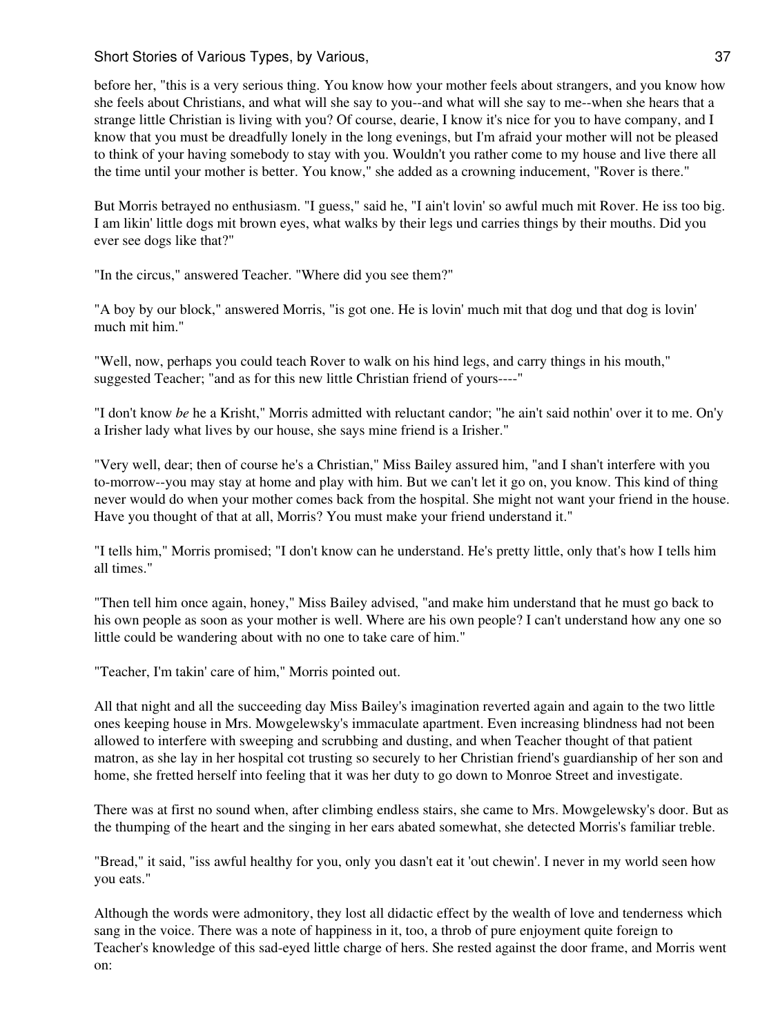before her, "this is a very serious thing. You know how your mother feels about strangers, and you know how she feels about Christians, and what will she say to you--and what will she say to me--when she hears that a strange little Christian is living with you? Of course, dearie, I know it's nice for you to have company, and I know that you must be dreadfully lonely in the long evenings, but I'm afraid your mother will not be pleased to think of your having somebody to stay with you. Wouldn't you rather come to my house and live there all the time until your mother is better. You know," she added as a crowning inducement, "Rover is there."

But Morris betrayed no enthusiasm. "I guess," said he, "I ain't lovin' so awful much mit Rover. He iss too big. I am likin' little dogs mit brown eyes, what walks by their legs und carries things by their mouths. Did you ever see dogs like that?"

"In the circus," answered Teacher. "Where did you see them?"

"A boy by our block," answered Morris, "is got one. He is lovin' much mit that dog und that dog is lovin' much mit him."

"Well, now, perhaps you could teach Rover to walk on his hind legs, and carry things in his mouth," suggested Teacher; "and as for this new little Christian friend of yours----"

"I don't know *be* he a Krisht," Morris admitted with reluctant candor; "he ain't said nothin' over it to me. On'y a Irisher lady what lives by our house, she says mine friend is a Irisher."

"Very well, dear; then of course he's a Christian," Miss Bailey assured him, "and I shan't interfere with you to-morrow--you may stay at home and play with him. But we can't let it go on, you know. This kind of thing never would do when your mother comes back from the hospital. She might not want your friend in the house. Have you thought of that at all, Morris? You must make your friend understand it."

"I tells him," Morris promised; "I don't know can he understand. He's pretty little, only that's how I tells him all times."

"Then tell him once again, honey," Miss Bailey advised, "and make him understand that he must go back to his own people as soon as your mother is well. Where are his own people? I can't understand how any one so little could be wandering about with no one to take care of him."

"Teacher, I'm takin' care of him," Morris pointed out.

All that night and all the succeeding day Miss Bailey's imagination reverted again and again to the two little ones keeping house in Mrs. Mowgelewsky's immaculate apartment. Even increasing blindness had not been allowed to interfere with sweeping and scrubbing and dusting, and when Teacher thought of that patient matron, as she lay in her hospital cot trusting so securely to her Christian friend's guardianship of her son and home, she fretted herself into feeling that it was her duty to go down to Monroe Street and investigate.

There was at first no sound when, after climbing endless stairs, she came to Mrs. Mowgelewsky's door. But as the thumping of the heart and the singing in her ears abated somewhat, she detected Morris's familiar treble.

"Bread," it said, "iss awful healthy for you, only you dasn't eat it 'out chewin'. I never in my world seen how you eats."

Although the words were admonitory, they lost all didactic effect by the wealth of love and tenderness which sang in the voice. There was a note of happiness in it, too, a throb of pure enjoyment quite foreign to Teacher's knowledge of this sad-eyed little charge of hers. She rested against the door frame, and Morris went on: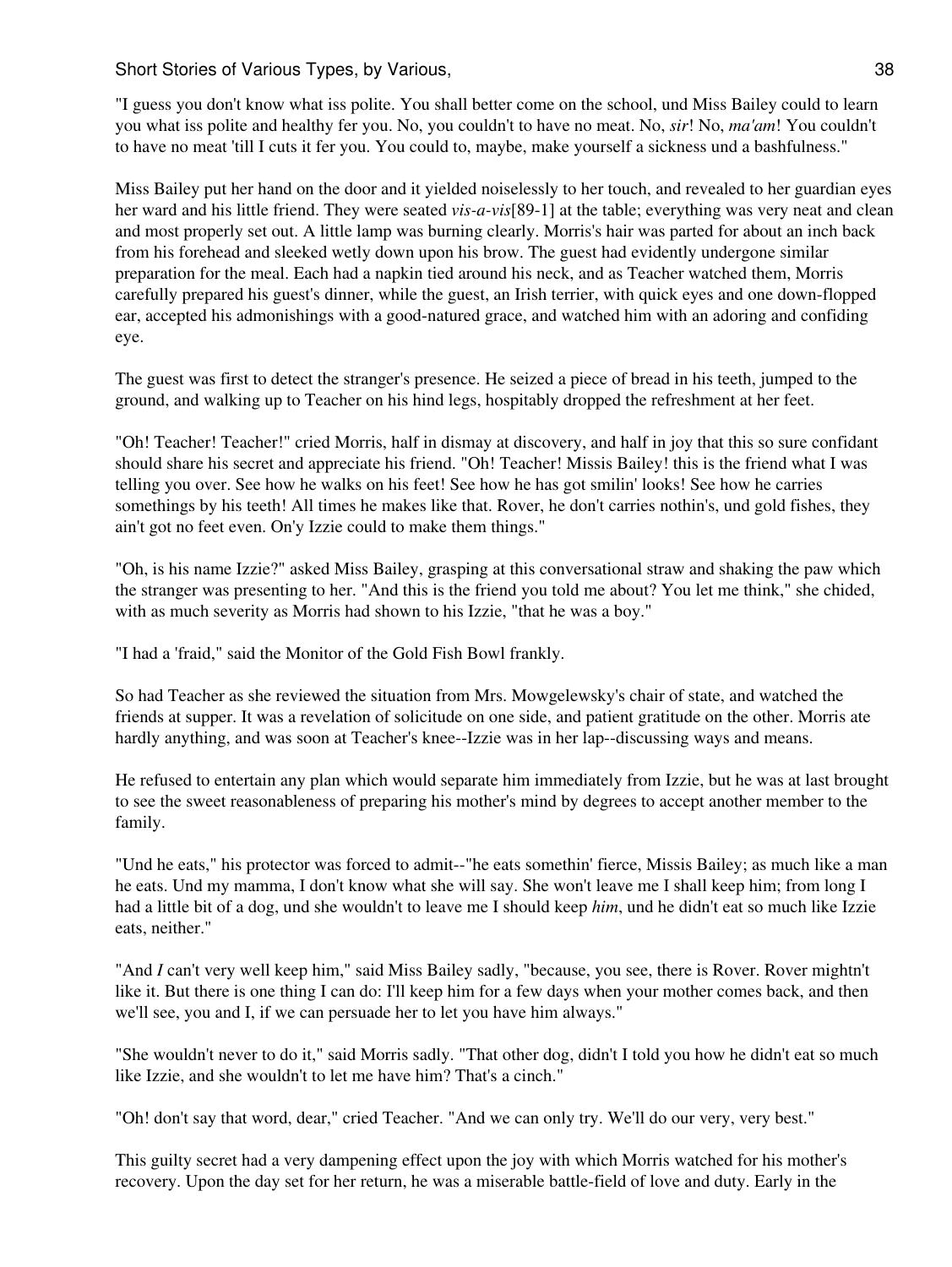"I guess you don't know what iss polite. You shall better come on the school, und Miss Bailey could to learn you what iss polite and healthy fer you. No, you couldn't to have no meat. No, *sir*! No, *ma'am*! You couldn't to have no meat 'till I cuts it fer you. You could to, maybe, make yourself a sickness und a bashfulness."

Miss Bailey put her hand on the door and it yielded noiselessly to her touch, and revealed to her guardian eyes her ward and his little friend. They were seated *vis-a-vis*[89-1] at the table; everything was very neat and clean and most properly set out. A little lamp was burning clearly. Morris's hair was parted for about an inch back from his forehead and sleeked wetly down upon his brow. The guest had evidently undergone similar preparation for the meal. Each had a napkin tied around his neck, and as Teacher watched them, Morris carefully prepared his guest's dinner, while the guest, an Irish terrier, with quick eyes and one down-flopped ear, accepted his admonishings with a good-natured grace, and watched him with an adoring and confiding eye.

The guest was first to detect the stranger's presence. He seized a piece of bread in his teeth, jumped to the ground, and walking up to Teacher on his hind legs, hospitably dropped the refreshment at her feet.

"Oh! Teacher! Teacher!" cried Morris, half in dismay at discovery, and half in joy that this so sure confidant should share his secret and appreciate his friend. "Oh! Teacher! Missis Bailey! this is the friend what I was telling you over. See how he walks on his feet! See how he has got smilin' looks! See how he carries somethings by his teeth! All times he makes like that. Rover, he don't carries nothin's, und gold fishes, they ain't got no feet even. On'y Izzie could to make them things."

"Oh, is his name Izzie?" asked Miss Bailey, grasping at this conversational straw and shaking the paw which the stranger was presenting to her. "And this is the friend you told me about? You let me think," she chided, with as much severity as Morris had shown to his Izzie, "that he was a boy."

"I had a 'fraid," said the Monitor of the Gold Fish Bowl frankly.

So had Teacher as she reviewed the situation from Mrs. Mowgelewsky's chair of state, and watched the friends at supper. It was a revelation of solicitude on one side, and patient gratitude on the other. Morris ate hardly anything, and was soon at Teacher's knee--Izzie was in her lap--discussing ways and means.

He refused to entertain any plan which would separate him immediately from Izzie, but he was at last brought to see the sweet reasonableness of preparing his mother's mind by degrees to accept another member to the family.

"Und he eats," his protector was forced to admit--"he eats somethin' fierce, Missis Bailey; as much like a man he eats. Und my mamma, I don't know what she will say. She won't leave me I shall keep him; from long I had a little bit of a dog, und she wouldn't to leave me I should keep *him*, und he didn't eat so much like Izzie eats, neither."

"And *I* can't very well keep him," said Miss Bailey sadly, "because, you see, there is Rover. Rover mightn't like it. But there is one thing I can do: I'll keep him for a few days when your mother comes back, and then we'll see, you and I, if we can persuade her to let you have him always."

"She wouldn't never to do it," said Morris sadly. "That other dog, didn't I told you how he didn't eat so much like Izzie, and she wouldn't to let me have him? That's a cinch."

"Oh! don't say that word, dear," cried Teacher. "And we can only try. We'll do our very, very best."

This guilty secret had a very dampening effect upon the joy with which Morris watched for his mother's recovery. Upon the day set for her return, he was a miserable battle-field of love and duty. Early in the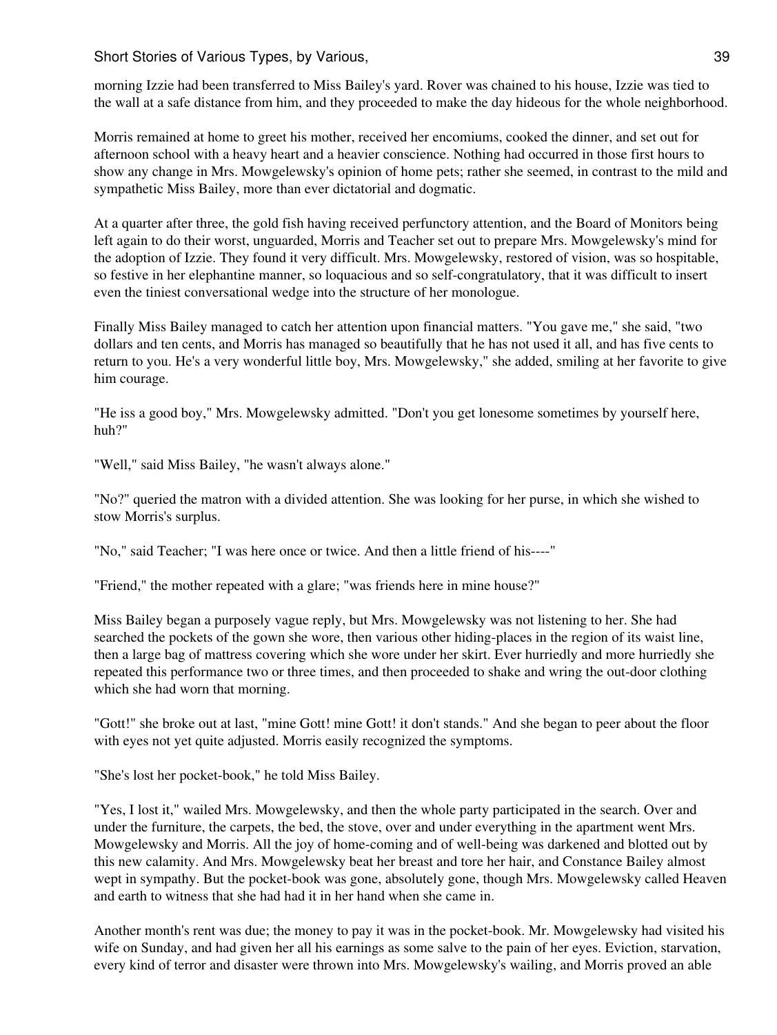morning Izzie had been transferred to Miss Bailey's yard. Rover was chained to his house, Izzie was tied to the wall at a safe distance from him, and they proceeded to make the day hideous for the whole neighborhood.

Morris remained at home to greet his mother, received her encomiums, cooked the dinner, and set out for afternoon school with a heavy heart and a heavier conscience. Nothing had occurred in those first hours to show any change in Mrs. Mowgelewsky's opinion of home pets; rather she seemed, in contrast to the mild and sympathetic Miss Bailey, more than ever dictatorial and dogmatic.

At a quarter after three, the gold fish having received perfunctory attention, and the Board of Monitors being left again to do their worst, unguarded, Morris and Teacher set out to prepare Mrs. Mowgelewsky's mind for the adoption of Izzie. They found it very difficult. Mrs. Mowgelewsky, restored of vision, was so hospitable, so festive in her elephantine manner, so loquacious and so self-congratulatory, that it was difficult to insert even the tiniest conversational wedge into the structure of her monologue.

Finally Miss Bailey managed to catch her attention upon financial matters. "You gave me," she said, "two dollars and ten cents, and Morris has managed so beautifully that he has not used it all, and has five cents to return to you. He's a very wonderful little boy, Mrs. Mowgelewsky," she added, smiling at her favorite to give him courage.

"He iss a good boy," Mrs. Mowgelewsky admitted. "Don't you get lonesome sometimes by yourself here, huh?"

"Well," said Miss Bailey, "he wasn't always alone."

"No?" queried the matron with a divided attention. She was looking for her purse, in which she wished to stow Morris's surplus.

"No," said Teacher; "I was here once or twice. And then a little friend of his----"

"Friend," the mother repeated with a glare; "was friends here in mine house?"

Miss Bailey began a purposely vague reply, but Mrs. Mowgelewsky was not listening to her. She had searched the pockets of the gown she wore, then various other hiding-places in the region of its waist line, then a large bag of mattress covering which she wore under her skirt. Ever hurriedly and more hurriedly she repeated this performance two or three times, and then proceeded to shake and wring the out-door clothing which she had worn that morning.

"Gott!" she broke out at last, "mine Gott! mine Gott! it don't stands." And she began to peer about the floor with eyes not yet quite adjusted. Morris easily recognized the symptoms.

"She's lost her pocket-book," he told Miss Bailey.

"Yes, I lost it," wailed Mrs. Mowgelewsky, and then the whole party participated in the search. Over and under the furniture, the carpets, the bed, the stove, over and under everything in the apartment went Mrs. Mowgelewsky and Morris. All the joy of home-coming and of well-being was darkened and blotted out by this new calamity. And Mrs. Mowgelewsky beat her breast and tore her hair, and Constance Bailey almost wept in sympathy. But the pocket-book was gone, absolutely gone, though Mrs. Mowgelewsky called Heaven and earth to witness that she had had it in her hand when she came in.

Another month's rent was due; the money to pay it was in the pocket-book. Mr. Mowgelewsky had visited his wife on Sunday, and had given her all his earnings as some salve to the pain of her eyes. Eviction, starvation, every kind of terror and disaster were thrown into Mrs. Mowgelewsky's wailing, and Morris proved an able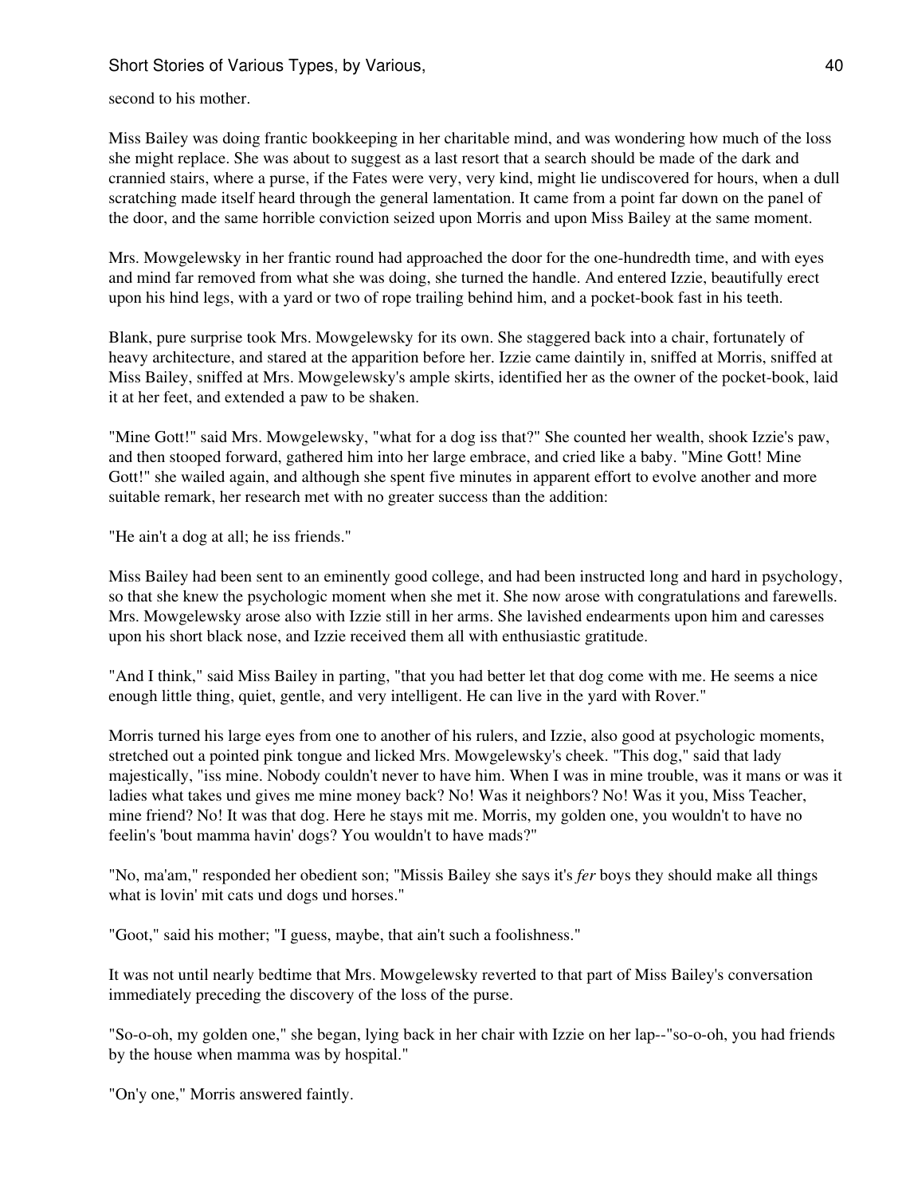second to his mother.

Miss Bailey was doing frantic bookkeeping in her charitable mind, and was wondering how much of the loss she might replace. She was about to suggest as a last resort that a search should be made of the dark and crannied stairs, where a purse, if the Fates were very, very kind, might lie undiscovered for hours, when a dull scratching made itself heard through the general lamentation. It came from a point far down on the panel of the door, and the same horrible conviction seized upon Morris and upon Miss Bailey at the same moment.

Mrs. Mowgelewsky in her frantic round had approached the door for the one-hundredth time, and with eyes and mind far removed from what she was doing, she turned the handle. And entered Izzie, beautifully erect upon his hind legs, with a yard or two of rope trailing behind him, and a pocket-book fast in his teeth.

Blank, pure surprise took Mrs. Mowgelewsky for its own. She staggered back into a chair, fortunately of heavy architecture, and stared at the apparition before her. Izzie came daintily in, sniffed at Morris, sniffed at Miss Bailey, sniffed at Mrs. Mowgelewsky's ample skirts, identified her as the owner of the pocket-book, laid it at her feet, and extended a paw to be shaken.

"Mine Gott!" said Mrs. Mowgelewsky, "what for a dog iss that?" She counted her wealth, shook Izzie's paw, and then stooped forward, gathered him into her large embrace, and cried like a baby. "Mine Gott! Mine Gott!" she wailed again, and although she spent five minutes in apparent effort to evolve another and more suitable remark, her research met with no greater success than the addition:

"He ain't a dog at all; he iss friends."

Miss Bailey had been sent to an eminently good college, and had been instructed long and hard in psychology, so that she knew the psychologic moment when she met it. She now arose with congratulations and farewells. Mrs. Mowgelewsky arose also with Izzie still in her arms. She lavished endearments upon him and caresses upon his short black nose, and Izzie received them all with enthusiastic gratitude.

"And I think," said Miss Bailey in parting, "that you had better let that dog come with me. He seems a nice enough little thing, quiet, gentle, and very intelligent. He can live in the yard with Rover."

Morris turned his large eyes from one to another of his rulers, and Izzie, also good at psychologic moments, stretched out a pointed pink tongue and licked Mrs. Mowgelewsky's cheek. "This dog," said that lady majestically, "iss mine. Nobody couldn't never to have him. When I was in mine trouble, was it mans or was it ladies what takes und gives me mine money back? No! Was it neighbors? No! Was it you, Miss Teacher, mine friend? No! It was that dog. Here he stays mit me. Morris, my golden one, you wouldn't to have no feelin's 'bout mamma havin' dogs? You wouldn't to have mads?"

"No, ma'am," responded her obedient son; "Missis Bailey she says it's *fer* boys they should make all things what is lovin' mit cats und dogs und horses."

"Goot," said his mother; "I guess, maybe, that ain't such a foolishness."

It was not until nearly bedtime that Mrs. Mowgelewsky reverted to that part of Miss Bailey's conversation immediately preceding the discovery of the loss of the purse.

"So-o-oh, my golden one," she began, lying back in her chair with Izzie on her lap--"so-o-oh, you had friends by the house when mamma was by hospital."

"On'y one," Morris answered faintly.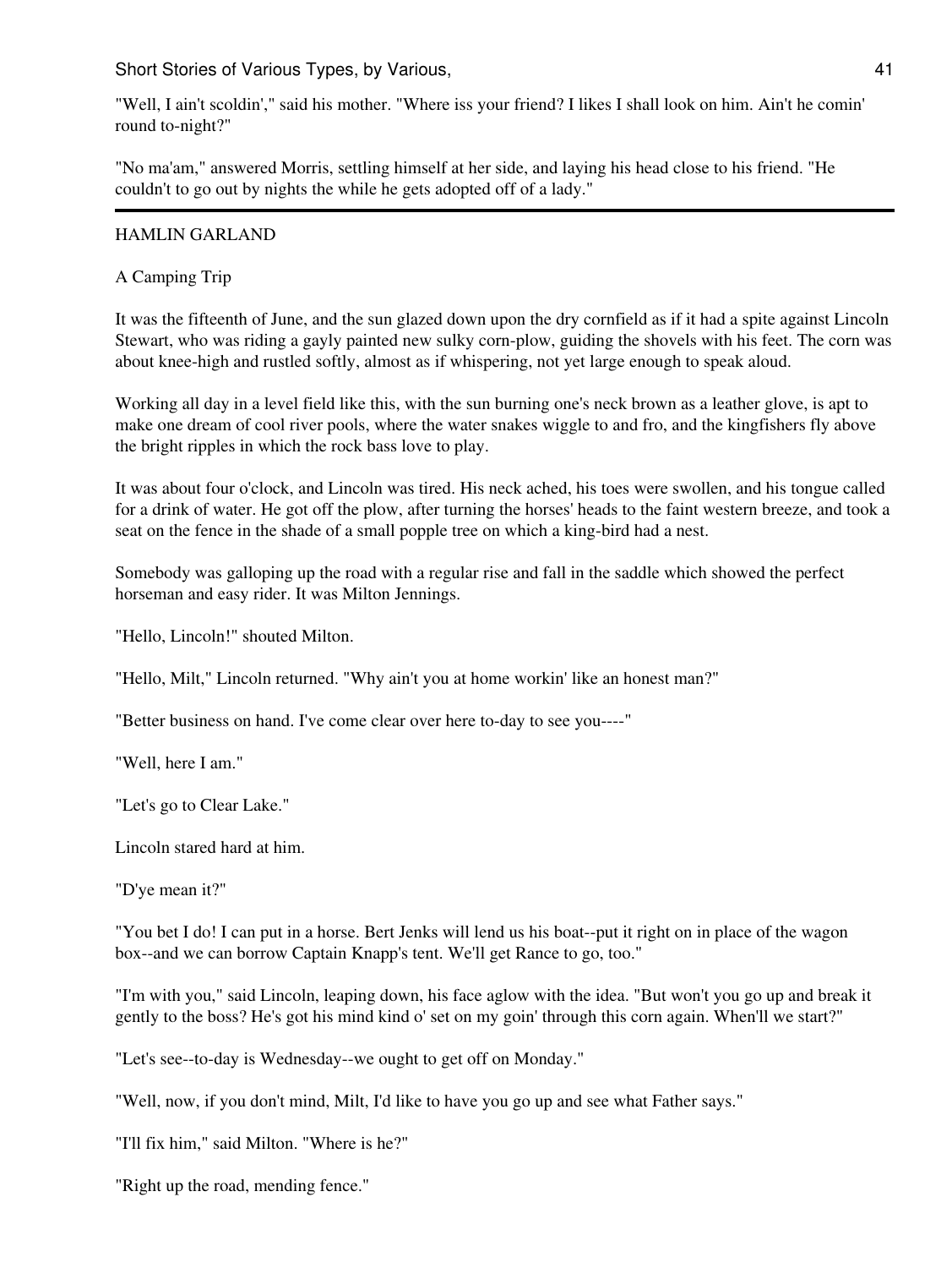"Well, I ain't scoldin'," said his mother. "Where iss your friend? I likes I shall look on him. Ain't he comin' round to-night?"

"No ma'am," answered Morris, settling himself at her side, and laying his head close to his friend. "He couldn't to go out by nights the while he gets adopted off of a lady."

---

HAMLIN GARLAND

A Camping Trip

It was the fifteenth of June, and the sun glazed down upon the dry cornfield as if it had a spite against Lincoln Stewart, who was riding a gayly painted new sulky corn-plow, guiding the shovels with his feet. The corn was about knee-high and rustled softly, almost as if whispering, not yet large enough to speak aloud.

Working all day in a level field like this, with the sun burning one's neck brown as a leather glove, is apt to make one dream of cool river pools, where the water snakes wiggle to and fro, and the kingfishers fly above the bright ripples in which the rock bass love to play.

It was about four o'clock, and Lincoln was tired. His neck ached, his toes were swollen, and his tongue called for a drink of water. He got off the plow, after turning the horses' heads to the faint western breeze, and took a seat on the fence in the shade of a small popple tree on which a king-bird had a nest.

Somebody was galloping up the road with a regular rise and fall in the saddle which showed the perfect horseman and easy rider. It was Milton Jennings.

"Hello, Lincoln!" shouted Milton.

"Hello, Milt," Lincoln returned. "Why ain't you at home workin' like an honest man?"

"Better business on hand. I've come clear over here to-day to see you----"

"Well, here I am."

"Let's go to Clear Lake."

Lincoln stared hard at him.

"D'ye mean it?"

"You bet I do! I can put in a horse. Bert Jenks will lend us his boat--put it right on in place of the wagon box--and we can borrow Captain Knapp's tent. We'll get Rance to go, too."

"I'm with you," said Lincoln, leaping down, his face aglow with the idea. "But won't you go up and break it gently to the boss? He's got his mind kind o' set on my goin' through this corn again. When'll we start?"

"Let's see--to-day is Wednesday--we ought to get off on Monday."

"Well, now, if you don't mind, Milt, I'd like to have you go up and see what Father says."

"I'll fix him," said Milton. "Where is he?"

"Right up the road, mending fence."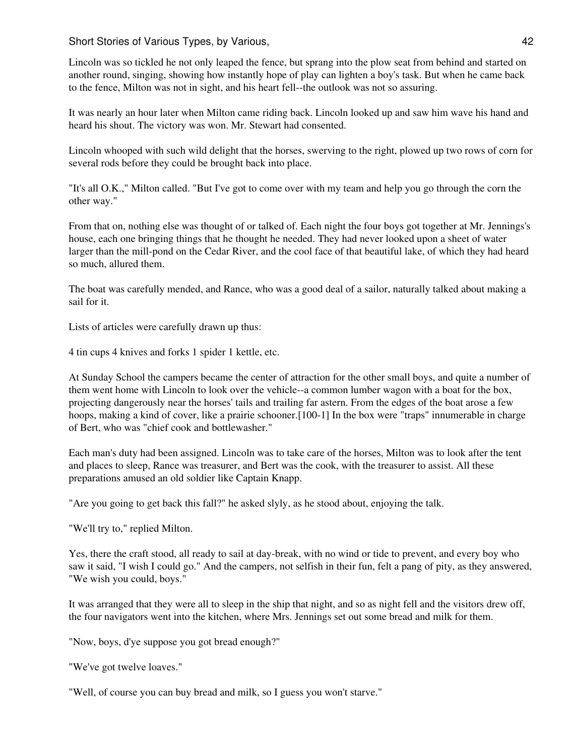Lincoln was so tickled he not only leaped the fence, but sprang into the plow seat from behind and started on another round, singing, showing how instantly hope of play can lighten a boy's task. But when he came back to the fence, Milton was not in sight, and his heart fell--the outlook was not so assuring.

It was nearly an hour later when Milton came riding back. Lincoln looked up and saw him wave his hand and heard his shout. The victory was won. Mr. Stewart had consented.

Lincoln whooped with such wild delight that the horses, swerving to the right, plowed up two rows of corn for several rods before they could be brought back into place.

"It's all O.K.," Milton called. "But I've got to come over with my team and help you go through the corn the other way."

From that on, nothing else was thought of or talked of. Each night the four boys got together at Mr. Jennings's house, each one bringing things that he thought he needed. They had never looked upon a sheet of water larger than the mill-pond on the Cedar River, and the cool face of that beautiful lake, of which they had heard so much, allured them.

The boat was carefully mended, and Rance, who was a good deal of a sailor, naturally talked about making a sail for it.

Lists of articles were carefully drawn up thus:

4 tin cups 4 knives and forks 1 spider 1 kettle, etc.

At Sunday School the campers became the center of attraction for the other small boys, and quite a number of them went home with Lincoln to look over the vehicle--a common lumber wagon with a boat for the box, projecting dangerously near the horses' tails and trailing far astern. From the edges of the boat arose a few hoops, making a kind of cover, like a prairie schooner.[100-1] In the box were "traps" innumerable in charge of Bert, who was "chief cook and bottlewasher."

Each man's duty had been assigned. Lincoln was to take care of the horses, Milton was to look after the tent and places to sleep, Rance was treasurer, and Bert was the cook, with the treasurer to assist. All these preparations amused an old soldier like Captain Knapp.

"Are you going to get back this fall?" he asked slyly, as he stood about, enjoying the talk.

"We'll try to," replied Milton.

Yes, there the craft stood, all ready to sail at day-break, with no wind or tide to prevent, and every boy who saw it said, "I wish I could go." And the campers, not selfish in their fun, felt a pang of pity, as they answered, "We wish you could, boys."

It was arranged that they were all to sleep in the ship that night, and so as night fell and the visitors drew off, the four navigators went into the kitchen, where Mrs. Jennings set out some bread and milk for them.

"Now, boys, d'ye suppose you got bread enough?"

"We've got twelve loaves."

"Well, of course you can buy bread and milk, so I guess you won't starve."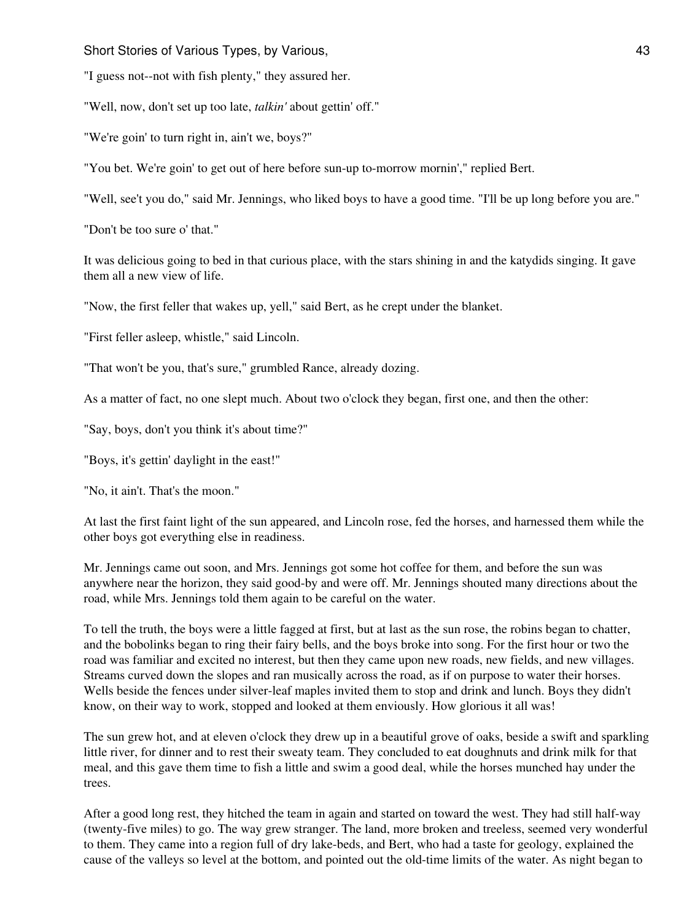"I guess not--not with fish plenty," they assured her.

"Well, now, don't set up too late, *talkin'* about gettin' off."

"We're goin' to turn right in, ain't we, boys?"

"You bet. We're goin' to get out of here before sun-up to-morrow mornin'," replied Bert.

"Well, see't you do," said Mr. Jennings, who liked boys to have a good time. "I'll be up long before you are."

"Don't be too sure o' that."

It was delicious going to bed in that curious place, with the stars shining in and the katydids singing. It gave them all a new view of life.

"Now, the first feller that wakes up, yell," said Bert, as he crept under the blanket.

"First feller asleep, whistle," said Lincoln.

"That won't be you, that's sure," grumbled Rance, already dozing.

As a matter of fact, no one slept much. About two o'clock they began, first one, and then the other:

"Say, boys, don't you think it's about time?"

"Boys, it's gettin' daylight in the east!"

"No, it ain't. That's the moon."

At last the first faint light of the sun appeared, and Lincoln rose, fed the horses, and harnessed them while the other boys got everything else in readiness.

Mr. Jennings came out soon, and Mrs. Jennings got some hot coffee for them, and before the sun was anywhere near the horizon, they said good-by and were off. Mr. Jennings shouted many directions about the road, while Mrs. Jennings told them again to be careful on the water.

To tell the truth, the boys were a little fagged at first, but at last as the sun rose, the robins began to chatter, and the bobolinks began to ring their fairy bells, and the boys broke into song. For the first hour or two the road was familiar and excited no interest, but then they came upon new roads, new fields, and new villages. Streams curved down the slopes and ran musically across the road, as if on purpose to water their horses. Wells beside the fences under silver-leaf maples invited them to stop and drink and lunch. Boys they didn't know, on their way to work, stopped and looked at them enviously. How glorious it all was!

The sun grew hot, and at eleven o'clock they drew up in a beautiful grove of oaks, beside a swift and sparkling little river, for dinner and to rest their sweaty team. They concluded to eat doughnuts and drink milk for that meal, and this gave them time to fish a little and swim a good deal, while the horses munched hay under the trees.

After a good long rest, they hitched the team in again and started on toward the west. They had still half-way (twenty-five miles) to go. The way grew stranger. The land, more broken and treeless, seemed very wonderful to them. They came into a region full of dry lake-beds, and Bert, who had a taste for geology, explained the cause of the valleys so level at the bottom, and pointed out the old-time limits of the water. As night began to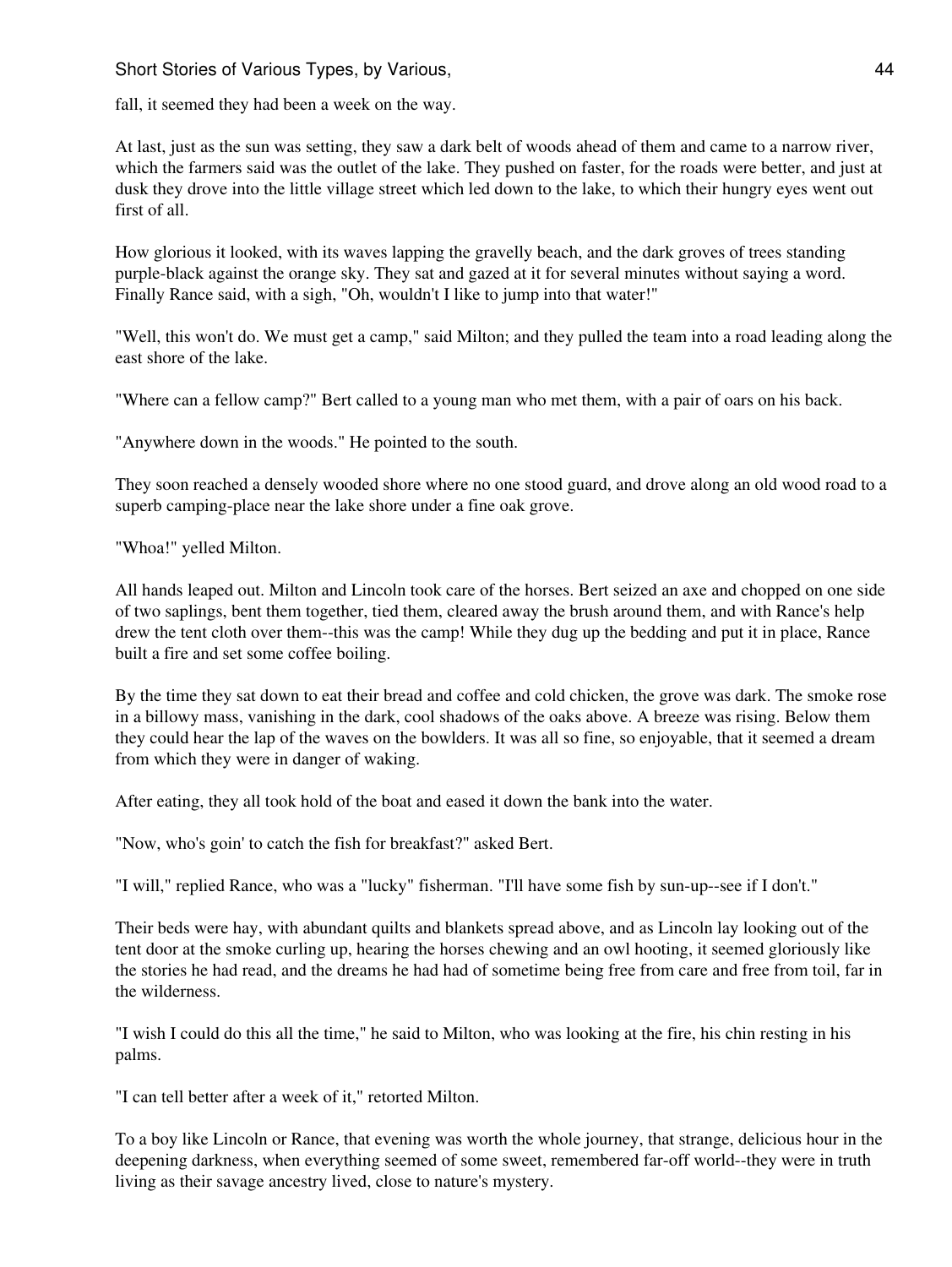fall, it seemed they had been a week on the way.

At last, just as the sun was setting, they saw a dark belt of woods ahead of them and came to a narrow river, which the farmers said was the outlet of the lake. They pushed on faster, for the roads were better, and just at dusk they drove into the little village street which led down to the lake, to which their hungry eyes went out first of all.

How glorious it looked, with its waves lapping the gravelly beach, and the dark groves of trees standing purple-black against the orange sky. They sat and gazed at it for several minutes without saying a word. Finally Rance said, with a sigh, "Oh, wouldn't I like to jump into that water!"

"Well, this won't do. We must get a camp," said Milton; and they pulled the team into a road leading along the east shore of the lake.

"Where can a fellow camp?" Bert called to a young man who met them, with a pair of oars on his back.

"Anywhere down in the woods." He pointed to the south.

They soon reached a densely wooded shore where no one stood guard, and drove along an old wood road to a superb camping-place near the lake shore under a fine oak grove.

"Whoa!" yelled Milton.

All hands leaped out. Milton and Lincoln took care of the horses. Bert seized an axe and chopped on one side of two saplings, bent them together, tied them, cleared away the brush around them, and with Rance's help drew the tent cloth over them--this was the camp! While they dug up the bedding and put it in place, Rance built a fire and set some coffee boiling.

By the time they sat down to eat their bread and coffee and cold chicken, the grove was dark. The smoke rose in a billowy mass, vanishing in the dark, cool shadows of the oaks above. A breeze was rising. Below them they could hear the lap of the waves on the bowlders. It was all so fine, so enjoyable, that it seemed a dream from which they were in danger of waking.

After eating, they all took hold of the boat and eased it down the bank into the water.

"Now, who's goin' to catch the fish for breakfast?" asked Bert.

"I will," replied Rance, who was a "lucky" fisherman. "I'll have some fish by sun-up--see if I don't."

Their beds were hay, with abundant quilts and blankets spread above, and as Lincoln lay looking out of the tent door at the smoke curling up, hearing the horses chewing and an owl hooting, it seemed gloriously like the stories he had read, and the dreams he had had of sometime being free from care and free from toil, far in the wilderness.

"I wish I could do this all the time," he said to Milton, who was looking at the fire, his chin resting in his palms.

"I can tell better after a week of it," retorted Milton.

To a boy like Lincoln or Rance, that evening was worth the whole journey, that strange, delicious hour in the deepening darkness, when everything seemed of some sweet, remembered far-off world--they were in truth living as their savage ancestry lived, close to nature's mystery.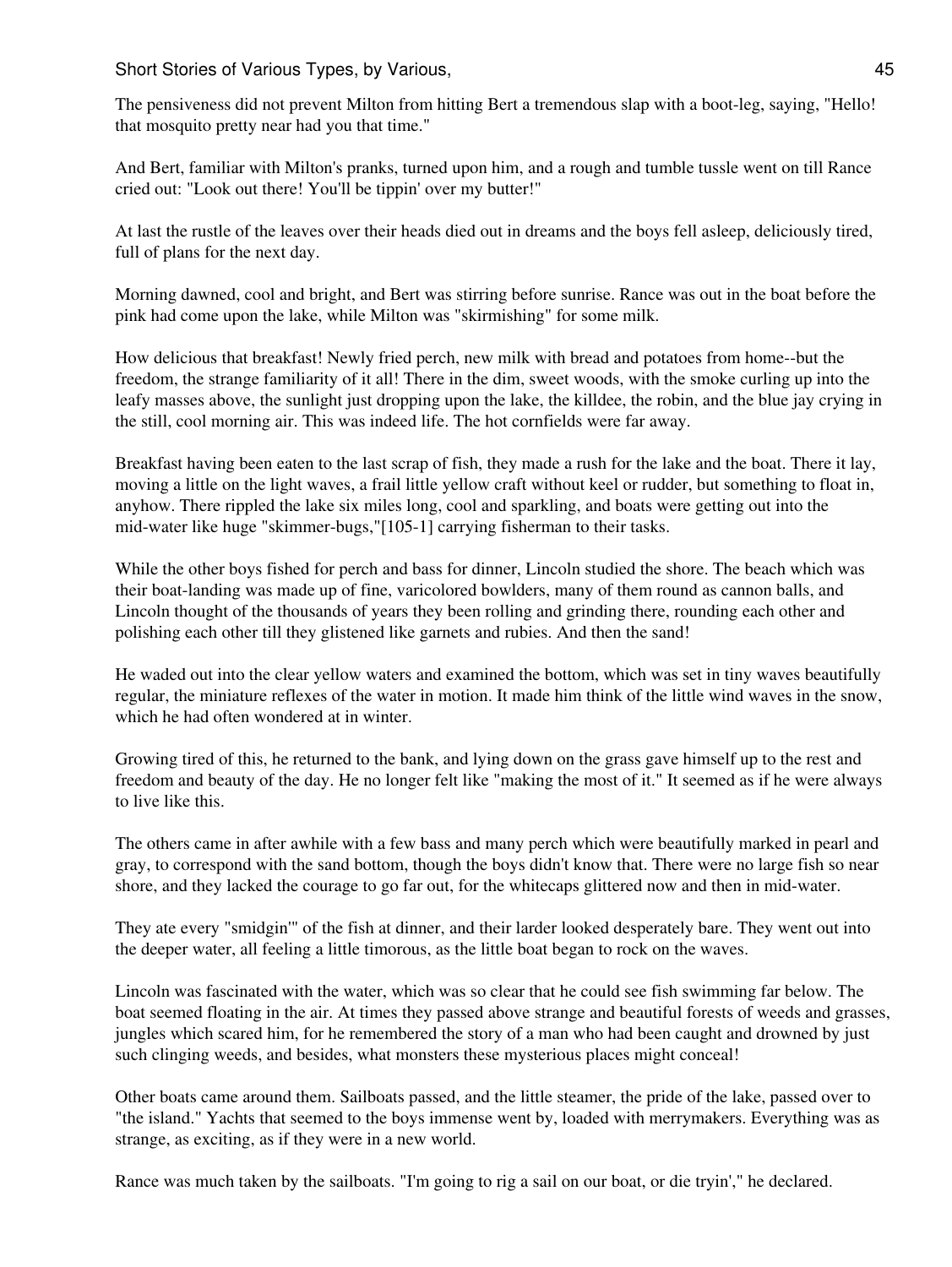The pensiveness did not prevent Milton from hitting Bert a tremendous slap with a boot-leg, saying, "Hello! that mosquito pretty near had you that time."

And Bert, familiar with Milton's pranks, turned upon him, and a rough and tumble tussle went on till Rance cried out: "Look out there! You'll be tippin' over my butter!"

At last the rustle of the leaves over their heads died out in dreams and the boys fell asleep, deliciously tired, full of plans for the next day.

Morning dawned, cool and bright, and Bert was stirring before sunrise. Rance was out in the boat before the pink had come upon the lake, while Milton was "skirmishing" for some milk.

How delicious that breakfast! Newly fried perch, new milk with bread and potatoes from home--but the freedom, the strange familiarity of it all! There in the dim, sweet woods, with the smoke curling up into the leafy masses above, the sunlight just dropping upon the lake, the killdee, the robin, and the blue jay crying in the still, cool morning air. This was indeed life. The hot cornfields were far away.

Breakfast having been eaten to the last scrap of fish, they made a rush for the lake and the boat. There it lay, moving a little on the light waves, a frail little yellow craft without keel or rudder, but something to float in, anyhow. There rippled the lake six miles long, cool and sparkling, and boats were getting out into the mid-water like huge "skimmer-bugs,"[105-1] carrying fisherman to their tasks.

While the other boys fished for perch and bass for dinner, Lincoln studied the shore. The beach which was their boat-landing was made up of fine, varicolored bowlders, many of them round as cannon balls, and Lincoln thought of the thousands of years they been rolling and grinding there, rounding each other and polishing each other till they glistened like garnets and rubies. And then the sand!

He waded out into the clear yellow waters and examined the bottom, which was set in tiny waves beautifully regular, the miniature reflexes of the water in motion. It made him think of the little wind waves in the snow, which he had often wondered at in winter.

Growing tired of this, he returned to the bank, and lying down on the grass gave himself up to the rest and freedom and beauty of the day. He no longer felt like "making the most of it." It seemed as if he were always to live like this.

The others came in after awhile with a few bass and many perch which were beautifully marked in pearl and gray, to correspond with the sand bottom, though the boys didn't know that. There were no large fish so near shore, and they lacked the courage to go far out, for the whitecaps glittered now and then in mid-water.

They ate every "smidgin'" of the fish at dinner, and their larder looked desperately bare. They went out into the deeper water, all feeling a little timorous, as the little boat began to rock on the waves.

Lincoln was fascinated with the water, which was so clear that he could see fish swimming far below. The boat seemed floating in the air. At times they passed above strange and beautiful forests of weeds and grasses, jungles which scared him, for he remembered the story of a man who had been caught and drowned by just such clinging weeds, and besides, what monsters these mysterious places might conceal!

Other boats came around them. Sailboats passed, and the little steamer, the pride of the lake, passed over to "the island." Yachts that seemed to the boys immense went by, loaded with merrymakers. Everything was as strange, as exciting, as if they were in a new world.

Rance was much taken by the sailboats. "I'm going to rig a sail on our boat, or die tryin'," he declared.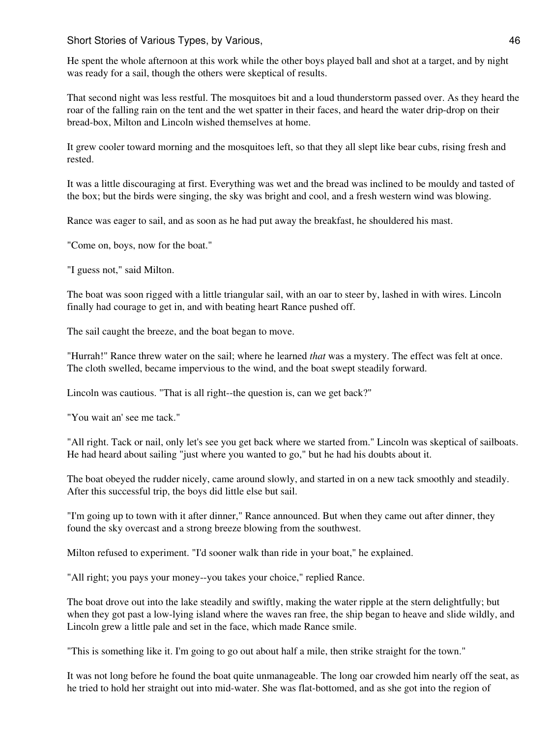He spent the whole afternoon at this work while the other boys played ball and shot at a target, and by night was ready for a sail, though the others were skeptical of results.

That second night was less restful. The mosquitoes bit and a loud thunderstorm passed over. As they heard the roar of the falling rain on the tent and the wet spatter in their faces, and heard the water drip-drop on their bread-box, Milton and Lincoln wished themselves at home.

It grew cooler toward morning and the mosquitoes left, so that they all slept like bear cubs, rising fresh and rested.

It was a little discouraging at first. Everything was wet and the bread was inclined to be mouldy and tasted of the box; but the birds were singing, the sky was bright and cool, and a fresh western wind was blowing.

Rance was eager to sail, and as soon as he had put away the breakfast, he shouldered his mast.

"Come on, boys, now for the boat."

"I guess not," said Milton.

The boat was soon rigged with a little triangular sail, with an oar to steer by, lashed in with wires. Lincoln finally had courage to get in, and with beating heart Rance pushed off.

The sail caught the breeze, and the boat began to move.

"Hurrah!" Rance threw water on the sail; where he learned *that* was a mystery. The effect was felt at once. The cloth swelled, became impervious to the wind, and the boat swept steadily forward.

Lincoln was cautious. "That is all right--the question is, can we get back?"

"You wait an' see me tack."

"All right. Tack or nail, only let's see you get back where we started from." Lincoln was skeptical of sailboats. He had heard about sailing "just where you wanted to go," but he had his doubts about it.

The boat obeyed the rudder nicely, came around slowly, and started in on a new tack smoothly and steadily. After this successful trip, the boys did little else but sail.

"I'm going up to town with it after dinner," Rance announced. But when they came out after dinner, they found the sky overcast and a strong breeze blowing from the southwest.

Milton refused to experiment. "I'd sooner walk than ride in your boat," he explained.

"All right; you pays your money--you takes your choice," replied Rance.

The boat drove out into the lake steadily and swiftly, making the water ripple at the stern delightfully; but when they got past a low-lying island where the waves ran free, the ship began to heave and slide wildly, and Lincoln grew a little pale and set in the face, which made Rance smile.

"This is something like it. I'm going to go out about half a mile, then strike straight for the town."

It was not long before he found the boat quite unmanageable. The long oar crowded him nearly off the seat, as he tried to hold her straight out into mid-water. She was flat-bottomed, and as she got into the region of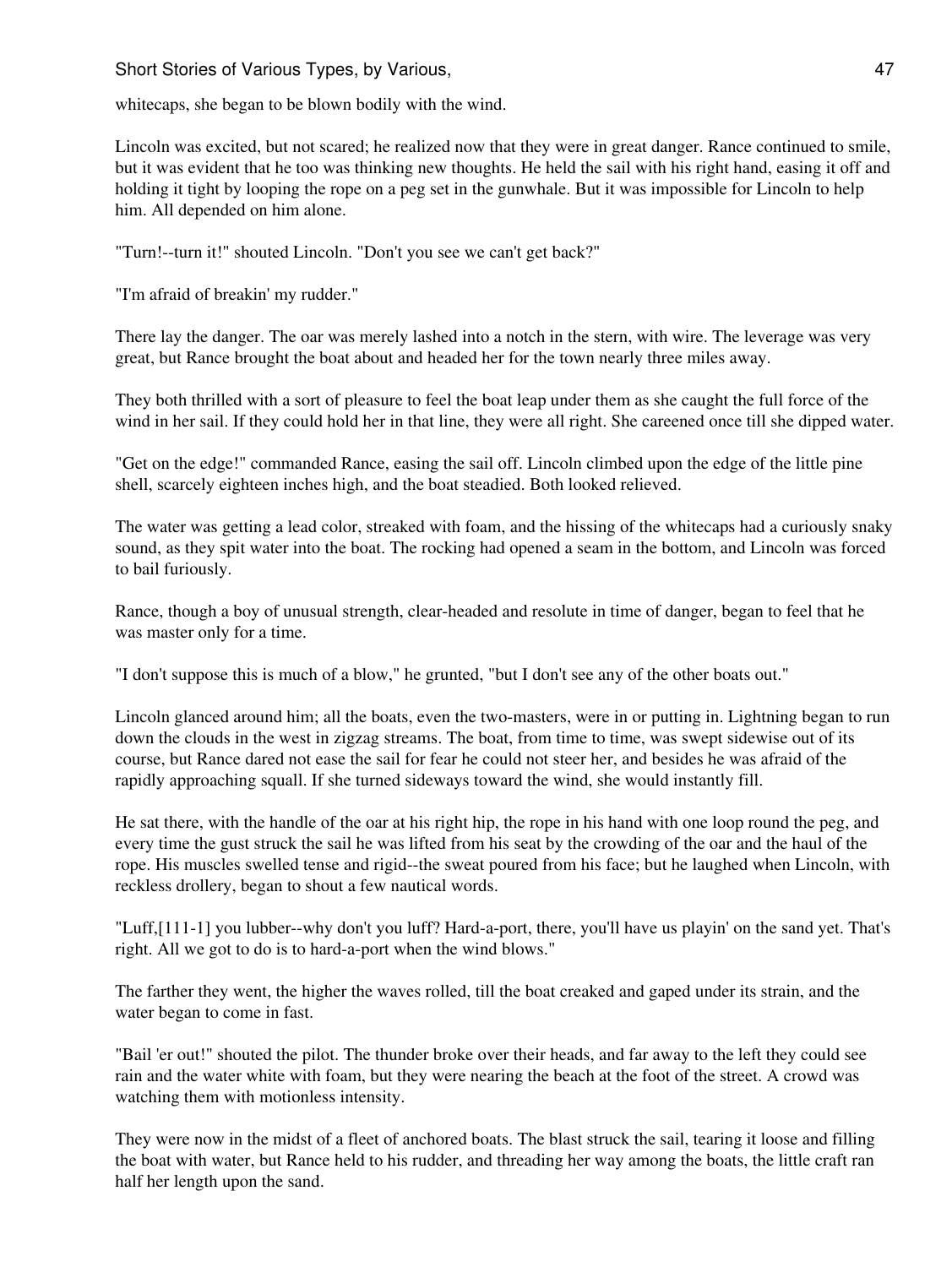whitecaps, she began to be blown bodily with the wind.

Lincoln was excited, but not scared; he realized now that they were in great danger. Rance continued to smile, but it was evident that he too was thinking new thoughts. He held the sail with his right hand, easing it off and holding it tight by looping the rope on a peg set in the gunwhale. But it was impossible for Lincoln to help him. All depended on him alone.

"Turn!--turn it!" shouted Lincoln. "Don't you see we can't get back?"

"I'm afraid of breakin' my rudder."

There lay the danger. The oar was merely lashed into a notch in the stern, with wire. The leverage was very great, but Rance brought the boat about and headed her for the town nearly three miles away.

They both thrilled with a sort of pleasure to feel the boat leap under them as she caught the full force of the wind in her sail. If they could hold her in that line, they were all right. She careened once till she dipped water.

"Get on the edge!" commanded Rance, easing the sail off. Lincoln climbed upon the edge of the little pine shell, scarcely eighteen inches high, and the boat steadied. Both looked relieved.

The water was getting a lead color, streaked with foam, and the hissing of the whitecaps had a curiously snaky sound, as they spit water into the boat. The rocking had opened a seam in the bottom, and Lincoln was forced to bail furiously.

Rance, though a boy of unusual strength, clear-headed and resolute in time of danger, began to feel that he was master only for a time.

"I don't suppose this is much of a blow," he grunted, "but I don't see any of the other boats out."

Lincoln glanced around him; all the boats, even the two-masters, were in or putting in. Lightning began to run down the clouds in the west in zigzag streams. The boat, from time to time, was swept sidewise out of its course, but Rance dared not ease the sail for fear he could not steer her, and besides he was afraid of the rapidly approaching squall. If she turned sideways toward the wind, she would instantly fill.

He sat there, with the handle of the oar at his right hip, the rope in his hand with one loop round the peg, and every time the gust struck the sail he was lifted from his seat by the crowding of the oar and the haul of the rope. His muscles swelled tense and rigid--the sweat poured from his face; but he laughed when Lincoln, with reckless drollery, began to shout a few nautical words.

"Luff,[111-1] you lubber--why don't you luff? Hard-a-port, there, you'll have us playin' on the sand yet. That's right. All we got to do is to hard-a-port when the wind blows."

The farther they went, the higher the waves rolled, till the boat creaked and gaped under its strain, and the water began to come in fast.

"Bail 'er out!" shouted the pilot. The thunder broke over their heads, and far away to the left they could see rain and the water white with foam, but they were nearing the beach at the foot of the street. A crowd was watching them with motionless intensity.

They were now in the midst of a fleet of anchored boats. The blast struck the sail, tearing it loose and filling the boat with water, but Rance held to his rudder, and threading her way among the boats, the little craft ran half her length upon the sand.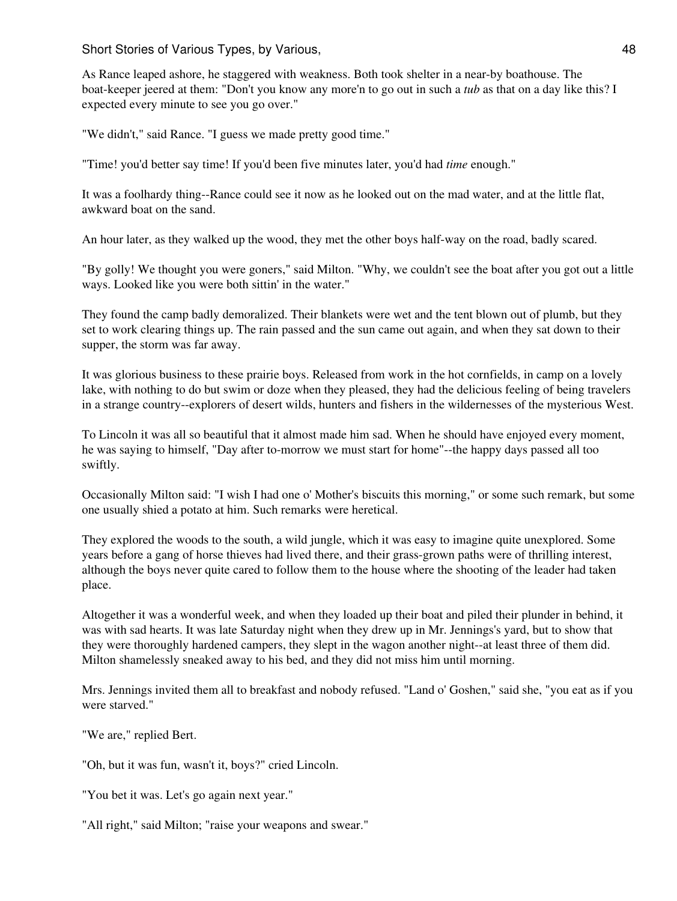As Rance leaped ashore, he staggered with weakness. Both took shelter in a near-by boathouse. The boat-keeper jeered at them: "Don't you know any more'n to go out in such a *tub* as that on a day like this? I expected every minute to see you go over."

"We didn't," said Rance. "I guess we made pretty good time."

"Time! you'd better say time! If you'd been five minutes later, you'd had *time* enough."

It was a foolhardy thing--Rance could see it now as he looked out on the mad water, and at the little flat, awkward boat on the sand.

An hour later, as they walked up the wood, they met the other boys half-way on the road, badly scared.

"By golly! We thought you were goners," said Milton. "Why, we couldn't see the boat after you got out a little ways. Looked like you were both sittin' in the water."

They found the camp badly demoralized. Their blankets were wet and the tent blown out of plumb, but they set to work clearing things up. The rain passed and the sun came out again, and when they sat down to their supper, the storm was far away.

It was glorious business to these prairie boys. Released from work in the hot cornfields, in camp on a lovely lake, with nothing to do but swim or doze when they pleased, they had the delicious feeling of being travelers in a strange country--explorers of desert wilds, hunters and fishers in the wildernesses of the mysterious West.

To Lincoln it was all so beautiful that it almost made him sad. When he should have enjoyed every moment, he was saying to himself, "Day after to-morrow we must start for home"--the happy days passed all too swiftly.

Occasionally Milton said: "I wish I had one o' Mother's biscuits this morning," or some such remark, but some one usually shied a potato at him. Such remarks were heretical.

They explored the woods to the south, a wild jungle, which it was easy to imagine quite unexplored. Some years before a gang of horse thieves had lived there, and their grass-grown paths were of thrilling interest, although the boys never quite cared to follow them to the house where the shooting of the leader had taken place.

Altogether it was a wonderful week, and when they loaded up their boat and piled their plunder in behind, it was with sad hearts. It was late Saturday night when they drew up in Mr. Jennings's yard, but to show that they were thoroughly hardened campers, they slept in the wagon another night--at least three of them did. Milton shamelessly sneaked away to his bed, and they did not miss him until morning.

Mrs. Jennings invited them all to breakfast and nobody refused. "Land o' Goshen," said she, "you eat as if you were starved."

"We are," replied Bert.

"Oh, but it was fun, wasn't it, boys?" cried Lincoln.

"You bet it was. Let's go again next year."

"All right," said Milton; "raise your weapons and swear."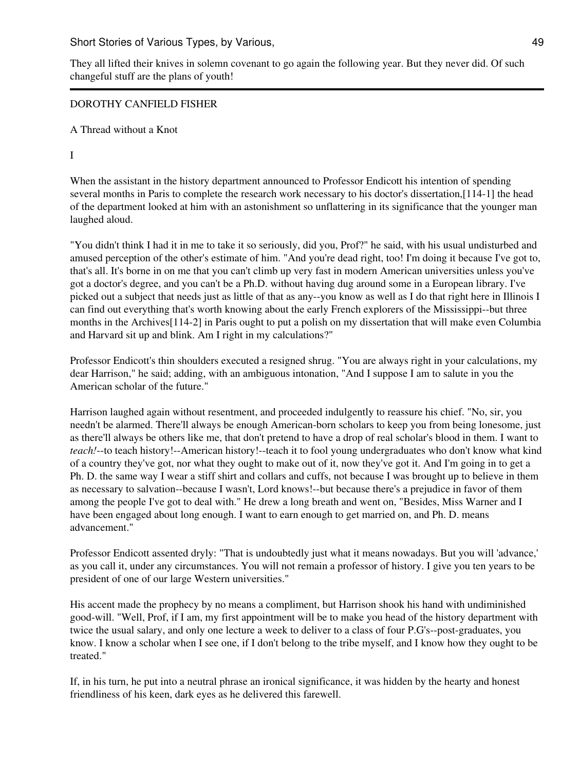They all lifted their knives in solemn covenant to go again the following year. But they never did. Of such changeful stuff are the plans of youth!

---

DOROTHY CANFIELD FISHER

## A Thread without a Knot

### I

When the assistant in the history department announced to Professor Endicott his intention of spending several months in Paris to complete the research work necessary to his doctor's dissertation,[114-1] the head of the department looked at him with an astonishment so unflattering in its significance that the younger man laughed aloud.

"You didn't think I had it in me to take it so seriously, did you, Prof?" he said, with his usual undisturbed and amused perception of the other's estimate of him. "And you're dead right, too! I'm doing it because I've got to, that's all. It's borne in on me that you can't climb up very fast in modern American universities unless you've got a doctor's degree, and you can't be a Ph.D. without having dug around some in a European library. I've picked out a subject that needs just as little of that as any--you know as well as I do that right here in Illinois I can find out everything that's worth knowing about the early French explorers of the Mississippi--but three months in the Archives[114-2] in Paris ought to put a polish on my dissertation that will make even Columbia and Harvard sit up and blink. Am I right in my calculations?"

Professor Endicott's thin shoulders executed a resigned shrug. "You are always right in your calculations, my dear Harrison," he said; adding, with an ambiguous intonation, "And I suppose I am to salute in you the American scholar of the future."

Harrison laughed again without resentment, and proceeded indulgently to reassure his chief. "No, sir, you needn't be alarmed. There'll always be enough American-born scholars to keep you from being lonesome, just as there'll always be others like me, that don't pretend to have a drop of real scholar's blood in them. I want to *teach!*--to teach history!--American history!--teach it to fool young undergraduates who don't know what kind of a country they've got, nor what they ought to make out of it, now they've got it. And I'm going in to get a Ph. D. the same way I wear a stiff shirt and collars and cuffs, not because I was brought up to believe in them as necessary to salvation--because I wasn't, Lord knows!--but because there's a prejudice in favor of them among the people I've got to deal with." He drew a long breath and went on, "Besides, Miss Warner and I have been engaged about long enough. I want to earn enough to get married on, and Ph. D. means advancement."

Professor Endicott assented dryly: "That is undoubtedly just what it means nowadays. But you will 'advance,' as you call it, under any circumstances. You will not remain a professor of history. I give you ten years to be president of one of our large Western universities."

His accent made the prophecy by no means a compliment, but Harrison shook his hand with undiminished good-will. "Well, Prof, if I am, my first appointment will be to make you head of the history department with twice the usual salary, and only one lecture a week to deliver to a class of four P.G's--post-graduates, you know. I know a scholar when I see one, if I don't belong to the tribe myself, and I know how they ought to be treated."

If, in his turn, he put into a neutral phrase an ironical significance, it was hidden by the hearty and honest friendliness of his keen, dark eyes as he delivered this farewell.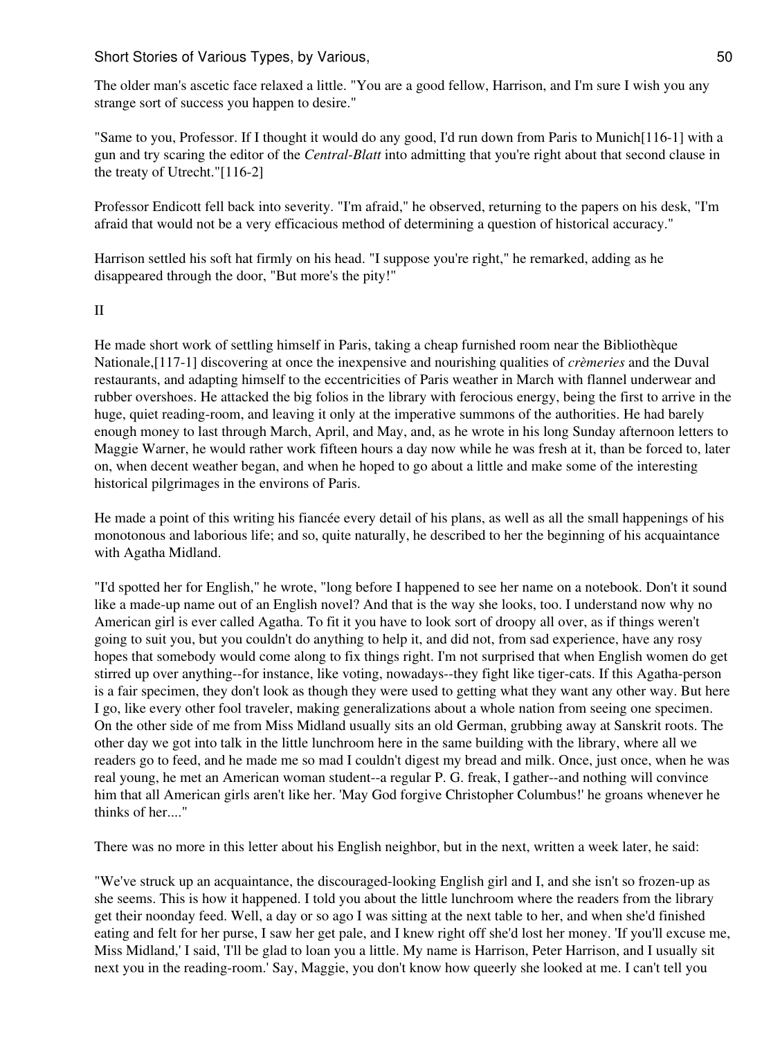The older man's ascetic face relaxed a little. "You are a good fellow, Harrison, and I'm sure I wish you any strange sort of success you happen to desire."

"Same to you, Professor. If I thought it would do any good, I'd run down from Paris to Munich[116-1] with a gun and try scaring the editor of the *Central-Blatt* into admitting that you're right about that second clause in the treaty of Utrecht."[116-2]

Professor Endicott fell back into severity. "I'm afraid," he observed, returning to the papers on his desk, "I'm afraid that would not be a very efficacious method of determining a question of historical accuracy."

Harrison settled his soft hat firmly on his head. "I suppose you're right," he remarked, adding as he disappeared through the door, "But more's the pity!"

II

He made short work of settling himself in Paris, taking a cheap furnished room near the Bibliothèque Nationale,[117-1] discovering at once the inexpensive and nourishing qualities of *crèmeries* and the Duval restaurants, and adapting himself to the eccentricities of Paris weather in March with flannel underwear and rubber overshoes. He attacked the big folios in the library with ferocious energy, being the first to arrive in the huge, quiet reading-room, and leaving it only at the imperative summons of the authorities. He had barely enough money to last through March, April, and May, and, as he wrote in his long Sunday afternoon letters to Maggie Warner, he would rather work fifteen hours a day now while he was fresh at it, than be forced to, later on, when decent weather began, and when he hoped to go about a little and make some of the interesting historical pilgrimages in the environs of Paris.

He made a point of this writing his fiancée every detail of his plans, as well as all the small happenings of his monotonous and laborious life; and so, quite naturally, he described to her the beginning of his acquaintance with Agatha Midland.

"I'd spotted her for English," he wrote, "long before I happened to see her name on a notebook. Don't it sound like a made-up name out of an English novel? And that is the way she looks, too. I understand now why no American girl is ever called Agatha. To fit it you have to look sort of droopy all over, as if things weren't going to suit you, but you couldn't do anything to help it, and did not, from sad experience, have any rosy hopes that somebody would come along to fix things right. I'm not surprised that when English women do get stirred up over anything--for instance, like voting, nowadays--they fight like tiger-cats. If this Agatha-person is a fair specimen, they don't look as though they were used to getting what they want any other way. But here I go, like every other fool traveler, making generalizations about a whole nation from seeing one specimen. On the other side of me from Miss Midland usually sits an old German, grubbing away at Sanskrit roots. The other day we got into talk in the little lunchroom here in the same building with the library, where all we readers go to feed, and he made me so mad I couldn't digest my bread and milk. Once, just once, when he was real young, he met an American woman student--a regular P. G. freak, I gather--and nothing will convince him that all American girls aren't like her. 'May God forgive Christopher Columbus!' he groans whenever he thinks of her...."

There was no more in this letter about his English neighbor, but in the next, written a week later, he said:

"We've struck up an acquaintance, the discouraged-looking English girl and I, and she isn't so frozen-up as she seems. This is how it happened. I told you about the little lunchroom where the readers from the library get their noonday feed. Well, a day or so ago I was sitting at the next table to her, and when she'd finished eating and felt for her purse, I saw her get pale, and I knew right off she'd lost her money. 'If you'll excuse me, Miss Midland,' I said, 'I'll be glad to loan you a little. My name is Harrison, Peter Harrison, and I usually sit next you in the reading-room.' Say, Maggie, you don't know how queerly she looked at me. I can't tell you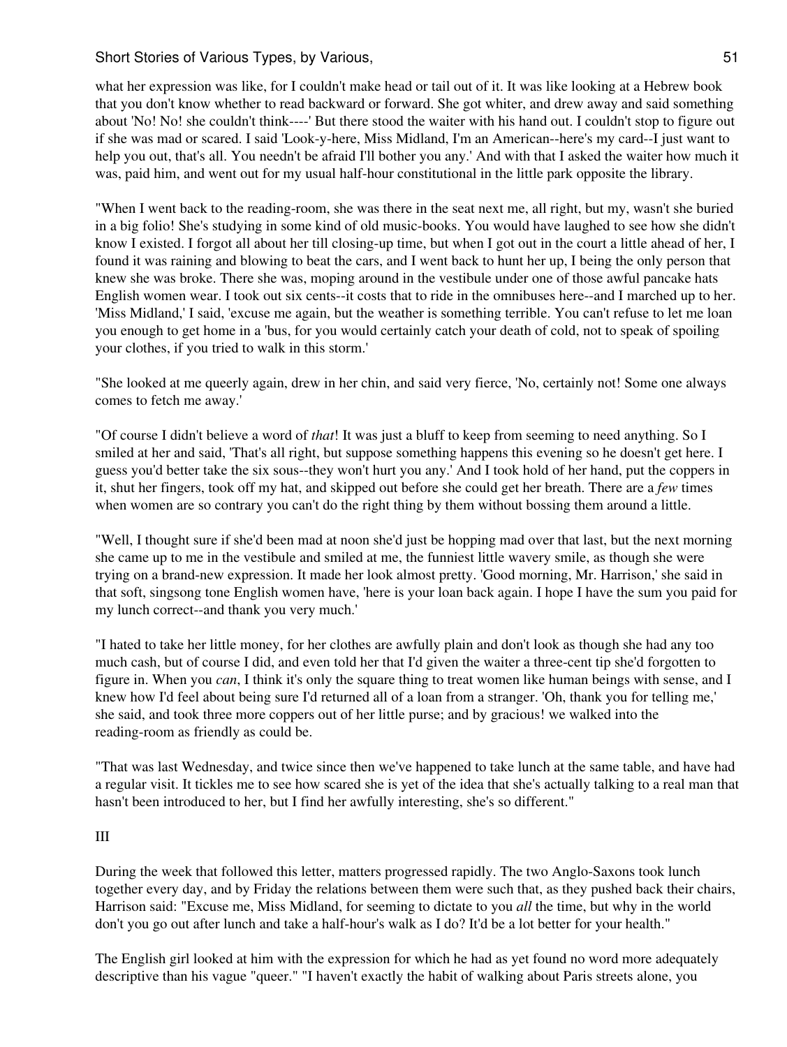what her expression was like, for I couldn't make head or tail out of it. It was like looking at a Hebrew book that you don't know whether to read backward or forward. She got whiter, and drew away and said something about 'No! No! she couldn't think----' But there stood the waiter with his hand out. I couldn't stop to figure out if she was mad or scared. I said 'Look-y-here, Miss Midland, I'm an American--here's my card--I just want to help you out, that's all. You needn't be afraid I'll bother you any.' And with that I asked the waiter how much it was, paid him, and went out for my usual half-hour constitutional in the little park opposite the library.

"When I went back to the reading-room, she was there in the seat next me, all right, but my, wasn't she buried in a big folio! She's studying in some kind of old music-books. You would have laughed to see how she didn't know I existed. I forgot all about her till closing-up time, but when I got out in the court a little ahead of her, I found it was raining and blowing to beat the cars, and I went back to hunt her up, I being the only person that knew she was broke. There she was, moping around in the vestibule under one of those awful pancake hats English women wear. I took out six cents--it costs that to ride in the omnibuses here--and I marched up to her. 'Miss Midland,' I said, 'excuse me again, but the weather is something terrible. You can't refuse to let me loan you enough to get home in a 'bus, for you would certainly catch your death of cold, not to speak of spoiling your clothes, if you tried to walk in this storm.'

"She looked at me queerly again, drew in her chin, and said very fierce, 'No, certainly not! Some one always comes to fetch me away.'

"Of course I didn't believe a word of *that*! It was just a bluff to keep from seeming to need anything. So I smiled at her and said, 'That's all right, but suppose something happens this evening so he doesn't get here. I guess you'd better take the six sous--they won't hurt you any.' And I took hold of her hand, put the coppers in it, shut her fingers, took off my hat, and skipped out before she could get her breath. There are a *few* times when women are so contrary you can't do the right thing by them without bossing them around a little.

"Well, I thought sure if she'd been mad at noon she'd just be hopping mad over that last, but the next morning she came up to me in the vestibule and smiled at me, the funniest little wavery smile, as though she were trying on a brand-new expression. It made her look almost pretty. 'Good morning, Mr. Harrison,' she said in that soft, singsong tone English women have, 'here is your loan back again. I hope I have the sum you paid for my lunch correct--and thank you very much.'

"I hated to take her little money, for her clothes are awfully plain and don't look as though she had any too much cash, but of course I did, and even told her that I'd given the waiter a three-cent tip she'd forgotten to figure in. When you *can*, I think it's only the square thing to treat women like human beings with sense, and I knew how I'd feel about being sure I'd returned all of a loan from a stranger. 'Oh, thank you for telling me,' she said, and took three more coppers out of her little purse; and by gracious! we walked into the reading-room as friendly as could be.

"That was last Wednesday, and twice since then we've happened to take lunch at the same table, and have had a regular visit. It tickles me to see how scared she is yet of the idea that she's actually talking to a real man that hasn't been introduced to her, but I find her awfully interesting, she's so different."

III

During the week that followed this letter, matters progressed rapidly. The two Anglo-Saxons took lunch together every day, and by Friday the relations between them were such that, as they pushed back their chairs, Harrison said: "Excuse me, Miss Midland, for seeming to dictate to you *all* the time, but why in the world don't you go out after lunch and take a half-hour's walk as I do? It'd be a lot better for your health."

The English girl looked at him with the expression for which he had as yet found no word more adequately descriptive than his vague "queer." "I haven't exactly the habit of walking about Paris streets alone, you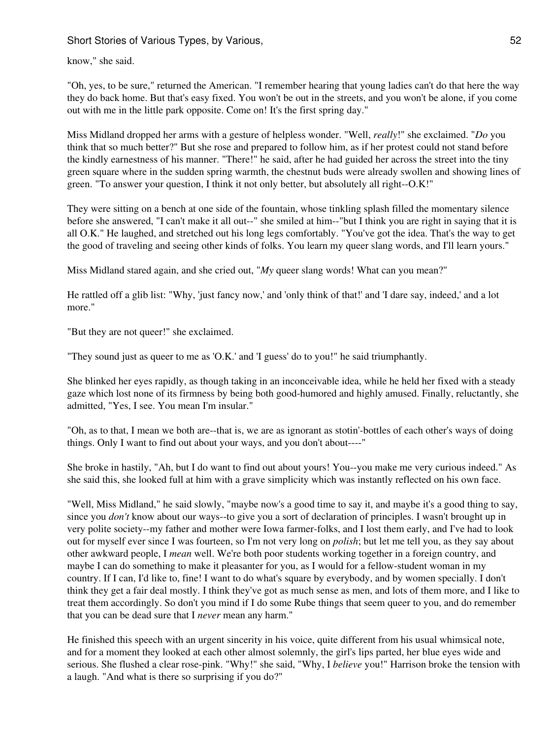know," she said.

"Oh, yes, to be sure," returned the American. "I remember hearing that young ladies can't do that here the way they do back home. But that's easy fixed. You won't be out in the streets, and you won't be alone, if you come out with me in the little park opposite. Come on! It's the first spring day."

Miss Midland dropped her arms with a gesture of helpless wonder. "Well, *really*!" she exclaimed. "*Do* you think that so much better?" But she rose and prepared to follow him, as if her protest could not stand before the kindly earnestness of his manner. "There!" he said, after he had guided her across the street into the tiny green square where in the sudden spring warmth, the chestnut buds were already swollen and showing lines of green. "To answer your question, I think it not only better, but absolutely all right--O.K!"

They were sitting on a bench at one side of the fountain, whose tinkling splash filled the momentary silence before she answered, "I can't make it all out--" she smiled at him--"but I think you are right in saying that it is all O.K." He laughed, and stretched out his long legs comfortably. "You've got the idea. That's the way to get the good of traveling and seeing other kinds of folks. You learn my queer slang words, and I'll learn yours."

Miss Midland stared again, and she cried out, "*My* queer slang words! What can you mean?"

He rattled off a glib list: "Why, 'just fancy now,' and 'only think of that!' and 'I dare say, indeed,' and a lot more."

"But they are not queer!" she exclaimed.

"They sound just as queer to me as 'O.K.' and 'I guess' do to you!" he said triumphantly.

She blinked her eyes rapidly, as though taking in an inconceivable idea, while he held her fixed with a steady gaze which lost none of its firmness by being both good-humored and highly amused. Finally, reluctantly, she admitted, "Yes, I see. You mean I'm insular."

"Oh, as to that, I mean we both are--that is, we are as ignorant as stotin'-bottles of each other's ways of doing things. Only I want to find out about your ways, and you don't about----"

She broke in hastily, "Ah, but I do want to find out about yours! You--you make me very curious indeed." As she said this, she looked full at him with a grave simplicity which was instantly reflected on his own face.

"Well, Miss Midland," he said slowly, "maybe now's a good time to say it, and maybe it's a good thing to say, since you *don't* know about our ways--to give you a sort of declaration of principles. I wasn't brought up in very polite society--my father and mother were Iowa farmer-folks, and I lost them early, and I've had to look out for myself ever since I was fourteen, so I'm not very long on *polish*; but let me tell you, as they say about other awkward people, I *mean* well. We're both poor students working together in a foreign country, and maybe I can do something to make it pleasanter for you, as I would for a fellow-student woman in my country. If I can, I'd like to, fine! I want to do what's square by everybody, and by women specially. I don't think they get a fair deal mostly. I think they've got as much sense as men, and lots of them more, and I like to treat them accordingly. So don't you mind if I do some Rube things that seem queer to you, and do remember that you can be dead sure that I *never* mean any harm."

He finished this speech with an urgent sincerity in his voice, quite different from his usual whimsical note, and for a moment they looked at each other almost solemnly, the girl's lips parted, her blue eyes wide and serious. She flushed a clear rose-pink. "Why!" she said, "Why, I *believe* you!" Harrison broke the tension with a laugh. "And what is there so surprising if you do?"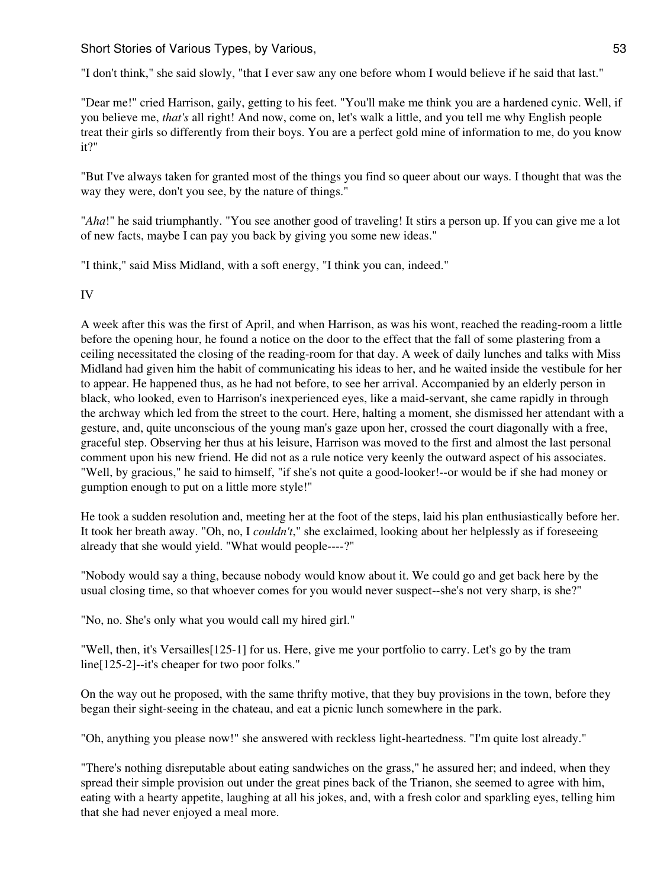"I don't think," she said slowly, "that I ever saw any one before whom I would believe if he said that last."

"Dear me!" cried Harrison, gaily, getting to his feet. "You'll make me think you are a hardened cynic. Well, if you believe me, *that's* all right! And now, come on, let's walk a little, and you tell me why English people treat their girls so differently from their boys. You are a perfect gold mine of information to me, do you know it?"

"But I've always taken for granted most of the things you find so queer about our ways. I thought that was the way they were, don't you see, by the nature of things."

"*Aha*!" he said triumphantly. "You see another good of traveling! It stirs a person up. If you can give me a lot of new facts, maybe I can pay you back by giving you some new ideas."

"I think," said Miss Midland, with a soft energy, "I think you can, indeed."

IV

A week after this was the first of April, and when Harrison, as was his wont, reached the reading-room a little before the opening hour, he found a notice on the door to the effect that the fall of some plastering from a ceiling necessitated the closing of the reading-room for that day. A week of daily lunches and talks with Miss Midland had given him the habit of communicating his ideas to her, and he waited inside the vestibule for her to appear. He happened thus, as he had not before, to see her arrival. Accompanied by an elderly person in black, who looked, even to Harrison's inexperienced eyes, like a maid-servant, she came rapidly in through the archway which led from the street to the court. Here, halting a moment, she dismissed her attendant with a gesture, and, quite unconscious of the young man's gaze upon her, crossed the court diagonally with a free, graceful step. Observing her thus at his leisure, Harrison was moved to the first and almost the last personal comment upon his new friend. He did not as a rule notice very keenly the outward aspect of his associates. "Well, by gracious," he said to himself, "if she's not quite a good-looker!--or would be if she had money or gumption enough to put on a little more style!"

He took a sudden resolution and, meeting her at the foot of the steps, laid his plan enthusiastically before her. It took her breath away. "Oh, no, I *couldn't*," she exclaimed, looking about her helplessly as if foreseeing already that she would yield. "What would people----?"

"Nobody would say a thing, because nobody would know about it. We could go and get back here by the usual closing time, so that whoever comes for you would never suspect--she's not very sharp, is she?"

"No, no. She's only what you would call my hired girl."

"Well, then, it's Versailles[125-1] for us. Here, give me your portfolio to carry. Let's go by the tram line[125-2]--it's cheaper for two poor folks."

On the way out he proposed, with the same thrifty motive, that they buy provisions in the town, before they began their sight-seeing in the chateau, and eat a picnic lunch somewhere in the park.

"Oh, anything you please now!" she answered with reckless light-heartedness. "I'm quite lost already."

"There's nothing disreputable about eating sandwiches on the grass," he assured her; and indeed, when they spread their simple provision out under the great pines back of the Trianon, she seemed to agree with him, eating with a hearty appetite, laughing at all his jokes, and, with a fresh color and sparkling eyes, telling him that she had never enjoyed a meal more.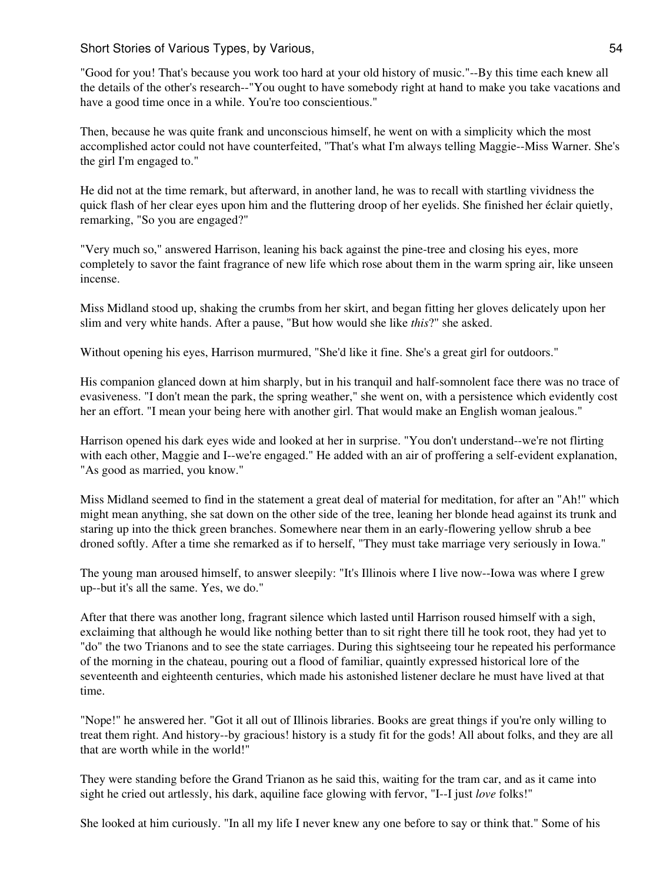"Good for you! That's because you work too hard at your old history of music."--By this time each knew all the details of the other's research--"You ought to have somebody right at hand to make you take vacations and have a good time once in a while. You're too conscientious."

Then, because he was quite frank and unconscious himself, he went on with a simplicity which the most accomplished actor could not have counterfeited, "That's what I'm always telling Maggie--Miss Warner. She's the girl I'm engaged to."

He did not at the time remark, but afterward, in another land, he was to recall with startling vividness the quick flash of her clear eyes upon him and the fluttering droop of her eyelids. She finished her éclair quietly, remarking, "So you are engaged?"

"Very much so," answered Harrison, leaning his back against the pine-tree and closing his eyes, more completely to savor the faint fragrance of new life which rose about them in the warm spring air, like unseen incense.

Miss Midland stood up, shaking the crumbs from her skirt, and began fitting her gloves delicately upon her slim and very white hands. After a pause, "But how would she like *this*?" she asked.

Without opening his eyes, Harrison murmured, "She'd like it fine. She's a great girl for outdoors."

His companion glanced down at him sharply, but in his tranquil and half-somnolent face there was no trace of evasiveness. "I don't mean the park, the spring weather," she went on, with a persistence which evidently cost her an effort. "I mean your being here with another girl. That would make an English woman jealous."

Harrison opened his dark eyes wide and looked at her in surprise. "You don't understand--we're not flirting with each other, Maggie and I--we're engaged." He added with an air of proffering a self-evident explanation, "As good as married, you know."

Miss Midland seemed to find in the statement a great deal of material for meditation, for after an "Ah!" which might mean anything, she sat down on the other side of the tree, leaning her blonde head against its trunk and staring up into the thick green branches. Somewhere near them in an early-flowering yellow shrub a bee droned softly. After a time she remarked as if to herself, "They must take marriage very seriously in Iowa."

The young man aroused himself, to answer sleepily: "It's Illinois where I live now--Iowa was where I grew up--but it's all the same. Yes, we do."

After that there was another long, fragrant silence which lasted until Harrison roused himself with a sigh, exclaiming that although he would like nothing better than to sit right there till he took root, they had yet to "do" the two Trianons and to see the state carriages. During this sightseeing tour he repeated his performance of the morning in the chateau, pouring out a flood of familiar, quaintly expressed historical lore of the seventeenth and eighteenth centuries, which made his astonished listener declare he must have lived at that time.

"Nope!" he answered her. "Got it all out of Illinois libraries. Books are great things if you're only willing to treat them right. And history--by gracious! history is a study fit for the gods! All about folks, and they are all that are worth while in the world!"

They were standing before the Grand Trianon as he said this, waiting for the tram car, and as it came into sight he cried out artlessly, his dark, aquiline face glowing with fervor, "I--I just *love* folks!"

She looked at him curiously. "In all my life I never knew any one before to say or think that." Some of his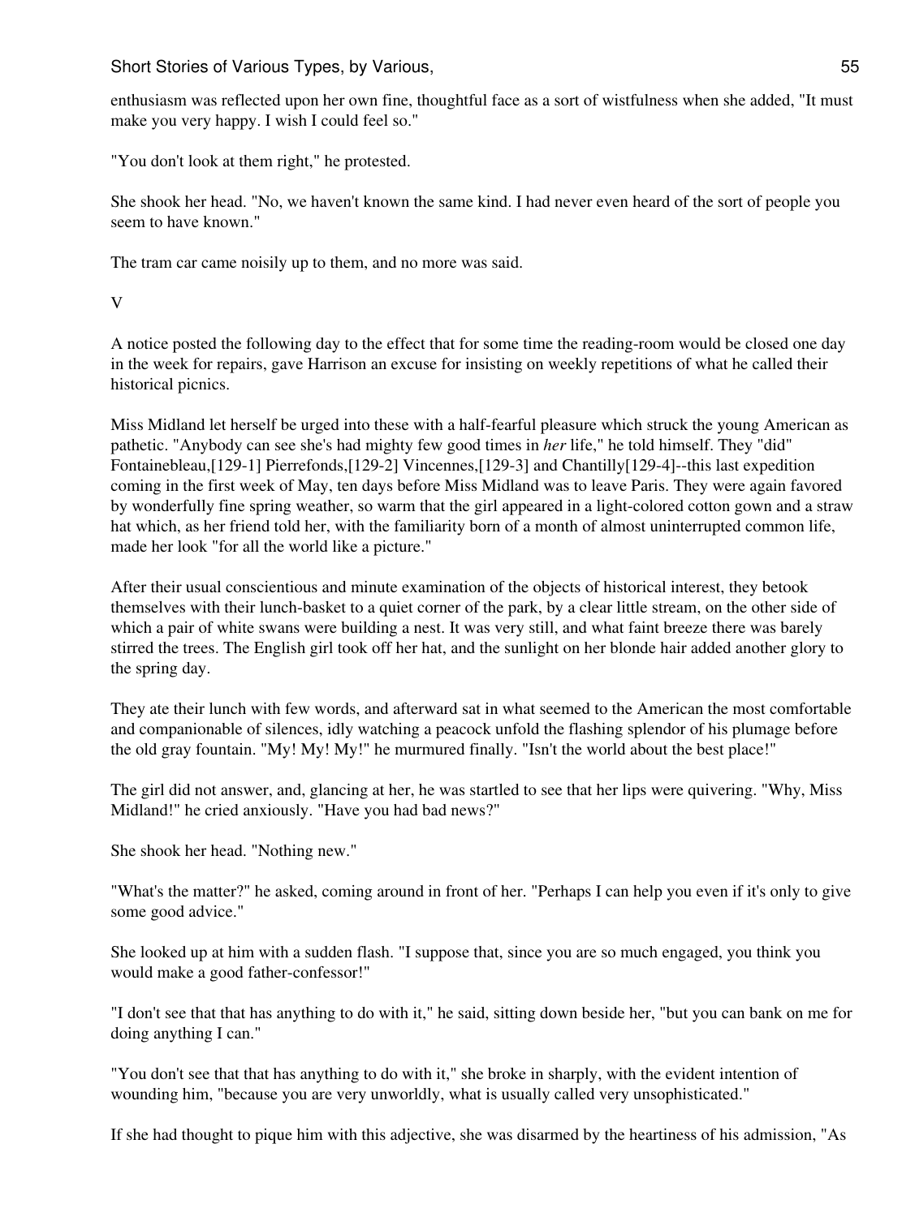enthusiasm was reflected upon her own fine, thoughtful face as a sort of wistfulness when she added, "It must make you very happy. I wish I could feel so."

"You don't look at them right," he protested.

She shook her head. "No, we haven't known the same kind. I had never even heard of the sort of people you seem to have known."

The tram car came noisily up to them, and no more was said.

## V

A notice posted the following day to the effect that for some time the reading-room would be closed one day in the week for repairs, gave Harrison an excuse for insisting on weekly repetitions of what he called their historical picnics.

Miss Midland let herself be urged into these with a half-fearful pleasure which struck the young American as pathetic. "Anybody can see she's had mighty few good times in *her* life," he told himself. They "did" Fontainebleau,[129-1] Pierrefonds,[129-2] Vincennes,[129-3] and Chantilly[129-4]--this last expedition coming in the first week of May, ten days before Miss Midland was to leave Paris. They were again favored by wonderfully fine spring weather, so warm that the girl appeared in a light-colored cotton gown and a straw hat which, as her friend told her, with the familiarity born of a month of almost uninterrupted common life, made her look "for all the world like a picture."

After their usual conscientious and minute examination of the objects of historical interest, they betook themselves with their lunch-basket to a quiet corner of the park, by a clear little stream, on the other side of which a pair of white swans were building a nest. It was very still, and what faint breeze there was barely stirred the trees. The English girl took off her hat, and the sunlight on her blonde hair added another glory to the spring day.

They ate their lunch with few words, and afterward sat in what seemed to the American the most comfortable and companionable of silences, idly watching a peacock unfold the flashing splendor of his plumage before the old gray fountain. "My! My! My!" he murmured finally. "Isn't the world about the best place!"

The girl did not answer, and, glancing at her, he was startled to see that her lips were quivering. "Why, Miss Midland!" he cried anxiously. "Have you had bad news?"

She shook her head. "Nothing new."

"What's the matter?" he asked, coming around in front of her. "Perhaps I can help you even if it's only to give some good advice."

She looked up at him with a sudden flash. "I suppose that, since you are so much engaged, you think you would make a good father-confessor!"

"I don't see that that has anything to do with it," he said, sitting down beside her, "but you can bank on me for doing anything I can."

"You don't see that that has anything to do with it," she broke in sharply, with the evident intention of wounding him, "because you are very unworldly, what is usually called very unsophisticated."

If she had thought to pique him with this adjective, she was disarmed by the heartiness of his admission, "As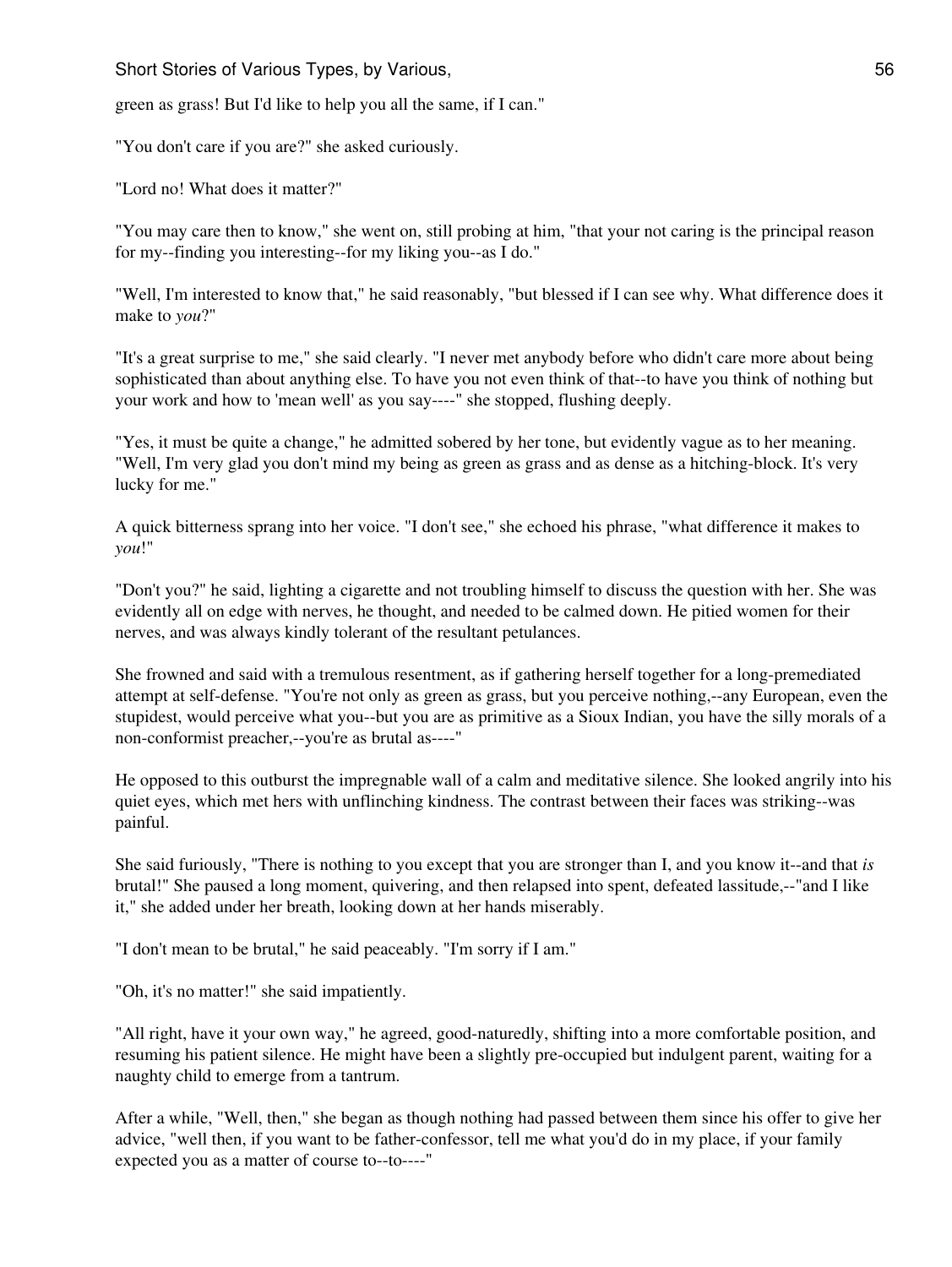green as grass! But I'd like to help you all the same, if I can."

"You don't care if you are?" she asked curiously.

"Lord no! What does it matter?"

"You may care then to know," she went on, still probing at him, "that your not caring is the principal reason for my--finding you interesting--for my liking you--as I do."

"Well, I'm interested to know that," he said reasonably, "but blessed if I can see why. What difference does it make to *you*?"

"It's a great surprise to me," she said clearly. "I never met anybody before who didn't care more about being sophisticated than about anything else. To have you not even think of that--to have you think of nothing but your work and how to 'mean well' as you say----" she stopped, flushing deeply.

"Yes, it must be quite a change," he admitted sobered by her tone, but evidently vague as to her meaning. "Well, I'm very glad you don't mind my being as green as grass and as dense as a hitching-block. It's very lucky for me."

A quick bitterness sprang into her voice. "I don't see," she echoed his phrase, "what difference it makes to *you*!"

"Don't you?" he said, lighting a cigarette and not troubling himself to discuss the question with her. She was evidently all on edge with nerves, he thought, and needed to be calmed down. He pitied women for their nerves, and was always kindly tolerant of the resultant petulances.

She frowned and said with a tremulous resentment, as if gathering herself together for a long-premediated attempt at self-defense. "You're not only as green as grass, but you perceive nothing,--any European, even the stupidest, would perceive what you--but you are as primitive as a Sioux Indian, you have the silly morals of a non-conformist preacher,--you're as brutal as----"

He opposed to this outburst the impregnable wall of a calm and meditative silence. She looked angrily into his quiet eyes, which met hers with unflinching kindness. The contrast between their faces was striking--was painful.

She said furiously, "There is nothing to you except that you are stronger than I, and you know it--and that *is* brutal!" She paused a long moment, quivering, and then relapsed into spent, defeated lassitude,--"and I like it," she added under her breath, looking down at her hands miserably.

"I don't mean to be brutal," he said peaceably. "I'm sorry if I am."

"Oh, it's no matter!" she said impatiently.

"All right, have it your own way," he agreed, good-naturedly, shifting into a more comfortable position, and resuming his patient silence. He might have been a slightly pre-occupied but indulgent parent, waiting for a naughty child to emerge from a tantrum.

After a while, "Well, then," she began as though nothing had passed between them since his offer to give her advice, "well then, if you want to be father-confessor, tell me what you'd do in my place, if your family expected you as a matter of course to--to----"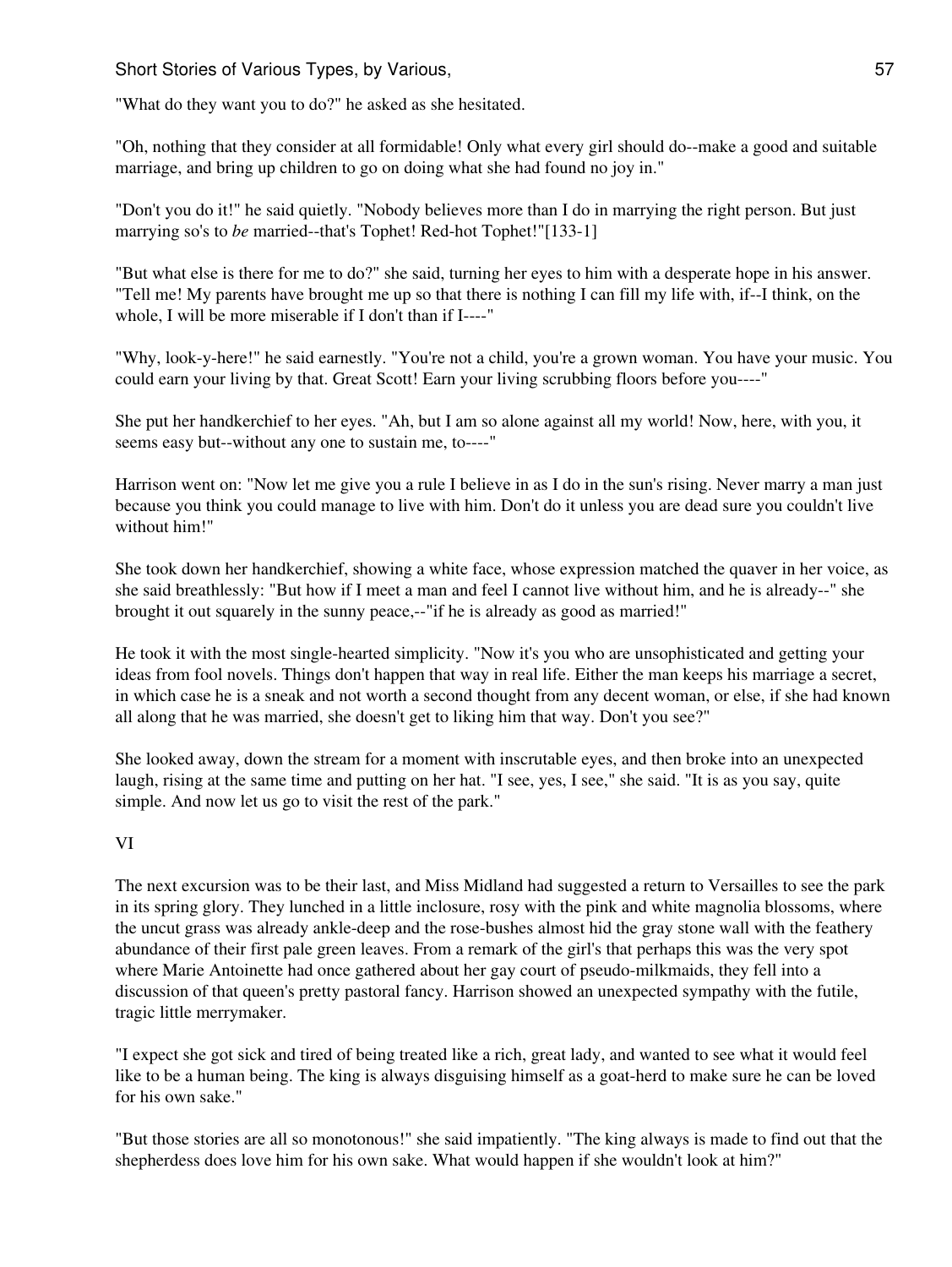"What do they want you to do?" he asked as she hesitated.

"Oh, nothing that they consider at all formidable! Only what every girl should do--make a good and suitable marriage, and bring up children to go on doing what she had found no joy in."

"Don't you do it!" he said quietly. "Nobody believes more than I do in marrying the right person. But just marrying so's to *be* married--that's Tophet! Red-hot Tophet!"[133-1]

"But what else is there for me to do?" she said, turning her eyes to him with a desperate hope in his answer. "Tell me! My parents have brought me up so that there is nothing I can fill my life with, if--I think, on the whole, I will be more miserable if I don't than if I----"

"Why, look-y-here!" he said earnestly. "You're not a child, you're a grown woman. You have your music. You could earn your living by that. Great Scott! Earn your living scrubbing floors before you----"

She put her handkerchief to her eyes. "Ah, but I am so alone against all my world! Now, here, with you, it seems easy but--without any one to sustain me, to----"

Harrison went on: "Now let me give you a rule I believe in as I do in the sun's rising. Never marry a man just because you think you could manage to live with him. Don't do it unless you are dead sure you couldn't live without him!"

She took down her handkerchief, showing a white face, whose expression matched the quaver in her voice, as she said breathlessly: "But how if I meet a man and feel I cannot live without him, and he is already--" she brought it out squarely in the sunny peace,--"if he is already as good as married!"

He took it with the most single-hearted simplicity. "Now it's you who are unsophisticated and getting your ideas from fool novels. Things don't happen that way in real life. Either the man keeps his marriage a secret, in which case he is a sneak and not worth a second thought from any decent woman, or else, if she had known all along that he was married, she doesn't get to liking him that way. Don't you see?"

She looked away, down the stream for a moment with inscrutable eyes, and then broke into an unexpected laugh, rising at the same time and putting on her hat. "I see, yes, I see," she said. "It is as you say, quite simple. And now let us go to visit the rest of the park."

## VI

The next excursion was to be their last, and Miss Midland had suggested a return to Versailles to see the park in its spring glory. They lunched in a little inclosure, rosy with the pink and white magnolia blossoms, where the uncut grass was already ankle-deep and the rose-bushes almost hid the gray stone wall with the feathery abundance of their first pale green leaves. From a remark of the girl's that perhaps this was the very spot where Marie Antoinette had once gathered about her gay court of pseudo-milkmaids, they fell into a discussion of that queen's pretty pastoral fancy. Harrison showed an unexpected sympathy with the futile, tragic little merrymaker.

"I expect she got sick and tired of being treated like a rich, great lady, and wanted to see what it would feel like to be a human being. The king is always disguising himself as a goat-herd to make sure he can be loved for his own sake."

"But those stories are all so monotonous!" she said impatiently. "The king always is made to find out that the shepherdess does love him for his own sake. What would happen if she wouldn't look at him?"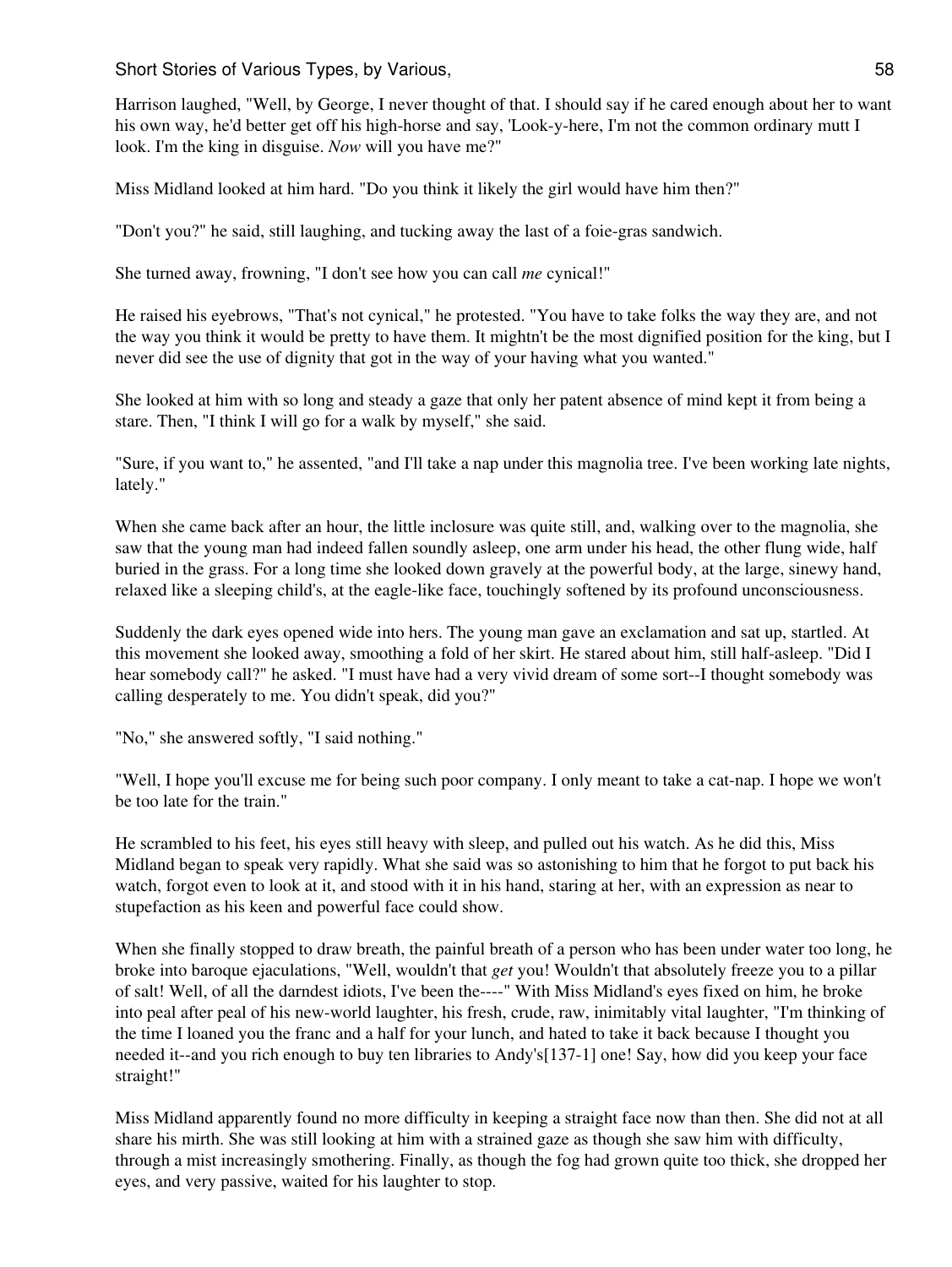Harrison laughed, "Well, by George, I never thought of that. I should say if he cared enough about her to want his own way, he'd better get off his high-horse and say, 'Look-y-here, I'm not the common ordinary mutt I look. I'm the king in disguise. *Now* will you have me?"

Miss Midland looked at him hard. "Do you think it likely the girl would have him then?"

"Don't you?" he said, still laughing, and tucking away the last of a foie-gras sandwich.

She turned away, frowning, "I don't see how you can call *me* cynical!"

He raised his eyebrows, "That's not cynical," he protested. "You have to take folks the way they are, and not the way you think it would be pretty to have them. It mightn't be the most dignified position for the king, but I never did see the use of dignity that got in the way of your having what you wanted."

She looked at him with so long and steady a gaze that only her patent absence of mind kept it from being a stare. Then, "I think I will go for a walk by myself," she said.

"Sure, if you want to," he assented, "and I'll take a nap under this magnolia tree. I've been working late nights, lately."

When she came back after an hour, the little inclosure was quite still, and, walking over to the magnolia, she saw that the young man had indeed fallen soundly asleep, one arm under his head, the other flung wide, half buried in the grass. For a long time she looked down gravely at the powerful body, at the large, sinewy hand, relaxed like a sleeping child's, at the eagle-like face, touchingly softened by its profound unconsciousness.

Suddenly the dark eyes opened wide into hers. The young man gave an exclamation and sat up, startled. At this movement she looked away, smoothing a fold of her skirt. He stared about him, still half-asleep. "Did I hear somebody call?" he asked. "I must have had a very vivid dream of some sort--I thought somebody was calling desperately to me. You didn't speak, did you?"

"No," she answered softly, "I said nothing."

"Well, I hope you'll excuse me for being such poor company. I only meant to take a cat-nap. I hope we won't be too late for the train."

He scrambled to his feet, his eyes still heavy with sleep, and pulled out his watch. As he did this, Miss Midland began to speak very rapidly. What she said was so astonishing to him that he forgot to put back his watch, forgot even to look at it, and stood with it in his hand, staring at her, with an expression as near to stupefaction as his keen and powerful face could show.

When she finally stopped to draw breath, the painful breath of a person who has been under water too long, he broke into baroque ejaculations, "Well, wouldn't that *get* you! Wouldn't that absolutely freeze you to a pillar of salt! Well, of all the darndest idiots, I've been the----" With Miss Midland's eyes fixed on him, he broke into peal after peal of his new-world laughter, his fresh, crude, raw, inimitably vital laughter, "I'm thinking of the time I loaned you the franc and a half for your lunch, and hated to take it back because I thought you needed it--and you rich enough to buy ten libraries to Andy's[137-1] one! Say, how did you keep your face straight!"

Miss Midland apparently found no more difficulty in keeping a straight face now than then. She did not at all share his mirth. She was still looking at him with a strained gaze as though she saw him with difficulty, through a mist increasingly smothering. Finally, as though the fog had grown quite too thick, she dropped her eyes, and very passive, waited for his laughter to stop.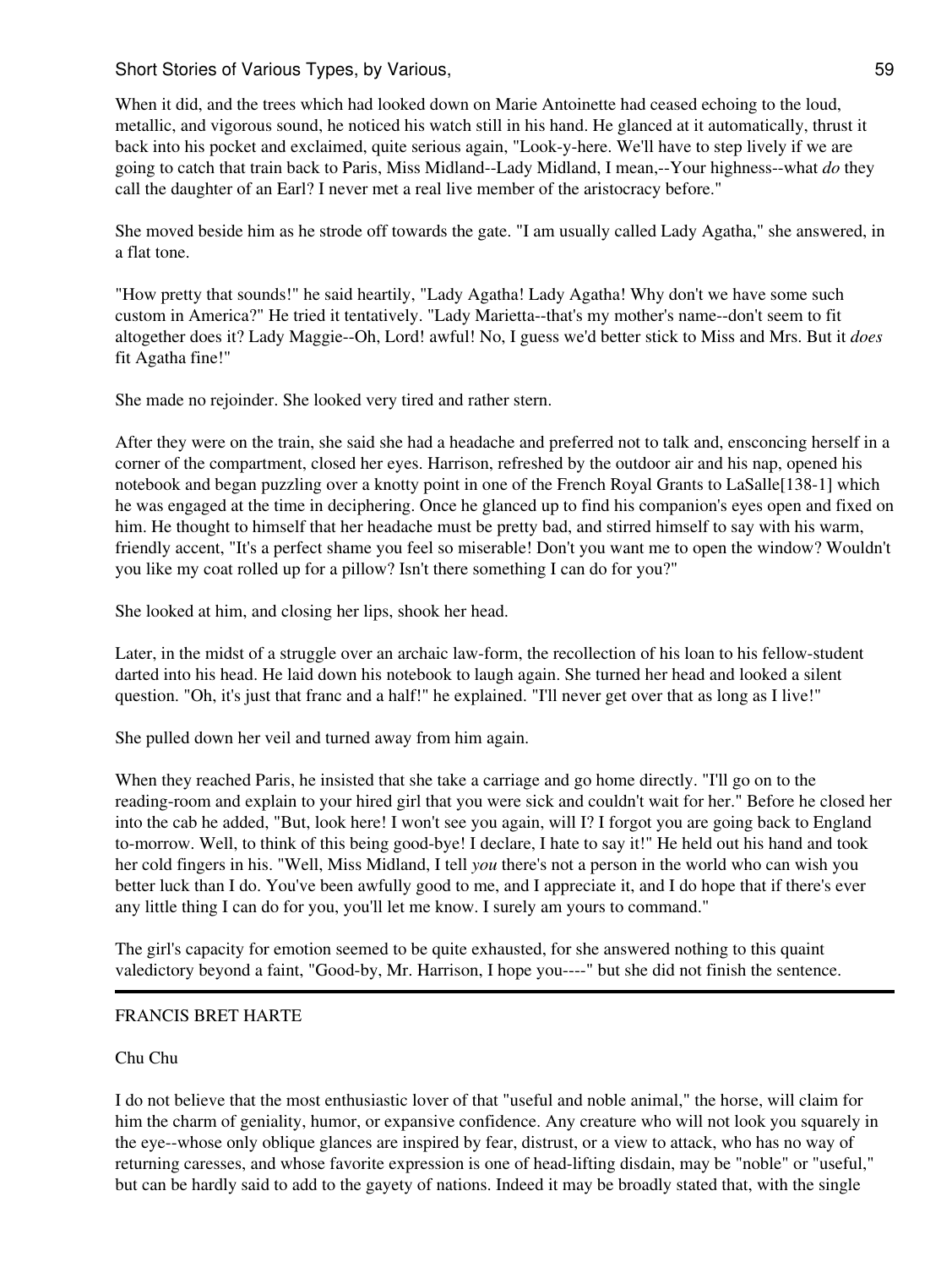When it did, and the trees which had looked down on Marie Antoinette had ceased echoing to the loud, metallic, and vigorous sound, he noticed his watch still in his hand. He glanced at it automatically, thrust it back into his pocket and exclaimed, quite serious again, "Look-y-here. We'll have to step lively if we are going to catch that train back to Paris, Miss Midland--Lady Midland, I mean,--Your highness--what *do* they call the daughter of an Earl? I never met a real live member of the aristocracy before."

She moved beside him as he strode off towards the gate. "I am usually called Lady Agatha," she answered, in a flat tone.

"How pretty that sounds!" he said heartily, "Lady Agatha! Lady Agatha! Why don't we have some such custom in America?" He tried it tentatively. "Lady Marietta--that's my mother's name--don't seem to fit altogether does it? Lady Maggie--Oh, Lord! awful! No, I guess we'd better stick to Miss and Mrs. But it *does* fit Agatha fine!"

She made no rejoinder. She looked very tired and rather stern.

After they were on the train, she said she had a headache and preferred not to talk and, ensconcing herself in a corner of the compartment, closed her eyes. Harrison, refreshed by the outdoor air and his nap, opened his notebook and began puzzling over a knotty point in one of the French Royal Grants to LaSalle[138-1] which he was engaged at the time in deciphering. Once he glanced up to find his companion's eyes open and fixed on him. He thought to himself that her headache must be pretty bad, and stirred himself to say with his warm, friendly accent, "It's a perfect shame you feel so miserable! Don't you want me to open the window? Wouldn't you like my coat rolled up for a pillow? Isn't there something I can do for you?"

She looked at him, and closing her lips, shook her head.

Later, in the midst of a struggle over an archaic law-form, the recollection of his loan to his fellow-student darted into his head. He laid down his notebook to laugh again. She turned her head and looked a silent question. "Oh, it's just that franc and a half!" he explained. "I'll never get over that as long as I live!"

She pulled down her veil and turned away from him again.

When they reached Paris, he insisted that she take a carriage and go home directly. "I'll go on to the reading-room and explain to your hired girl that you were sick and couldn't wait for her." Before he closed her into the cab he added, "But, look here! I won't see you again, will I? I forgot you are going back to England to-morrow. Well, to think of this being good-bye! I declare, I hate to say it!" He held out his hand and took her cold fingers in his. "Well, Miss Midland, I tell *you* there's not a person in the world who can wish you better luck than I do. You've been awfully good to me, and I appreciate it, and I do hope that if there's ever any little thing I can do for you, you'll let me know. I surely am yours to command."

The girl's capacity for emotion seemed to be quite exhausted, for she answered nothing to this quaint valedictory beyond a faint, "Good-by, Mr. Harrison, I hope you----" but she did not finish the sentence.

---

FRANCIS BRET HARTE

## Chu Chu

I do not believe that the most enthusiastic lover of that "useful and noble animal," the horse, will claim for him the charm of geniality, humor, or expansive confidence. Any creature who will not look you squarely in the eye--whose only oblique glances are inspired by fear, distrust, or a view to attack, who has no way of returning caresses, and whose favorite expression is one of head-lifting disdain, may be "noble" or "useful," but can be hardly said to add to the gayety of nations. Indeed it may be broadly stated that, with the single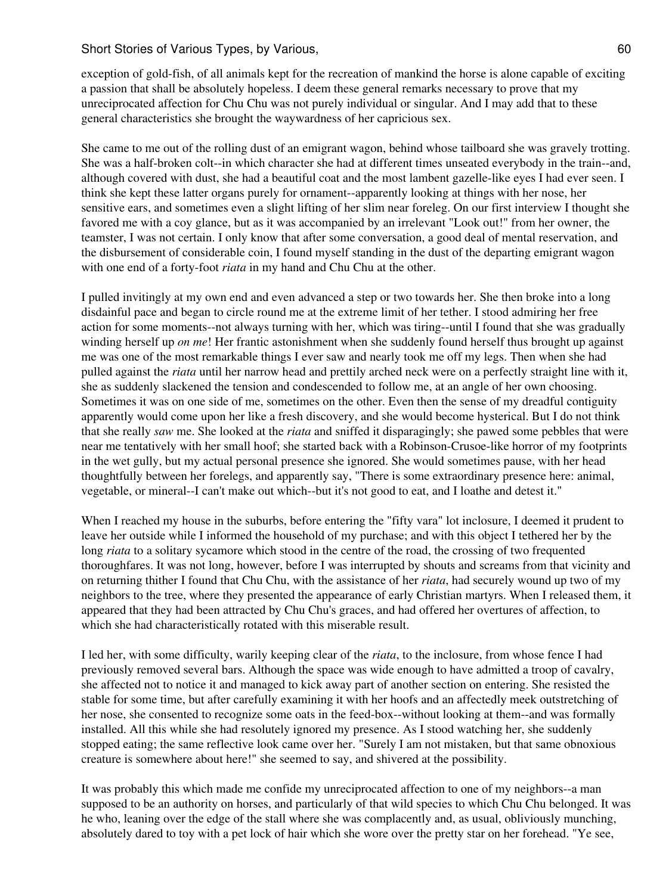exception of gold-fish, of all animals kept for the recreation of mankind the horse is alone capable of exciting a passion that shall be absolutely hopeless. I deem these general remarks necessary to prove that my unreciprocated affection for Chu Chu was not purely individual or singular. And I may add that to these general characteristics she brought the waywardness of her capricious sex.

She came to me out of the rolling dust of an emigrant wagon, behind whose tailboard she was gravely trotting. She was a half-broken colt--in which character she had at different times unseated everybody in the train--and, although covered with dust, she had a beautiful coat and the most lambent gazelle-like eyes I had ever seen. I think she kept these latter organs purely for ornament--apparently looking at things with her nose, her sensitive ears, and sometimes even a slight lifting of her slim near foreleg. On our first interview I thought she favored me with a coy glance, but as it was accompanied by an irrelevant "Look out!" from her owner, the teamster, I was not certain. I only know that after some conversation, a good deal of mental reservation, and the disbursement of considerable coin, I found myself standing in the dust of the departing emigrant wagon with one end of a forty-foot *riata* in my hand and Chu Chu at the other.

I pulled invitingly at my own end and even advanced a step or two towards her. She then broke into a long disdainful pace and began to circle round me at the extreme limit of her tether. I stood admiring her free action for some moments--not always turning with her, which was tiring--until I found that she was gradually winding herself up *on me*! Her frantic astonishment when she suddenly found herself thus brought up against me was one of the most remarkable things I ever saw and nearly took me off my legs. Then when she had pulled against the *riata* until her narrow head and prettily arched neck were on a perfectly straight line with it, she as suddenly slackened the tension and condescended to follow me, at an angle of her own choosing. Sometimes it was on one side of me, sometimes on the other. Even then the sense of my dreadful contiguity apparently would come upon her like a fresh discovery, and she would become hysterical. But I do not think that she really *saw* me. She looked at the *riata* and sniffed it disparagingly; she pawed some pebbles that were near me tentatively with her small hoof; she started back with a Robinson-Crusoe-like horror of my footprints in the wet gully, but my actual personal presence she ignored. She would sometimes pause, with her head thoughtfully between her forelegs, and apparently say, "There is some extraordinary presence here: animal, vegetable, or mineral--I can't make out which--but it's not good to eat, and I loathe and detest it."

When I reached my house in the suburbs, before entering the "fifty vara" lot inclosure, I deemed it prudent to leave her outside while I informed the household of my purchase; and with this object I tethered her by the long *riata* to a solitary sycamore which stood in the centre of the road, the crossing of two frequented thoroughfares. It was not long, however, before I was interrupted by shouts and screams from that vicinity and on returning thither I found that Chu Chu, with the assistance of her *riata*, had securely wound up two of my neighbors to the tree, where they presented the appearance of early Christian martyrs. When I released them, it appeared that they had been attracted by Chu Chu's graces, and had offered her overtures of affection, to which she had characteristically rotated with this miserable result.

I led her, with some difficulty, warily keeping clear of the *riata*, to the inclosure, from whose fence I had previously removed several bars. Although the space was wide enough to have admitted a troop of cavalry, she affected not to notice it and managed to kick away part of another section on entering. She resisted the stable for some time, but after carefully examining it with her hoofs and an affectedly meek outstretching of her nose, she consented to recognize some oats in the feed-box--without looking at them--and was formally installed. All this while she had resolutely ignored my presence. As I stood watching her, she suddenly stopped eating; the same reflective look came over her. "Surely I am not mistaken, but that same obnoxious creature is somewhere about here!" she seemed to say, and shivered at the possibility.

It was probably this which made me confide my unreciprocated affection to one of my neighbors--a man supposed to be an authority on horses, and particularly of that wild species to which Chu Chu belonged. It was he who, leaning over the edge of the stall where she was complacently and, as usual, obliviously munching, absolutely dared to toy with a pet lock of hair which she wore over the pretty star on her forehead. "Ye see,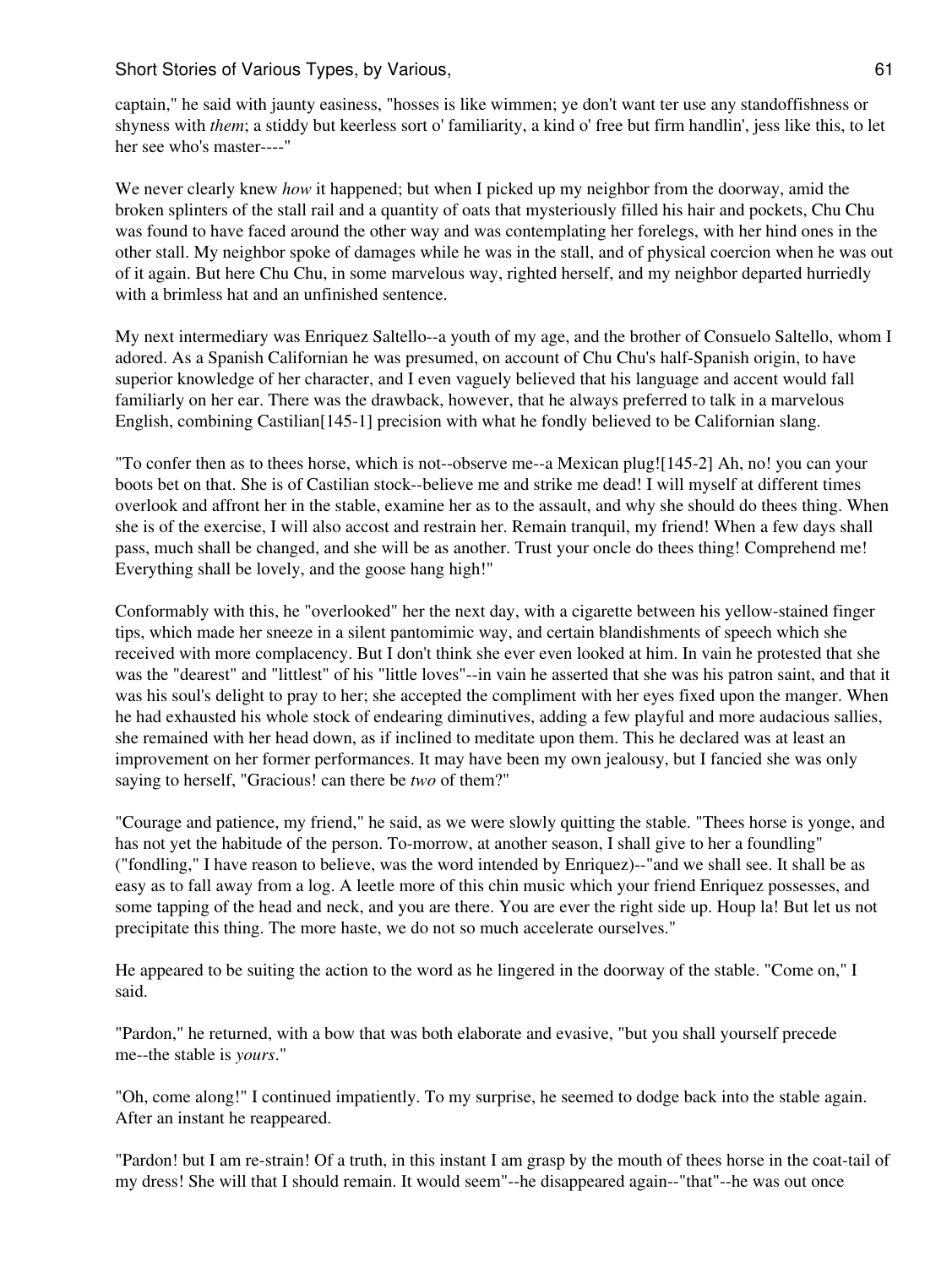captain," he said with jaunty easiness, "hosses is like wimmen; ye don't want ter use any standoffishness or shyness with *them*; a stiddy but keerless sort o' familiarity, a kind o' free but firm handlin', jess like this, to let her see who's master----"

We never clearly knew *how* it happened; but when I picked up my neighbor from the doorway, amid the broken splinters of the stall rail and a quantity of oats that mysteriously filled his hair and pockets, Chu Chu was found to have faced around the other way and was contemplating her forelegs, with her hind ones in the other stall. My neighbor spoke of damages while he was in the stall, and of physical coercion when he was out of it again. But here Chu Chu, in some marvelous way, righted herself, and my neighbor departed hurriedly with a brimless hat and an unfinished sentence.

My next intermediary was Enriquez Saltello--a youth of my age, and the brother of Consuelo Saltello, whom I adored. As a Spanish Californian he was presumed, on account of Chu Chu's half-Spanish origin, to have superior knowledge of her character, and I even vaguely believed that his language and accent would fall familiarly on her ear. There was the drawback, however, that he always preferred to talk in a marvelous English, combining Castilian[145-1] precision with what he fondly believed to be Californian slang.

"To confer then as to thees horse, which is not--observe me--a Mexican plug![145-2] Ah, no! you can your boots bet on that. She is of Castilian stock--believe me and strike me dead! I will myself at different times overlook and affront her in the stable, examine her as to the assault, and why she should do thees thing. When she is of the exercise, I will also accost and restrain her. Remain tranquil, my friend! When a few days shall pass, much shall be changed, and she will be as another. Trust your oncle do thees thing! Comprehend me! Everything shall be lovely, and the goose hang high!"

Conformably with this, he "overlooked" her the next day, with a cigarette between his yellow-stained finger tips, which made her sneeze in a silent pantomimic way, and certain blandishments of speech which she received with more complacency. But I don't think she ever even looked at him. In vain he protested that she was the "dearest" and "littlest" of his "little loves"--in vain he asserted that she was his patron saint, and that it was his soul's delight to pray to her; she accepted the compliment with her eyes fixed upon the manger. When he had exhausted his whole stock of endearing diminutives, adding a few playful and more audacious sallies, she remained with her head down, as if inclined to meditate upon them. This he declared was at least an improvement on her former performances. It may have been my own jealousy, but I fancied she was only saying to herself, "Gracious! can there be *two* of them?"

"Courage and patience, my friend," he said, as we were slowly quitting the stable. "Thees horse is yonge, and has not yet the habitude of the person. To-morrow, at another season, I shall give to her a foundling" ("fondling," I have reason to believe, was the word intended by Enriquez)--"and we shall see. It shall be as easy as to fall away from a log. A leetle more of this chin music which your friend Enriquez possesses, and some tapping of the head and neck, and you are there. You are ever the right side up. Houp la! But let us not precipitate this thing. The more haste, we do not so much accelerate ourselves."

He appeared to be suiting the action to the word as he lingered in the doorway of the stable. "Come on," I said.

"Pardon," he returned, with a bow that was both elaborate and evasive, "but you shall yourself precede me--the stable is *yours*."

"Oh, come along!" I continued impatiently. To my surprise, he seemed to dodge back into the stable again. After an instant he reappeared.

"Pardon! but I am re-strain! Of a truth, in this instant I am grasp by the mouth of thees horse in the coat-tail of my dress! She will that I should remain. It would seem"--he disappeared again--"that"--he was out once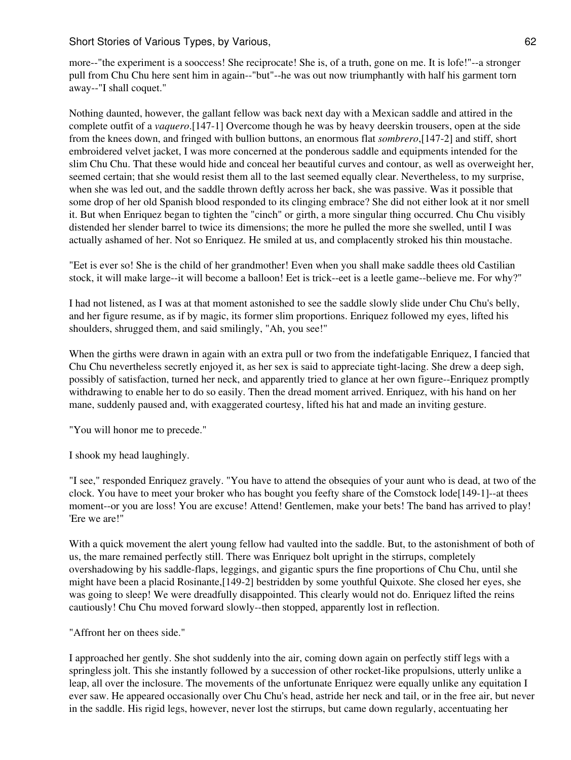more--"the experiment is a sooccess! She reciprocate! She is, of a truth, gone on me. It is lofe!"--a stronger pull from Chu Chu here sent him in again--"but"--he was out now triumphantly with half his garment torn away--"I shall coquet."

Nothing daunted, however, the gallant fellow was back next day with a Mexican saddle and attired in the complete outfit of a *vaquero*.[147-1] Overcome though he was by heavy deerskin trousers, open at the side from the knees down, and fringed with bullion buttons, an enormous flat *sombrero*,[147-2] and stiff, short embroidered velvet jacket, I was more concerned at the ponderous saddle and equipments intended for the slim Chu Chu. That these would hide and conceal her beautiful curves and contour, as well as overweight her, seemed certain; that she would resist them all to the last seemed equally clear. Nevertheless, to my surprise, when she was led out, and the saddle thrown deftly across her back, she was passive. Was it possible that some drop of her old Spanish blood responded to its clinging embrace? She did not either look at it nor smell it. But when Enriquez began to tighten the "cinch" or girth, a more singular thing occurred. Chu Chu visibly distended her slender barrel to twice its dimensions; the more he pulled the more she swelled, until I was actually ashamed of her. Not so Enriquez. He smiled at us, and complacently stroked his thin moustache.

"Eet is ever so! She is the child of her grandmother! Even when you shall make saddle thees old Castilian stock, it will make large--it will become a balloon! Eet is trick--eet is a leetle game--believe me. For why?"

I had not listened, as I was at that moment astonished to see the saddle slowly slide under Chu Chu's belly, and her figure resume, as if by magic, its former slim proportions. Enriquez followed my eyes, lifted his shoulders, shrugged them, and said smilingly, "Ah, you see!"

When the girths were drawn in again with an extra pull or two from the indefatigable Enriquez, I fancied that Chu Chu nevertheless secretly enjoyed it, as her sex is said to appreciate tight-lacing. She drew a deep sigh, possibly of satisfaction, turned her neck, and apparently tried to glance at her own figure--Enriquez promptly withdrawing to enable her to do so easily. Then the dread moment arrived. Enriquez, with his hand on her mane, suddenly paused and, with exaggerated courtesy, lifted his hat and made an inviting gesture.

"You will honor me to precede."

I shook my head laughingly.

"I see," responded Enriquez gravely. "You have to attend the obsequies of your aunt who is dead, at two of the clock. You have to meet your broker who has bought you feefty share of the Comstock lode[149-1]--at thees moment--or you are loss! You are excuse! Attend! Gentlemen, make your bets! The band has arrived to play! 'Ere we are!"

With a quick movement the alert young fellow had vaulted into the saddle. But, to the astonishment of both of us, the mare remained perfectly still. There was Enriquez bolt upright in the stirrups, completely overshadowing by his saddle-flaps, leggings, and gigantic spurs the fine proportions of Chu Chu, until she might have been a placid Rosinante,[149-2] bestridden by some youthful Quixote. She closed her eyes, she was going to sleep! We were dreadfully disappointed. This clearly would not do. Enriquez lifted the reins cautiously! Chu Chu moved forward slowly--then stopped, apparently lost in reflection.

"Affront her on thees side."

I approached her gently. She shot suddenly into the air, coming down again on perfectly stiff legs with a springless jolt. This she instantly followed by a succession of other rocket-like propulsions, utterly unlike a leap, all over the inclosure. The movements of the unfortunate Enriquez were equally unlike any equitation I ever saw. He appeared occasionally over Chu Chu's head, astride her neck and tail, or in the free air, but never in the saddle. His rigid legs, however, never lost the stirrups, but came down regularly, accentuating her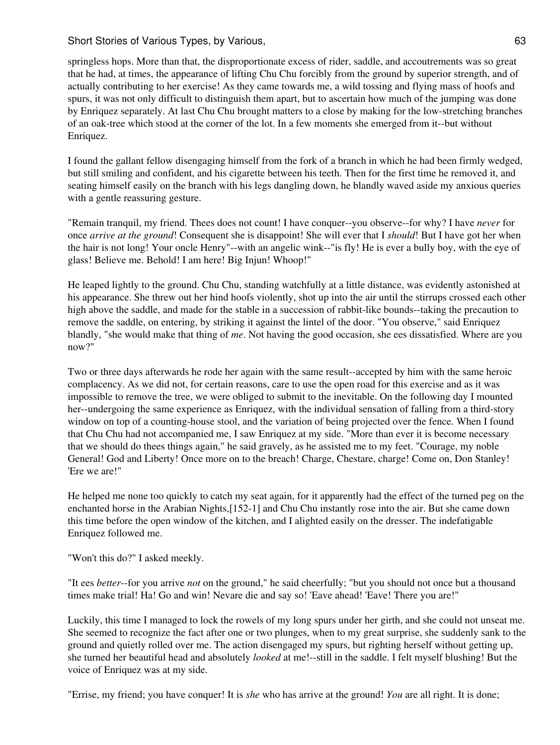springless hops. More than that, the disproportionate excess of rider, saddle, and accoutrements was so great that he had, at times, the appearance of lifting Chu Chu forcibly from the ground by superior strength, and of actually contributing to her exercise! As they came towards me, a wild tossing and flying mass of hoofs and spurs, it was not only difficult to distinguish them apart, but to ascertain how much of the jumping was done by Enriquez separately. At last Chu Chu brought matters to a close by making for the low-stretching branches of an oak-tree which stood at the corner of the lot. In a few moments she emerged from it--but without Enriquez.

I found the gallant fellow disengaging himself from the fork of a branch in which he had been firmly wedged, but still smiling and confident, and his cigarette between his teeth. Then for the first time he removed it, and seating himself easily on the branch with his legs dangling down, he blandly waved aside my anxious queries with a gentle reassuring gesture.

"Remain tranquil, my friend. Thees does not count! I have conquer--you observe--for why? I have *never* for once *arrive at the ground*! Consequent she is disappoint! She will ever that I *should*! But I have got her when the hair is not long! Your oncle Henry"--with an angelic wink--"is fly! He is ever a bully boy, with the eye of glass! Believe me. Behold! I am here! Big Injun! Whoop!"

He leaped lightly to the ground. Chu Chu, standing watchfully at a little distance, was evidently astonished at his appearance. She threw out her hind hoofs violently, shot up into the air until the stirrups crossed each other high above the saddle, and made for the stable in a succession of rabbit-like bounds--taking the precaution to remove the saddle, on entering, by striking it against the lintel of the door. "You observe," said Enriquez blandly, "she would make that thing of *me*. Not having the good occasion, she ees dissatisfied. Where are you now?"

Two or three days afterwards he rode her again with the same result--accepted by him with the same heroic complacency. As we did not, for certain reasons, care to use the open road for this exercise and as it was impossible to remove the tree, we were obliged to submit to the inevitable. On the following day I mounted her--undergoing the same experience as Enriquez, with the individual sensation of falling from a third-story window on top of a counting-house stool, and the variation of being projected over the fence. When I found that Chu Chu had not accompanied me, I saw Enriquez at my side. "More than ever it is become necessary that we should do thees things again," he said gravely, as he assisted me to my feet. "Courage, my noble General! God and Liberty! Once more on to the breach! Charge, Chestare, charge! Come on, Don Stanley! 'Ere we are!"

He helped me none too quickly to catch my seat again, for it apparently had the effect of the turned peg on the enchanted horse in the Arabian Nights,[152-1] and Chu Chu instantly rose into the air. But she came down this time before the open window of the kitchen, and I alighted easily on the dresser. The indefatigable Enriquez followed me.

"Won't this do?" I asked meekly.

"It ees *better*--for you arrive *not* on the ground," he said cheerfully; "but you should not once but a thousand times make trial! Ha! Go and win! Nevare die and say so! 'Eave ahead! 'Eave! There you are!"

Luckily, this time I managed to lock the rowels of my long spurs under her girth, and she could not unseat me. She seemed to recognize the fact after one or two plunges, when to my great surprise, she suddenly sank to the ground and quietly rolled over me. The action disengaged my spurs, but righting herself without getting up, she turned her beautiful head and absolutely *looked* at me!--still in the saddle. I felt myself blushing! But the voice of Enriquez was at my side.

"Errise, my friend; you have conquer! It is *she* who has arrive at the ground! *You* are all right. It is done;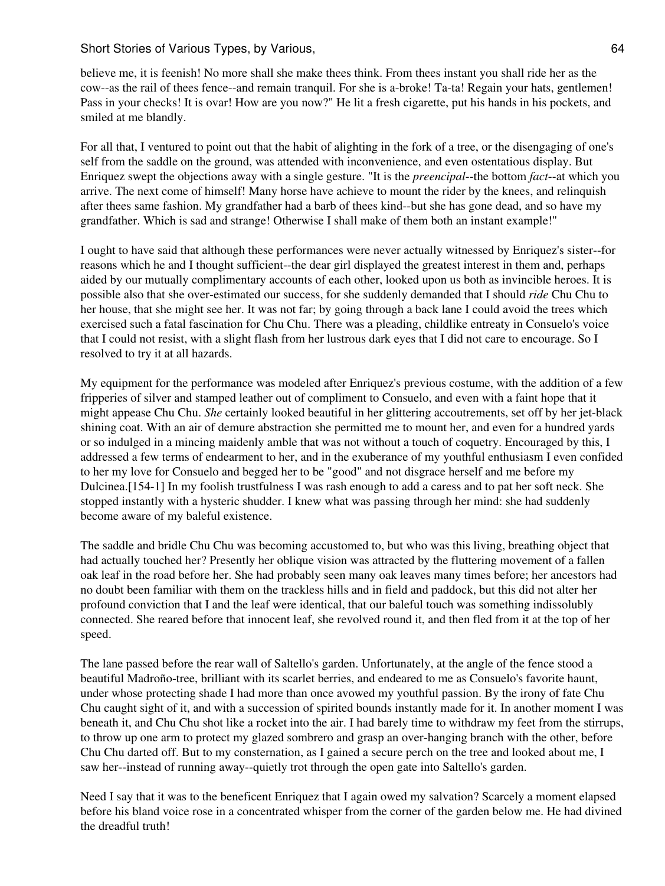believe me, it is feenish! No more shall she make thees think. From thees instant you shall ride her as the cow--as the rail of thees fence--and remain tranquil. For she is a-broke! Ta-ta! Regain your hats, gentlemen! Pass in your checks! It is ovar! How are you now?" He lit a fresh cigarette, put his hands in his pockets, and smiled at me blandly.

For all that, I ventured to point out that the habit of alighting in the fork of a tree, or the disengaging of one's self from the saddle on the ground, was attended with inconvenience, and even ostentatious display. But Enriquez swept the objections away with a single gesture. "It is the *preencipal*--the bottom *fact*--at which you arrive. The next come of himself! Many horse have achieve to mount the rider by the knees, and relinquish after thees same fashion. My grandfather had a barb of thees kind--but she has gone dead, and so have my grandfather. Which is sad and strange! Otherwise I shall make of them both an instant example!"

I ought to have said that although these performances were never actually witnessed by Enriquez's sister--for reasons which he and I thought sufficient--the dear girl displayed the greatest interest in them and, perhaps aided by our mutually complimentary accounts of each other, looked upon us both as invincible heroes. It is possible also that she over-estimated our success, for she suddenly demanded that I should *ride* Chu Chu to her house, that she might see her. It was not far; by going through a back lane I could avoid the trees which exercised such a fatal fascination for Chu Chu. There was a pleading, childlike entreaty in Consuelo's voice that I could not resist, with a slight flash from her lustrous dark eyes that I did not care to encourage. So I resolved to try it at all hazards.

My equipment for the performance was modeled after Enriquez's previous costume, with the addition of a few fripperies of silver and stamped leather out of compliment to Consuelo, and even with a faint hope that it might appease Chu Chu. *She* certainly looked beautiful in her glittering accoutrements, set off by her jet-black shining coat. With an air of demure abstraction she permitted me to mount her, and even for a hundred yards or so indulged in a mincing maidenly amble that was not without a touch of coquetry. Encouraged by this, I addressed a few terms of endearment to her, and in the exuberance of my youthful enthusiasm I even confided to her my love for Consuelo and begged her to be "good" and not disgrace herself and me before my Dulcinea.[154-1] In my foolish trustfulness I was rash enough to add a caress and to pat her soft neck. She stopped instantly with a hysteric shudder. I knew what was passing through her mind: she had suddenly become aware of my baleful existence.

The saddle and bridle Chu Chu was becoming accustomed to, but who was this living, breathing object that had actually touched her? Presently her oblique vision was attracted by the fluttering movement of a fallen oak leaf in the road before her. She had probably seen many oak leaves many times before; her ancestors had no doubt been familiar with them on the trackless hills and in field and paddock, but this did not alter her profound conviction that I and the leaf were identical, that our baleful touch was something indissolubly connected. She reared before that innocent leaf, she revolved round it, and then fled from it at the top of her speed.

The lane passed before the rear wall of Saltello's garden. Unfortunately, at the angle of the fence stood a beautiful Madroño-tree, brilliant with its scarlet berries, and endeared to me as Consuelo's favorite haunt, under whose protecting shade I had more than once avowed my youthful passion. By the irony of fate Chu Chu caught sight of it, and with a succession of spirited bounds instantly made for it. In another moment I was beneath it, and Chu Chu shot like a rocket into the air. I had barely time to withdraw my feet from the stirrups, to throw up one arm to protect my glazed sombrero and grasp an over-hanging branch with the other, before Chu Chu darted off. But to my consternation, as I gained a secure perch on the tree and looked about me, I saw her--instead of running away--quietly trot through the open gate into Saltello's garden.

Need I say that it was to the beneficent Enriquez that I again owed my salvation? Scarcely a moment elapsed before his bland voice rose in a concentrated whisper from the corner of the garden below me. He had divined the dreadful truth!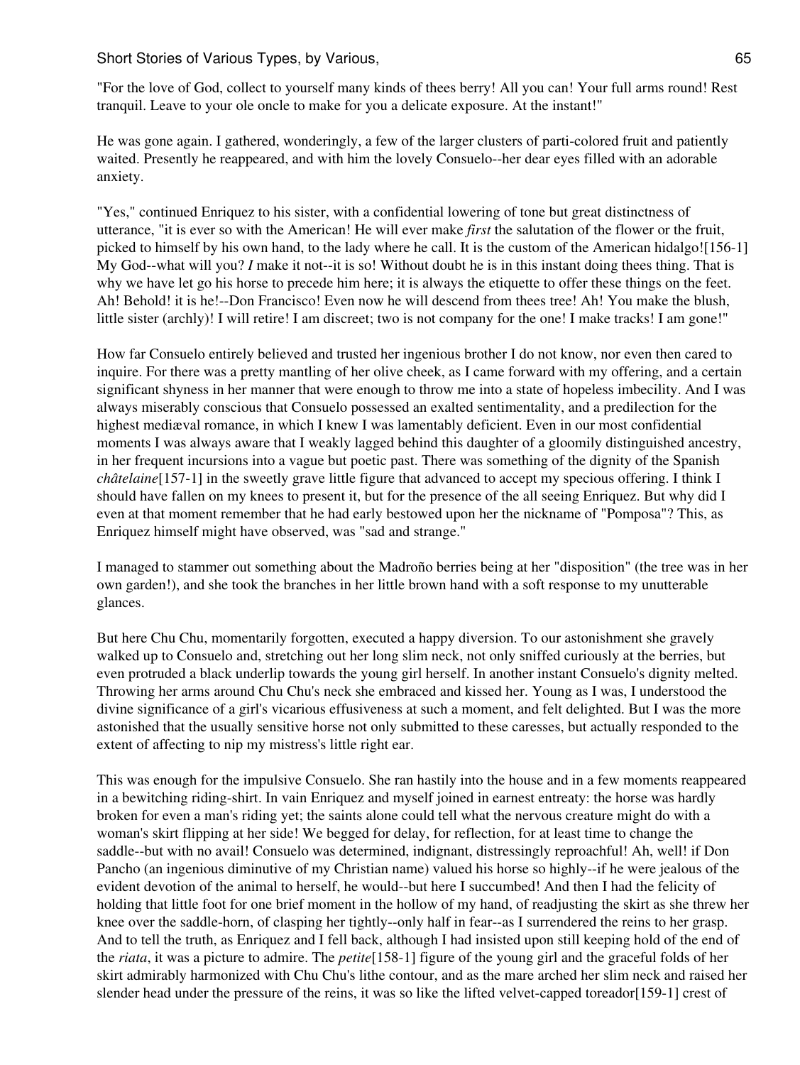"For the love of God, collect to yourself many kinds of thees berry! All you can! Your full arms round! Rest tranquil. Leave to your ole oncle to make for you a delicate exposure. At the instant!"

He was gone again. I gathered, wonderingly, a few of the larger clusters of parti-colored fruit and patiently waited. Presently he reappeared, and with him the lovely Consuelo--her dear eyes filled with an adorable anxiety.

"Yes," continued Enriquez to his sister, with a confidential lowering of tone but great distinctness of utterance, "it is ever so with the American! He will ever make *first* the salutation of the flower or the fruit, picked to himself by his own hand, to the lady where he call. It is the custom of the American hidalgo![156-1] My God--what will you? *I* make it not--it is so! Without doubt he is in this instant doing thees thing. That is why we have let go his horse to precede him here; it is always the etiquette to offer these things on the feet. Ah! Behold! it is he!--Don Francisco! Even now he will descend from thees tree! Ah! You make the blush, little sister (archly)! I will retire! I am discreet; two is not company for the one! I make tracks! I am gone!"

How far Consuelo entirely believed and trusted her ingenious brother I do not know, nor even then cared to inquire. For there was a pretty mantling of her olive cheek, as I came forward with my offering, and a certain significant shyness in her manner that were enough to throw me into a state of hopeless imbecility. And I was always miserably conscious that Consuelo possessed an exalted sentimentality, and a predilection for the highest mediæval romance, in which I knew I was lamentably deficient. Even in our most confidential moments I was always aware that I weakly lagged behind this daughter of a gloomily distinguished ancestry, in her frequent incursions into a vague but poetic past. There was something of the dignity of the Spanish *châtelaine*[157-1] in the sweetly grave little figure that advanced to accept my specious offering. I think I should have fallen on my knees to present it, but for the presence of the all seeing Enriquez. But why did I even at that moment remember that he had early bestowed upon her the nickname of "Pomposa"? This, as Enriquez himself might have observed, was "sad and strange."

I managed to stammer out something about the Madroño berries being at her "disposition" (the tree was in her own garden!), and she took the branches in her little brown hand with a soft response to my unutterable glances.

But here Chu Chu, momentarily forgotten, executed a happy diversion. To our astonishment she gravely walked up to Consuelo and, stretching out her long slim neck, not only sniffed curiously at the berries, but even protruded a black underlip towards the young girl herself. In another instant Consuelo's dignity melted. Throwing her arms around Chu Chu's neck she embraced and kissed her. Young as I was, I understood the divine significance of a girl's vicarious effusiveness at such a moment, and felt delighted. But I was the more astonished that the usually sensitive horse not only submitted to these caresses, but actually responded to the extent of affecting to nip my mistress's little right ear.

This was enough for the impulsive Consuelo. She ran hastily into the house and in a few moments reappeared in a bewitching riding-shirt. In vain Enriquez and myself joined in earnest entreaty: the horse was hardly broken for even a man's riding yet; the saints alone could tell what the nervous creature might do with a woman's skirt flipping at her side! We begged for delay, for reflection, for at least time to change the saddle--but with no avail! Consuelo was determined, indignant, distressingly reproachful! Ah, well! if Don Pancho (an ingenious diminutive of my Christian name) valued his horse so highly--if he were jealous of the evident devotion of the animal to herself, he would--but here I succumbed! And then I had the felicity of holding that little foot for one brief moment in the hollow of my hand, of readjusting the skirt as she threw her knee over the saddle-horn, of clasping her tightly--only half in fear--as I surrendered the reins to her grasp. And to tell the truth, as Enriquez and I fell back, although I had insisted upon still keeping hold of the end of the *riata*, it was a picture to admire. The *petite*[158-1] figure of the young girl and the graceful folds of her skirt admirably harmonized with Chu Chu's lithe contour, and as the mare arched her slim neck and raised her slender head under the pressure of the reins, it was so like the lifted velvet-capped toreador[159-1] crest of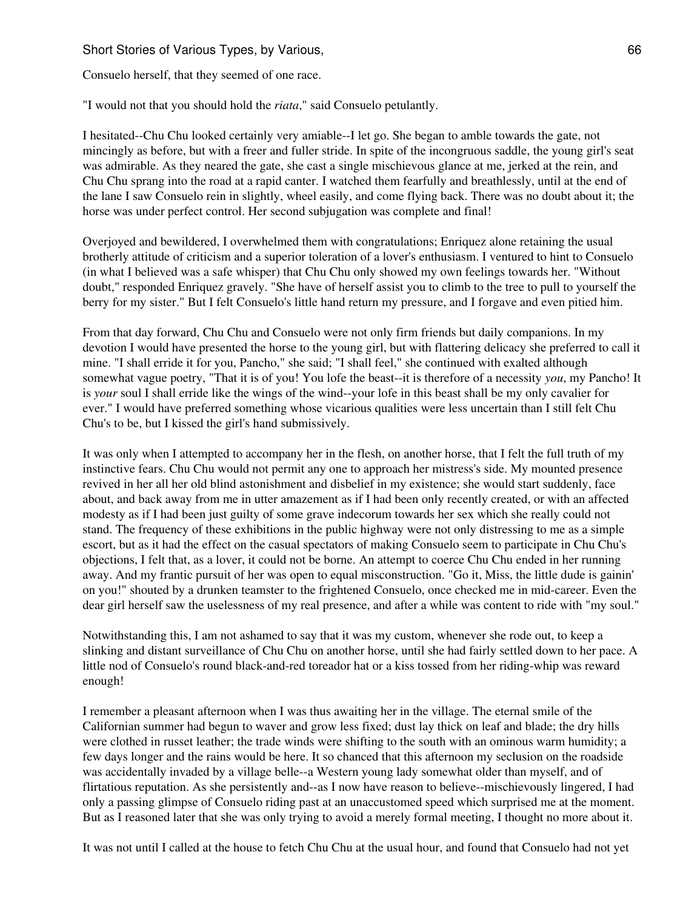Consuelo herself, that they seemed of one race.

"I would not that you should hold the *riata*," said Consuelo petulantly.

I hesitated--Chu Chu looked certainly very amiable--I let go. She began to amble towards the gate, not mincingly as before, but with a freer and fuller stride. In spite of the incongruous saddle, the young girl's seat was admirable. As they neared the gate, she cast a single mischievous glance at me, jerked at the rein, and Chu Chu sprang into the road at a rapid canter. I watched them fearfully and breathlessly, until at the end of the lane I saw Consuelo rein in slightly, wheel easily, and come flying back. There was no doubt about it; the horse was under perfect control. Her second subjugation was complete and final!

Overjoyed and bewildered, I overwhelmed them with congratulations; Enriquez alone retaining the usual brotherly attitude of criticism and a superior toleration of a lover's enthusiasm. I ventured to hint to Consuelo (in what I believed was a safe whisper) that Chu Chu only showed my own feelings towards her. "Without doubt," responded Enriquez gravely. "She have of herself assist you to climb to the tree to pull to yourself the berry for my sister." But I felt Consuelo's little hand return my pressure, and I forgave and even pitied him.

From that day forward, Chu Chu and Consuelo were not only firm friends but daily companions. In my devotion I would have presented the horse to the young girl, but with flattering delicacy she preferred to call it mine. "I shall erride it for you, Pancho," she said; "I shall feel," she continued with exalted although somewhat vague poetry, "That it is of you! You lofe the beast--it is therefore of a necessity *you*, my Pancho! It is *your* soul I shall erride like the wings of the wind--your lofe in this beast shall be my only cavalier for ever." I would have preferred something whose vicarious qualities were less uncertain than I still felt Chu Chu's to be, but I kissed the girl's hand submissively.

It was only when I attempted to accompany her in the flesh, on another horse, that I felt the full truth of my instinctive fears. Chu Chu would not permit any one to approach her mistress's side. My mounted presence revived in her all her old blind astonishment and disbelief in my existence; she would start suddenly, face about, and back away from me in utter amazement as if I had been only recently created, or with an affected modesty as if I had been just guilty of some grave indecorum towards her sex which she really could not stand. The frequency of these exhibitions in the public highway were not only distressing to me as a simple escort, but as it had the effect on the casual spectators of making Consuelo seem to participate in Chu Chu's objections, I felt that, as a lover, it could not be borne. An attempt to coerce Chu Chu ended in her running away. And my frantic pursuit of her was open to equal misconstruction. "Go it, Miss, the little dude is gainin' on you!" shouted by a drunken teamster to the frightened Consuelo, once checked me in mid-career. Even the dear girl herself saw the uselessness of my real presence, and after a while was content to ride with "my soul."

Notwithstanding this, I am not ashamed to say that it was my custom, whenever she rode out, to keep a slinking and distant surveillance of Chu Chu on another horse, until she had fairly settled down to her pace. A little nod of Consuelo's round black-and-red toreador hat or a kiss tossed from her riding-whip was reward enough!

I remember a pleasant afternoon when I was thus awaiting her in the village. The eternal smile of the Californian summer had begun to waver and grow less fixed; dust lay thick on leaf and blade; the dry hills were clothed in russet leather; the trade winds were shifting to the south with an ominous warm humidity; a few days longer and the rains would be here. It so chanced that this afternoon my seclusion on the roadside was accidentally invaded by a village belle--a Western young lady somewhat older than myself, and of flirtatious reputation. As she persistently and--as I now have reason to believe--mischievously lingered, I had only a passing glimpse of Consuelo riding past at an unaccustomed speed which surprised me at the moment. But as I reasoned later that she was only trying to avoid a merely formal meeting, I thought no more about it.

It was not until I called at the house to fetch Chu Chu at the usual hour, and found that Consuelo had not yet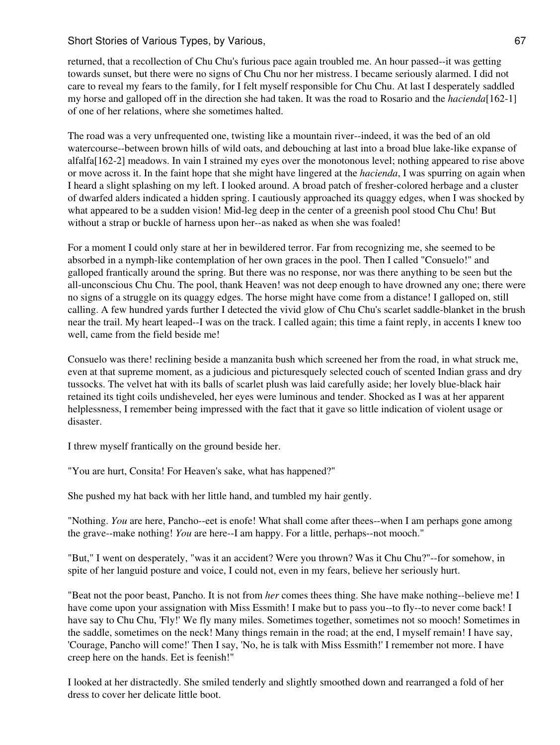returned, that a recollection of Chu Chu's furious pace again troubled me. An hour passed--it was getting towards sunset, but there were no signs of Chu Chu nor her mistress. I became seriously alarmed. I did not care to reveal my fears to the family, for I felt myself responsible for Chu Chu. At last I desperately saddled my horse and galloped off in the direction she had taken. It was the road to Rosario and the *hacienda*[162-1] of one of her relations, where she sometimes halted.

The road was a very unfrequented one, twisting like a mountain river--indeed, it was the bed of an old watercourse--between brown hills of wild oats, and debouching at last into a broad blue lake-like expanse of alfalfa[162-2] meadows. In vain I strained my eyes over the monotonous level; nothing appeared to rise above or move across it. In the faint hope that she might have lingered at the *hacienda*, I was spurring on again when I heard a slight splashing on my left. I looked around. A broad patch of fresher-colored herbage and a cluster of dwarfed alders indicated a hidden spring. I cautiously approached its quaggy edges, when I was shocked by what appeared to be a sudden vision! Mid-leg deep in the center of a greenish pool stood Chu Chu! But without a strap or buckle of harness upon her--as naked as when she was foaled!

For a moment I could only stare at her in bewildered terror. Far from recognizing me, she seemed to be absorbed in a nymph-like contemplation of her own graces in the pool. Then I called "Consuelo!" and galloped frantically around the spring. But there was no response, nor was there anything to be seen but the all-unconscious Chu Chu. The pool, thank Heaven! was not deep enough to have drowned any one; there were no signs of a struggle on its quaggy edges. The horse might have come from a distance! I galloped on, still calling. A few hundred yards further I detected the vivid glow of Chu Chu's scarlet saddle-blanket in the brush near the trail. My heart leaped--I was on the track. I called again; this time a faint reply, in accents I knew too well, came from the field beside me!

Consuelo was there! reclining beside a manzanita bush which screened her from the road, in what struck me, even at that supreme moment, as a judicious and picturesquely selected couch of scented Indian grass and dry tussocks. The velvet hat with its balls of scarlet plush was laid carefully aside; her lovely blue-black hair retained its tight coils undisheveled, her eyes were luminous and tender. Shocked as I was at her apparent helplessness, I remember being impressed with the fact that it gave so little indication of violent usage or disaster.

I threw myself frantically on the ground beside her.

"You are hurt, Consita! For Heaven's sake, what has happened?"

She pushed my hat back with her little hand, and tumbled my hair gently.

"Nothing. *You* are here, Pancho--eet is enofe! What shall come after thees--when I am perhaps gone among the grave--make nothing! *You* are here--I am happy. For a little, perhaps--not mooch."

"But," I went on desperately, "was it an accident? Were you thrown? Was it Chu Chu?"--for somehow, in spite of her languid posture and voice, I could not, even in my fears, believe her seriously hurt.

"Beat not the poor beast, Pancho. It is not from *her* comes thees thing. She have make nothing--believe me! I have come upon your assignation with Miss Essmith! I make but to pass you--to fly--to never come back! I have say to Chu Chu, 'Fly!' We fly many miles. Sometimes together, sometimes not so mooch! Sometimes in the saddle, sometimes on the neck! Many things remain in the road; at the end, I myself remain! I have say, 'Courage, Pancho will come!' Then I say, 'No, he is talk with Miss Essmith!' I remember not more. I have creep here on the hands. Eet is feenish!"

I looked at her distractedly. She smiled tenderly and slightly smoothed down and rearranged a fold of her dress to cover her delicate little boot.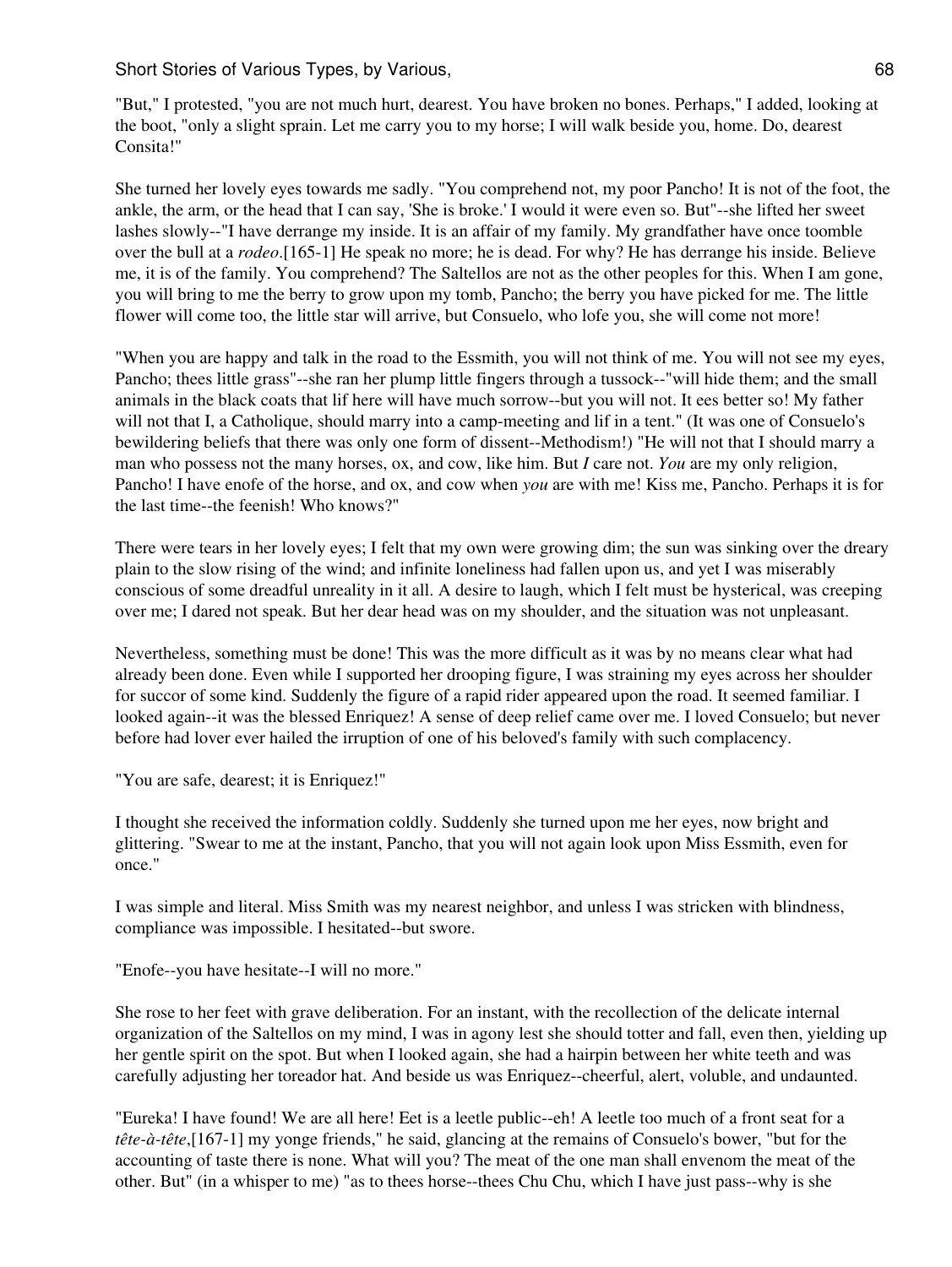"But," I protested, "you are not much hurt, dearest. You have broken no bones. Perhaps," I added, looking at the boot, "only a slight sprain. Let me carry you to my horse; I will walk beside you, home. Do, dearest Consita!"

She turned her lovely eyes towards me sadly. "You comprehend not, my poor Pancho! It is not of the foot, the ankle, the arm, or the head that I can say, 'She is broke.' I would it were even so. But"--she lifted her sweet lashes slowly--"I have derrange my inside. It is an affair of my family. My grandfather have once toomble over the bull at a *rodeo*.[165-1] He speak no more; he is dead. For why? He has derrange his inside. Believe me, it is of the family. You comprehend? The Saltellos are not as the other peoples for this. When I am gone, you will bring to me the berry to grow upon my tomb, Pancho; the berry you have picked for me. The little flower will come too, the little star will arrive, but Consuelo, who lofe you, she will come not more!

"When you are happy and talk in the road to the Essmith, you will not think of me. You will not see my eyes, Pancho; thees little grass"--she ran her plump little fingers through a tussock--"will hide them; and the small animals in the black coats that lif here will have much sorrow--but you will not. It ees better so! My father will not that I, a Catholique, should marry into a camp-meeting and lif in a tent." (It was one of Consuelo's bewildering beliefs that there was only one form of dissent--Methodism!) "He will not that I should marry a man who possess not the many horses, ox, and cow, like him. But *I* care not. *You* are my only religion, Pancho! I have enofe of the horse, and ox, and cow when *you* are with me! Kiss me, Pancho. Perhaps it is for the last time--the feenish! Who knows?"

There were tears in her lovely eyes; I felt that my own were growing dim; the sun was sinking over the dreary plain to the slow rising of the wind; and infinite loneliness had fallen upon us, and yet I was miserably conscious of some dreadful unreality in it all. A desire to laugh, which I felt must be hysterical, was creeping over me; I dared not speak. But her dear head was on my shoulder, and the situation was not unpleasant.

Nevertheless, something must be done! This was the more difficult as it was by no means clear what had already been done. Even while I supported her drooping figure, I was straining my eyes across her shoulder for succor of some kind. Suddenly the figure of a rapid rider appeared upon the road. It seemed familiar. I looked again--it was the blessed Enriquez! A sense of deep relief came over me. I loved Consuelo; but never before had lover ever hailed the irruption of one of his beloved's family with such complacency.

"You are safe, dearest; it is Enriquez!"

I thought she received the information coldly. Suddenly she turned upon me her eyes, now bright and glittering. "Swear to me at the instant, Pancho, that you will not again look upon Miss Essmith, even for once."

I was simple and literal. Miss Smith was my nearest neighbor, and unless I was stricken with blindness, compliance was impossible. I hesitated--but swore.

"Enofe--you have hesitate--I will no more."

She rose to her feet with grave deliberation. For an instant, with the recollection of the delicate internal organization of the Saltellos on my mind, I was in agony lest she should totter and fall, even then, yielding up her gentle spirit on the spot. But when I looked again, she had a hairpin between her white teeth and was carefully adjusting her toreador hat. And beside us was Enriquez--cheerful, alert, voluble, and undaunted.

"Eureka! I have found! We are all here! Eet is a leetle public--eh! A leetle too much of a front seat for a *tête-à-tête*,[167-1] my yonge friends," he said, glancing at the remains of Consuelo's bower, "but for the accounting of taste there is none. What will you? The meat of the one man shall envenom the meat of the other. But" (in a whisper to me) "as to thees horse--thees Chu Chu, which I have just pass--why is she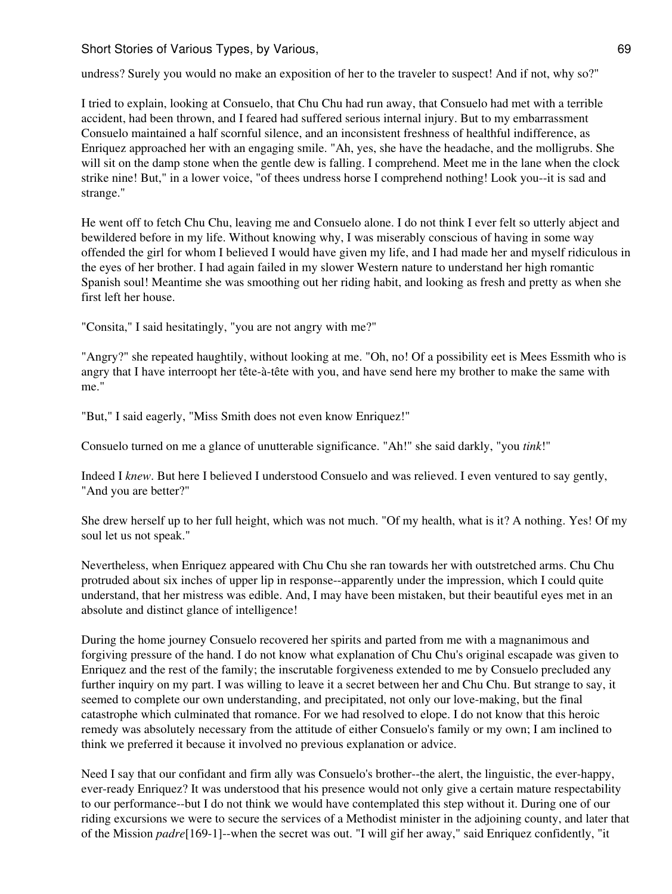undress? Surely you would no make an exposition of her to the traveler to suspect! And if not, why so?"

I tried to explain, looking at Consuelo, that Chu Chu had run away, that Consuelo had met with a terrible accident, had been thrown, and I feared had suffered serious internal injury. But to my embarrassment Consuelo maintained a half scornful silence, and an inconsistent freshness of healthful indifference, as Enriquez approached her with an engaging smile. "Ah, yes, she have the headache, and the molligrubs. She will sit on the damp stone when the gentle dew is falling. I comprehend. Meet me in the lane when the clock strike nine! But," in a lower voice, "of thees undress horse I comprehend nothing! Look you--it is sad and strange."

He went off to fetch Chu Chu, leaving me and Consuelo alone. I do not think I ever felt so utterly abject and bewildered before in my life. Without knowing why, I was miserably conscious of having in some way offended the girl for whom I believed I would have given my life, and I had made her and myself ridiculous in the eyes of her brother. I had again failed in my slower Western nature to understand her high romantic Spanish soul! Meantime she was smoothing out her riding habit, and looking as fresh and pretty as when she first left her house.

"Consita," I said hesitatingly, "you are not angry with me?"

"Angry?" she repeated haughtily, without looking at me. "Oh, no! Of a possibility eet is Mees Essmith who is angry that I have interroopt her tête-à-tête with you, and have send here my brother to make the same with me."

"But," I said eagerly, "Miss Smith does not even know Enriquez!"

Consuelo turned on me a glance of unutterable significance. "Ah!" she said darkly, "you *tink*!"

Indeed I *knew*. But here I believed I understood Consuelo and was relieved. I even ventured to say gently, "And you are better?"

She drew herself up to her full height, which was not much. "Of my health, what is it? A nothing. Yes! Of my soul let us not speak."

Nevertheless, when Enriquez appeared with Chu Chu she ran towards her with outstretched arms. Chu Chu protruded about six inches of upper lip in response--apparently under the impression, which I could quite understand, that her mistress was edible. And, I may have been mistaken, but their beautiful eyes met in an absolute and distinct glance of intelligence!

During the home journey Consuelo recovered her spirits and parted from me with a magnanimous and forgiving pressure of the hand. I do not know what explanation of Chu Chu's original escapade was given to Enriquez and the rest of the family; the inscrutable forgiveness extended to me by Consuelo precluded any further inquiry on my part. I was willing to leave it a secret between her and Chu Chu. But strange to say, it seemed to complete our own understanding, and precipitated, not only our love-making, but the final catastrophe which culminated that romance. For we had resolved to elope. I do not know that this heroic remedy was absolutely necessary from the attitude of either Consuelo's family or my own; I am inclined to think we preferred it because it involved no previous explanation or advice.

Need I say that our confidant and firm ally was Consuelo's brother--the alert, the linguistic, the ever-happy, ever-ready Enriquez? It was understood that his presence would not only give a certain mature respectability to our performance--but I do not think we would have contemplated this step without it. During one of our riding excursions we were to secure the services of a Methodist minister in the adjoining county, and later that of the Mission *padre*[169-1]--when the secret was out. "I will gif her away," said Enriquez confidently, "it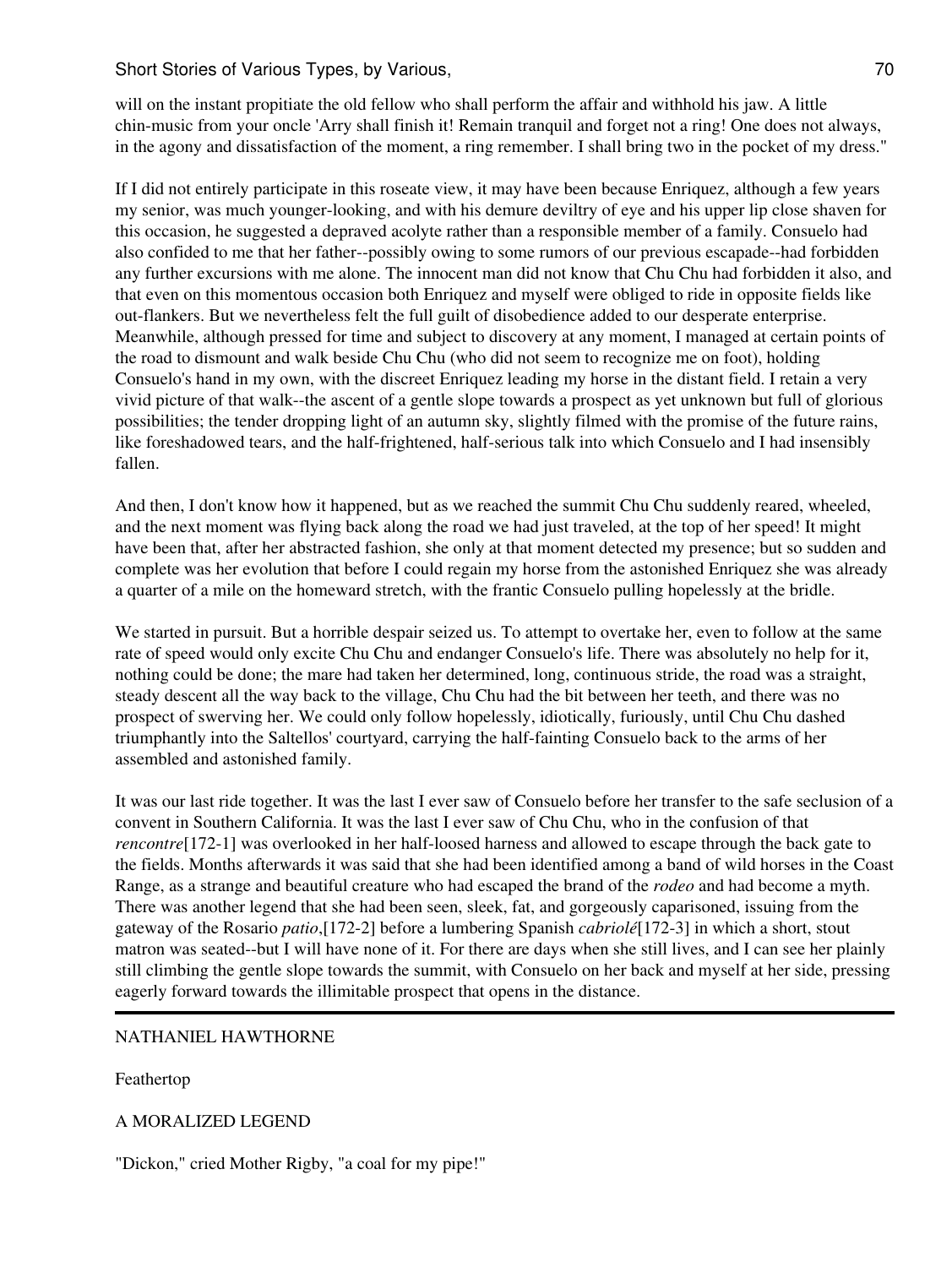will on the instant propitiate the old fellow who shall perform the affair and withhold his jaw. A little chin-music from your oncle 'Arry shall finish it! Remain tranquil and forget not a ring! One does not always, in the agony and dissatisfaction of the moment, a ring remember. I shall bring two in the pocket of my dress."

If I did not entirely participate in this roseate view, it may have been because Enriquez, although a few years my senior, was much younger-looking, and with his demure deviltry of eye and his upper lip close shaven for this occasion, he suggested a depraved acolyte rather than a responsible member of a family. Consuelo had also confided to me that her father--possibly owing to some rumors of our previous escapade--had forbidden any further excursions with me alone. The innocent man did not know that Chu Chu had forbidden it also, and that even on this momentous occasion both Enriquez and myself were obliged to ride in opposite fields like out-flankers. But we nevertheless felt the full guilt of disobedience added to our desperate enterprise. Meanwhile, although pressed for time and subject to discovery at any moment, I managed at certain points of the road to dismount and walk beside Chu Chu (who did not seem to recognize me on foot), holding Consuelo's hand in my own, with the discreet Enriquez leading my horse in the distant field. I retain a very vivid picture of that walk--the ascent of a gentle slope towards a prospect as yet unknown but full of glorious possibilities; the tender dropping light of an autumn sky, slightly filmed with the promise of the future rains, like foreshadowed tears, and the half-frightened, half-serious talk into which Consuelo and I had insensibly fallen.

And then, I don't know how it happened, but as we reached the summit Chu Chu suddenly reared, wheeled, and the next moment was flying back along the road we had just traveled, at the top of her speed! It might have been that, after her abstracted fashion, she only at that moment detected my presence; but so sudden and complete was her evolution that before I could regain my horse from the astonished Enriquez she was already a quarter of a mile on the homeward stretch, with the frantic Consuelo pulling hopelessly at the bridle.

We started in pursuit. But a horrible despair seized us. To attempt to overtake her, even to follow at the same rate of speed would only excite Chu Chu and endanger Consuelo's life. There was absolutely no help for it, nothing could be done; the mare had taken her determined, long, continuous stride, the road was a straight, steady descent all the way back to the village, Chu Chu had the bit between her teeth, and there was no prospect of swerving her. We could only follow hopelessly, idiotically, furiously, until Chu Chu dashed triumphantly into the Saltellos' courtyard, carrying the half-fainting Consuelo back to the arms of her assembled and astonished family.

It was our last ride together. It was the last I ever saw of Consuelo before her transfer to the safe seclusion of a convent in Southern California. It was the last I ever saw of Chu Chu, who in the confusion of that *rencontre*[172-1] was overlooked in her half-loosed harness and allowed to escape through the back gate to the fields. Months afterwards it was said that she had been identified among a band of wild horses in the Coast Range, as a strange and beautiful creature who had escaped the brand of the *rodeo* and had become a myth. There was another legend that she had been seen, sleek, fat, and gorgeously caparisoned, issuing from the gateway of the Rosario *patio*,[172-2] before a lumbering Spanish *cabriolé*[172-3] in which a short, stout matron was seated--but I will have none of it. For there are days when she still lives, and I can see her plainly still climbing the gentle slope towards the summit, with Consuelo on her back and myself at her side, pressing eagerly forward towards the illimitable prospect that opens in the distance.

---

NATHANIEL HAWTHORNE

## Feathertop

### A MORALIZED LEGEND

"Dickon," cried Mother Rigby, "a coal for my pipe!"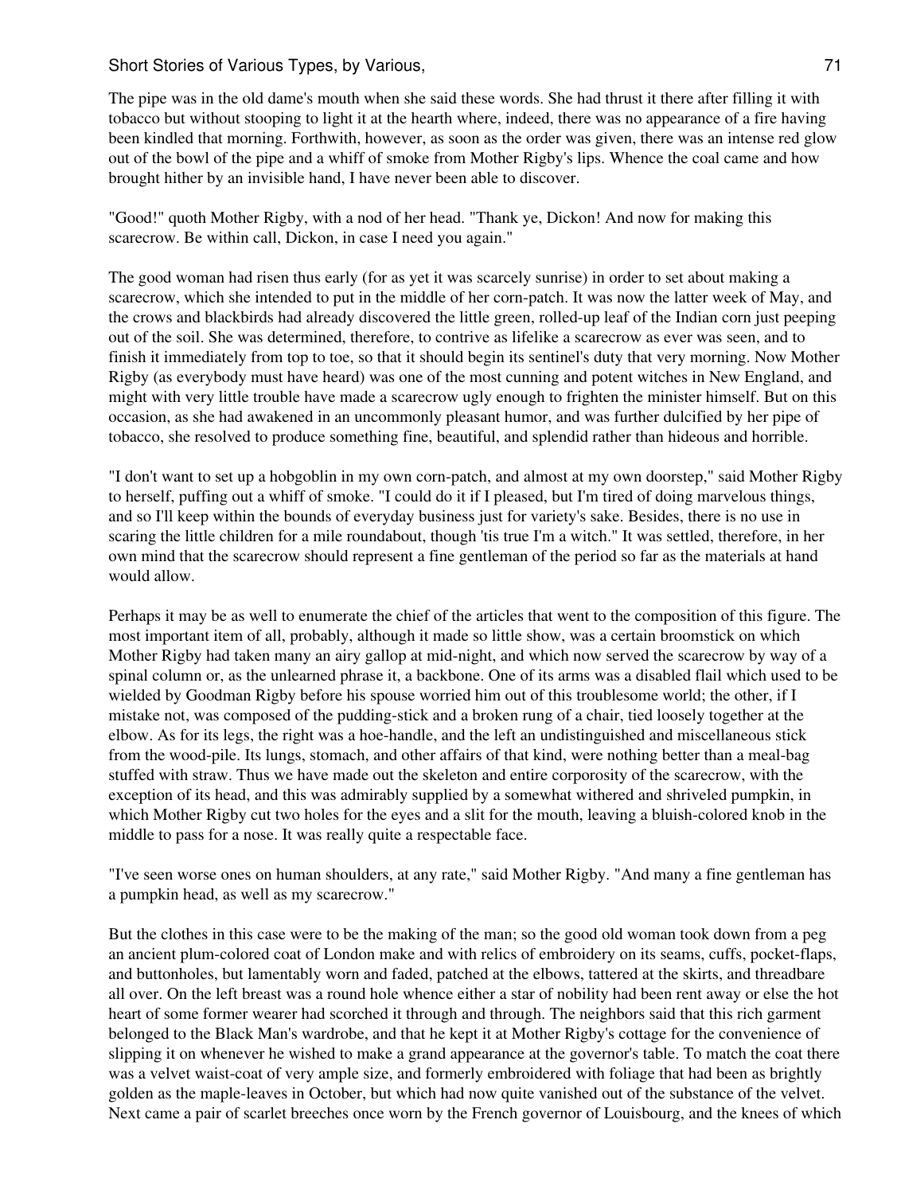The pipe was in the old dame's mouth when she said these words. She had thrust it there after filling it with tobacco but without stooping to light it at the hearth where, indeed, there was no appearance of a fire having been kindled that morning. Forthwith, however, as soon as the order was given, there was an intense red glow out of the bowl of the pipe and a whiff of smoke from Mother Rigby's lips. Whence the coal came and how brought hither by an invisible hand, I have never been able to discover.

"Good!" quoth Mother Rigby, with a nod of her head. "Thank ye, Dickon! And now for making this scarecrow. Be within call, Dickon, in case I need you again."

The good woman had risen thus early (for as yet it was scarcely sunrise) in order to set about making a scarecrow, which she intended to put in the middle of her corn-patch. It was now the latter week of May, and the crows and blackbirds had already discovered the little green, rolled-up leaf of the Indian corn just peeping out of the soil. She was determined, therefore, to contrive as lifelike a scarecrow as ever was seen, and to finish it immediately from top to toe, so that it should begin its sentinel's duty that very morning. Now Mother Rigby (as everybody must have heard) was one of the most cunning and potent witches in New England, and might with very little trouble have made a scarecrow ugly enough to frighten the minister himself. But on this occasion, as she had awakened in an uncommonly pleasant humor, and was further dulcified by her pipe of tobacco, she resolved to produce something fine, beautiful, and splendid rather than hideous and horrible.

"I don't want to set up a hobgoblin in my own corn-patch, and almost at my own doorstep," said Mother Rigby to herself, puffing out a whiff of smoke. "I could do it if I pleased, but I'm tired of doing marvelous things, and so I'll keep within the bounds of everyday business just for variety's sake. Besides, there is no use in scaring the little children for a mile roundabout, though 'tis true I'm a witch." It was settled, therefore, in her own mind that the scarecrow should represent a fine gentleman of the period so far as the materials at hand would allow.

Perhaps it may be as well to enumerate the chief of the articles that went to the composition of this figure. The most important item of all, probably, although it made so little show, was a certain broomstick on which Mother Rigby had taken many an airy gallop at mid-night, and which now served the scarecrow by way of a spinal column or, as the unlearned phrase it, a backbone. One of its arms was a disabled flail which used to be wielded by Goodman Rigby before his spouse worried him out of this troublesome world; the other, if I mistake not, was composed of the pudding-stick and a broken rung of a chair, tied loosely together at the elbow. As for its legs, the right was a hoe-handle, and the left an undistinguished and miscellaneous stick from the wood-pile. Its lungs, stomach, and other affairs of that kind, were nothing better than a meal-bag stuffed with straw. Thus we have made out the skeleton and entire corporosity of the scarecrow, with the exception of its head, and this was admirably supplied by a somewhat withered and shriveled pumpkin, in which Mother Rigby cut two holes for the eyes and a slit for the mouth, leaving a bluish-colored knob in the middle to pass for a nose. It was really quite a respectable face.

"I've seen worse ones on human shoulders, at any rate," said Mother Rigby. "And many a fine gentleman has a pumpkin head, as well as my scarecrow."

But the clothes in this case were to be the making of the man; so the good old woman took down from a peg an ancient plum-colored coat of London make and with relics of embroidery on its seams, cuffs, pocket-flaps, and buttonholes, but lamentably worn and faded, patched at the elbows, tattered at the skirts, and threadbare all over. On the left breast was a round hole whence either a star of nobility had been rent away or else the hot heart of some former wearer had scorched it through and through. The neighbors said that this rich garment belonged to the Black Man's wardrobe, and that he kept it at Mother Rigby's cottage for the convenience of slipping it on whenever he wished to make a grand appearance at the governor's table. To match the coat there was a velvet waist-coat of very ample size, and formerly embroidered with foliage that had been as brightly golden as the maple-leaves in October, but which had now quite vanished out of the substance of the velvet. Next came a pair of scarlet breeches once worn by the French governor of Louisbourg, and the knees of which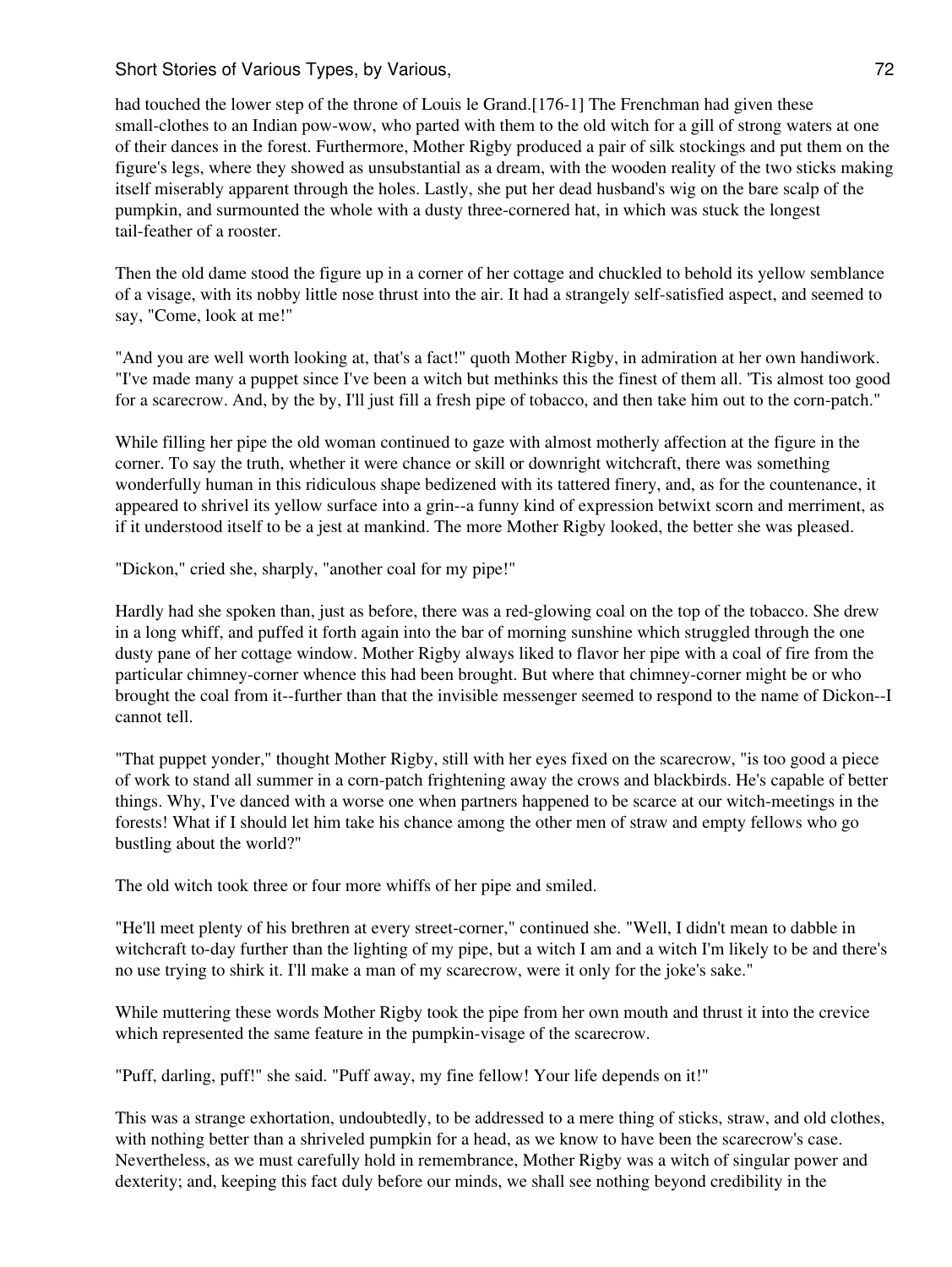had touched the lower step of the throne of Louis le Grand.[176-1] The Frenchman had given these small-clothes to an Indian pow-wow, who parted with them to the old witch for a gill of strong waters at one of their dances in the forest. Furthermore, Mother Rigby produced a pair of silk stockings and put them on the figure's legs, where they showed as unsubstantial as a dream, with the wooden reality of the two sticks making itself miserably apparent through the holes. Lastly, she put her dead husband's wig on the bare scalp of the pumpkin, and surmounted the whole with a dusty three-cornered hat, in which was stuck the longest tail-feather of a rooster.

Then the old dame stood the figure up in a corner of her cottage and chuckled to behold its yellow semblance of a visage, with its nobby little nose thrust into the air. It had a strangely self-satisfied aspect, and seemed to say, "Come, look at me!"

"And you are well worth looking at, that's a fact!" quoth Mother Rigby, in admiration at her own handiwork. "I've made many a puppet since I've been a witch but methinks this the finest of them all. 'Tis almost too good for a scarecrow. And, by the by, I'll just fill a fresh pipe of tobacco, and then take him out to the corn-patch."

While filling her pipe the old woman continued to gaze with almost motherly affection at the figure in the corner. To say the truth, whether it were chance or skill or downright witchcraft, there was something wonderfully human in this ridiculous shape bedizened with its tattered finery, and, as for the countenance, it appeared to shrivel its yellow surface into a grin--a funny kind of expression betwixt scorn and merriment, as if it understood itself to be a jest at mankind. The more Mother Rigby looked, the better she was pleased.

"Dickon," cried she, sharply, "another coal for my pipe!"

Hardly had she spoken than, just as before, there was a red-glowing coal on the top of the tobacco. She drew in a long whiff, and puffed it forth again into the bar of morning sunshine which struggled through the one dusty pane of her cottage window. Mother Rigby always liked to flavor her pipe with a coal of fire from the particular chimney-corner whence this had been brought. But where that chimney-corner might be or who brought the coal from it--further than that the invisible messenger seemed to respond to the name of Dickon--I cannot tell.

"That puppet yonder," thought Mother Rigby, still with her eyes fixed on the scarecrow, "is too good a piece of work to stand all summer in a corn-patch frightening away the crows and blackbirds. He's capable of better things. Why, I've danced with a worse one when partners happened to be scarce at our witch-meetings in the forests! What if I should let him take his chance among the other men of straw and empty fellows who go bustling about the world?"

The old witch took three or four more whiffs of her pipe and smiled.

"He'll meet plenty of his brethren at every street-corner," continued she. "Well, I didn't mean to dabble in witchcraft to-day further than the lighting of my pipe, but a witch I am and a witch I'm likely to be and there's no use trying to shirk it. I'll make a man of my scarecrow, were it only for the joke's sake."

While muttering these words Mother Rigby took the pipe from her own mouth and thrust it into the crevice which represented the same feature in the pumpkin-visage of the scarecrow.

"Puff, darling, puff!" she said. "Puff away, my fine fellow! Your life depends on it!"

This was a strange exhortation, undoubtedly, to be addressed to a mere thing of sticks, straw, and old clothes, with nothing better than a shriveled pumpkin for a head, as we know to have been the scarecrow's case. Nevertheless, as we must carefully hold in remembrance, Mother Rigby was a witch of singular power and dexterity; and, keeping this fact duly before our minds, we shall see nothing beyond credibility in the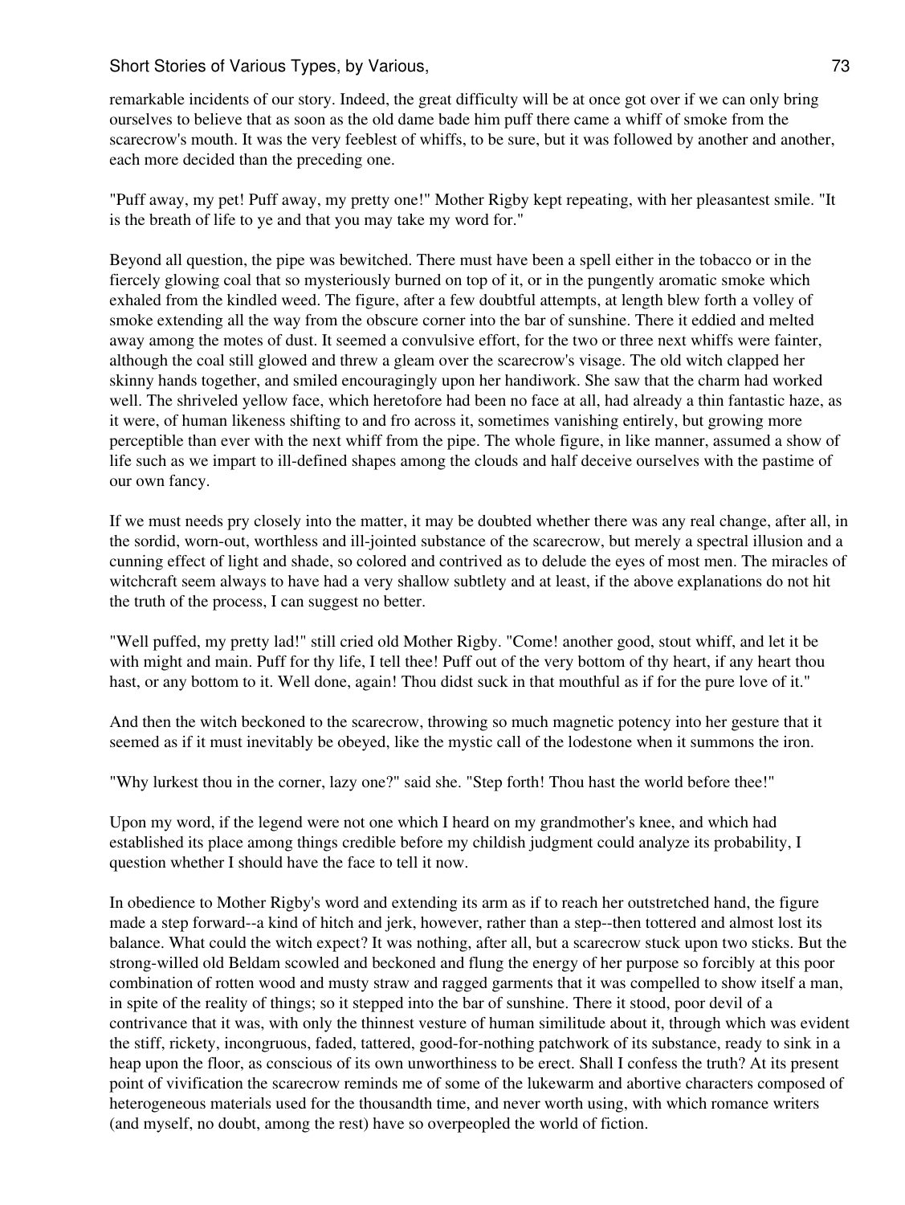remarkable incidents of our story. Indeed, the great difficulty will be at once got over if we can only bring ourselves to believe that as soon as the old dame bade him puff there came a whiff of smoke from the scarecrow's mouth. It was the very feeblest of whiffs, to be sure, but it was followed by another and another, each more decided than the preceding one.

"Puff away, my pet! Puff away, my pretty one!" Mother Rigby kept repeating, with her pleasantest smile. "It is the breath of life to ye and that you may take my word for."

Beyond all question, the pipe was bewitched. There must have been a spell either in the tobacco or in the fiercely glowing coal that so mysteriously burned on top of it, or in the pungently aromatic smoke which exhaled from the kindled weed. The figure, after a few doubtful attempts, at length blew forth a volley of smoke extending all the way from the obscure corner into the bar of sunshine. There it eddied and melted away among the motes of dust. It seemed a convulsive effort, for the two or three next whiffs were fainter, although the coal still glowed and threw a gleam over the scarecrow's visage. The old witch clapped her skinny hands together, and smiled encouragingly upon her handiwork. She saw that the charm had worked well. The shriveled yellow face, which heretofore had been no face at all, had already a thin fantastic haze, as it were, of human likeness shifting to and fro across it, sometimes vanishing entirely, but growing more perceptible than ever with the next whiff from the pipe. The whole figure, in like manner, assumed a show of life such as we impart to ill-defined shapes among the clouds and half deceive ourselves with the pastime of our own fancy.

If we must needs pry closely into the matter, it may be doubted whether there was any real change, after all, in the sordid, worn-out, worthless and ill-jointed substance of the scarecrow, but merely a spectral illusion and a cunning effect of light and shade, so colored and contrived as to delude the eyes of most men. The miracles of witchcraft seem always to have had a very shallow subtlety and at least, if the above explanations do not hit the truth of the process, I can suggest no better.

"Well puffed, my pretty lad!" still cried old Mother Rigby. "Come! another good, stout whiff, and let it be with might and main. Puff for thy life, I tell thee! Puff out of the very bottom of thy heart, if any heart thou hast, or any bottom to it. Well done, again! Thou didst suck in that mouthful as if for the pure love of it."

And then the witch beckoned to the scarecrow, throwing so much magnetic potency into her gesture that it seemed as if it must inevitably be obeyed, like the mystic call of the lodestone when it summons the iron.

"Why lurkest thou in the corner, lazy one?" said she. "Step forth! Thou hast the world before thee!"

Upon my word, if the legend were not one which I heard on my grandmother's knee, and which had established its place among things credible before my childish judgment could analyze its probability, I question whether I should have the face to tell it now.

In obedience to Mother Rigby's word and extending its arm as if to reach her outstretched hand, the figure made a step forward--a kind of hitch and jerk, however, rather than a step--then tottered and almost lost its balance. What could the witch expect? It was nothing, after all, but a scarecrow stuck upon two sticks. But the strong-willed old Beldam scowled and beckoned and flung the energy of her purpose so forcibly at this poor combination of rotten wood and musty straw and ragged garments that it was compelled to show itself a man, in spite of the reality of things; so it stepped into the bar of sunshine. There it stood, poor devil of a contrivance that it was, with only the thinnest vesture of human similitude about it, through which was evident the stiff, rickety, incongruous, faded, tattered, good-for-nothing patchwork of its substance, ready to sink in a heap upon the floor, as conscious of its own unworthiness to be erect. Shall I confess the truth? At its present point of vivification the scarecrow reminds me of some of the lukewarm and abortive characters composed of heterogeneous materials used for the thousandth time, and never worth using, with which romance writers (and myself, no doubt, among the rest) have so overpeopled the world of fiction.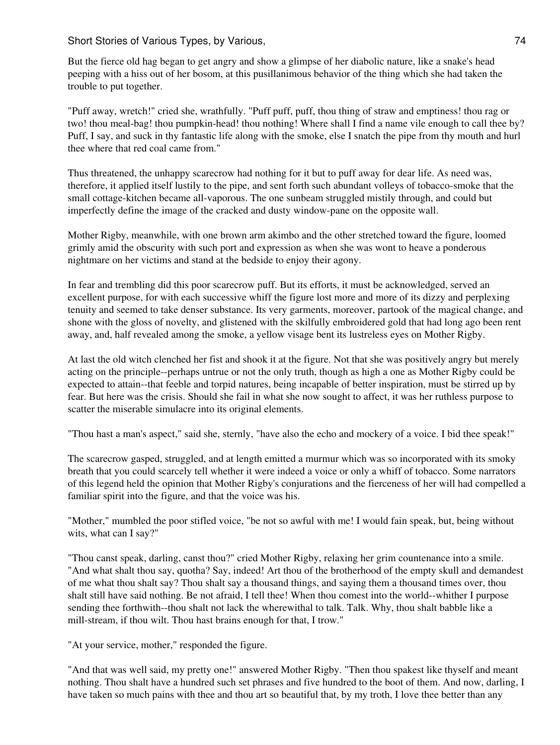But the fierce old hag began to get angry and show a glimpse of her diabolic nature, like a snake's head peeping with a hiss out of her bosom, at this pusillanimous behavior of the thing which she had taken the trouble to put together.

"Puff away, wretch!" cried she, wrathfully. "Puff puff, puff, thou thing of straw and emptiness! thou rag or two! thou meal-bag! thou pumpkin-head! thou nothing! Where shall I find a name vile enough to call thee by? Puff, I say, and suck in thy fantastic life along with the smoke, else I snatch the pipe from thy mouth and hurl thee where that red coal came from."

Thus threatened, the unhappy scarecrow had nothing for it but to puff away for dear life. As need was, therefore, it applied itself lustily to the pipe, and sent forth such abundant volleys of tobacco-smoke that the small cottage-kitchen became all-vaporous. The one sunbeam struggled mistily through, and could but imperfectly define the image of the cracked and dusty window-pane on the opposite wall.

Mother Rigby, meanwhile, with one brown arm akimbo and the other stretched toward the figure, loomed grimly amid the obscurity with such port and expression as when she was wont to heave a ponderous nightmare on her victims and stand at the bedside to enjoy their agony.

In fear and trembling did this poor scarecrow puff. But its efforts, it must be acknowledged, served an excellent purpose, for with each successive whiff the figure lost more and more of its dizzy and perplexing tenuity and seemed to take denser substance. Its very garments, moreover, partook of the magical change, and shone with the gloss of novelty, and glistened with the skilfully embroidered gold that had long ago been rent away, and, half revealed among the smoke, a yellow visage bent its lustreless eyes on Mother Rigby.

At last the old witch clenched her fist and shook it at the figure. Not that she was positively angry but merely acting on the principle--perhaps untrue or not the only truth, though as high a one as Mother Rigby could be expected to attain--that feeble and torpid natures, being incapable of better inspiration, must be stirred up by fear. But here was the crisis. Should she fail in what she now sought to affect, it was her ruthless purpose to scatter the miserable simulacre into its original elements.

"Thou hast a man's aspect," said she, sternly, "have also the echo and mockery of a voice. I bid thee speak!"

The scarecrow gasped, struggled, and at length emitted a murmur which was so incorporated with its smoky breath that you could scarcely tell whether it were indeed a voice or only a whiff of tobacco. Some narrators of this legend held the opinion that Mother Rigby's conjurations and the fierceness of her will had compelled a familiar spirit into the figure, and that the voice was his.

"Mother," mumbled the poor stifled voice, "be not so awful with me! I would fain speak, but, being without wits, what can I say?"

"Thou canst speak, darling, canst thou?" cried Mother Rigby, relaxing her grim countenance into a smile. "And what shalt thou say, quotha? Say, indeed! Art thou of the brotherhood of the empty skull and demandest of me what thou shalt say? Thou shalt say a thousand things, and saying them a thousand times over, thou shalt still have said nothing. Be not afraid, I tell thee! When thou comest into the world--whither I purpose sending thee forthwith--thou shalt not lack the wherewithal to talk. Talk. Why, thou shalt babble like a mill-stream, if thou wilt. Thou hast brains enough for that, I trow."

"At your service, mother," responded the figure.

"And that was well said, my pretty one!" answered Mother Rigby. "Then thou spakest like thyself and meant nothing. Thou shalt have a hundred such set phrases and five hundred to the boot of them. And now, darling, I have taken so much pains with thee and thou art so beautiful that, by my troth, I love thee better than any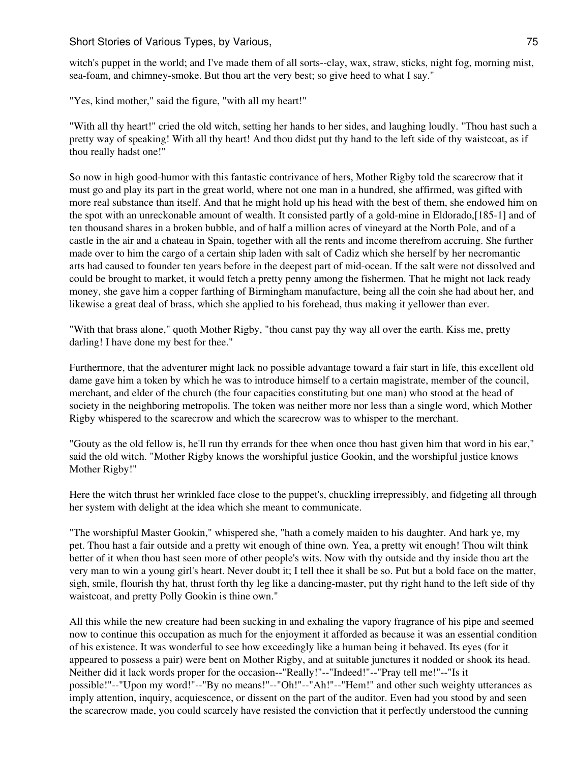witch's puppet in the world; and I've made them of all sorts--clay, wax, straw, sticks, night fog, morning mist, sea-foam, and chimney-smoke. But thou art the very best; so give heed to what I say."

"Yes, kind mother," said the figure, "with all my heart!"

"With all thy heart!" cried the old witch, setting her hands to her sides, and laughing loudly. "Thou hast such a pretty way of speaking! With all thy heart! And thou didst put thy hand to the left side of thy waistcoat, as if thou really hadst one!"

So now in high good-humor with this fantastic contrivance of hers, Mother Rigby told the scarecrow that it must go and play its part in the great world, where not one man in a hundred, she affirmed, was gifted with more real substance than itself. And that he might hold up his head with the best of them, she endowed him on the spot with an unreckonable amount of wealth. It consisted partly of a gold-mine in Eldorado,[185-1] and of ten thousand shares in a broken bubble, and of half a million acres of vineyard at the North Pole, and of a castle in the air and a chateau in Spain, together with all the rents and income therefrom accruing. She further made over to him the cargo of a certain ship laden with salt of Cadiz which she herself by her necromantic arts had caused to founder ten years before in the deepest part of mid-ocean. If the salt were not dissolved and could be brought to market, it would fetch a pretty penny among the fishermen. That he might not lack ready money, she gave him a copper farthing of Birmingham manufacture, being all the coin she had about her, and likewise a great deal of brass, which she applied to his forehead, thus making it yellower than ever.

"With that brass alone," quoth Mother Rigby, "thou canst pay thy way all over the earth. Kiss me, pretty darling! I have done my best for thee."

Furthermore, that the adventurer might lack no possible advantage toward a fair start in life, this excellent old dame gave him a token by which he was to introduce himself to a certain magistrate, member of the council, merchant, and elder of the church (the four capacities constituting but one man) who stood at the head of society in the neighboring metropolis. The token was neither more nor less than a single word, which Mother Rigby whispered to the scarecrow and which the scarecrow was to whisper to the merchant.

"Gouty as the old fellow is, he'll run thy errands for thee when once thou hast given him that word in his ear," said the old witch. "Mother Rigby knows the worshipful justice Gookin, and the worshipful justice knows Mother Rigby!"

Here the witch thrust her wrinkled face close to the puppet's, chuckling irrepressibly, and fidgeting all through her system with delight at the idea which she meant to communicate.

"The worshipful Master Gookin," whispered she, "hath a comely maiden to his daughter. And hark ye, my pet. Thou hast a fair outside and a pretty wit enough of thine own. Yea, a pretty wit enough! Thou wilt think better of it when thou hast seen more of other people's wits. Now with thy outside and thy inside thou art the very man to win a young girl's heart. Never doubt it; I tell thee it shall be so. Put but a bold face on the matter, sigh, smile, flourish thy hat, thrust forth thy leg like a dancing-master, put thy right hand to the left side of thy waistcoat, and pretty Polly Gookin is thine own."

All this while the new creature had been sucking in and exhaling the vapory fragrance of his pipe and seemed now to continue this occupation as much for the enjoyment it afforded as because it was an essential condition of his existence. It was wonderful to see how exceedingly like a human being it behaved. Its eyes (for it appeared to possess a pair) were bent on Mother Rigby, and at suitable junctures it nodded or shook its head. Neither did it lack words proper for the occasion--"Really!"--"Indeed!"--"Pray tell me!"--"Is it possible!"--"Upon my word!"--"By no means!"--"Oh!"--"Ah!"--"Hem!" and other such weighty utterances as imply attention, inquiry, acquiescence, or dissent on the part of the auditor. Even had you stood by and seen the scarecrow made, you could scarcely have resisted the conviction that it perfectly understood the cunning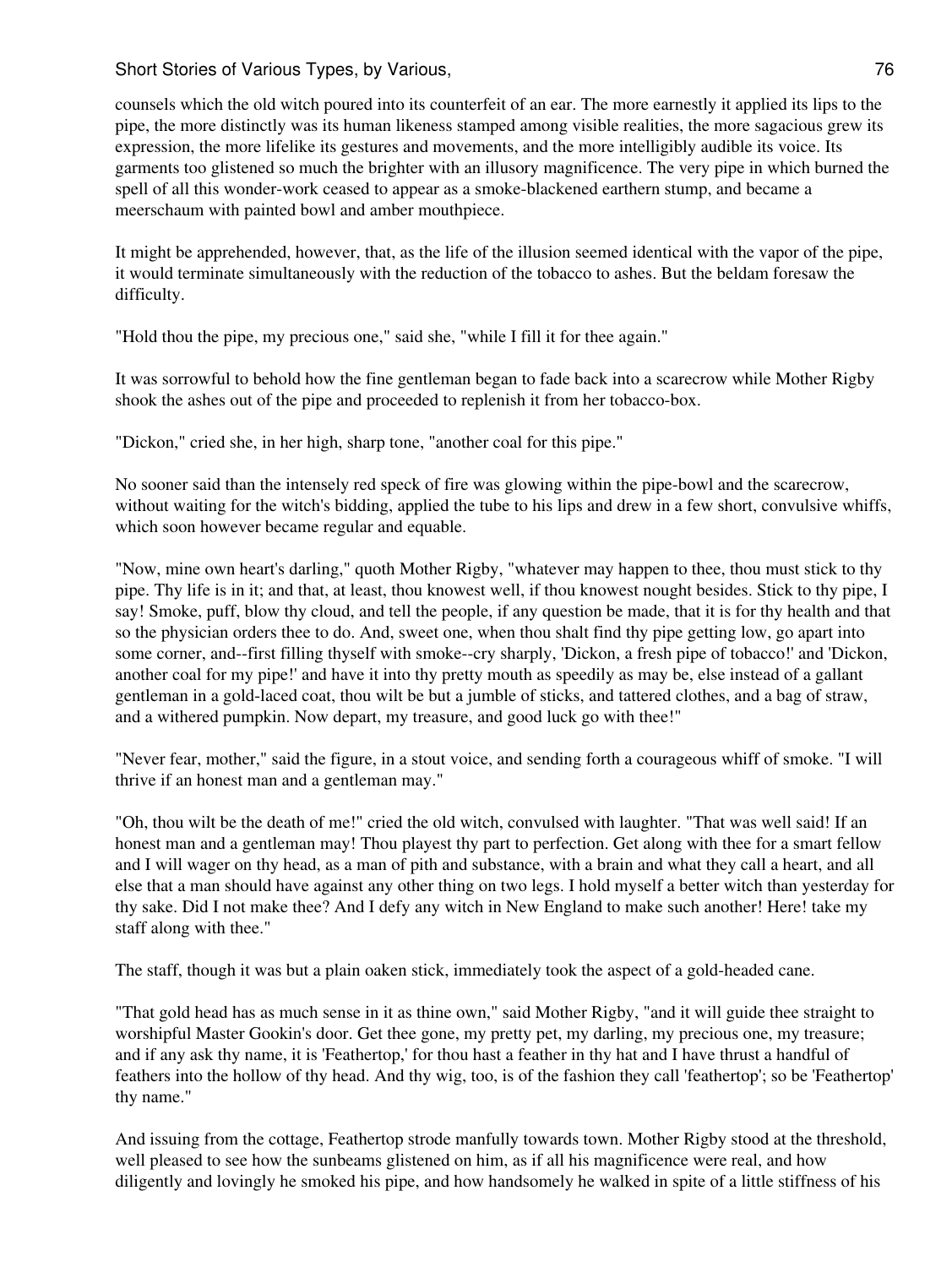counsels which the old witch poured into its counterfeit of an ear. The more earnestly it applied its lips to the pipe, the more distinctly was its human likeness stamped among visible realities, the more sagacious grew its expression, the more lifelike its gestures and movements, and the more intelligibly audible its voice. Its garments too glistened so much the brighter with an illusory magnificence. The very pipe in which burned the spell of all this wonder-work ceased to appear as a smoke-blackened earthern stump, and became a meerschaum with painted bowl and amber mouthpiece.

It might be apprehended, however, that, as the life of the illusion seemed identical with the vapor of the pipe, it would terminate simultaneously with the reduction of the tobacco to ashes. But the beldam foresaw the difficulty.

"Hold thou the pipe, my precious one," said she, "while I fill it for thee again."

It was sorrowful to behold how the fine gentleman began to fade back into a scarecrow while Mother Rigby shook the ashes out of the pipe and proceeded to replenish it from her tobacco-box.

"Dickon," cried she, in her high, sharp tone, "another coal for this pipe."

No sooner said than the intensely red speck of fire was glowing within the pipe-bowl and the scarecrow, without waiting for the witch's bidding, applied the tube to his lips and drew in a few short, convulsive whiffs, which soon however became regular and equable.

"Now, mine own heart's darling," quoth Mother Rigby, "whatever may happen to thee, thou must stick to thy pipe. Thy life is in it; and that, at least, thou knowest well, if thou knowest nought besides. Stick to thy pipe, I say! Smoke, puff, blow thy cloud, and tell the people, if any question be made, that it is for thy health and that so the physician orders thee to do. And, sweet one, when thou shalt find thy pipe getting low, go apart into some corner, and--first filling thyself with smoke--cry sharply, 'Dickon, a fresh pipe of tobacco!' and 'Dickon, another coal for my pipe!' and have it into thy pretty mouth as speedily as may be, else instead of a gallant gentleman in a gold-laced coat, thou wilt be but a jumble of sticks, and tattered clothes, and a bag of straw, and a withered pumpkin. Now depart, my treasure, and good luck go with thee!"

"Never fear, mother," said the figure, in a stout voice, and sending forth a courageous whiff of smoke. "I will thrive if an honest man and a gentleman may."

"Oh, thou wilt be the death of me!" cried the old witch, convulsed with laughter. "That was well said! If an honest man and a gentleman may! Thou playest thy part to perfection. Get along with thee for a smart fellow and I will wager on thy head, as a man of pith and substance, with a brain and what they call a heart, and all else that a man should have against any other thing on two legs. I hold myself a better witch than yesterday for thy sake. Did I not make thee? And I defy any witch in New England to make such another! Here! take my staff along with thee."

The staff, though it was but a plain oaken stick, immediately took the aspect of a gold-headed cane.

"That gold head has as much sense in it as thine own," said Mother Rigby, "and it will guide thee straight to worshipful Master Gookin's door. Get thee gone, my pretty pet, my darling, my precious one, my treasure; and if any ask thy name, it is 'Feathertop,' for thou hast a feather in thy hat and I have thrust a handful of feathers into the hollow of thy head. And thy wig, too, is of the fashion they call 'feathertop'; so be 'Feathertop' thy name."

And issuing from the cottage, Feathertop strode manfully towards town. Mother Rigby stood at the threshold, well pleased to see how the sunbeams glistened on him, as if all his magnificence were real, and how diligently and lovingly he smoked his pipe, and how handsomely he walked in spite of a little stiffness of his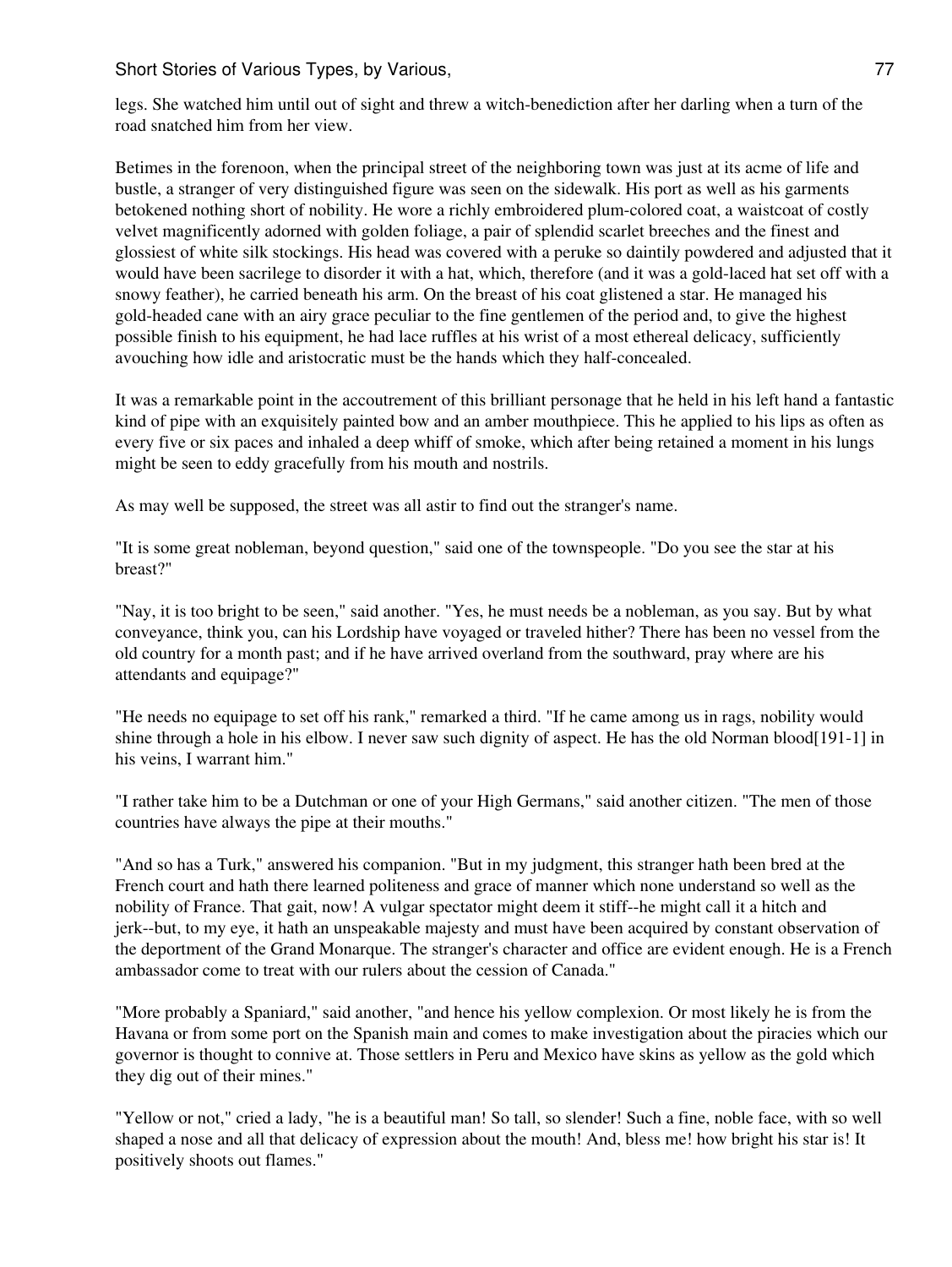legs. She watched him until out of sight and threw a witch-benediction after her darling when a turn of the road snatched him from her view.

Betimes in the forenoon, when the principal street of the neighboring town was just at its acme of life and bustle, a stranger of very distinguished figure was seen on the sidewalk. His port as well as his garments betokened nothing short of nobility. He wore a richly embroidered plum-colored coat, a waistcoat of costly velvet magnificently adorned with golden foliage, a pair of splendid scarlet breeches and the finest and glossiest of white silk stockings. His head was covered with a peruke so daintily powdered and adjusted that it would have been sacrilege to disorder it with a hat, which, therefore (and it was a gold-laced hat set off with a snowy feather), he carried beneath his arm. On the breast of his coat glistened a star. He managed his gold-headed cane with an airy grace peculiar to the fine gentlemen of the period and, to give the highest possible finish to his equipment, he had lace ruffles at his wrist of a most ethereal delicacy, sufficiently avouching how idle and aristocratic must be the hands which they half-concealed.

It was a remarkable point in the accoutrement of this brilliant personage that he held in his left hand a fantastic kind of pipe with an exquisitely painted bow and an amber mouthpiece. This he applied to his lips as often as every five or six paces and inhaled a deep whiff of smoke, which after being retained a moment in his lungs might be seen to eddy gracefully from his mouth and nostrils.

As may well be supposed, the street was all astir to find out the stranger's name.

"It is some great nobleman, beyond question," said one of the townspeople. "Do you see the star at his breast?"

"Nay, it is too bright to be seen," said another. "Yes, he must needs be a nobleman, as you say. But by what conveyance, think you, can his Lordship have voyaged or traveled hither? There has been no vessel from the old country for a month past; and if he have arrived overland from the southward, pray where are his attendants and equipage?"

"He needs no equipage to set off his rank," remarked a third. "If he came among us in rags, nobility would shine through a hole in his elbow. I never saw such dignity of aspect. He has the old Norman blood[191-1] in his veins, I warrant him."

"I rather take him to be a Dutchman or one of your High Germans," said another citizen. "The men of those countries have always the pipe at their mouths."

"And so has a Turk," answered his companion. "But in my judgment, this stranger hath been bred at the French court and hath there learned politeness and grace of manner which none understand so well as the nobility of France. That gait, now! A vulgar spectator might deem it stiff--he might call it a hitch and jerk--but, to my eye, it hath an unspeakable majesty and must have been acquired by constant observation of the deportment of the Grand Monarque. The stranger's character and office are evident enough. He is a French ambassador come to treat with our rulers about the cession of Canada."

"More probably a Spaniard," said another, "and hence his yellow complexion. Or most likely he is from the Havana or from some port on the Spanish main and comes to make investigation about the piracies which our governor is thought to connive at. Those settlers in Peru and Mexico have skins as yellow as the gold which they dig out of their mines."

"Yellow or not," cried a lady, "he is a beautiful man! So tall, so slender! Such a fine, noble face, with so well shaped a nose and all that delicacy of expression about the mouth! And, bless me! how bright his star is! It positively shoots out flames."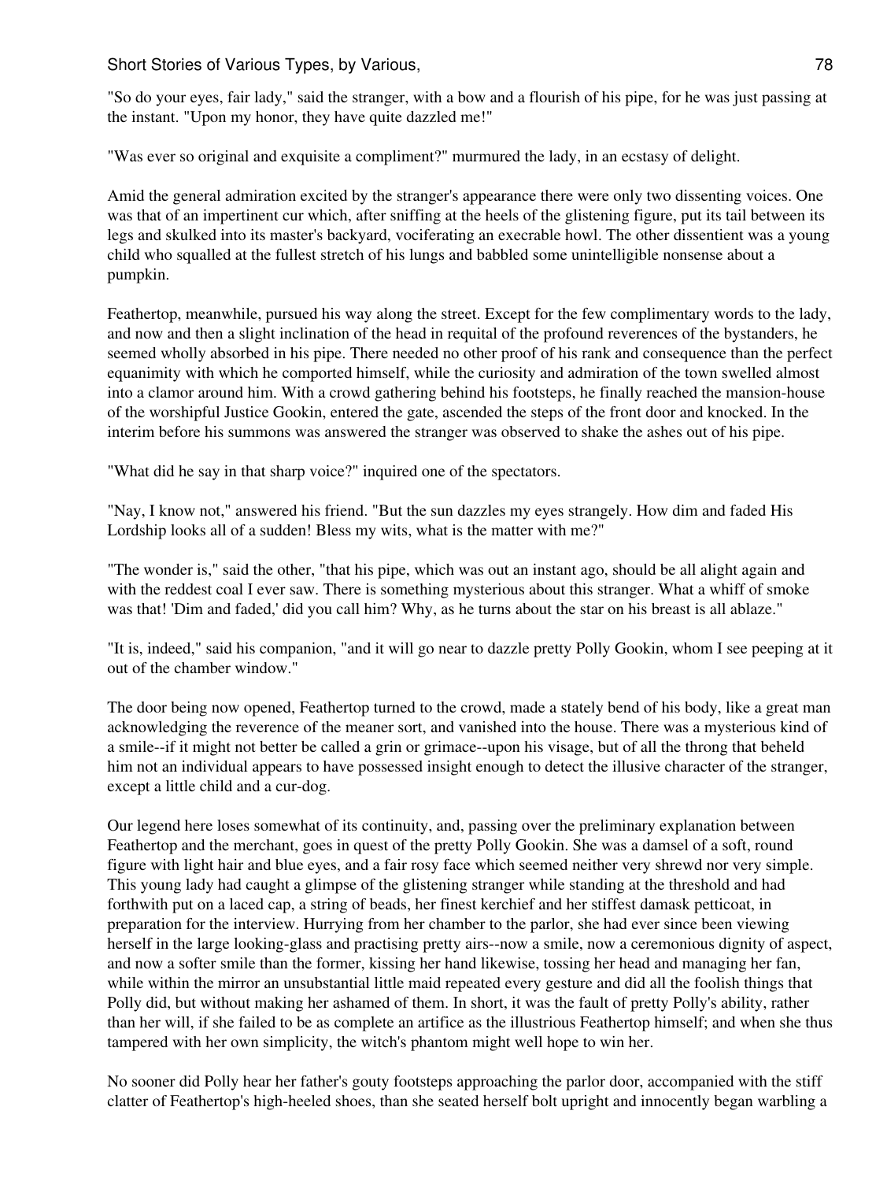"So do your eyes, fair lady," said the stranger, with a bow and a flourish of his pipe, for he was just passing at the instant. "Upon my honor, they have quite dazzled me!"

"Was ever so original and exquisite a compliment?" murmured the lady, in an ecstasy of delight.

Amid the general admiration excited by the stranger's appearance there were only two dissenting voices. One was that of an impertinent cur which, after sniffing at the heels of the glistening figure, put its tail between its legs and skulked into its master's backyard, vociferating an execrable howl. The other dissentient was a young child who squalled at the fullest stretch of his lungs and babbled some unintelligible nonsense about a pumpkin.

Feathertop, meanwhile, pursued his way along the street. Except for the few complimentary words to the lady, and now and then a slight inclination of the head in requital of the profound reverences of the bystanders, he seemed wholly absorbed in his pipe. There needed no other proof of his rank and consequence than the perfect equanimity with which he comported himself, while the curiosity and admiration of the town swelled almost into a clamor around him. With a crowd gathering behind his footsteps, he finally reached the mansion-house of the worshipful Justice Gookin, entered the gate, ascended the steps of the front door and knocked. In the interim before his summons was answered the stranger was observed to shake the ashes out of his pipe.

"What did he say in that sharp voice?" inquired one of the spectators.

"Nay, I know not," answered his friend. "But the sun dazzles my eyes strangely. How dim and faded His Lordship looks all of a sudden! Bless my wits, what is the matter with me?"

"The wonder is," said the other, "that his pipe, which was out an instant ago, should be all alight again and with the reddest coal I ever saw. There is something mysterious about this stranger. What a whiff of smoke was that! 'Dim and faded,' did you call him? Why, as he turns about the star on his breast is all ablaze."

"It is, indeed," said his companion, "and it will go near to dazzle pretty Polly Gookin, whom I see peeping at it out of the chamber window."

The door being now opened, Feathertop turned to the crowd, made a stately bend of his body, like a great man acknowledging the reverence of the meaner sort, and vanished into the house. There was a mysterious kind of a smile--if it might not better be called a grin or grimace--upon his visage, but of all the throng that beheld him not an individual appears to have possessed insight enough to detect the illusive character of the stranger, except a little child and a cur-dog.

Our legend here loses somewhat of its continuity, and, passing over the preliminary explanation between Feathertop and the merchant, goes in quest of the pretty Polly Gookin. She was a damsel of a soft, round figure with light hair and blue eyes, and a fair rosy face which seemed neither very shrewd nor very simple. This young lady had caught a glimpse of the glistening stranger while standing at the threshold and had forthwith put on a laced cap, a string of beads, her finest kerchief and her stiffest damask petticoat, in preparation for the interview. Hurrying from her chamber to the parlor, she had ever since been viewing herself in the large looking-glass and practising pretty airs--now a smile, now a ceremonious dignity of aspect, and now a softer smile than the former, kissing her hand likewise, tossing her head and managing her fan, while within the mirror an unsubstantial little maid repeated every gesture and did all the foolish things that Polly did, but without making her ashamed of them. In short, it was the fault of pretty Polly's ability, rather than her will, if she failed to be as complete an artifice as the illustrious Feathertop himself; and when she thus tampered with her own simplicity, the witch's phantom might well hope to win her.

No sooner did Polly hear her father's gouty footsteps approaching the parlor door, accompanied with the stiff clatter of Feathertop's high-heeled shoes, than she seated herself bolt upright and innocently began warbling a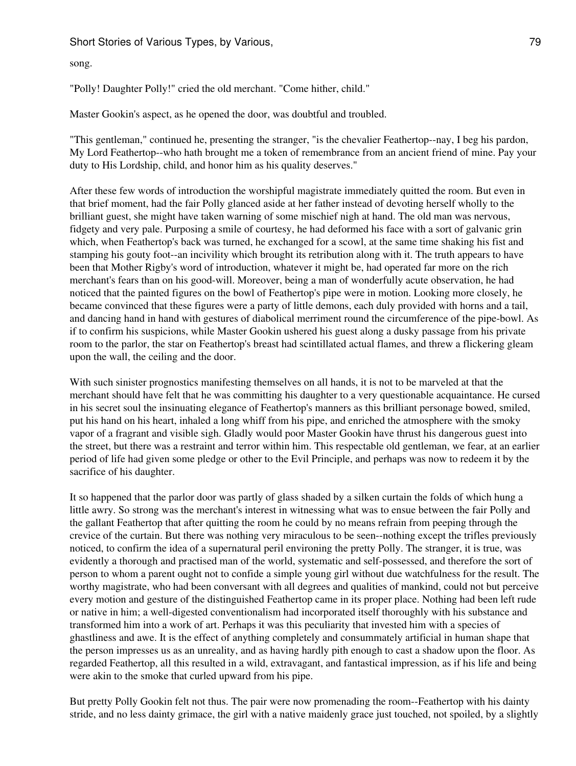song.

"Polly! Daughter Polly!" cried the old merchant. "Come hither, child."

Master Gookin's aspect, as he opened the door, was doubtful and troubled.

"This gentleman," continued he, presenting the stranger, "is the chevalier Feathertop--nay, I beg his pardon, My Lord Feathertop--who hath brought me a token of remembrance from an ancient friend of mine. Pay your duty to His Lordship, child, and honor him as his quality deserves."

After these few words of introduction the worshipful magistrate immediately quitted the room. But even in that brief moment, had the fair Polly glanced aside at her father instead of devoting herself wholly to the brilliant guest, she might have taken warning of some mischief nigh at hand. The old man was nervous, fidgety and very pale. Purposing a smile of courtesy, he had deformed his face with a sort of galvanic grin which, when Feathertop's back was turned, he exchanged for a scowl, at the same time shaking his fist and stamping his gouty foot--an incivility which brought its retribution along with it. The truth appears to have been that Mother Rigby's word of introduction, whatever it might be, had operated far more on the rich merchant's fears than on his good-will. Moreover, being a man of wonderfully acute observation, he had noticed that the painted figures on the bowl of Feathertop's pipe were in motion. Looking more closely, he became convinced that these figures were a party of little demons, each duly provided with horns and a tail, and dancing hand in hand with gestures of diabolical merriment round the circumference of the pipe-bowl. As if to confirm his suspicions, while Master Gookin ushered his guest along a dusky passage from his private room to the parlor, the star on Feathertop's breast had scintillated actual flames, and threw a flickering gleam upon the wall, the ceiling and the door.

With such sinister prognostics manifesting themselves on all hands, it is not to be marveled at that the merchant should have felt that he was committing his daughter to a very questionable acquaintance. He cursed in his secret soul the insinuating elegance of Feathertop's manners as this brilliant personage bowed, smiled, put his hand on his heart, inhaled a long whiff from his pipe, and enriched the atmosphere with the smoky vapor of a fragrant and visible sigh. Gladly would poor Master Gookin have thrust his dangerous guest into the street, but there was a restraint and terror within him. This respectable old gentleman, we fear, at an earlier period of life had given some pledge or other to the Evil Principle, and perhaps was now to redeem it by the sacrifice of his daughter.

It so happened that the parlor door was partly of glass shaded by a silken curtain the folds of which hung a little awry. So strong was the merchant's interest in witnessing what was to ensue between the fair Polly and the gallant Feathertop that after quitting the room he could by no means refrain from peeping through the crevice of the curtain. But there was nothing very miraculous to be seen--nothing except the trifles previously noticed, to confirm the idea of a supernatural peril environing the pretty Polly. The stranger, it is true, was evidently a thorough and practised man of the world, systematic and self-possessed, and therefore the sort of person to whom a parent ought not to confide a simple young girl without due watchfulness for the result. The worthy magistrate, who had been conversant with all degrees and qualities of mankind, could not but perceive every motion and gesture of the distinguished Feathertop came in its proper place. Nothing had been left rude or native in him; a well-digested conventionalism had incorporated itself thoroughly with his substance and transformed him into a work of art. Perhaps it was this peculiarity that invested him with a species of ghastliness and awe. It is the effect of anything completely and consummately artificial in human shape that the person impresses us as an unreality, and as having hardly pith enough to cast a shadow upon the floor. As regarded Feathertop, all this resulted in a wild, extravagant, and fantastical impression, as if his life and being were akin to the smoke that curled upward from his pipe.

But pretty Polly Gookin felt not thus. The pair were now promenading the room--Feathertop with his dainty stride, and no less dainty grimace, the girl with a native maidenly grace just touched, not spoiled, by a slightly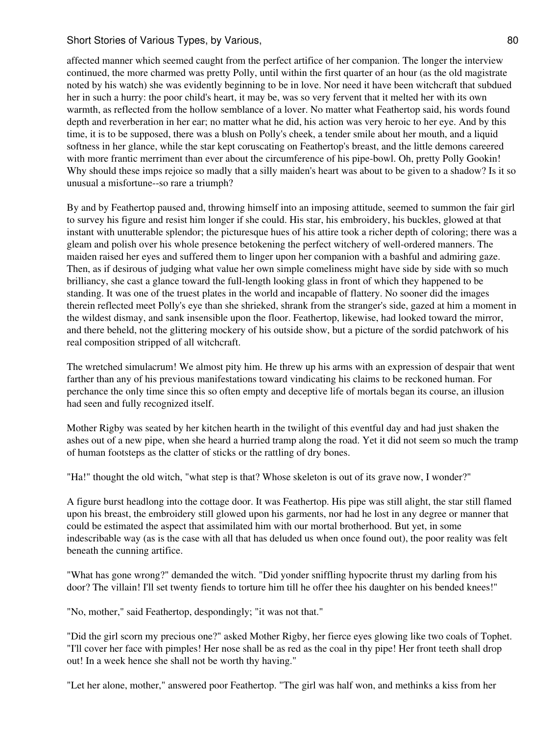affected manner which seemed caught from the perfect artifice of her companion. The longer the interview continued, the more charmed was pretty Polly, until within the first quarter of an hour (as the old magistrate noted by his watch) she was evidently beginning to be in love. Nor need it have been witchcraft that subdued her in such a hurry: the poor child's heart, it may be, was so very fervent that it melted her with its own warmth, as reflected from the hollow semblance of a lover. No matter what Feathertop said, his words found depth and reverberation in her ear; no matter what he did, his action was very heroic to her eye. And by this time, it is to be supposed, there was a blush on Polly's cheek, a tender smile about her mouth, and a liquid softness in her glance, while the star kept coruscating on Feathertop's breast, and the little demons careered with more frantic merriment than ever about the circumference of his pipe-bowl. Oh, pretty Polly Gookin! Why should these imps rejoice so madly that a silly maiden's heart was about to be given to a shadow? Is it so unusual a misfortune--so rare a triumph?

By and by Feathertop paused and, throwing himself into an imposing attitude, seemed to summon the fair girl to survey his figure and resist him longer if she could. His star, his embroidery, his buckles, glowed at that instant with unutterable splendor; the picturesque hues of his attire took a richer depth of coloring; there was a gleam and polish over his whole presence betokening the perfect witchery of well-ordered manners. The maiden raised her eyes and suffered them to linger upon her companion with a bashful and admiring gaze. Then, as if desirous of judging what value her own simple comeliness might have side by side with so much brilliancy, she cast a glance toward the full-length looking glass in front of which they happened to be standing. It was one of the truest plates in the world and incapable of flattery. No sooner did the images therein reflected meet Polly's eye than she shrieked, shrank from the stranger's side, gazed at him a moment in the wildest dismay, and sank insensible upon the floor. Feathertop, likewise, had looked toward the mirror, and there beheld, not the glittering mockery of his outside show, but a picture of the sordid patchwork of his real composition stripped of all witchcraft.

The wretched simulacrum! We almost pity him. He threw up his arms with an expression of despair that went farther than any of his previous manifestations toward vindicating his claims to be reckoned human. For perchance the only time since this so often empty and deceptive life of mortals began its course, an illusion had seen and fully recognized itself.

Mother Rigby was seated by her kitchen hearth in the twilight of this eventful day and had just shaken the ashes out of a new pipe, when she heard a hurried tramp along the road. Yet it did not seem so much the tramp of human footsteps as the clatter of sticks or the rattling of dry bones.

"Ha!" thought the old witch, "what step is that? Whose skeleton is out of its grave now, I wonder?"

A figure burst headlong into the cottage door. It was Feathertop. His pipe was still alight, the star still flamed upon his breast, the embroidery still glowed upon his garments, nor had he lost in any degree or manner that could be estimated the aspect that assimilated him with our mortal brotherhood. But yet, in some indescribable way (as is the case with all that has deluded us when once found out), the poor reality was felt beneath the cunning artifice.

"What has gone wrong?" demanded the witch. "Did yonder sniffling hypocrite thrust my darling from his door? The villain! I'll set twenty fiends to torture him till he offer thee his daughter on his bended knees!"

"No, mother," said Feathertop, despondingly; "it was not that."

"Did the girl scorn my precious one?" asked Mother Rigby, her fierce eyes glowing like two coals of Tophet. "I'll cover her face with pimples! Her nose shall be as red as the coal in thy pipe! Her front teeth shall drop out! In a week hence she shall not be worth thy having."

"Let her alone, mother," answered poor Feathertop. "The girl was half won, and methinks a kiss from her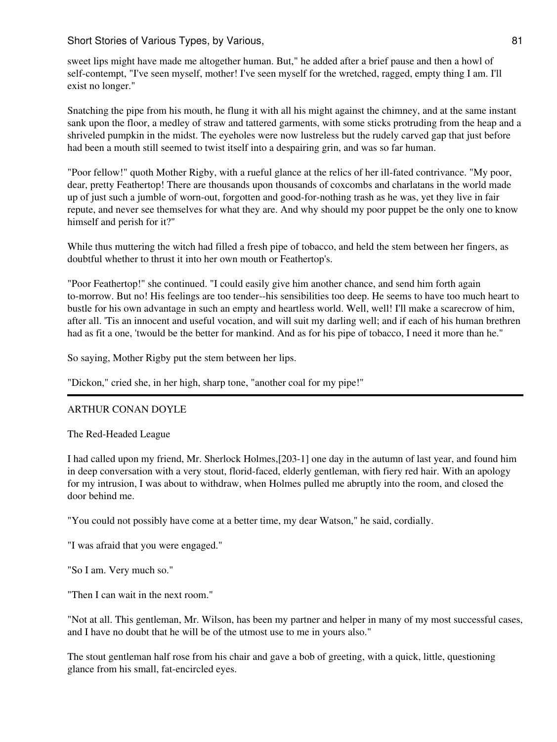sweet lips might have made me altogether human. But," he added after a brief pause and then a howl of self-contempt, "I've seen myself, mother! I've seen myself for the wretched, ragged, empty thing I am. I'll exist no longer."

Snatching the pipe from his mouth, he flung it with all his might against the chimney, and at the same instant sank upon the floor, a medley of straw and tattered garments, with some sticks protruding from the heap and a shriveled pumpkin in the midst. The eyeholes were now lustreless but the rudely carved gap that just before had been a mouth still seemed to twist itself into a despairing grin, and was so far human.

"Poor fellow!" quoth Mother Rigby, with a rueful glance at the relics of her ill-fated contrivance. "My poor, dear, pretty Feathertop! There are thousands upon thousands of coxcombs and charlatans in the world made up of just such a jumble of worn-out, forgotten and good-for-nothing trash as he was, yet they live in fair repute, and never see themselves for what they are. And why should my poor puppet be the only one to know himself and perish for it?"

While thus muttering the witch had filled a fresh pipe of tobacco, and held the stem between her fingers, as doubtful whether to thrust it into her own mouth or Feathertop's.

"Poor Feathertop!" she continued. "I could easily give him another chance, and send him forth again to-morrow. But no! His feelings are too tender--his sensibilities too deep. He seems to have too much heart to bustle for his own advantage in such an empty and heartless world. Well, well! I'll make a scarecrow of him, after all. 'Tis an innocent and useful vocation, and will suit my darling well; and if each of his human brethren had as fit a one, 'twould be the better for mankind. And as for his pipe of tobacco, I need it more than he."

So saying, Mother Rigby put the stem between her lips.

"Dickon," cried she, in her high, sharp tone, "another coal for my pipe!"

---

ARTHUR CONAN DOYLE

## The Red-Headed League

I had called upon my friend, Mr. Sherlock Holmes,[203-1] one day in the autumn of last year, and found him in deep conversation with a very stout, florid-faced, elderly gentleman, with fiery red hair. With an apology for my intrusion, I was about to withdraw, when Holmes pulled me abruptly into the room, and closed the door behind me.

"You could not possibly have come at a better time, my dear Watson," he said, cordially.

"I was afraid that you were engaged."

"So I am. Very much so."

"Then I can wait in the next room."

"Not at all. This gentleman, Mr. Wilson, has been my partner and helper in many of my most successful cases, and I have no doubt that he will be of the utmost use to me in yours also."

The stout gentleman half rose from his chair and gave a bob of greeting, with a quick, little, questioning glance from his small, fat-encircled eyes.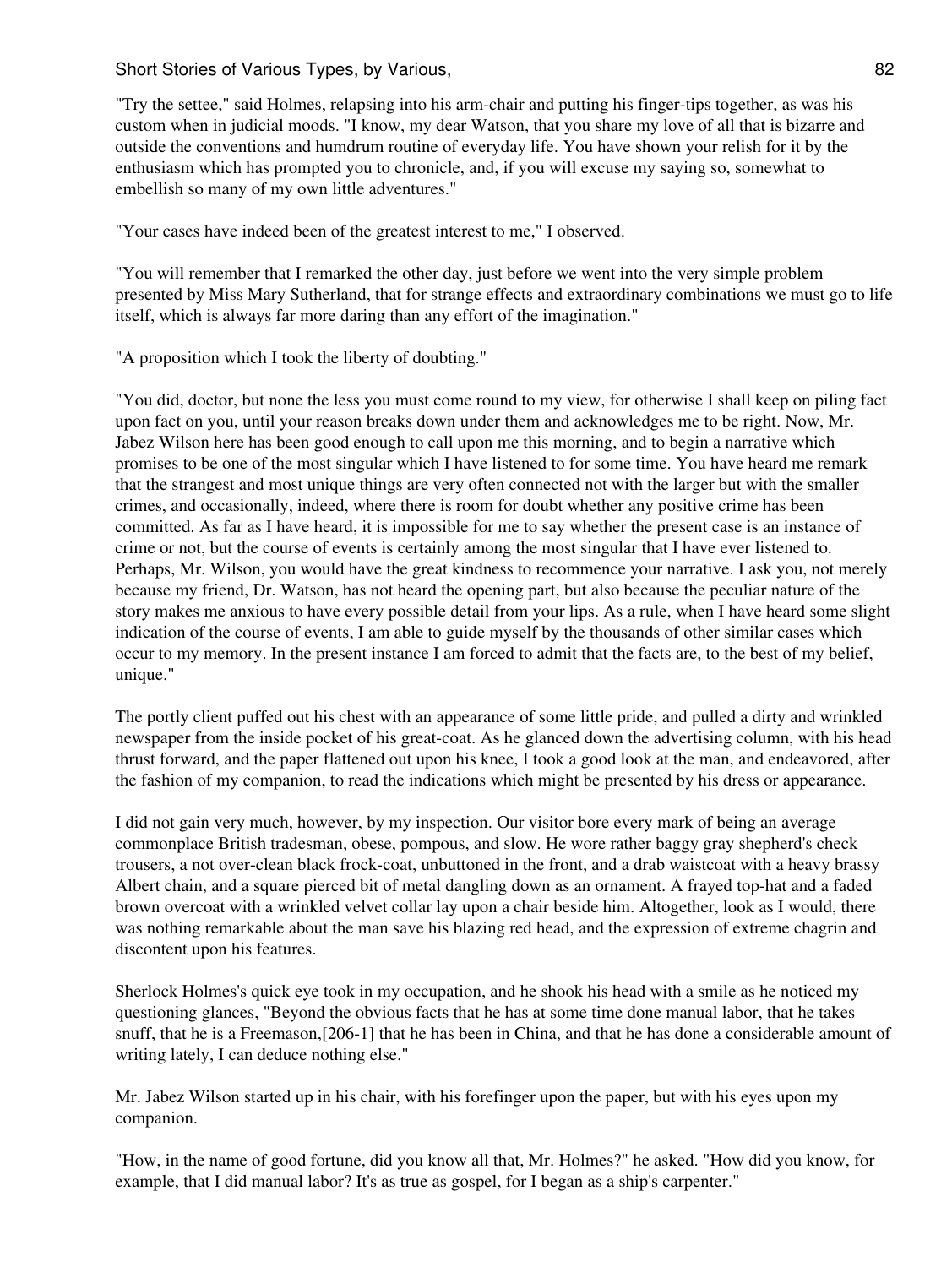"Try the settee," said Holmes, relapsing into his arm-chair and putting his finger-tips together, as was his custom when in judicial moods. "I know, my dear Watson, that you share my love of all that is bizarre and outside the conventions and humdrum routine of everyday life. You have shown your relish for it by the enthusiasm which has prompted you to chronicle, and, if you will excuse my saying so, somewhat to embellish so many of my own little adventures."

"Your cases have indeed been of the greatest interest to me," I observed.

"You will remember that I remarked the other day, just before we went into the very simple problem presented by Miss Mary Sutherland, that for strange effects and extraordinary combinations we must go to life itself, which is always far more daring than any effort of the imagination."

"A proposition which I took the liberty of doubting."

"You did, doctor, but none the less you must come round to my view, for otherwise I shall keep on piling fact upon fact on you, until your reason breaks down under them and acknowledges me to be right. Now, Mr. Jabez Wilson here has been good enough to call upon me this morning, and to begin a narrative which promises to be one of the most singular which I have listened to for some time. You have heard me remark that the strangest and most unique things are very often connected not with the larger but with the smaller crimes, and occasionally, indeed, where there is room for doubt whether any positive crime has been committed. As far as I have heard, it is impossible for me to say whether the present case is an instance of crime or not, but the course of events is certainly among the most singular that I have ever listened to. Perhaps, Mr. Wilson, you would have the great kindness to recommence your narrative. I ask you, not merely because my friend, Dr. Watson, has not heard the opening part, but also because the peculiar nature of the story makes me anxious to have every possible detail from your lips. As a rule, when I have heard some slight indication of the course of events, I am able to guide myself by the thousands of other similar cases which occur to my memory. In the present instance I am forced to admit that the facts are, to the best of my belief, unique."

The portly client puffed out his chest with an appearance of some little pride, and pulled a dirty and wrinkled newspaper from the inside pocket of his great-coat. As he glanced down the advertising column, with his head thrust forward, and the paper flattened out upon his knee, I took a good look at the man, and endeavored, after the fashion of my companion, to read the indications which might be presented by his dress or appearance.

I did not gain very much, however, by my inspection. Our visitor bore every mark of being an average commonplace British tradesman, obese, pompous, and slow. He wore rather baggy gray shepherd's check trousers, a not over-clean black frock-coat, unbuttoned in the front, and a drab waistcoat with a heavy brassy Albert chain, and a square pierced bit of metal dangling down as an ornament. A frayed top-hat and a faded brown overcoat with a wrinkled velvet collar lay upon a chair beside him. Altogether, look as I would, there was nothing remarkable about the man save his blazing red head, and the expression of extreme chagrin and discontent upon his features.

Sherlock Holmes's quick eye took in my occupation, and he shook his head with a smile as he noticed my questioning glances, "Beyond the obvious facts that he has at some time done manual labor, that he takes snuff, that he is a Freemason,[206-1] that he has been in China, and that he has done a considerable amount of writing lately, I can deduce nothing else."

Mr. Jabez Wilson started up in his chair, with his forefinger upon the paper, but with his eyes upon my companion.

"How, in the name of good fortune, did you know all that, Mr. Holmes?" he asked. "How did you know, for example, that I did manual labor? It's as true as gospel, for I began as a ship's carpenter."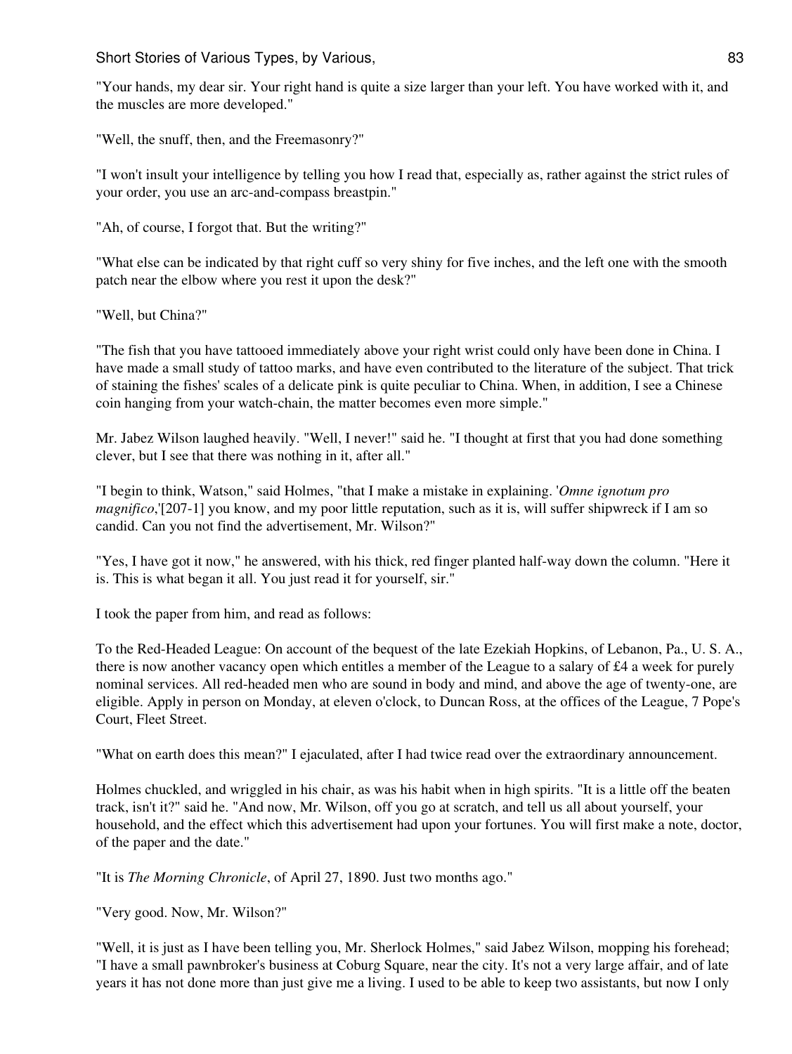"Your hands, my dear sir. Your right hand is quite a size larger than your left. You have worked with it, and the muscles are more developed."

"Well, the snuff, then, and the Freemasonry?"

"I won't insult your intelligence by telling you how I read that, especially as, rather against the strict rules of your order, you use an arc-and-compass breastpin."

"Ah, of course, I forgot that. But the writing?"

"What else can be indicated by that right cuff so very shiny for five inches, and the left one with the smooth patch near the elbow where you rest it upon the desk?"

"Well, but China?"

"The fish that you have tattooed immediately above your right wrist could only have been done in China. I have made a small study of tattoo marks, and have even contributed to the literature of the subject. That trick of staining the fishes' scales of a delicate pink is quite peculiar to China. When, in addition, I see a Chinese coin hanging from your watch-chain, the matter becomes even more simple."

Mr. Jabez Wilson laughed heavily. "Well, I never!" said he. "I thought at first that you had done something clever, but I see that there was nothing in it, after all."

"I begin to think, Watson," said Holmes, "that I make a mistake in explaining. '*Omne ignotum pro magnifico*,'[207-1] you know, and my poor little reputation, such as it is, will suffer shipwreck if I am so candid. Can you not find the advertisement, Mr. Wilson?"

"Yes, I have got it now," he answered, with his thick, red finger planted half-way down the column. "Here it is. This is what began it all. You just read it for yourself, sir."

I took the paper from him, and read as follows:

To the Red-Headed League: On account of the bequest of the late Ezekiah Hopkins, of Lebanon, Pa., U. S. A., there is now another vacancy open which entitles a member of the League to a salary of £4 a week for purely nominal services. All red-headed men who are sound in body and mind, and above the age of twenty-one, are eligible. Apply in person on Monday, at eleven o'clock, to Duncan Ross, at the offices of the League, 7 Pope's Court, Fleet Street.

"What on earth does this mean?" I ejaculated, after I had twice read over the extraordinary announcement.

Holmes chuckled, and wriggled in his chair, as was his habit when in high spirits. "It is a little off the beaten track, isn't it?" said he. "And now, Mr. Wilson, off you go at scratch, and tell us all about yourself, your household, and the effect which this advertisement had upon your fortunes. You will first make a note, doctor, of the paper and the date."

"It is *The Morning Chronicle*, of April 27, 1890. Just two months ago."

"Very good. Now, Mr. Wilson?"

"Well, it is just as I have been telling you, Mr. Sherlock Holmes," said Jabez Wilson, mopping his forehead; "I have a small pawnbroker's business at Coburg Square, near the city. It's not a very large affair, and of late years it has not done more than just give me a living. I used to be able to keep two assistants, but now I only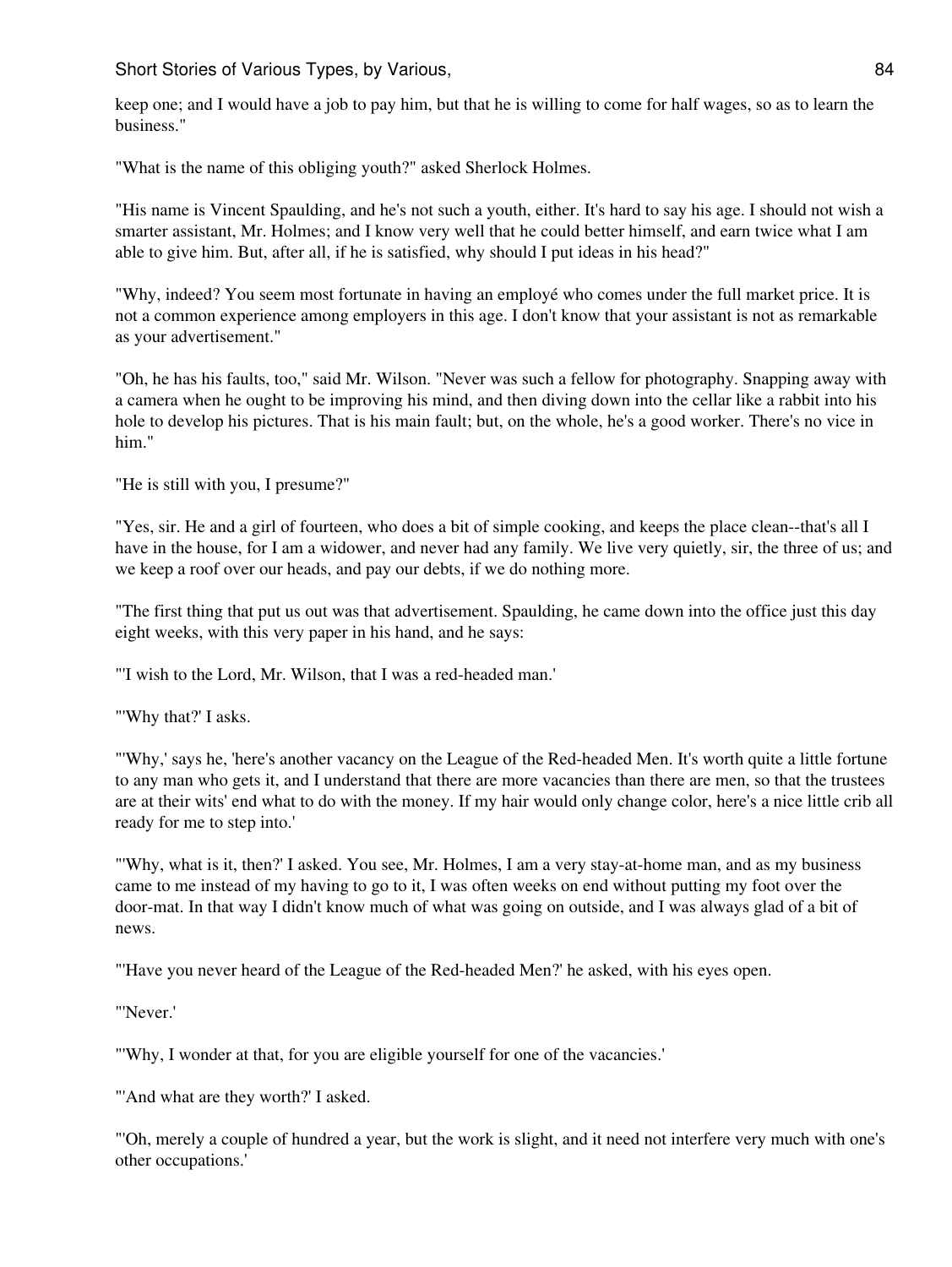keep one; and I would have a job to pay him, but that he is willing to come for half wages, so as to learn the business."

"What is the name of this obliging youth?" asked Sherlock Holmes.

"His name is Vincent Spaulding, and he's not such a youth, either. It's hard to say his age. I should not wish a smarter assistant, Mr. Holmes; and I know very well that he could better himself, and earn twice what I am able to give him. But, after all, if he is satisfied, why should I put ideas in his head?"

"Why, indeed? You seem most fortunate in having an employé who comes under the full market price. It is not a common experience among employers in this age. I don't know that your assistant is not as remarkable as your advertisement."

"Oh, he has his faults, too," said Mr. Wilson. "Never was such a fellow for photography. Snapping away with a camera when he ought to be improving his mind, and then diving down into the cellar like a rabbit into his hole to develop his pictures. That is his main fault; but, on the whole, he's a good worker. There's no vice in him."

"He is still with you, I presume?"

"Yes, sir. He and a girl of fourteen, who does a bit of simple cooking, and keeps the place clean--that's all I have in the house, for I am a widower, and never had any family. We live very quietly, sir, the three of us; and we keep a roof over our heads, and pay our debts, if we do nothing more.

"The first thing that put us out was that advertisement. Spaulding, he came down into the office just this day eight weeks, with this very paper in his hand, and he says:

"'I wish to the Lord, Mr. Wilson, that I was a red-headed man.'

"'Why that?' I asks.

"'Why,' says he, 'here's another vacancy on the League of the Red-headed Men. It's worth quite a little fortune to any man who gets it, and I understand that there are more vacancies than there are men, so that the trustees are at their wits' end what to do with the money. If my hair would only change color, here's a nice little crib all ready for me to step into.'

"'Why, what is it, then?' I asked. You see, Mr. Holmes, I am a very stay-at-home man, and as my business came to me instead of my having to go to it, I was often weeks on end without putting my foot over the door-mat. In that way I didn't know much of what was going on outside, and I was always glad of a bit of news.

"'Have you never heard of the League of the Red-headed Men?' he asked, with his eyes open.

"'Never.'

"'Why, I wonder at that, for you are eligible yourself for one of the vacancies.'

"'And what are they worth?' I asked.

"'Oh, merely a couple of hundred a year, but the work is slight, and it need not interfere very much with one's other occupations.'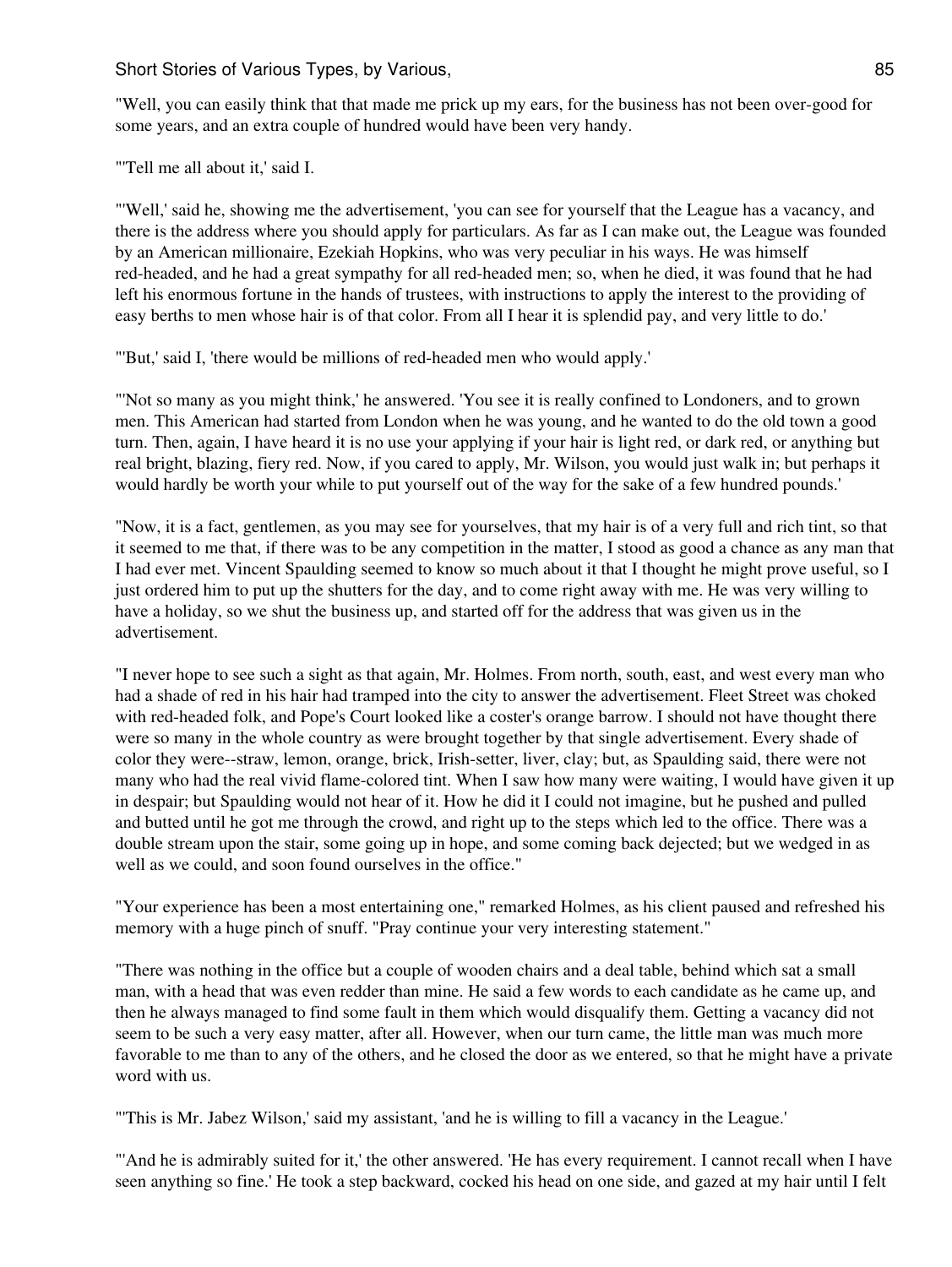"Well, you can easily think that that made me prick up my ears, for the business has not been over-good for some years, and an extra couple of hundred would have been very handy.

"'Tell me all about it,' said I.

"'Well,' said he, showing me the advertisement, 'you can see for yourself that the League has a vacancy, and there is the address where you should apply for particulars. As far as I can make out, the League was founded by an American millionaire, Ezekiah Hopkins, who was very peculiar in his ways. He was himself red-headed, and he had a great sympathy for all red-headed men; so, when he died, it was found that he had left his enormous fortune in the hands of trustees, with instructions to apply the interest to the providing of easy berths to men whose hair is of that color. From all I hear it is splendid pay, and very little to do.'

"'But,' said I, 'there would be millions of red-headed men who would apply.'

"'Not so many as you might think,' he answered. 'You see it is really confined to Londoners, and to grown men. This American had started from London when he was young, and he wanted to do the old town a good turn. Then, again, I have heard it is no use your applying if your hair is light red, or dark red, or anything but real bright, blazing, fiery red. Now, if you cared to apply, Mr. Wilson, you would just walk in; but perhaps it would hardly be worth your while to put yourself out of the way for the sake of a few hundred pounds.'

"Now, it is a fact, gentlemen, as you may see for yourselves, that my hair is of a very full and rich tint, so that it seemed to me that, if there was to be any competition in the matter, I stood as good a chance as any man that I had ever met. Vincent Spaulding seemed to know so much about it that I thought he might prove useful, so I just ordered him to put up the shutters for the day, and to come right away with me. He was very willing to have a holiday, so we shut the business up, and started off for the address that was given us in the advertisement.

"I never hope to see such a sight as that again, Mr. Holmes. From north, south, east, and west every man who had a shade of red in his hair had tramped into the city to answer the advertisement. Fleet Street was choked with red-headed folk, and Pope's Court looked like a coster's orange barrow. I should not have thought there were so many in the whole country as were brought together by that single advertisement. Every shade of color they were--straw, lemon, orange, brick, Irish-setter, liver, clay; but, as Spaulding said, there were not many who had the real vivid flame-colored tint. When I saw how many were waiting, I would have given it up in despair; but Spaulding would not hear of it. How he did it I could not imagine, but he pushed and pulled and butted until he got me through the crowd, and right up to the steps which led to the office. There was a double stream upon the stair, some going up in hope, and some coming back dejected; but we wedged in as well as we could, and soon found ourselves in the office."

"Your experience has been a most entertaining one," remarked Holmes, as his client paused and refreshed his memory with a huge pinch of snuff. "Pray continue your very interesting statement."

"There was nothing in the office but a couple of wooden chairs and a deal table, behind which sat a small man, with a head that was even redder than mine. He said a few words to each candidate as he came up, and then he always managed to find some fault in them which would disqualify them. Getting a vacancy did not seem to be such a very easy matter, after all. However, when our turn came, the little man was much more favorable to me than to any of the others, and he closed the door as we entered, so that he might have a private word with us.

"'This is Mr. Jabez Wilson,' said my assistant, 'and he is willing to fill a vacancy in the League.'

"'And he is admirably suited for it,' the other answered. 'He has every requirement. I cannot recall when I have seen anything so fine.' He took a step backward, cocked his head on one side, and gazed at my hair until I felt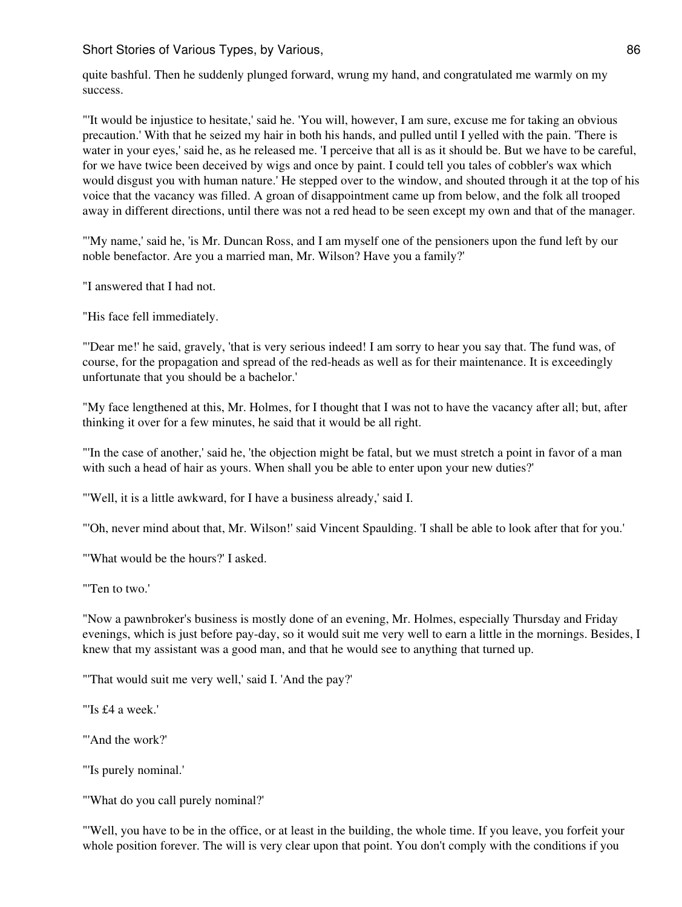quite bashful. Then he suddenly plunged forward, wrung my hand, and congratulated me warmly on my success.

"'It would be injustice to hesitate,' said he. 'You will, however, I am sure, excuse me for taking an obvious precaution.' With that he seized my hair in both his hands, and pulled until I yelled with the pain. 'There is water in your eyes,' said he, as he released me. 'I perceive that all is as it should be. But we have to be careful, for we have twice been deceived by wigs and once by paint. I could tell you tales of cobbler's wax which would disgust you with human nature.' He stepped over to the window, and shouted through it at the top of his voice that the vacancy was filled. A groan of disappointment came up from below, and the folk all trooped away in different directions, until there was not a red head to be seen except my own and that of the manager.

"'My name,' said he, 'is Mr. Duncan Ross, and I am myself one of the pensioners upon the fund left by our noble benefactor. Are you a married man, Mr. Wilson? Have you a family?'

"I answered that I had not.

"His face fell immediately.

"'Dear me!' he said, gravely, 'that is very serious indeed! I am sorry to hear you say that. The fund was, of course, for the propagation and spread of the red-heads as well as for their maintenance. It is exceedingly unfortunate that you should be a bachelor.'

"My face lengthened at this, Mr. Holmes, for I thought that I was not to have the vacancy after all; but, after thinking it over for a few minutes, he said that it would be all right.

"'In the case of another,' said he, 'the objection might be fatal, but we must stretch a point in favor of a man with such a head of hair as yours. When shall you be able to enter upon your new duties?'

"'Well, it is a little awkward, for I have a business already,' said I.

"'Oh, never mind about that, Mr. Wilson!' said Vincent Spaulding. 'I shall be able to look after that for you.'

"'What would be the hours?' I asked.

"'Ten to two.'

"Now a pawnbroker's business is mostly done of an evening, Mr. Holmes, especially Thursday and Friday evenings, which is just before pay-day, so it would suit me very well to earn a little in the mornings. Besides, I knew that my assistant was a good man, and that he would see to anything that turned up.

"'That would suit me very well,' said I. 'And the pay?'

"'Is £4 a week.'

"'And the work?'

"'Is purely nominal.'

"'What do you call purely nominal?'

"'Well, you have to be in the office, or at least in the building, the whole time. If you leave, you forfeit your whole position forever. The will is very clear upon that point. You don't comply with the conditions if you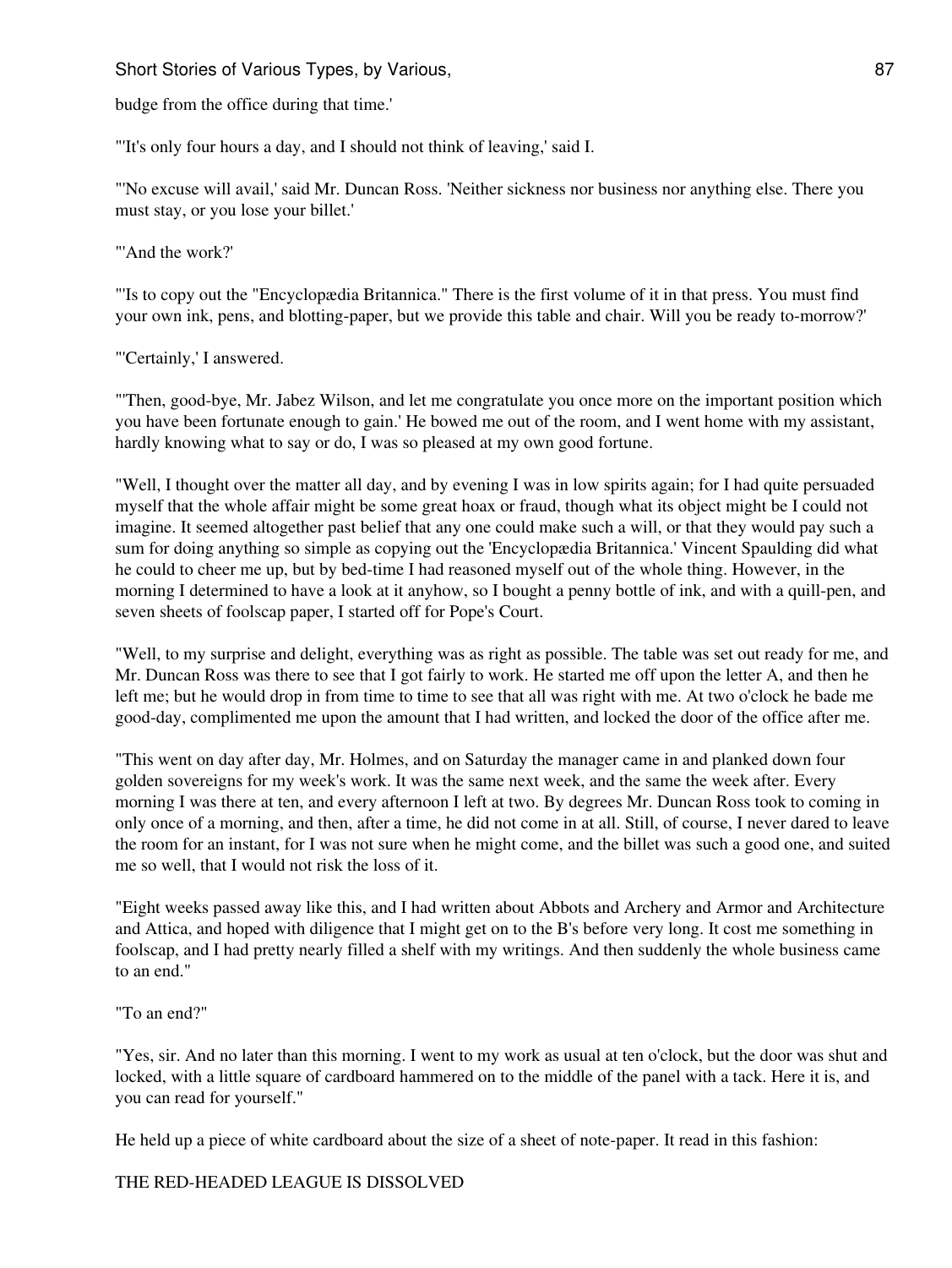budge from the office during that time.'

"'It's only four hours a day, and I should not think of leaving,' said I.

"'No excuse will avail,' said Mr. Duncan Ross. 'Neither sickness nor business nor anything else. There you must stay, or you lose your billet.'

"'And the work?'

"'Is to copy out the "Encyclopædia Britannica." There is the first volume of it in that press. You must find your own ink, pens, and blotting-paper, but we provide this table and chair. Will you be ready to-morrow?'

"'Certainly,' I answered.

"'Then, good-bye, Mr. Jabez Wilson, and let me congratulate you once more on the important position which you have been fortunate enough to gain.' He bowed me out of the room, and I went home with my assistant, hardly knowing what to say or do, I was so pleased at my own good fortune.

"Well, I thought over the matter all day, and by evening I was in low spirits again; for I had quite persuaded myself that the whole affair might be some great hoax or fraud, though what its object might be I could not imagine. It seemed altogether past belief that any one could make such a will, or that they would pay such a sum for doing anything so simple as copying out the 'Encyclopædia Britannica.' Vincent Spaulding did what he could to cheer me up, but by bed-time I had reasoned myself out of the whole thing. However, in the morning I determined to have a look at it anyhow, so I bought a penny bottle of ink, and with a quill-pen, and seven sheets of foolscap paper, I started off for Pope's Court.

"Well, to my surprise and delight, everything was as right as possible. The table was set out ready for me, and Mr. Duncan Ross was there to see that I got fairly to work. He started me off upon the letter A, and then he left me; but he would drop in from time to time to see that all was right with me. At two o'clock he bade me good-day, complimented me upon the amount that I had written, and locked the door of the office after me.

"This went on day after day, Mr. Holmes, and on Saturday the manager came in and planked down four golden sovereigns for my week's work. It was the same next week, and the same the week after. Every morning I was there at ten, and every afternoon I left at two. By degrees Mr. Duncan Ross took to coming in only once of a morning, and then, after a time, he did not come in at all. Still, of course, I never dared to leave the room for an instant, for I was not sure when he might come, and the billet was such a good one, and suited me so well, that I would not risk the loss of it.

"Eight weeks passed away like this, and I had written about Abbots and Archery and Armor and Architecture and Attica, and hoped with diligence that I might get on to the B's before very long. It cost me something in foolscap, and I had pretty nearly filled a shelf with my writings. And then suddenly the whole business came to an end."

"To an end?"

"Yes, sir. And no later than this morning. I went to my work as usual at ten o'clock, but the door was shut and locked, with a little square of cardboard hammered on to the middle of the panel with a tack. Here it is, and you can read for yourself."

He held up a piece of white cardboard about the size of a sheet of note-paper. It read in this fashion:

THE RED-HEADED LEAGUE IS DISSOLVED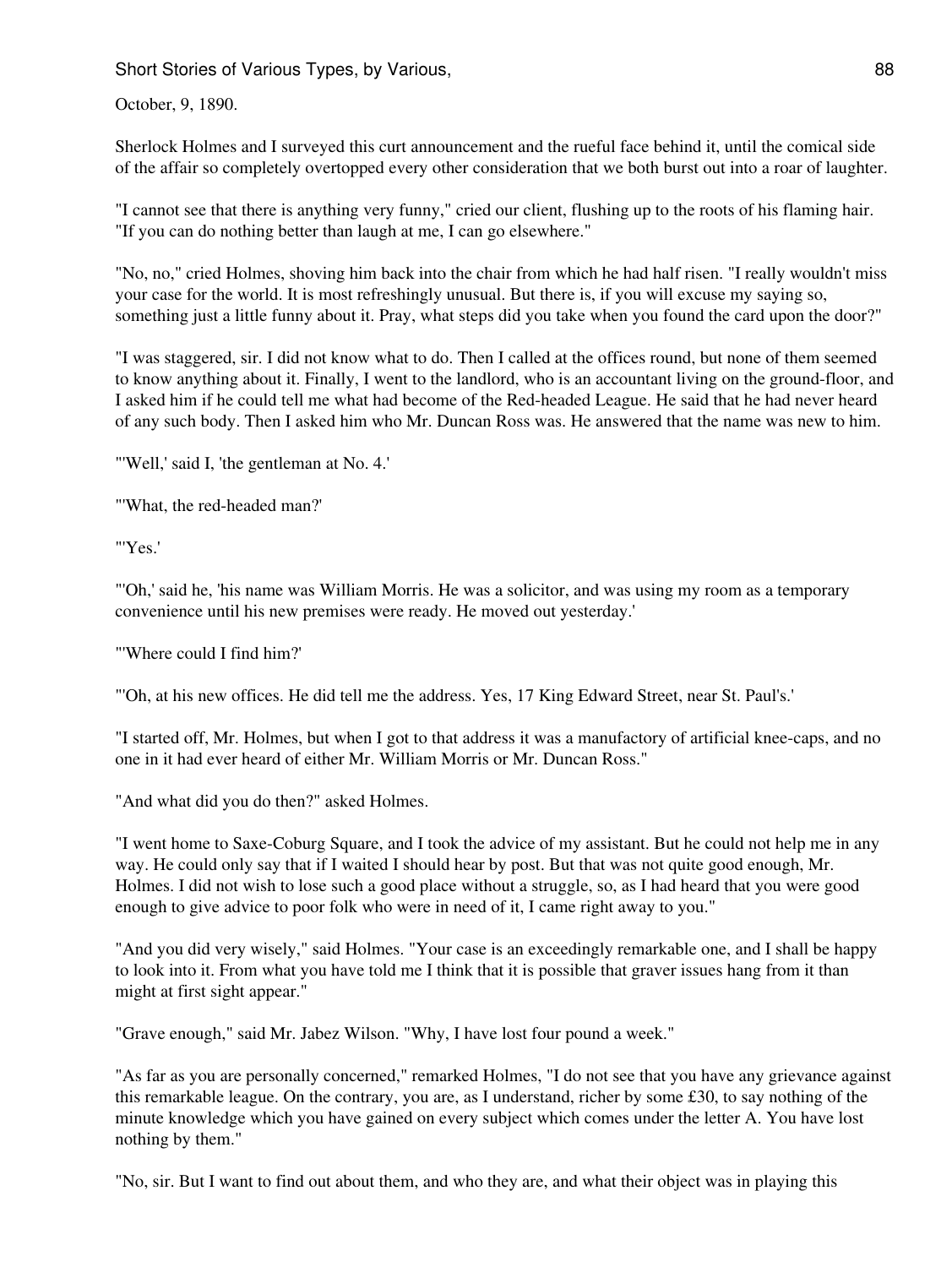October, 9, 1890.

Sherlock Holmes and I surveyed this curt announcement and the rueful face behind it, until the comical side of the affair so completely overtopped every other consideration that we both burst out into a roar of laughter.

"I cannot see that there is anything very funny," cried our client, flushing up to the roots of his flaming hair. "If you can do nothing better than laugh at me, I can go elsewhere."

"No, no," cried Holmes, shoving him back into the chair from which he had half risen. "I really wouldn't miss your case for the world. It is most refreshingly unusual. But there is, if you will excuse my saying so, something just a little funny about it. Pray, what steps did you take when you found the card upon the door?"

"I was staggered, sir. I did not know what to do. Then I called at the offices round, but none of them seemed to know anything about it. Finally, I went to the landlord, who is an accountant living on the ground-floor, and I asked him if he could tell me what had become of the Red-headed League. He said that he had never heard of any such body. Then I asked him who Mr. Duncan Ross was. He answered that the name was new to him.

"'Well,' said I, 'the gentleman at No. 4.'

"'What, the red-headed man?'

"'Yes.'

"'Oh,' said he, 'his name was William Morris. He was a solicitor, and was using my room as a temporary convenience until his new premises were ready. He moved out yesterday.'

"'Where could I find him?'

"'Oh, at his new offices. He did tell me the address. Yes, 17 King Edward Street, near St. Paul's.'

"I started off, Mr. Holmes, but when I got to that address it was a manufactory of artificial knee-caps, and no one in it had ever heard of either Mr. William Morris or Mr. Duncan Ross."

"And what did you do then?" asked Holmes.

"I went home to Saxe-Coburg Square, and I took the advice of my assistant. But he could not help me in any way. He could only say that if I waited I should hear by post. But that was not quite good enough, Mr. Holmes. I did not wish to lose such a good place without a struggle, so, as I had heard that you were good enough to give advice to poor folk who were in need of it, I came right away to you."

"And you did very wisely," said Holmes. "Your case is an exceedingly remarkable one, and I shall be happy to look into it. From what you have told me I think that it is possible that graver issues hang from it than might at first sight appear."

"Grave enough," said Mr. Jabez Wilson. "Why, I have lost four pound a week."

"As far as you are personally concerned," remarked Holmes, "I do not see that you have any grievance against this remarkable league. On the contrary, you are, as I understand, richer by some £30, to say nothing of the minute knowledge which you have gained on every subject which comes under the letter A. You have lost nothing by them."

"No, sir. But I want to find out about them, and who they are, and what their object was in playing this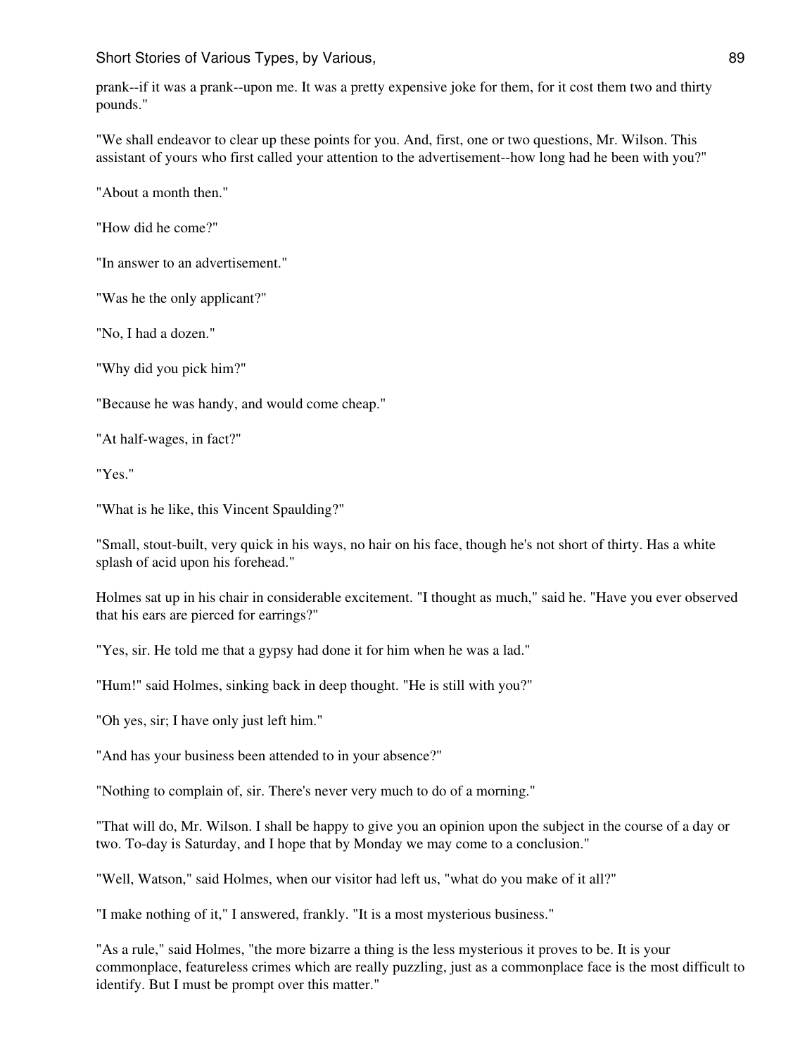prank--if it was a prank--upon me. It was a pretty expensive joke for them, for it cost them two and thirty pounds."

"We shall endeavor to clear up these points for you. And, first, one or two questions, Mr. Wilson. This assistant of yours who first called your attention to the advertisement--how long had he been with you?"

"About a month then."

"How did he come?"

"In answer to an advertisement."

"Was he the only applicant?"

"No, I had a dozen."

"Why did you pick him?"

"Because he was handy, and would come cheap."

"At half-wages, in fact?"

"Yes."

"What is he like, this Vincent Spaulding?"

"Small, stout-built, very quick in his ways, no hair on his face, though he's not short of thirty. Has a white splash of acid upon his forehead."

Holmes sat up in his chair in considerable excitement. "I thought as much," said he. "Have you ever observed that his ears are pierced for earrings?"

"Yes, sir. He told me that a gypsy had done it for him when he was a lad."

"Hum!" said Holmes, sinking back in deep thought. "He is still with you?"

"Oh yes, sir; I have only just left him."

"And has your business been attended to in your absence?"

"Nothing to complain of, sir. There's never very much to do of a morning."

"That will do, Mr. Wilson. I shall be happy to give you an opinion upon the subject in the course of a day or two. To-day is Saturday, and I hope that by Monday we may come to a conclusion."

"Well, Watson," said Holmes, when our visitor had left us, "what do you make of it all?"

"I make nothing of it," I answered, frankly. "It is a most mysterious business."

"As a rule," said Holmes, "the more bizarre a thing is the less mysterious it proves to be. It is your commonplace, featureless crimes which are really puzzling, just as a commonplace face is the most difficult to identify. But I must be prompt over this matter."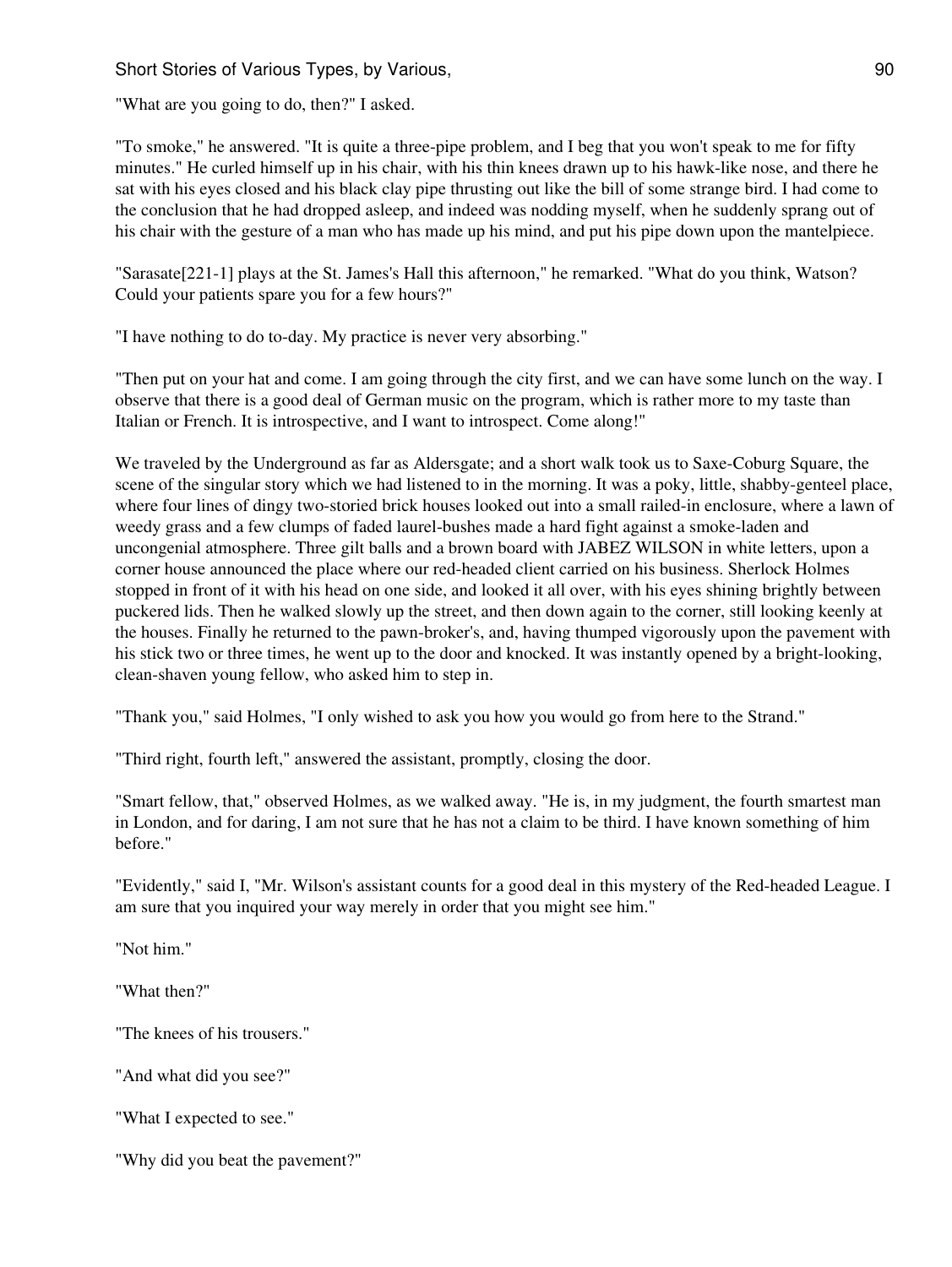"What are you going to do, then?" I asked.

"To smoke," he answered. "It is quite a three-pipe problem, and I beg that you won't speak to me for fifty minutes." He curled himself up in his chair, with his thin knees drawn up to his hawk-like nose, and there he sat with his eyes closed and his black clay pipe thrusting out like the bill of some strange bird. I had come to the conclusion that he had dropped asleep, and indeed was nodding myself, when he suddenly sprang out of his chair with the gesture of a man who has made up his mind, and put his pipe down upon the mantelpiece.

"Sarasate[221-1] plays at the St. James's Hall this afternoon," he remarked. "What do you think, Watson? Could your patients spare you for a few hours?"

"I have nothing to do to-day. My practice is never very absorbing."

"Then put on your hat and come. I am going through the city first, and we can have some lunch on the way. I observe that there is a good deal of German music on the program, which is rather more to my taste than Italian or French. It is introspective, and I want to introspect. Come along!"

We traveled by the Underground as far as Aldersgate; and a short walk took us to Saxe-Coburg Square, the scene of the singular story which we had listened to in the morning. It was a poky, little, shabby-genteel place, where four lines of dingy two-storied brick houses looked out into a small railed-in enclosure, where a lawn of weedy grass and a few clumps of faded laurel-bushes made a hard fight against a smoke-laden and uncongenial atmosphere. Three gilt balls and a brown board with JABEZ WILSON in white letters, upon a corner house announced the place where our red-headed client carried on his business. Sherlock Holmes stopped in front of it with his head on one side, and looked it all over, with his eyes shining brightly between puckered lids. Then he walked slowly up the street, and then down again to the corner, still looking keenly at the houses. Finally he returned to the pawn-broker's, and, having thumped vigorously upon the pavement with his stick two or three times, he went up to the door and knocked. It was instantly opened by a bright-looking, clean-shaven young fellow, who asked him to step in.

"Thank you," said Holmes, "I only wished to ask you how you would go from here to the Strand."

"Third right, fourth left," answered the assistant, promptly, closing the door.

"Smart fellow, that," observed Holmes, as we walked away. "He is, in my judgment, the fourth smartest man in London, and for daring, I am not sure that he has not a claim to be third. I have known something of him before."

"Evidently," said I, "Mr. Wilson's assistant counts for a good deal in this mystery of the Red-headed League. I am sure that you inquired your way merely in order that you might see him."

"Not him."

"What then?"

"The knees of his trousers."

"And what did you see?"

"What I expected to see."

"Why did you beat the pavement?"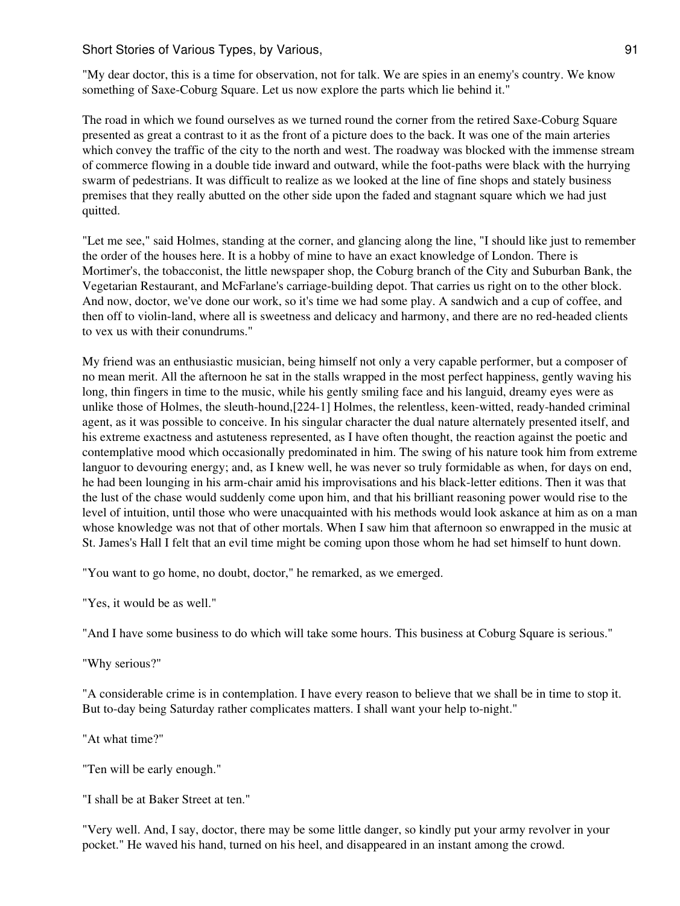"My dear doctor, this is a time for observation, not for talk. We are spies in an enemy's country. We know something of Saxe-Coburg Square. Let us now explore the parts which lie behind it."

The road in which we found ourselves as we turned round the corner from the retired Saxe-Coburg Square presented as great a contrast to it as the front of a picture does to the back. It was one of the main arteries which convey the traffic of the city to the north and west. The roadway was blocked with the immense stream of commerce flowing in a double tide inward and outward, while the foot-paths were black with the hurrying swarm of pedestrians. It was difficult to realize as we looked at the line of fine shops and stately business premises that they really abutted on the other side upon the faded and stagnant square which we had just quitted.

"Let me see," said Holmes, standing at the corner, and glancing along the line, "I should like just to remember the order of the houses here. It is a hobby of mine to have an exact knowledge of London. There is Mortimer's, the tobacconist, the little newspaper shop, the Coburg branch of the City and Suburban Bank, the Vegetarian Restaurant, and McFarlane's carriage-building depot. That carries us right on to the other block. And now, doctor, we've done our work, so it's time we had some play. A sandwich and a cup of coffee, and then off to violin-land, where all is sweetness and delicacy and harmony, and there are no red-headed clients to vex us with their conundrums."

My friend was an enthusiastic musician, being himself not only a very capable performer, but a composer of no mean merit. All the afternoon he sat in the stalls wrapped in the most perfect happiness, gently waving his long, thin fingers in time to the music, while his gently smiling face and his languid, dreamy eyes were as unlike those of Holmes, the sleuth-hound,[224-1] Holmes, the relentless, keen-witted, ready-handed criminal agent, as it was possible to conceive. In his singular character the dual nature alternately presented itself, and his extreme exactness and astuteness represented, as I have often thought, the reaction against the poetic and contemplative mood which occasionally predominated in him. The swing of his nature took him from extreme languor to devouring energy; and, as I knew well, he was never so truly formidable as when, for days on end, he had been lounging in his arm-chair amid his improvisations and his black-letter editions. Then it was that the lust of the chase would suddenly come upon him, and that his brilliant reasoning power would rise to the level of intuition, until those who were unacquainted with his methods would look askance at him as on a man whose knowledge was not that of other mortals. When I saw him that afternoon so enwrapped in the music at St. James's Hall I felt that an evil time might be coming upon those whom he had set himself to hunt down.

"You want to go home, no doubt, doctor," he remarked, as we emerged.

"Yes, it would be as well."

"And I have some business to do which will take some hours. This business at Coburg Square is serious."

"Why serious?"

"A considerable crime is in contemplation. I have every reason to believe that we shall be in time to stop it. But to-day being Saturday rather complicates matters. I shall want your help to-night."

"At what time?"

"Ten will be early enough."

"I shall be at Baker Street at ten."

"Very well. And, I say, doctor, there may be some little danger, so kindly put your army revolver in your pocket." He waved his hand, turned on his heel, and disappeared in an instant among the crowd.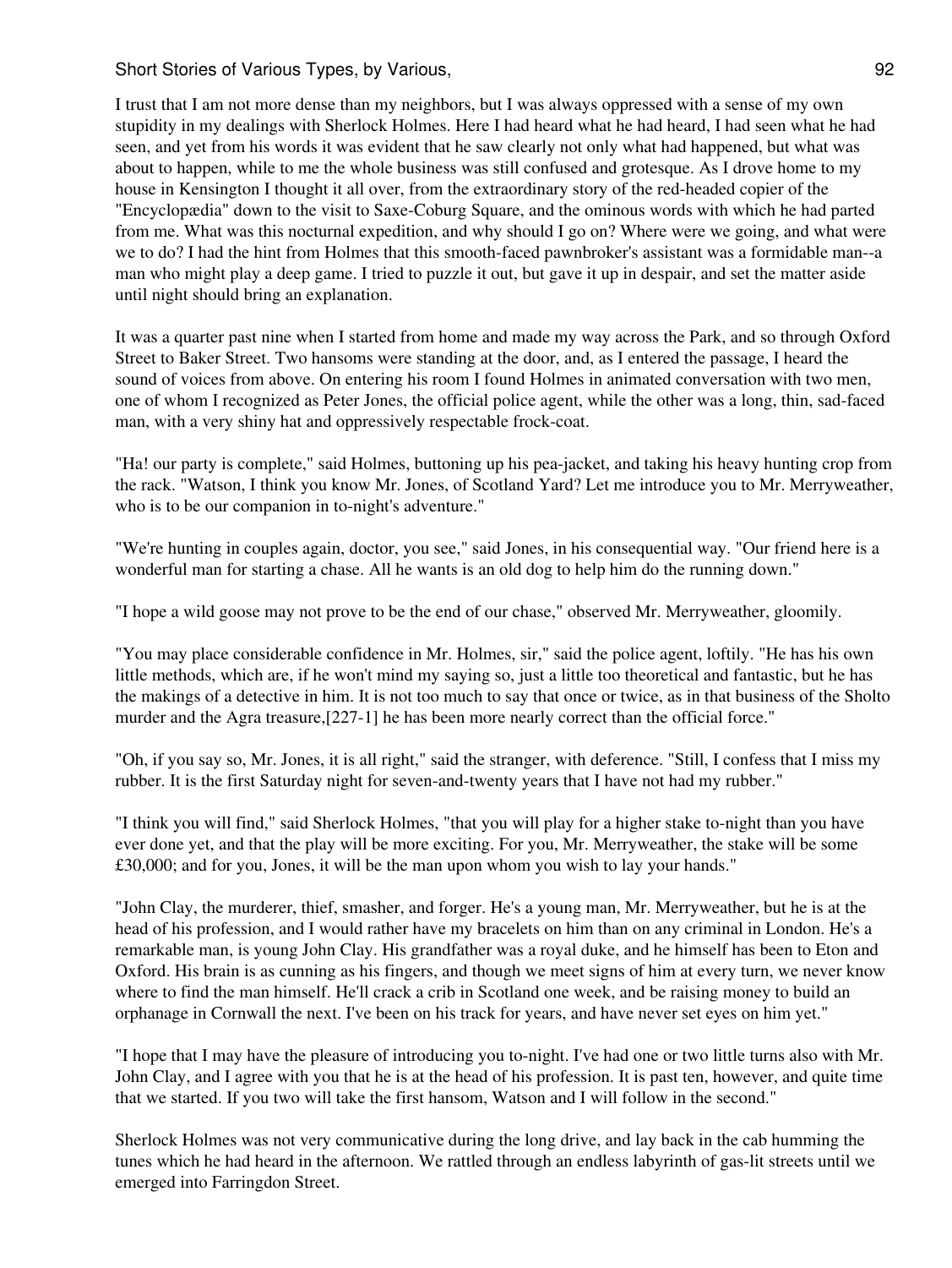I trust that I am not more dense than my neighbors, but I was always oppressed with a sense of my own stupidity in my dealings with Sherlock Holmes. Here I had heard what he had heard, I had seen what he had seen, and yet from his words it was evident that he saw clearly not only what had happened, but what was about to happen, while to me the whole business was still confused and grotesque. As I drove home to my house in Kensington I thought it all over, from the extraordinary story of the red-headed copier of the "Encyclopædia" down to the visit to Saxe-Coburg Square, and the ominous words with which he had parted from me. What was this nocturnal expedition, and why should I go on? Where were we going, and what were we to do? I had the hint from Holmes that this smooth-faced pawnbroker's assistant was a formidable man--a man who might play a deep game. I tried to puzzle it out, but gave it up in despair, and set the matter aside until night should bring an explanation.

It was a quarter past nine when I started from home and made my way across the Park, and so through Oxford Street to Baker Street. Two hansoms were standing at the door, and, as I entered the passage, I heard the sound of voices from above. On entering his room I found Holmes in animated conversation with two men, one of whom I recognized as Peter Jones, the official police agent, while the other was a long, thin, sad-faced man, with a very shiny hat and oppressively respectable frock-coat.

"Ha! our party is complete," said Holmes, buttoning up his pea-jacket, and taking his heavy hunting crop from the rack. "Watson, I think you know Mr. Jones, of Scotland Yard? Let me introduce you to Mr. Merryweather, who is to be our companion in to-night's adventure."

"We're hunting in couples again, doctor, you see," said Jones, in his consequential way. "Our friend here is a wonderful man for starting a chase. All he wants is an old dog to help him do the running down."

"I hope a wild goose may not prove to be the end of our chase," observed Mr. Merryweather, gloomily.

"You may place considerable confidence in Mr. Holmes, sir," said the police agent, loftily. "He has his own little methods, which are, if he won't mind my saying so, just a little too theoretical and fantastic, but he has the makings of a detective in him. It is not too much to say that once or twice, as in that business of the Sholto murder and the Agra treasure,[227-1] he has been more nearly correct than the official force."

"Oh, if you say so, Mr. Jones, it is all right," said the stranger, with deference. "Still, I confess that I miss my rubber. It is the first Saturday night for seven-and-twenty years that I have not had my rubber."

"I think you will find," said Sherlock Holmes, "that you will play for a higher stake to-night than you have ever done yet, and that the play will be more exciting. For you, Mr. Merryweather, the stake will be some £30,000; and for you, Jones, it will be the man upon whom you wish to lay your hands."

"John Clay, the murderer, thief, smasher, and forger. He's a young man, Mr. Merryweather, but he is at the head of his profession, and I would rather have my bracelets on him than on any criminal in London. He's a remarkable man, is young John Clay. His grandfather was a royal duke, and he himself has been to Eton and Oxford. His brain is as cunning as his fingers, and though we meet signs of him at every turn, we never know where to find the man himself. He'll crack a crib in Scotland one week, and be raising money to build an orphanage in Cornwall the next. I've been on his track for years, and have never set eyes on him yet."

"I hope that I may have the pleasure of introducing you to-night. I've had one or two little turns also with Mr. John Clay, and I agree with you that he is at the head of his profession. It is past ten, however, and quite time that we started. If you two will take the first hansom, Watson and I will follow in the second."

Sherlock Holmes was not very communicative during the long drive, and lay back in the cab humming the tunes which he had heard in the afternoon. We rattled through an endless labyrinth of gas-lit streets until we emerged into Farringdon Street.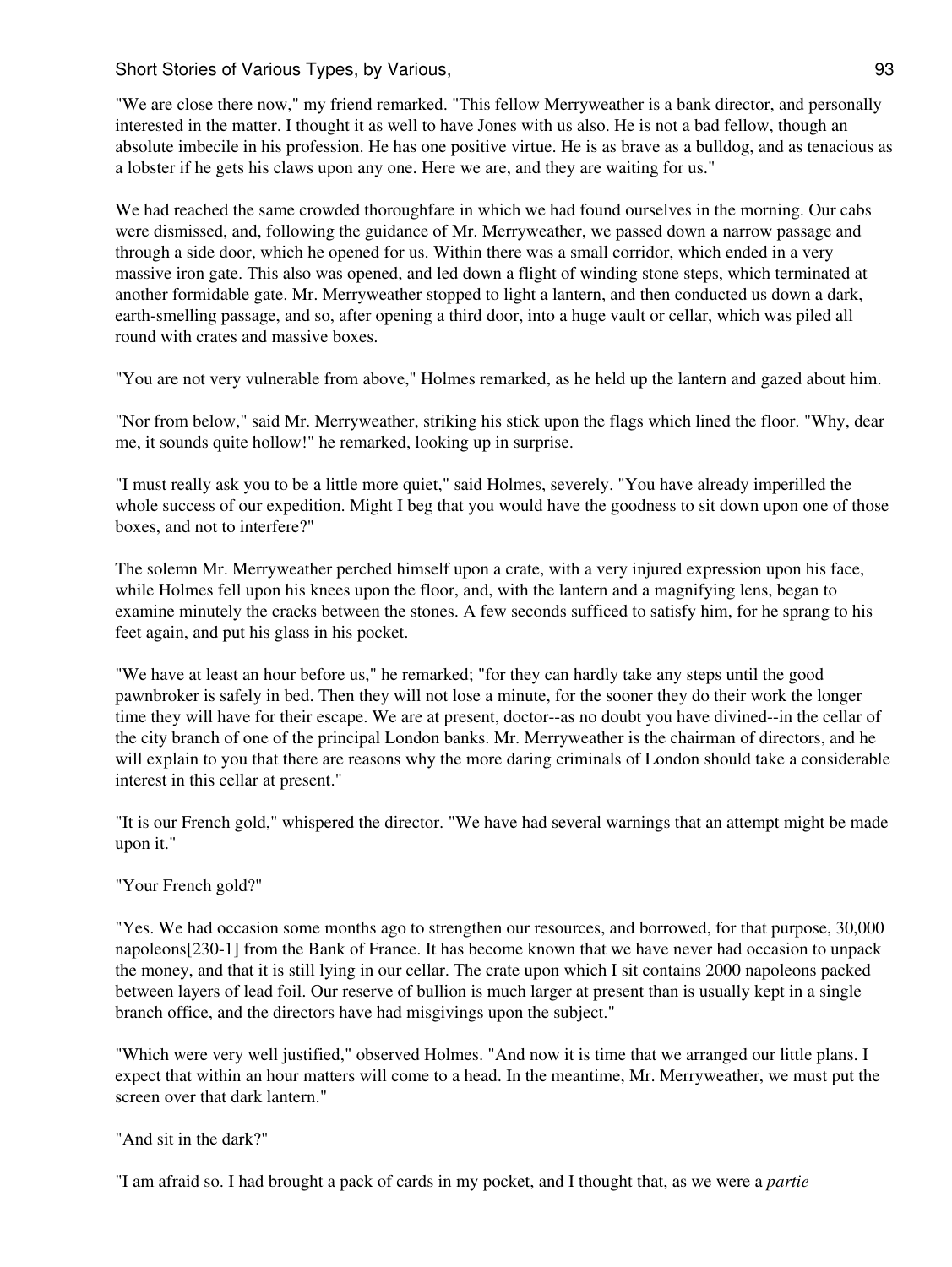"We are close there now," my friend remarked. "This fellow Merryweather is a bank director, and personally interested in the matter. I thought it as well to have Jones with us also. He is not a bad fellow, though an absolute imbecile in his profession. He has one positive virtue. He is as brave as a bulldog, and as tenacious as a lobster if he gets his claws upon any one. Here we are, and they are waiting for us."

We had reached the same crowded thoroughfare in which we had found ourselves in the morning. Our cabs were dismissed, and, following the guidance of Mr. Merryweather, we passed down a narrow passage and through a side door, which he opened for us. Within there was a small corridor, which ended in a very massive iron gate. This also was opened, and led down a flight of winding stone steps, which terminated at another formidable gate. Mr. Merryweather stopped to light a lantern, and then conducted us down a dark, earth-smelling passage, and so, after opening a third door, into a huge vault or cellar, which was piled all round with crates and massive boxes.

"You are not very vulnerable from above," Holmes remarked, as he held up the lantern and gazed about him.

"Nor from below," said Mr. Merryweather, striking his stick upon the flags which lined the floor. "Why, dear me, it sounds quite hollow!" he remarked, looking up in surprise.

"I must really ask you to be a little more quiet," said Holmes, severely. "You have already imperilled the whole success of our expedition. Might I beg that you would have the goodness to sit down upon one of those boxes, and not to interfere?"

The solemn Mr. Merryweather perched himself upon a crate, with a very injured expression upon his face, while Holmes fell upon his knees upon the floor, and, with the lantern and a magnifying lens, began to examine minutely the cracks between the stones. A few seconds sufficed to satisfy him, for he sprang to his feet again, and put his glass in his pocket.

"We have at least an hour before us," he remarked; "for they can hardly take any steps until the good pawnbroker is safely in bed. Then they will not lose a minute, for the sooner they do their work the longer time they will have for their escape. We are at present, doctor--as no doubt you have divined--in the cellar of the city branch of one of the principal London banks. Mr. Merryweather is the chairman of directors, and he will explain to you that there are reasons why the more daring criminals of London should take a considerable interest in this cellar at present."

"It is our French gold," whispered the director. "We have had several warnings that an attempt might be made upon it."

"Your French gold?"

"Yes. We had occasion some months ago to strengthen our resources, and borrowed, for that purpose, 30,000 napoleons[230-1] from the Bank of France. It has become known that we have never had occasion to unpack the money, and that it is still lying in our cellar. The crate upon which I sit contains 2000 napoleons packed between layers of lead foil. Our reserve of bullion is much larger at present than is usually kept in a single branch office, and the directors have had misgivings upon the subject."

"Which were very well justified," observed Holmes. "And now it is time that we arranged our little plans. I expect that within an hour matters will come to a head. In the meantime, Mr. Merryweather, we must put the screen over that dark lantern."

"And sit in the dark?"

"I am afraid so. I had brought a pack of cards in my pocket, and I thought that, as we were a *partie*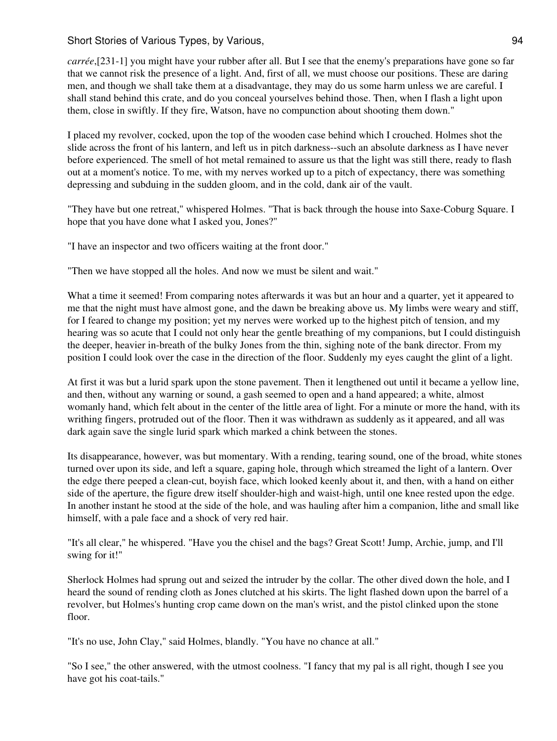*carrée*,[231-1] you might have your rubber after all. But I see that the enemy's preparations have gone so far that we cannot risk the presence of a light. And, first of all, we must choose our positions. These are daring men, and though we shall take them at a disadvantage, they may do us some harm unless we are careful. I shall stand behind this crate, and do you conceal yourselves behind those. Then, when I flash a light upon them, close in swiftly. If they fire, Watson, have no compunction about shooting them down."

I placed my revolver, cocked, upon the top of the wooden case behind which I crouched. Holmes shot the slide across the front of his lantern, and left us in pitch darkness--such an absolute darkness as I have never before experienced. The smell of hot metal remained to assure us that the light was still there, ready to flash out at a moment's notice. To me, with my nerves worked up to a pitch of expectancy, there was something depressing and subduing in the sudden gloom, and in the cold, dank air of the vault.

"They have but one retreat," whispered Holmes. "That is back through the house into Saxe-Coburg Square. I hope that you have done what I asked you, Jones?"

"I have an inspector and two officers waiting at the front door."

"Then we have stopped all the holes. And now we must be silent and wait."

What a time it seemed! From comparing notes afterwards it was but an hour and a quarter, yet it appeared to me that the night must have almost gone, and the dawn be breaking above us. My limbs were weary and stiff, for I feared to change my position; yet my nerves were worked up to the highest pitch of tension, and my hearing was so acute that I could not only hear the gentle breathing of my companions, but I could distinguish the deeper, heavier in-breath of the bulky Jones from the thin, sighing note of the bank director. From my position I could look over the case in the direction of the floor. Suddenly my eyes caught the glint of a light.

At first it was but a lurid spark upon the stone pavement. Then it lengthened out until it became a yellow line, and then, without any warning or sound, a gash seemed to open and a hand appeared; a white, almost womanly hand, which felt about in the center of the little area of light. For a minute or more the hand, with its writhing fingers, protruded out of the floor. Then it was withdrawn as suddenly as it appeared, and all was dark again save the single lurid spark which marked a chink between the stones.

Its disappearance, however, was but momentary. With a rending, tearing sound, one of the broad, white stones turned over upon its side, and left a square, gaping hole, through which streamed the light of a lantern. Over the edge there peeped a clean-cut, boyish face, which looked keenly about it, and then, with a hand on either side of the aperture, the figure drew itself shoulder-high and waist-high, until one knee rested upon the edge. In another instant he stood at the side of the hole, and was hauling after him a companion, lithe and small like himself, with a pale face and a shock of very red hair.

"It's all clear," he whispered. "Have you the chisel and the bags? Great Scott! Jump, Archie, jump, and I'll swing for it!"

Sherlock Holmes had sprung out and seized the intruder by the collar. The other dived down the hole, and I heard the sound of rending cloth as Jones clutched at his skirts. The light flashed down upon the barrel of a revolver, but Holmes's hunting crop came down on the man's wrist, and the pistol clinked upon the stone floor.

"It's no use, John Clay," said Holmes, blandly. "You have no chance at all."

"So I see," the other answered, with the utmost coolness. "I fancy that my pal is all right, though I see you have got his coat-tails."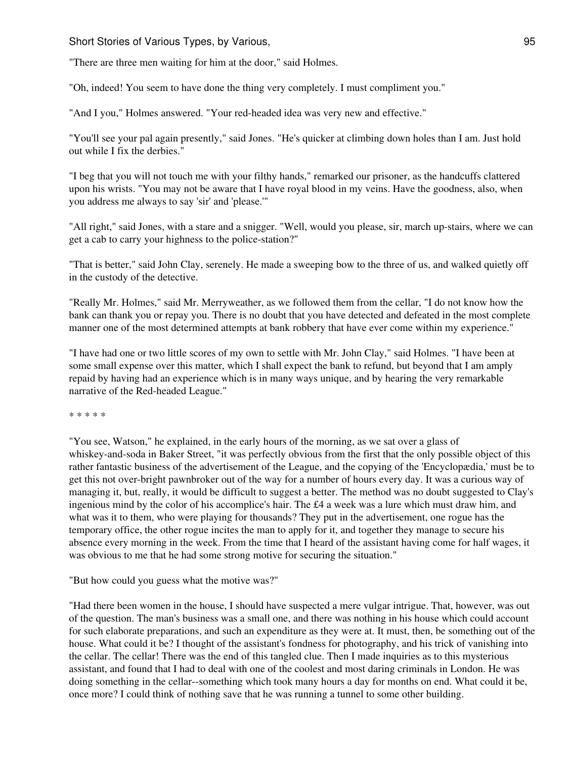"There are three men waiting for him at the door," said Holmes.

"Oh, indeed! You seem to have done the thing very completely. I must compliment you."

"And I you," Holmes answered. "Your red-headed idea was very new and effective."

"You'll see your pal again presently," said Jones. "He's quicker at climbing down holes than I am. Just hold out while I fix the derbies."

"I beg that you will not touch me with your filthy hands," remarked our prisoner, as the handcuffs clattered upon his wrists. "You may not be aware that I have royal blood in my veins. Have the goodness, also, when you address me always to say 'sir' and 'please.'"

"All right," said Jones, with a stare and a snigger. "Well, would you please, sir, march up-stairs, where we can get a cab to carry your highness to the police-station?"

"That is better," said John Clay, serenely. He made a sweeping bow to the three of us, and walked quietly off in the custody of the detective.

"Really Mr. Holmes," said Mr. Merryweather, as we followed them from the cellar, "I do not know how the bank can thank you or repay you. There is no doubt that you have detected and defeated in the most complete manner one of the most determined attempts at bank robbery that have ever come within my experience."

"I have had one or two little scores of my own to settle with Mr. John Clay," said Holmes. "I have been at some small expense over this matter, which I shall expect the bank to refund, but beyond that I am amply repaid by having had an experience which is in many ways unique, and by hearing the very remarkable narrative of the Red-headed League."

* * * * *

"You see, Watson," he explained, in the early hours of the morning, as we sat over a glass of whiskey-and-soda in Baker Street, "it was perfectly obvious from the first that the only possible object of this rather fantastic business of the advertisement of the League, and the copying of the 'Encyclopædia,' must be to get this not over-bright pawnbroker out of the way for a number of hours every day. It was a curious way of managing it, but, really, it would be difficult to suggest a better. The method was no doubt suggested to Clay's ingenious mind by the color of his accomplice's hair. The £4 a week was a lure which must draw him, and what was it to them, who were playing for thousands? They put in the advertisement, one rogue has the temporary office, the other rogue incites the man to apply for it, and together they manage to secure his absence every morning in the week. From the time that I heard of the assistant having come for half wages, it was obvious to me that he had some strong motive for securing the situation."

"But how could you guess what the motive was?"

"Had there been women in the house, I should have suspected a mere vulgar intrigue. That, however, was out of the question. The man's business was a small one, and there was nothing in his house which could account for such elaborate preparations, and such an expenditure as they were at. It must, then, be something out of the house. What could it be? I thought of the assistant's fondness for photography, and his trick of vanishing into the cellar. The cellar! There was the end of this tangled clue. Then I made inquiries as to this mysterious assistant, and found that I had to deal with one of the coolest and most daring criminals in London. He was doing something in the cellar--something which took many hours a day for months on end. What could it be, once more? I could think of nothing save that he was running a tunnel to some other building.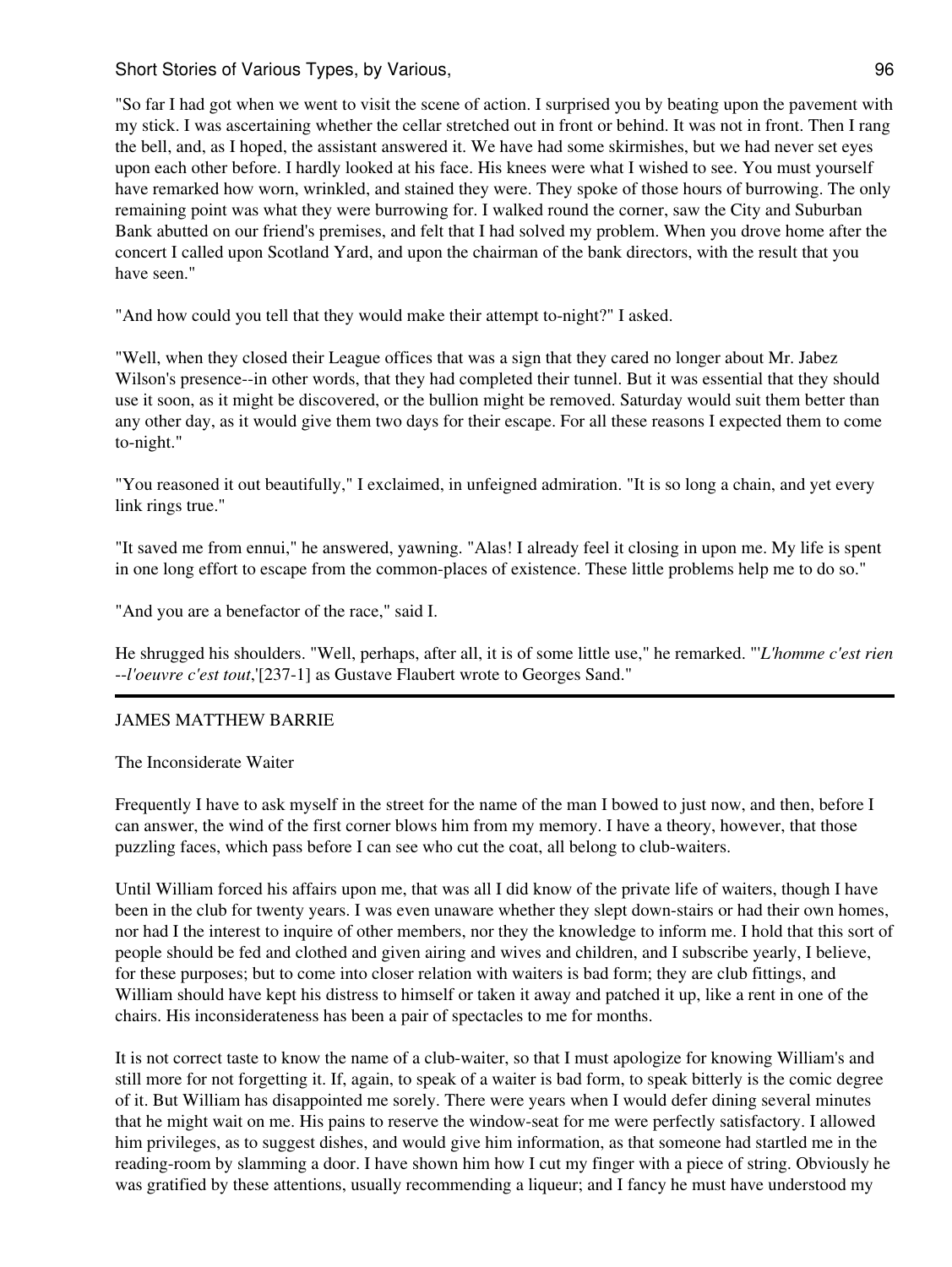"So far I had got when we went to visit the scene of action. I surprised you by beating upon the pavement with my stick. I was ascertaining whether the cellar stretched out in front or behind. It was not in front. Then I rang the bell, and, as I hoped, the assistant answered it. We have had some skirmishes, but we had never set eyes upon each other before. I hardly looked at his face. His knees were what I wished to see. You must yourself have remarked how worn, wrinkled, and stained they were. They spoke of those hours of burrowing. The only remaining point was what they were burrowing for. I walked round the corner, saw the City and Suburban Bank abutted on our friend's premises, and felt that I had solved my problem. When you drove home after the concert I called upon Scotland Yard, and upon the chairman of the bank directors, with the result that you have seen."

"And how could you tell that they would make their attempt to-night?" I asked.

"Well, when they closed their League offices that was a sign that they cared no longer about Mr. Jabez Wilson's presence--in other words, that they had completed their tunnel. But it was essential that they should use it soon, as it might be discovered, or the bullion might be removed. Saturday would suit them better than any other day, as it would give them two days for their escape. For all these reasons I expected them to come to-night."

"You reasoned it out beautifully," I exclaimed, in unfeigned admiration. "It is so long a chain, and yet every link rings true."

"It saved me from ennui," he answered, yawning. "Alas! I already feel it closing in upon me. My life is spent in one long effort to escape from the common-places of existence. These little problems help me to do so."

"And you are a benefactor of the race," said I.

He shrugged his shoulders. "Well, perhaps, after all, it is of some little use," he remarked. "'*L'homme c'est rien --l'oeuvre c'est tout*,'[237-1] as Gustave Flaubert wrote to Georges Sand."

---

JAMES MATTHEW BARRIE

The Inconsiderate Waiter

Frequently I have to ask myself in the street for the name of the man I bowed to just now, and then, before I can answer, the wind of the first corner blows him from my memory. I have a theory, however, that those puzzling faces, which pass before I can see who cut the coat, all belong to club-waiters.

Until William forced his affairs upon me, that was all I did know of the private life of waiters, though I have been in the club for twenty years. I was even unaware whether they slept down-stairs or had their own homes, nor had I the interest to inquire of other members, nor they the knowledge to inform me. I hold that this sort of people should be fed and clothed and given airing and wives and children, and I subscribe yearly, I believe, for these purposes; but to come into closer relation with waiters is bad form; they are club fittings, and William should have kept his distress to himself or taken it away and patched it up, like a rent in one of the chairs. His inconsiderateness has been a pair of spectacles to me for months.

It is not correct taste to know the name of a club-waiter, so that I must apologize for knowing William's and still more for not forgetting it. If, again, to speak of a waiter is bad form, to speak bitterly is the comic degree of it. But William has disappointed me sorely. There were years when I would defer dining several minutes that he might wait on me. His pains to reserve the window-seat for me were perfectly satisfactory. I allowed him privileges, as to suggest dishes, and would give him information, as that someone had startled me in the reading-room by slamming a door. I have shown him how I cut my finger with a piece of string. Obviously he was gratified by these attentions, usually recommending a liqueur; and I fancy he must have understood my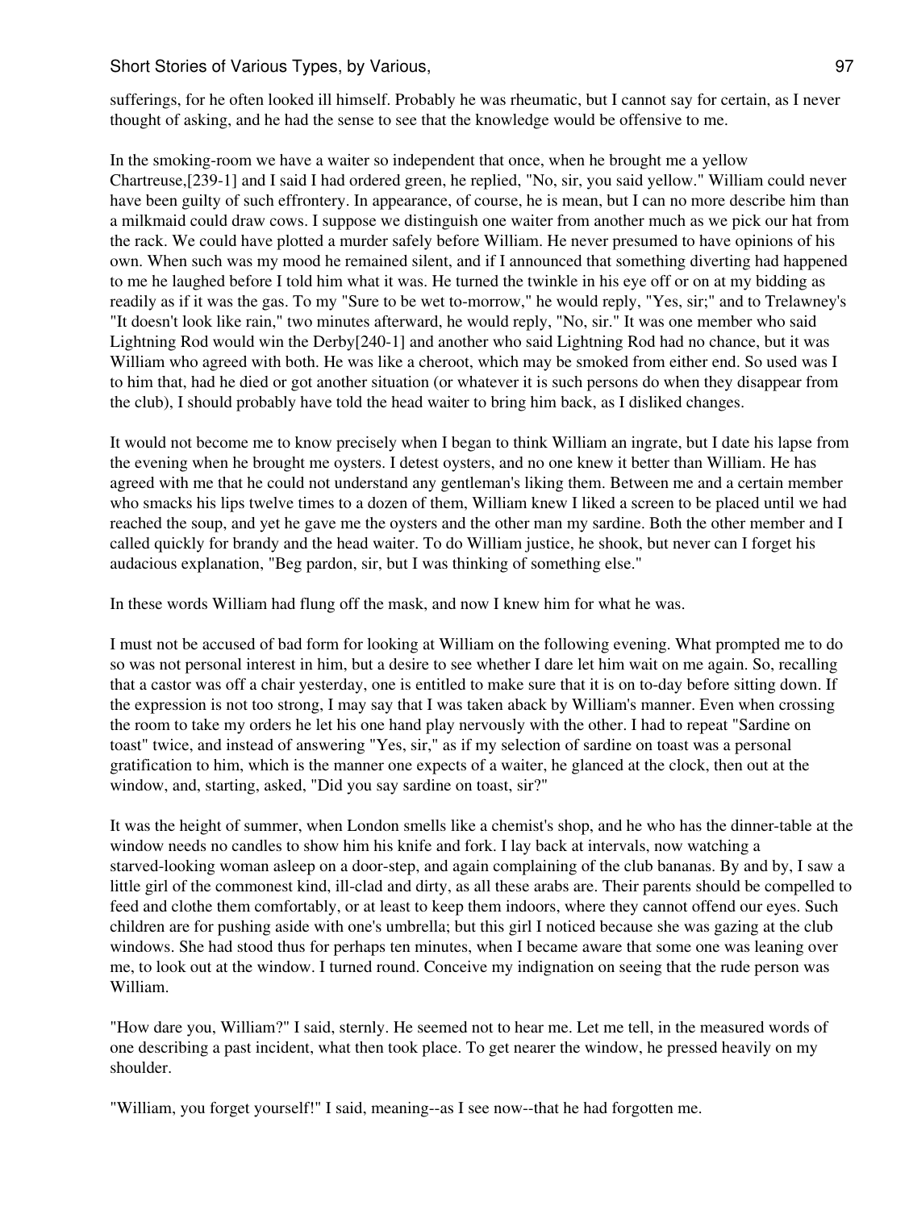sufferings, for he often looked ill himself. Probably he was rheumatic, but I cannot say for certain, as I never thought of asking, and he had the sense to see that the knowledge would be offensive to me.

In the smoking-room we have a waiter so independent that once, when he brought me a yellow Chartreuse,[239-1] and I said I had ordered green, he replied, "No, sir, you said yellow." William could never have been guilty of such effrontery. In appearance, of course, he is mean, but I can no more describe him than a milkmaid could draw cows. I suppose we distinguish one waiter from another much as we pick our hat from the rack. We could have plotted a murder safely before William. He never presumed to have opinions of his own. When such was my mood he remained silent, and if I announced that something diverting had happened to me he laughed before I told him what it was. He turned the twinkle in his eye off or on at my bidding as readily as if it was the gas. To my "Sure to be wet to-morrow," he would reply, "Yes, sir;" and to Trelawney's "It doesn't look like rain," two minutes afterward, he would reply, "No, sir." It was one member who said Lightning Rod would win the Derby[240-1] and another who said Lightning Rod had no chance, but it was William who agreed with both. He was like a cheroot, which may be smoked from either end. So used was I to him that, had he died or got another situation (or whatever it is such persons do when they disappear from the club), I should probably have told the head waiter to bring him back, as I disliked changes.

It would not become me to know precisely when I began to think William an ingrate, but I date his lapse from the evening when he brought me oysters. I detest oysters, and no one knew it better than William. He has agreed with me that he could not understand any gentleman's liking them. Between me and a certain member who smacks his lips twelve times to a dozen of them, William knew I liked a screen to be placed until we had reached the soup, and yet he gave me the oysters and the other man my sardine. Both the other member and I called quickly for brandy and the head waiter. To do William justice, he shook, but never can I forget his audacious explanation, "Beg pardon, sir, but I was thinking of something else."

In these words William had flung off the mask, and now I knew him for what he was.

I must not be accused of bad form for looking at William on the following evening. What prompted me to do so was not personal interest in him, but a desire to see whether I dare let him wait on me again. So, recalling that a castor was off a chair yesterday, one is entitled to make sure that it is on to-day before sitting down. If the expression is not too strong, I may say that I was taken aback by William's manner. Even when crossing the room to take my orders he let his one hand play nervously with the other. I had to repeat "Sardine on toast" twice, and instead of answering "Yes, sir," as if my selection of sardine on toast was a personal gratification to him, which is the manner one expects of a waiter, he glanced at the clock, then out at the window, and, starting, asked, "Did you say sardine on toast, sir?"

It was the height of summer, when London smells like a chemist's shop, and he who has the dinner-table at the window needs no candles to show him his knife and fork. I lay back at intervals, now watching a starved-looking woman asleep on a door-step, and again complaining of the club bananas. By and by, I saw a little girl of the commonest kind, ill-clad and dirty, as all these arabs are. Their parents should be compelled to feed and clothe them comfortably, or at least to keep them indoors, where they cannot offend our eyes. Such children are for pushing aside with one's umbrella; but this girl I noticed because she was gazing at the club windows. She had stood thus for perhaps ten minutes, when I became aware that some one was leaning over me, to look out at the window. I turned round. Conceive my indignation on seeing that the rude person was William.

"How dare you, William?" I said, sternly. He seemed not to hear me. Let me tell, in the measured words of one describing a past incident, what then took place. To get nearer the window, he pressed heavily on my shoulder.

"William, you forget yourself!" I said, meaning--as I see now--that he had forgotten me.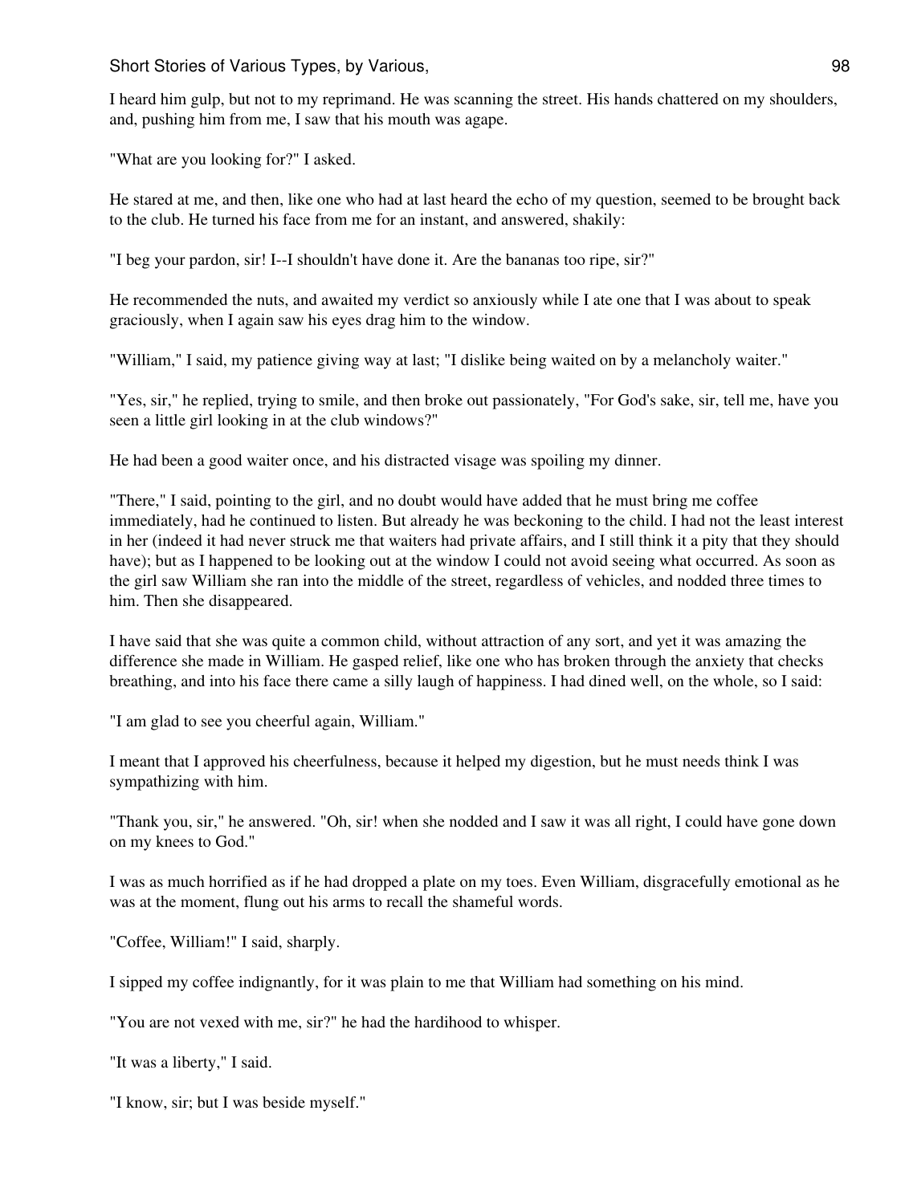I heard him gulp, but not to my reprimand. He was scanning the street. His hands chattered on my shoulders, and, pushing him from me, I saw that his mouth was agape.

"What are you looking for?" I asked.

He stared at me, and then, like one who had at last heard the echo of my question, seemed to be brought back to the club. He turned his face from me for an instant, and answered, shakily:

"I beg your pardon, sir! I--I shouldn't have done it. Are the bananas too ripe, sir?"

He recommended the nuts, and awaited my verdict so anxiously while I ate one that I was about to speak graciously, when I again saw his eyes drag him to the window.

"William," I said, my patience giving way at last; "I dislike being waited on by a melancholy waiter."

"Yes, sir," he replied, trying to smile, and then broke out passionately, "For God's sake, sir, tell me, have you seen a little girl looking in at the club windows?"

He had been a good waiter once, and his distracted visage was spoiling my dinner.

"There," I said, pointing to the girl, and no doubt would have added that he must bring me coffee immediately, had he continued to listen. But already he was beckoning to the child. I had not the least interest in her (indeed it had never struck me that waiters had private affairs, and I still think it a pity that they should have); but as I happened to be looking out at the window I could not avoid seeing what occurred. As soon as the girl saw William she ran into the middle of the street, regardless of vehicles, and nodded three times to him. Then she disappeared.

I have said that she was quite a common child, without attraction of any sort, and yet it was amazing the difference she made in William. He gasped relief, like one who has broken through the anxiety that checks breathing, and into his face there came a silly laugh of happiness. I had dined well, on the whole, so I said:

"I am glad to see you cheerful again, William."

I meant that I approved his cheerfulness, because it helped my digestion, but he must needs think I was sympathizing with him.

"Thank you, sir," he answered. "Oh, sir! when she nodded and I saw it was all right, I could have gone down on my knees to God."

I was as much horrified as if he had dropped a plate on my toes. Even William, disgracefully emotional as he was at the moment, flung out his arms to recall the shameful words.

"Coffee, William!" I said, sharply.

I sipped my coffee indignantly, for it was plain to me that William had something on his mind.

"You are not vexed with me, sir?" he had the hardihood to whisper.

"It was a liberty," I said.

"I know, sir; but I was beside myself."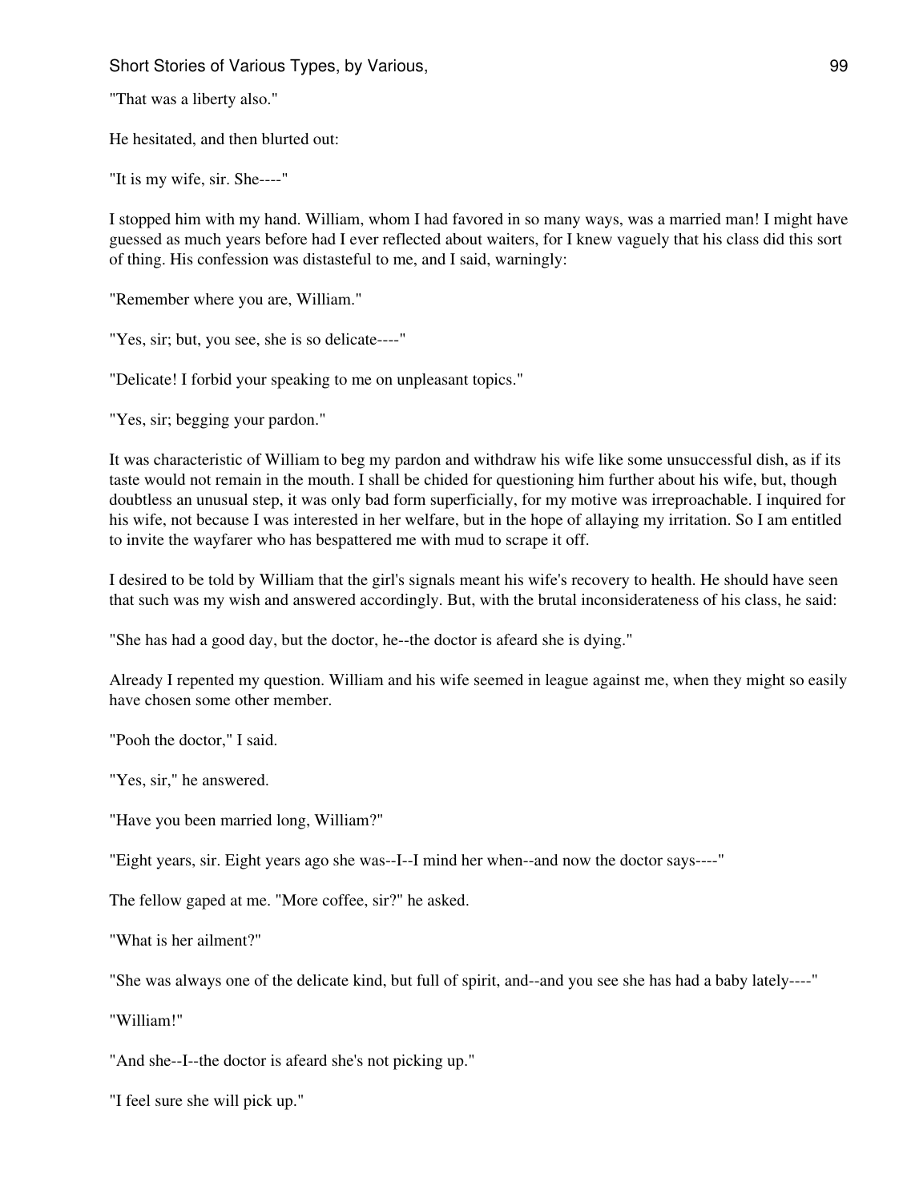"That was a liberty also."

He hesitated, and then blurted out:

"It is my wife, sir. She----"

I stopped him with my hand. William, whom I had favored in so many ways, was a married man! I might have guessed as much years before had I ever reflected about waiters, for I knew vaguely that his class did this sort of thing. His confession was distasteful to me, and I said, warningly:

"Remember where you are, William."

"Yes, sir; but, you see, she is so delicate----"

"Delicate! I forbid your speaking to me on unpleasant topics."

"Yes, sir; begging your pardon."

It was characteristic of William to beg my pardon and withdraw his wife like some unsuccessful dish, as if its taste would not remain in the mouth. I shall be chided for questioning him further about his wife, but, though doubtless an unusual step, it was only bad form superficially, for my motive was irreproachable. I inquired for his wife, not because I was interested in her welfare, but in the hope of allaying my irritation. So I am entitled to invite the wayfarer who has bespattered me with mud to scrape it off.

I desired to be told by William that the girl's signals meant his wife's recovery to health. He should have seen that such was my wish and answered accordingly. But, with the brutal inconsiderateness of his class, he said:

"She has had a good day, but the doctor, he--the doctor is afeard she is dying."

Already I repented my question. William and his wife seemed in league against me, when they might so easily have chosen some other member.

"Pooh the doctor," I said.

"Yes, sir," he answered.

"Have you been married long, William?"

"Eight years, sir. Eight years ago she was--I--I mind her when--and now the doctor says----"

The fellow gaped at me. "More coffee, sir?" he asked.

"What is her ailment?"

"She was always one of the delicate kind, but full of spirit, and--and you see she has had a baby lately----"

"William!"

"And she--I--the doctor is afeard she's not picking up."

"I feel sure she will pick up."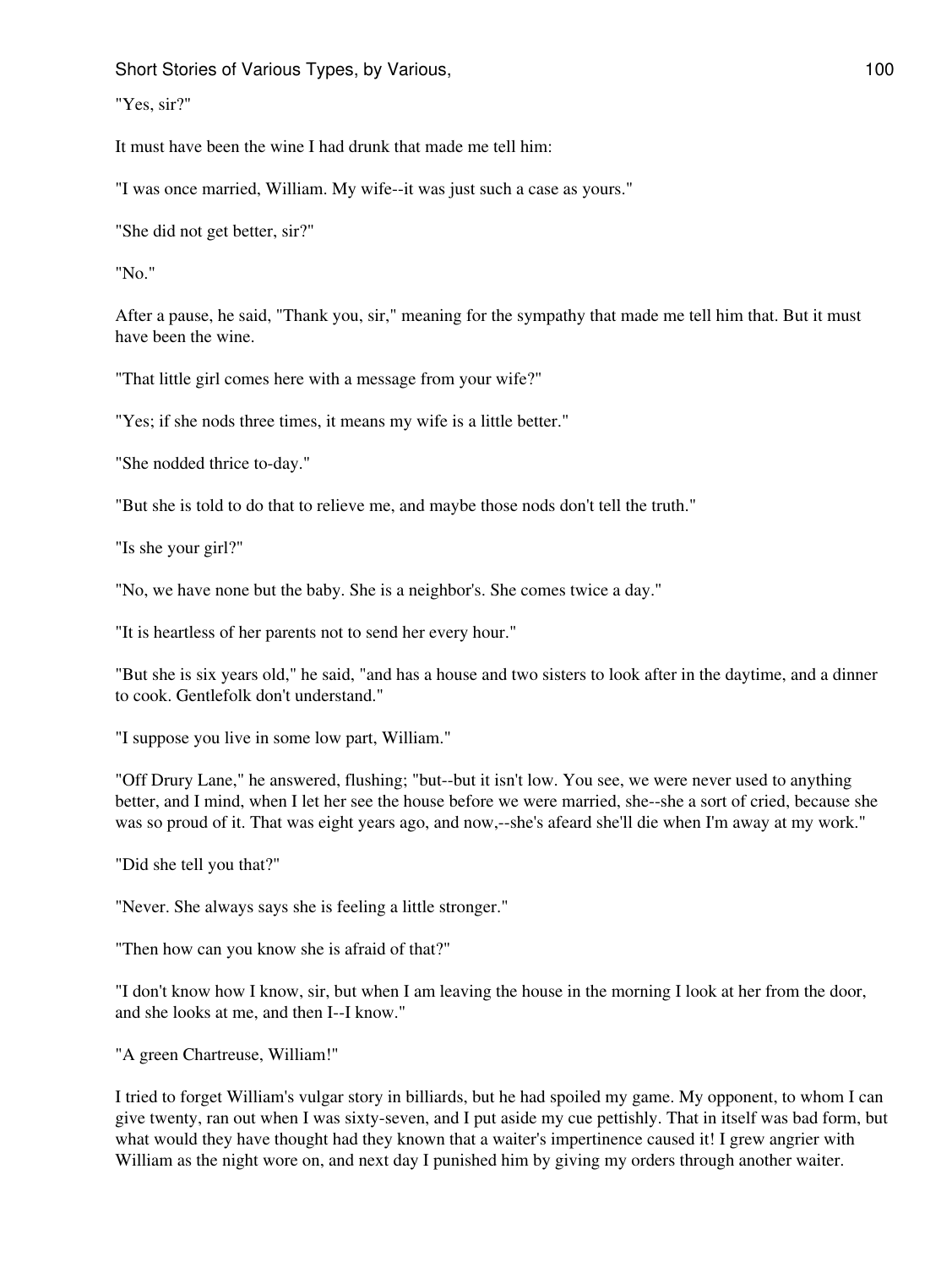"Yes, sir?"

It must have been the wine I had drunk that made me tell him:

"I was once married, William. My wife--it was just such a case as yours."

"She did not get better, sir?"

"No."

After a pause, he said, "Thank you, sir," meaning for the sympathy that made me tell him that. But it must have been the wine.

"That little girl comes here with a message from your wife?"

"Yes; if she nods three times, it means my wife is a little better."

"She nodded thrice to-day."

"But she is told to do that to relieve me, and maybe those nods don't tell the truth."

"Is she your girl?"

"No, we have none but the baby. She is a neighbor's. She comes twice a day."

"It is heartless of her parents not to send her every hour."

"But she is six years old," he said, "and has a house and two sisters to look after in the daytime, and a dinner to cook. Gentlefolk don't understand."

"I suppose you live in some low part, William."

"Off Drury Lane," he answered, flushing; "but--but it isn't low. You see, we were never used to anything better, and I mind, when I let her see the house before we were married, she--she a sort of cried, because she was so proud of it. That was eight years ago, and now,--she's afeard she'll die when I'm away at my work."

"Did she tell you that?"

"Never. She always says she is feeling a little stronger."

"Then how can you know she is afraid of that?"

"I don't know how I know, sir, but when I am leaving the house in the morning I look at her from the door, and she looks at me, and then I--I know."

"A green Chartreuse, William!"

I tried to forget William's vulgar story in billiards, but he had spoiled my game. My opponent, to whom I can give twenty, ran out when I was sixty-seven, and I put aside my cue pettishly. That in itself was bad form, but what would they have thought had they known that a waiter's impertinence caused it! I grew angrier with William as the night wore on, and next day I punished him by giving my orders through another waiter.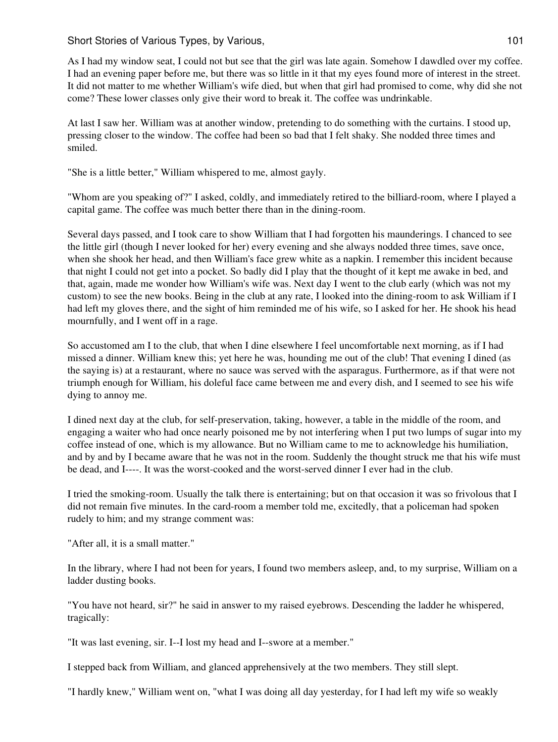As I had my window seat, I could not but see that the girl was late again. Somehow I dawdled over my coffee. I had an evening paper before me, but there was so little in it that my eyes found more of interest in the street. It did not matter to me whether William's wife died, but when that girl had promised to come, why did she not come? These lower classes only give their word to break it. The coffee was undrinkable.

At last I saw her. William was at another window, pretending to do something with the curtains. I stood up, pressing closer to the window. The coffee had been so bad that I felt shaky. She nodded three times and smiled.

"She is a little better," William whispered to me, almost gayly.

"Whom are you speaking of?" I asked, coldly, and immediately retired to the billiard-room, where I played a capital game. The coffee was much better there than in the dining-room.

Several days passed, and I took care to show William that I had forgotten his maunderings. I chanced to see the little girl (though I never looked for her) every evening and she always nodded three times, save once, when she shook her head, and then William's face grew white as a napkin. I remember this incident because that night I could not get into a pocket. So badly did I play that the thought of it kept me awake in bed, and that, again, made me wonder how William's wife was. Next day I went to the club early (which was not my custom) to see the new books. Being in the club at any rate, I looked into the dining-room to ask William if I had left my gloves there, and the sight of him reminded me of his wife, so I asked for her. He shook his head mournfully, and I went off in a rage.

So accustomed am I to the club, that when I dine elsewhere I feel uncomfortable next morning, as if I had missed a dinner. William knew this; yet here he was, hounding me out of the club! That evening I dined (as the saying is) at a restaurant, where no sauce was served with the asparagus. Furthermore, as if that were not triumph enough for William, his doleful face came between me and every dish, and I seemed to see his wife dying to annoy me.

I dined next day at the club, for self-preservation, taking, however, a table in the middle of the room, and engaging a waiter who had once nearly poisoned me by not interfering when I put two lumps of sugar into my coffee instead of one, which is my allowance. But no William came to me to acknowledge his humiliation, and by and by I became aware that he was not in the room. Suddenly the thought struck me that his wife must be dead, and I----. It was the worst-cooked and the worst-served dinner I ever had in the club.

I tried the smoking-room. Usually the talk there is entertaining; but on that occasion it was so frivolous that I did not remain five minutes. In the card-room a member told me, excitedly, that a policeman had spoken rudely to him; and my strange comment was:

"After all, it is a small matter."

In the library, where I had not been for years, I found two members asleep, and, to my surprise, William on a ladder dusting books.

"You have not heard, sir?" he said in answer to my raised eyebrows. Descending the ladder he whispered, tragically:

"It was last evening, sir. I--I lost my head and I--swore at a member."

I stepped back from William, and glanced apprehensively at the two members. They still slept.

"I hardly knew," William went on, "what I was doing all day yesterday, for I had left my wife so weakly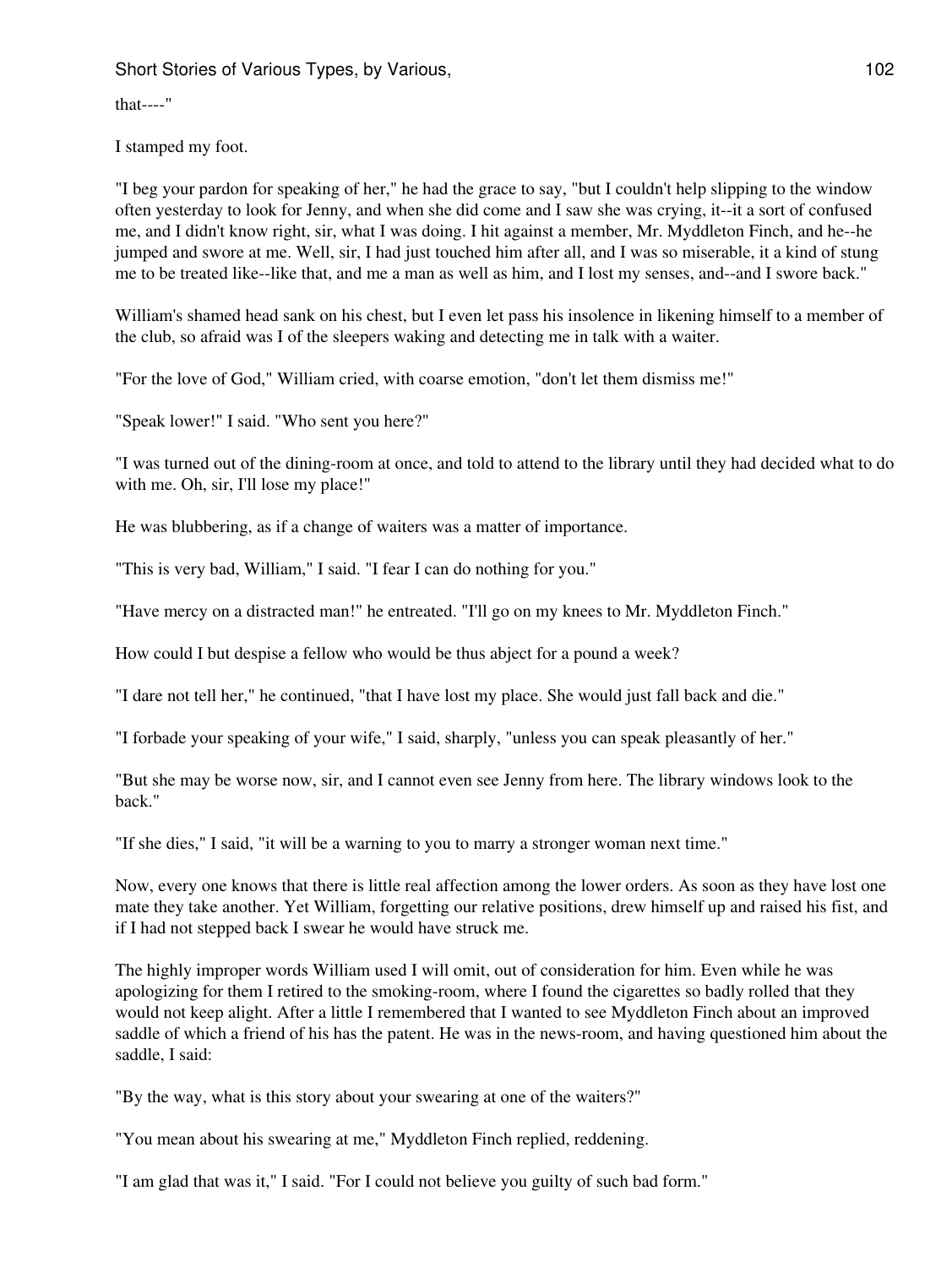that----"

I stamped my foot.

"I beg your pardon for speaking of her," he had the grace to say, "but I couldn't help slipping to the window often yesterday to look for Jenny, and when she did come and I saw she was crying, it--it a sort of confused me, and I didn't know right, sir, what I was doing. I hit against a member, Mr. Myddleton Finch, and he--he jumped and swore at me. Well, sir, I had just touched him after all, and I was so miserable, it a kind of stung me to be treated like--like that, and me a man as well as him, and I lost my senses, and--and I swore back."

William's shamed head sank on his chest, but I even let pass his insolence in likening himself to a member of the club, so afraid was I of the sleepers waking and detecting me in talk with a waiter.

"For the love of God," William cried, with coarse emotion, "don't let them dismiss me!"

"Speak lower!" I said. "Who sent you here?"

"I was turned out of the dining-room at once, and told to attend to the library until they had decided what to do with me. Oh, sir, I'll lose my place!"

He was blubbering, as if a change of waiters was a matter of importance.

"This is very bad, William," I said. "I fear I can do nothing for you."

"Have mercy on a distracted man!" he entreated. "I'll go on my knees to Mr. Myddleton Finch."

How could I but despise a fellow who would be thus abject for a pound a week?

"I dare not tell her," he continued, "that I have lost my place. She would just fall back and die."

"I forbade your speaking of your wife," I said, sharply, "unless you can speak pleasantly of her."

"But she may be worse now, sir, and I cannot even see Jenny from here. The library windows look to the back."

"If she dies," I said, "it will be a warning to you to marry a stronger woman next time."

Now, every one knows that there is little real affection among the lower orders. As soon as they have lost one mate they take another. Yet William, forgetting our relative positions, drew himself up and raised his fist, and if I had not stepped back I swear he would have struck me.

The highly improper words William used I will omit, out of consideration for him. Even while he was apologizing for them I retired to the smoking-room, where I found the cigarettes so badly rolled that they would not keep alight. After a little I remembered that I wanted to see Myddleton Finch about an improved saddle of which a friend of his has the patent. He was in the news-room, and having questioned him about the saddle, I said:

"By the way, what is this story about your swearing at one of the waiters?"

"You mean about his swearing at me," Myddleton Finch replied, reddening.

"I am glad that was it," I said. "For I could not believe you guilty of such bad form."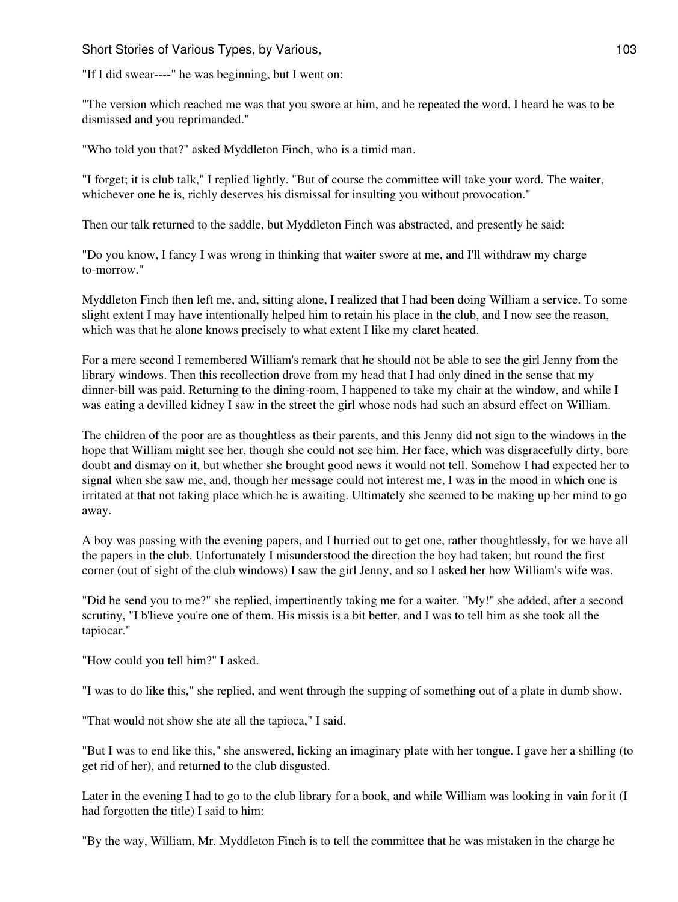"If I did swear----" he was beginning, but I went on:

"The version which reached me was that you swore at him, and he repeated the word. I heard he was to be dismissed and you reprimanded."

"Who told you that?" asked Myddleton Finch, who is a timid man.

"I forget; it is club talk," I replied lightly. "But of course the committee will take your word. The waiter, whichever one he is, richly deserves his dismissal for insulting you without provocation."

Then our talk returned to the saddle, but Myddleton Finch was abstracted, and presently he said:

"Do you know, I fancy I was wrong in thinking that waiter swore at me, and I'll withdraw my charge to-morrow."

Myddleton Finch then left me, and, sitting alone, I realized that I had been doing William a service. To some slight extent I may have intentionally helped him to retain his place in the club, and I now see the reason, which was that he alone knows precisely to what extent I like my claret heated.

For a mere second I remembered William's remark that he should not be able to see the girl Jenny from the library windows. Then this recollection drove from my head that I had only dined in the sense that my dinner-bill was paid. Returning to the dining-room, I happened to take my chair at the window, and while I was eating a devilled kidney I saw in the street the girl whose nods had such an absurd effect on William.

The children of the poor are as thoughtless as their parents, and this Jenny did not sign to the windows in the hope that William might see her, though she could not see him. Her face, which was disgracefully dirty, bore doubt and dismay on it, but whether she brought good news it would not tell. Somehow I had expected her to signal when she saw me, and, though her message could not interest me, I was in the mood in which one is irritated at that not taking place which he is awaiting. Ultimately she seemed to be making up her mind to go away.

A boy was passing with the evening papers, and I hurried out to get one, rather thoughtlessly, for we have all the papers in the club. Unfortunately I misunderstood the direction the boy had taken; but round the first corner (out of sight of the club windows) I saw the girl Jenny, and so I asked her how William's wife was.

"Did he send you to me?" she replied, impertinently taking me for a waiter. "My!" she added, after a second scrutiny, "I b'lieve you're one of them. His missis is a bit better, and I was to tell him as she took all the tapiocar."

"How could you tell him?" I asked.

"I was to do like this," she replied, and went through the supping of something out of a plate in dumb show.

"That would not show she ate all the tapioca," I said.

"But I was to end like this," she answered, licking an imaginary plate with her tongue. I gave her a shilling (to get rid of her), and returned to the club disgusted.

Later in the evening I had to go to the club library for a book, and while William was looking in vain for it (I had forgotten the title) I said to him:

"By the way, William, Mr. Myddleton Finch is to tell the committee that he was mistaken in the charge he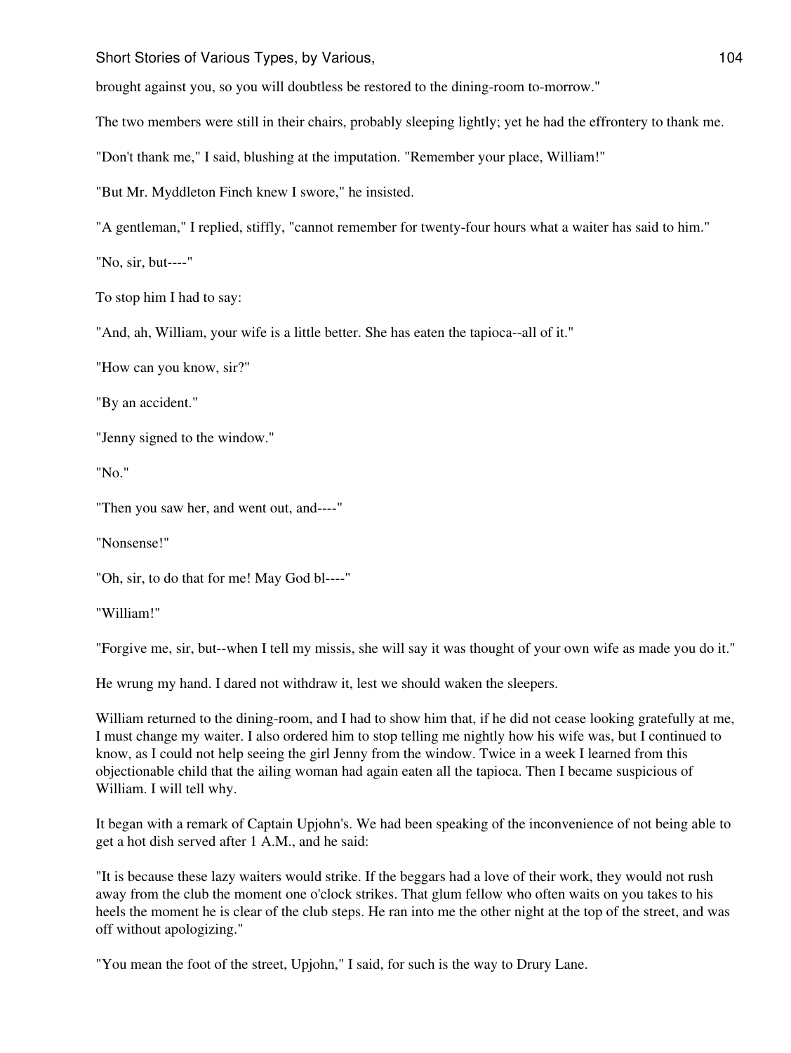brought against you, so you will doubtless be restored to the dining-room to-morrow."

The two members were still in their chairs, probably sleeping lightly; yet he had the effrontery to thank me.

"Don't thank me," I said, blushing at the imputation. "Remember your place, William!"

"But Mr. Myddleton Finch knew I swore," he insisted.

"A gentleman," I replied, stiffly, "cannot remember for twenty-four hours what a waiter has said to him."

"No, sir, but----"

To stop him I had to say:

"And, ah, William, your wife is a little better. She has eaten the tapioca--all of it."

"How can you know, sir?"

"By an accident."

"Jenny signed to the window."

"No."

"Then you saw her, and went out, and----"

"Nonsense!"

"Oh, sir, to do that for me! May God bl----"

"William!"

"Forgive me, sir, but--when I tell my missis, she will say it was thought of your own wife as made you do it."

He wrung my hand. I dared not withdraw it, lest we should waken the sleepers.

William returned to the dining-room, and I had to show him that, if he did not cease looking gratefully at me, I must change my waiter. I also ordered him to stop telling me nightly how his wife was, but I continued to know, as I could not help seeing the girl Jenny from the window. Twice in a week I learned from this objectionable child that the ailing woman had again eaten all the tapioca. Then I became suspicious of William. I will tell why.

It began with a remark of Captain Upjohn's. We had been speaking of the inconvenience of not being able to get a hot dish served after 1 A.M., and he said:

"It is because these lazy waiters would strike. If the beggars had a love of their work, they would not rush away from the club the moment one o'clock strikes. That glum fellow who often waits on you takes to his heels the moment he is clear of the club steps. He ran into me the other night at the top of the street, and was off without apologizing."

"You mean the foot of the street, Upjohn," I said, for such is the way to Drury Lane.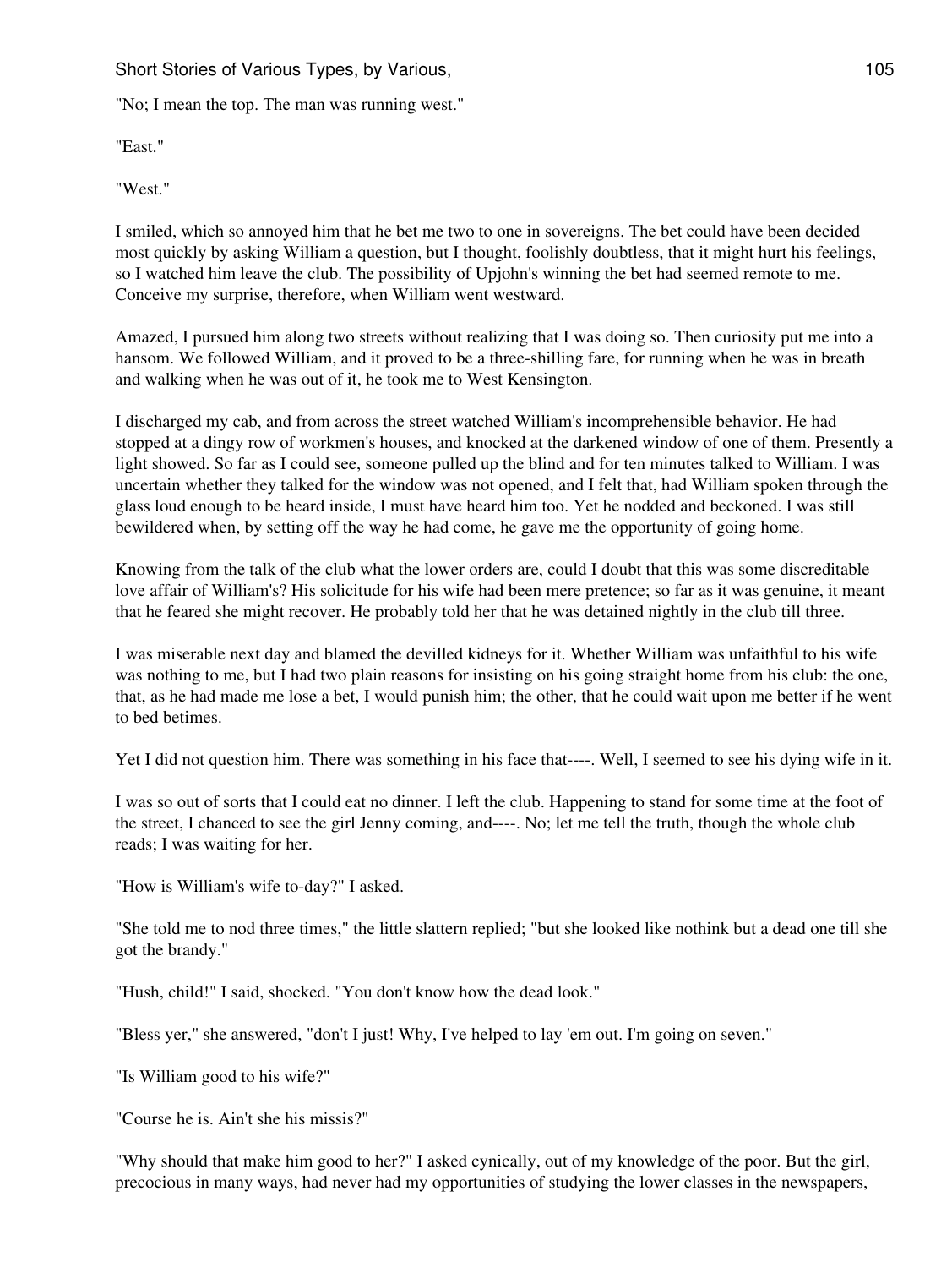"No; I mean the top. The man was running west."

"East."

"West."

I smiled, which so annoyed him that he bet me two to one in sovereigns. The bet could have been decided most quickly by asking William a question, but I thought, foolishly doubtless, that it might hurt his feelings, so I watched him leave the club. The possibility of Upjohn's winning the bet had seemed remote to me. Conceive my surprise, therefore, when William went westward.

Amazed, I pursued him along two streets without realizing that I was doing so. Then curiosity put me into a hansom. We followed William, and it proved to be a three-shilling fare, for running when he was in breath and walking when he was out of it, he took me to West Kensington.

I discharged my cab, and from across the street watched William's incomprehensible behavior. He had stopped at a dingy row of workmen's houses, and knocked at the darkened window of one of them. Presently a light showed. So far as I could see, someone pulled up the blind and for ten minutes talked to William. I was uncertain whether they talked for the window was not opened, and I felt that, had William spoken through the glass loud enough to be heard inside, I must have heard him too. Yet he nodded and beckoned. I was still bewildered when, by setting off the way he had come, he gave me the opportunity of going home.

Knowing from the talk of the club what the lower orders are, could I doubt that this was some discreditable love affair of William's? His solicitude for his wife had been mere pretence; so far as it was genuine, it meant that he feared she might recover. He probably told her that he was detained nightly in the club till three.

I was miserable next day and blamed the devilled kidneys for it. Whether William was unfaithful to his wife was nothing to me, but I had two plain reasons for insisting on his going straight home from his club: the one, that, as he had made me lose a bet, I would punish him; the other, that he could wait upon me better if he went to bed betimes.

Yet I did not question him. There was something in his face that----. Well, I seemed to see his dying wife in it.

I was so out of sorts that I could eat no dinner. I left the club. Happening to stand for some time at the foot of the street, I chanced to see the girl Jenny coming, and----. No; let me tell the truth, though the whole club reads; I was waiting for her.

"How is William's wife to-day?" I asked.

"She told me to nod three times," the little slattern replied; "but she looked like nothink but a dead one till she got the brandy."

"Hush, child!" I said, shocked. "You don't know how the dead look."

"Bless yer," she answered, "don't I just! Why, I've helped to lay 'em out. I'm going on seven."

"Is William good to his wife?"

"Course he is. Ain't she his missis?"

"Why should that make him good to her?" I asked cynically, out of my knowledge of the poor. But the girl, precocious in many ways, had never had my opportunities of studying the lower classes in the newspapers,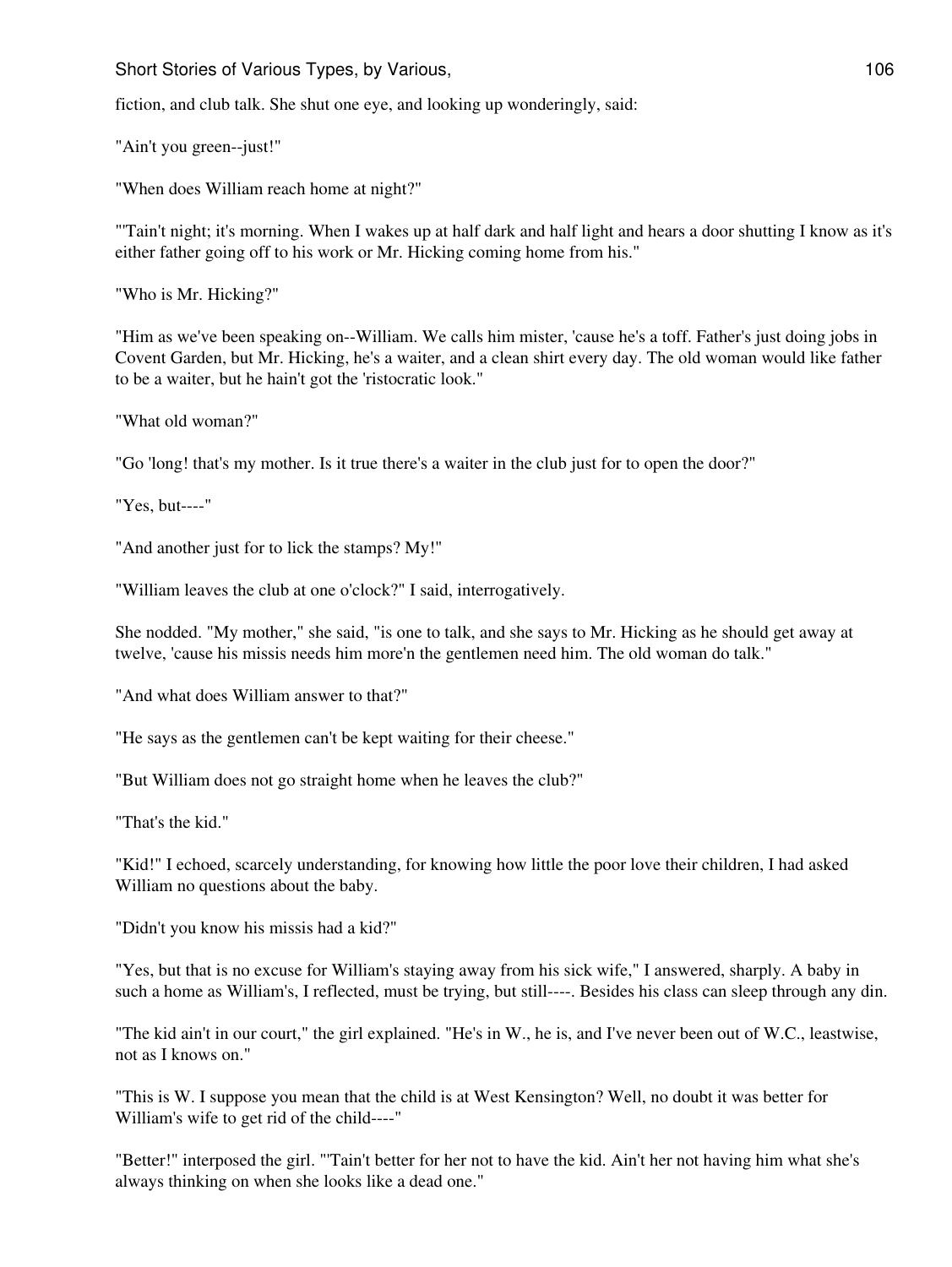fiction, and club talk. She shut one eye, and looking up wonderingly, said:

"Ain't you green--just!"

"When does William reach home at night?"

"'Tain't night; it's morning. When I wakes up at half dark and half light and hears a door shutting I know as it's either father going off to his work or Mr. Hicking coming home from his."

"Who is Mr. Hicking?"

"Him as we've been speaking on--William. We calls him mister, 'cause he's a toff. Father's just doing jobs in Covent Garden, but Mr. Hicking, he's a waiter, and a clean shirt every day. The old woman would like father to be a waiter, but he hain't got the 'ristocratic look."

"What old woman?"

"Go 'long! that's my mother. Is it true there's a waiter in the club just for to open the door?"

"Yes, but----"

"And another just for to lick the stamps? My!"

"William leaves the club at one o'clock?" I said, interrogatively.

She nodded. "My mother," she said, "is one to talk, and she says to Mr. Hicking as he should get away at twelve, 'cause his missis needs him more'n the gentlemen need him. The old woman do talk."

"And what does William answer to that?"

"He says as the gentlemen can't be kept waiting for their cheese."

"But William does not go straight home when he leaves the club?"

"That's the kid."

"Kid!" I echoed, scarcely understanding, for knowing how little the poor love their children, I had asked William no questions about the baby.

"Didn't you know his missis had a kid?"

"Yes, but that is no excuse for William's staying away from his sick wife," I answered, sharply. A baby in such a home as William's, I reflected, must be trying, but still----. Besides his class can sleep through any din.

"The kid ain't in our court," the girl explained. "He's in W., he is, and I've never been out of W.C., leastwise, not as I knows on."

"This is W. I suppose you mean that the child is at West Kensington? Well, no doubt it was better for William's wife to get rid of the child----"

"Better!" interposed the girl. "'Tain't better for her not to have the kid. Ain't her not having him what she's always thinking on when she looks like a dead one."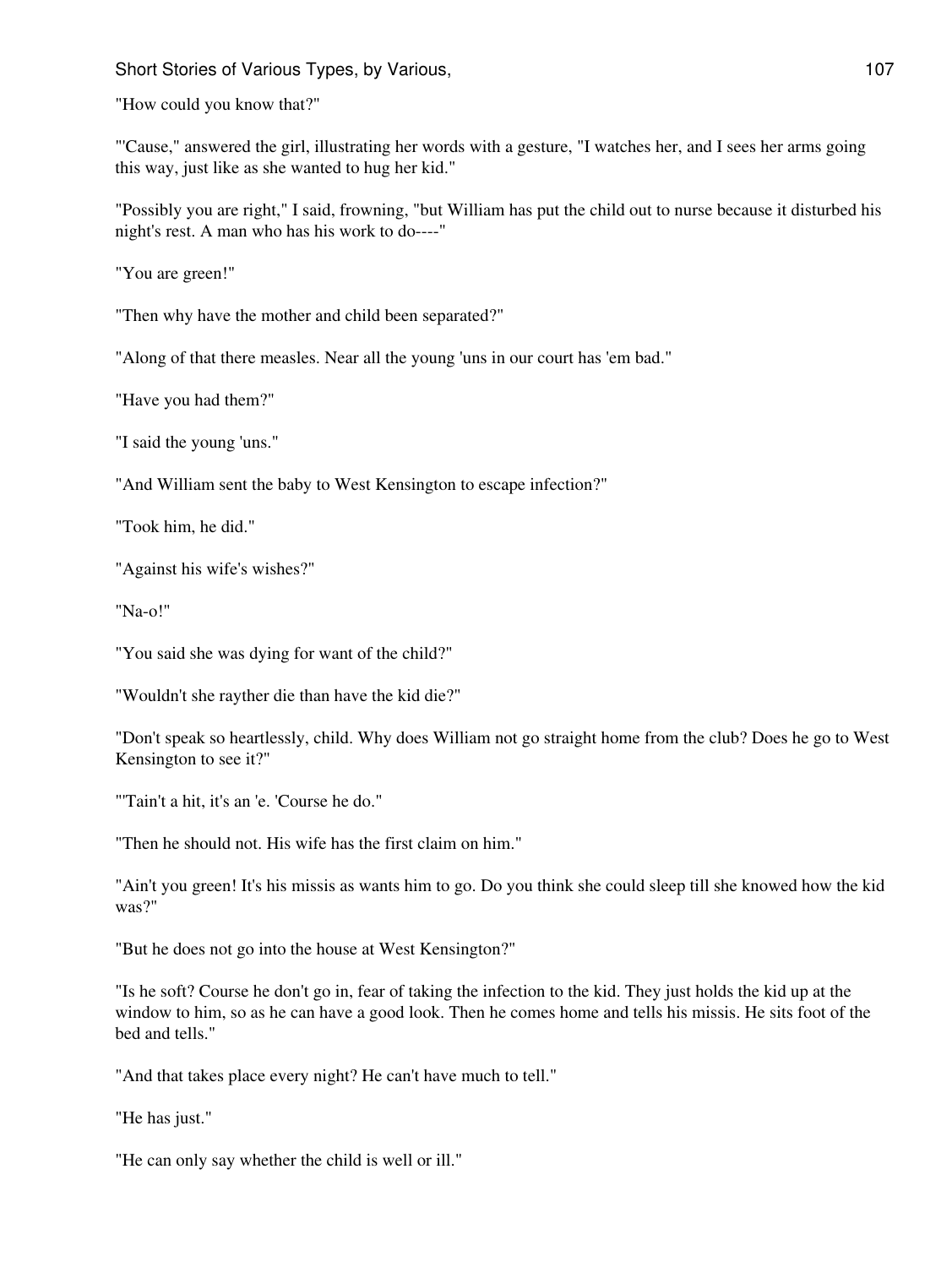"How could you know that?"

"'Cause," answered the girl, illustrating her words with a gesture, "I watches her, and I sees her arms going this way, just like as she wanted to hug her kid."

"Possibly you are right," I said, frowning, "but William has put the child out to nurse because it disturbed his night's rest. A man who has his work to do----"

"You are green!"

"Then why have the mother and child been separated?"

"Along of that there measles. Near all the young 'uns in our court has 'em bad."

"Have you had them?"

"I said the young 'uns."

"And William sent the baby to West Kensington to escape infection?"

"Took him, he did."

"Against his wife's wishes?"

"Na-o!"

"You said she was dying for want of the child?"

"Wouldn't she rayther die than have the kid die?"

"Don't speak so heartlessly, child. Why does William not go straight home from the club? Does he go to West Kensington to see it?"

"'Tain't a hit, it's an 'e. 'Course he do."

"Then he should not. His wife has the first claim on him."

"Ain't you green! It's his missis as wants him to go. Do you think she could sleep till she knowed how the kid was?"

"But he does not go into the house at West Kensington?"

"Is he soft? Course he don't go in, fear of taking the infection to the kid. They just holds the kid up at the window to him, so as he can have a good look. Then he comes home and tells his missis. He sits foot of the bed and tells."

"And that takes place every night? He can't have much to tell."

"He has just."

"He can only say whether the child is well or ill."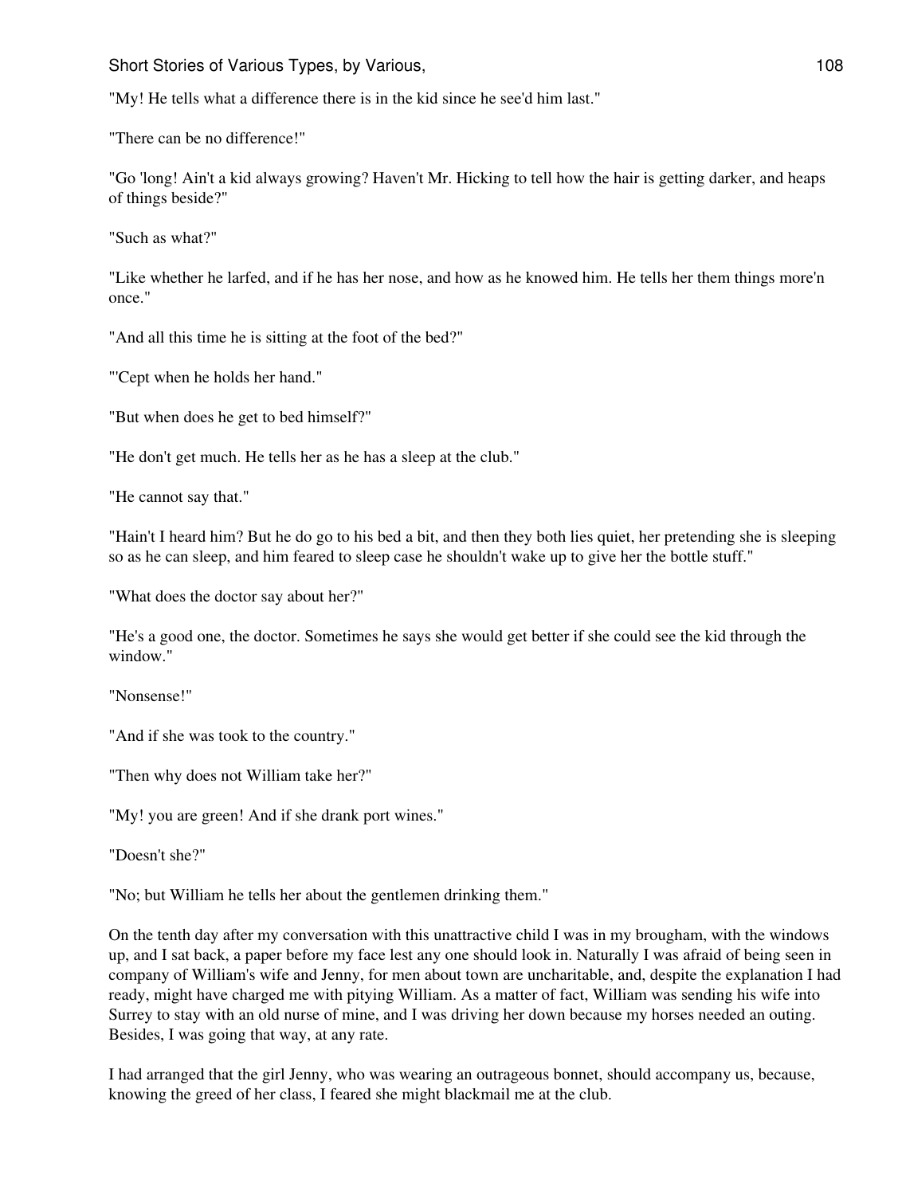"My! He tells what a difference there is in the kid since he see'd him last."

"There can be no difference!"

"Go 'long! Ain't a kid always growing? Haven't Mr. Hicking to tell how the hair is getting darker, and heaps of things beside?"

"Such as what?"

"Like whether he larfed, and if he has her nose, and how as he knowed him. He tells her them things more'n once."

"And all this time he is sitting at the foot of the bed?"

"'Cept when he holds her hand."

"But when does he get to bed himself?"

"He don't get much. He tells her as he has a sleep at the club."

"He cannot say that."

"Hain't I heard him? But he do go to his bed a bit, and then they both lies quiet, her pretending she is sleeping so as he can sleep, and him feared to sleep case he shouldn't wake up to give her the bottle stuff."

"What does the doctor say about her?"

"He's a good one, the doctor. Sometimes he says she would get better if she could see the kid through the window."

"Nonsense!"

"And if she was took to the country."

"Then why does not William take her?"

"My! you are green! And if she drank port wines."

"Doesn't she?"

"No; but William he tells her about the gentlemen drinking them."

On the tenth day after my conversation with this unattractive child I was in my brougham, with the windows up, and I sat back, a paper before my face lest any one should look in. Naturally I was afraid of being seen in company of William's wife and Jenny, for men about town are uncharitable, and, despite the explanation I had ready, might have charged me with pitying William. As a matter of fact, William was sending his wife into Surrey to stay with an old nurse of mine, and I was driving her down because my horses needed an outing. Besides, I was going that way, at any rate.

I had arranged that the girl Jenny, who was wearing an outrageous bonnet, should accompany us, because, knowing the greed of her class, I feared she might blackmail me at the club.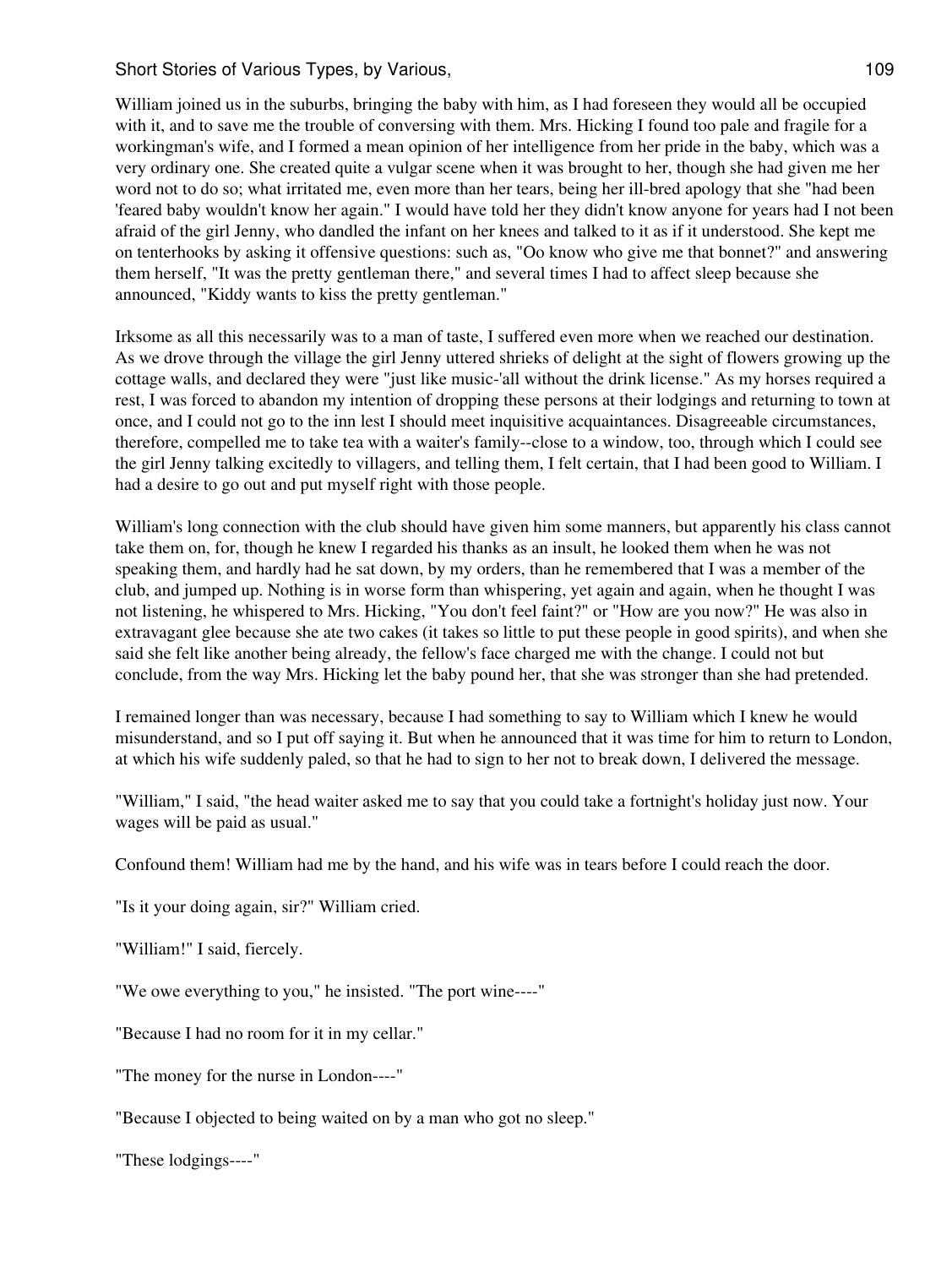William joined us in the suburbs, bringing the baby with him, as I had foreseen they would all be occupied with it, and to save me the trouble of conversing with them. Mrs. Hicking I found too pale and fragile for a workingman's wife, and I formed a mean opinion of her intelligence from her pride in the baby, which was a very ordinary one. She created quite a vulgar scene when it was brought to her, though she had given me her word not to do so; what irritated me, even more than her tears, being her ill-bred apology that she "had been 'feared baby wouldn't know her again." I would have told her they didn't know anyone for years had I not been afraid of the girl Jenny, who dandled the infant on her knees and talked to it as if it understood. She kept me on tenterhooks by asking it offensive questions: such as, "Oo know who give me that bonnet?" and answering them herself, "It was the pretty gentleman there," and several times I had to affect sleep because she announced, "Kiddy wants to kiss the pretty gentleman."

Irksome as all this necessarily was to a man of taste, I suffered even more when we reached our destination. As we drove through the village the girl Jenny uttered shrieks of delight at the sight of flowers growing up the cottage walls, and declared they were "just like music-'all without the drink license." As my horses required a rest, I was forced to abandon my intention of dropping these persons at their lodgings and returning to town at once, and I could not go to the inn lest I should meet inquisitive acquaintances. Disagreeable circumstances, therefore, compelled me to take tea with a waiter's family--close to a window, too, through which I could see the girl Jenny talking excitedly to villagers, and telling them, I felt certain, that I had been good to William. I had a desire to go out and put myself right with those people.

William's long connection with the club should have given him some manners, but apparently his class cannot take them on, for, though he knew I regarded his thanks as an insult, he looked them when he was not speaking them, and hardly had he sat down, by my orders, than he remembered that I was a member of the club, and jumped up. Nothing is in worse form than whispering, yet again and again, when he thought I was not listening, he whispered to Mrs. Hicking, "You don't feel faint?" or "How are you now?" He was also in extravagant glee because she ate two cakes (it takes so little to put these people in good spirits), and when she said she felt like another being already, the fellow's face charged me with the change. I could not but conclude, from the way Mrs. Hicking let the baby pound her, that she was stronger than she had pretended.

I remained longer than was necessary, because I had something to say to William which I knew he would misunderstand, and so I put off saying it. But when he announced that it was time for him to return to London, at which his wife suddenly paled, so that he had to sign to her not to break down, I delivered the message.

"William," I said, "the head waiter asked me to say that you could take a fortnight's holiday just now. Your wages will be paid as usual."

Confound them! William had me by the hand, and his wife was in tears before I could reach the door.

"Is it your doing again, sir?" William cried.

"William!" I said, fiercely.

"We owe everything to you," he insisted. "The port wine----"

"Because I had no room for it in my cellar."

"The money for the nurse in London----"

"Because I objected to being waited on by a man who got no sleep."

"These lodgings----"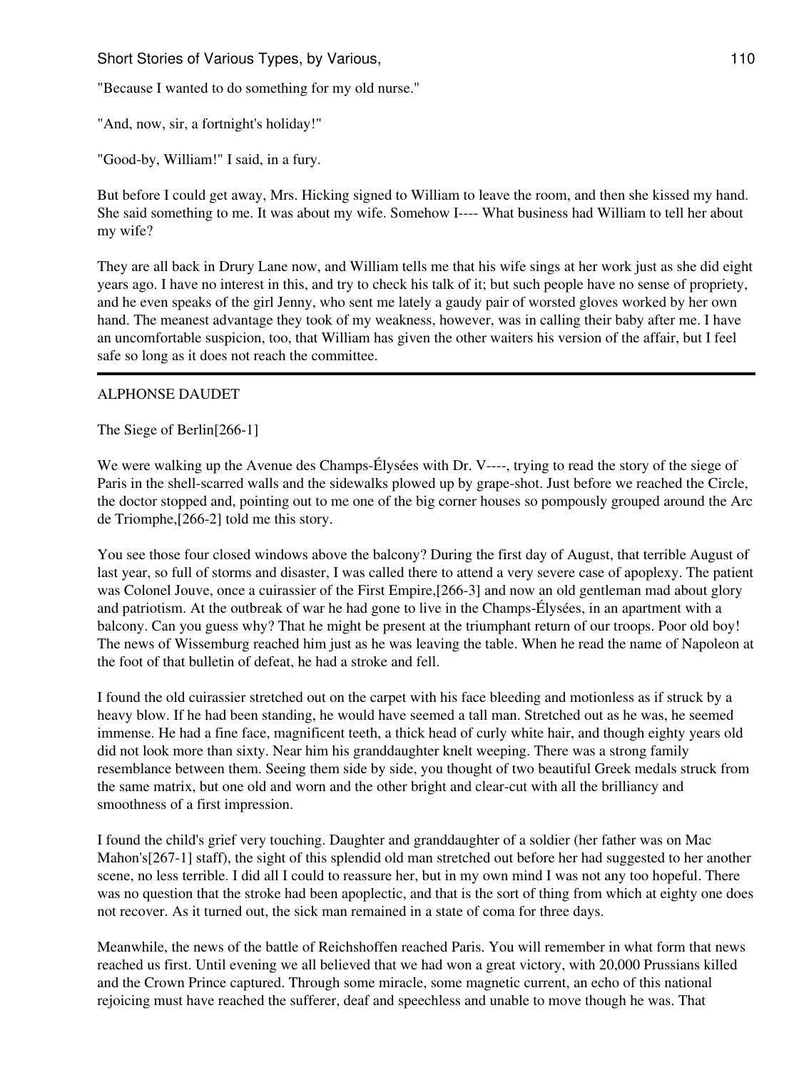"Because I wanted to do something for my old nurse."

"And, now, sir, a fortnight's holiday!"

"Good-by, William!" I said, in a fury.

But before I could get away, Mrs. Hicking signed to William to leave the room, and then she kissed my hand. She said something to me. It was about my wife. Somehow I---- What business had William to tell her about my wife?

They are all back in Drury Lane now, and William tells me that his wife sings at her work just as she did eight years ago. I have no interest in this, and try to check his talk of it; but such people have no sense of propriety, and he even speaks of the girl Jenny, who sent me lately a gaudy pair of worsted gloves worked by her own hand. The meanest advantage they took of my weakness, however, was in calling their baby after me. I have an uncomfortable suspicion, too, that William has given the other waiters his version of the affair, but I feel safe so long as it does not reach the committee.

---

ALPHONSE DAUDET

The Siege of Berlin[266-1]

We were walking up the Avenue des Champs-Élysées with Dr. V----, trying to read the story of the siege of Paris in the shell-scarred walls and the sidewalks plowed up by grape-shot. Just before we reached the Circle, the doctor stopped and, pointing out to me one of the big corner houses so pompously grouped around the Arc de Triomphe,[266-2] told me this story.

You see those four closed windows above the balcony? During the first day of August, that terrible August of last year, so full of storms and disaster, I was called there to attend a very severe case of apoplexy. The patient was Colonel Jouve, once a cuirassier of the First Empire,[266-3] and now an old gentleman mad about glory and patriotism. At the outbreak of war he had gone to live in the Champs-Élysées, in an apartment with a balcony. Can you guess why? That he might be present at the triumphant return of our troops. Poor old boy! The news of Wissemburg reached him just as he was leaving the table. When he read the name of Napoleon at the foot of that bulletin of defeat, he had a stroke and fell.

I found the old cuirassier stretched out on the carpet with his face bleeding and motionless as if struck by a heavy blow. If he had been standing, he would have seemed a tall man. Stretched out as he was, he seemed immense. He had a fine face, magnificent teeth, a thick head of curly white hair, and though eighty years old did not look more than sixty. Near him his granddaughter knelt weeping. There was a strong family resemblance between them. Seeing them side by side, you thought of two beautiful Greek medals struck from the same matrix, but one old and worn and the other bright and clear-cut with all the brilliancy and smoothness of a first impression.

I found the child's grief very touching. Daughter and granddaughter of a soldier (her father was on Mac Mahon's[267-1] staff), the sight of this splendid old man stretched out before her had suggested to her another scene, no less terrible. I did all I could to reassure her, but in my own mind I was not any too hopeful. There was no question that the stroke had been apoplectic, and that is the sort of thing from which at eighty one does not recover. As it turned out, the sick man remained in a state of coma for three days.

Meanwhile, the news of the battle of Reichshoffen reached Paris. You will remember in what form that news reached us first. Until evening we all believed that we had won a great victory, with 20,000 Prussians killed and the Crown Prince captured. Through some miracle, some magnetic current, an echo of this national rejoicing must have reached the sufferer, deaf and speechless and unable to move though he was. That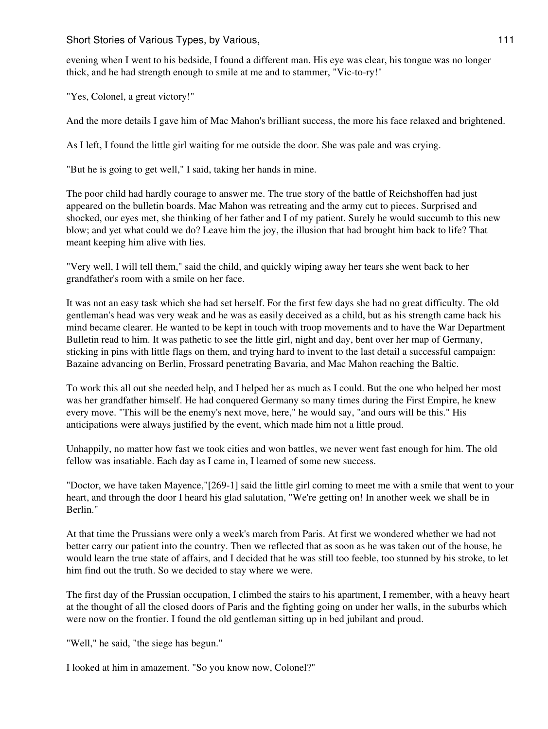evening when I went to his bedside, I found a different man. His eye was clear, his tongue was no longer thick, and he had strength enough to smile at me and to stammer, "Vic-to-ry!"

"Yes, Colonel, a great victory!"

And the more details I gave him of Mac Mahon's brilliant success, the more his face relaxed and brightened.

As I left, I found the little girl waiting for me outside the door. She was pale and was crying.

"But he is going to get well," I said, taking her hands in mine.

The poor child had hardly courage to answer me. The true story of the battle of Reichshoffen had just appeared on the bulletin boards. Mac Mahon was retreating and the army cut to pieces. Surprised and shocked, our eyes met, she thinking of her father and I of my patient. Surely he would succumb to this new blow; and yet what could we do? Leave him the joy, the illusion that had brought him back to life? That meant keeping him alive with lies.

"Very well, I will tell them," said the child, and quickly wiping away her tears she went back to her grandfather's room with a smile on her face.

It was not an easy task which she had set herself. For the first few days she had no great difficulty. The old gentleman's head was very weak and he was as easily deceived as a child, but as his strength came back his mind became clearer. He wanted to be kept in touch with troop movements and to have the War Department Bulletin read to him. It was pathetic to see the little girl, night and day, bent over her map of Germany, sticking in pins with little flags on them, and trying hard to invent to the last detail a successful campaign: Bazaine advancing on Berlin, Frossard penetrating Bavaria, and Mac Mahon reaching the Baltic.

To work this all out she needed help, and I helped her as much as I could. But the one who helped her most was her grandfather himself. He had conquered Germany so many times during the First Empire, he knew every move. "This will be the enemy's next move, here," he would say, "and ours will be this." His anticipations were always justified by the event, which made him not a little proud.

Unhappily, no matter how fast we took cities and won battles, we never went fast enough for him. The old fellow was insatiable. Each day as I came in, I learned of some new success.

"Doctor, we have taken Mayence,"[269-1] said the little girl coming to meet me with a smile that went to your heart, and through the door I heard his glad salutation, "We're getting on! In another week we shall be in Berlin."

At that time the Prussians were only a week's march from Paris. At first we wondered whether we had not better carry our patient into the country. Then we reflected that as soon as he was taken out of the house, he would learn the true state of affairs, and I decided that he was still too feeble, too stunned by his stroke, to let him find out the truth. So we decided to stay where we were.

The first day of the Prussian occupation, I climbed the stairs to his apartment, I remember, with a heavy heart at the thought of all the closed doors of Paris and the fighting going on under her walls, in the suburbs which were now on the frontier. I found the old gentleman sitting up in bed jubilant and proud.

"Well," he said, "the siege has begun."

I looked at him in amazement. "So you know now, Colonel?"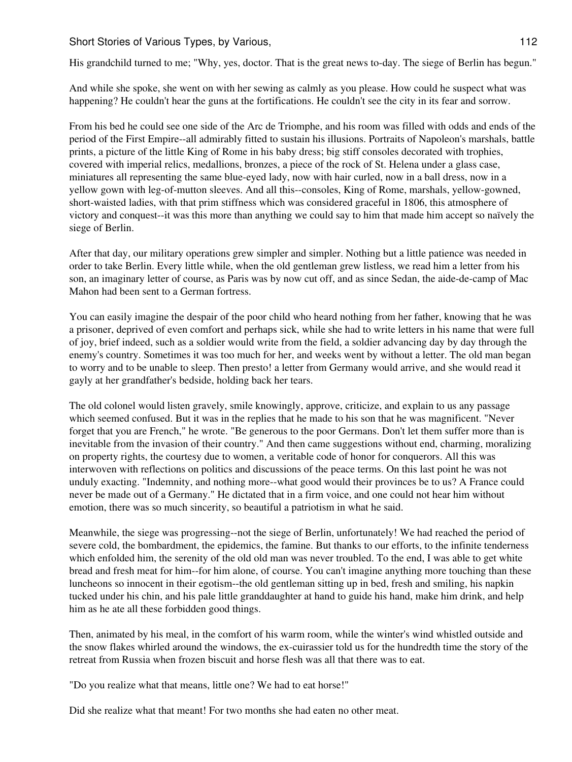His grandchild turned to me; "Why, yes, doctor. That is the great news to-day. The siege of Berlin has begun."

And while she spoke, she went on with her sewing as calmly as you please. How could he suspect what was happening? He couldn't hear the guns at the fortifications. He couldn't see the city in its fear and sorrow.

From his bed he could see one side of the Arc de Triomphe, and his room was filled with odds and ends of the period of the First Empire--all admirably fitted to sustain his illusions. Portraits of Napoleon's marshals, battle prints, a picture of the little King of Rome in his baby dress; big stiff consoles decorated with trophies, covered with imperial relics, medallions, bronzes, a piece of the rock of St. Helena under a glass case, miniatures all representing the same blue-eyed lady, now with hair curled, now in a ball dress, now in a yellow gown with leg-of-mutton sleeves. And all this--consoles, King of Rome, marshals, yellow-gowned, short-waisted ladies, with that prim stiffness which was considered graceful in 1806, this atmosphere of victory and conquest--it was this more than anything we could say to him that made him accept so naïvely the siege of Berlin.

After that day, our military operations grew simpler and simpler. Nothing but a little patience was needed in order to take Berlin. Every little while, when the old gentleman grew listless, we read him a letter from his son, an imaginary letter of course, as Paris was by now cut off, and as since Sedan, the aide-de-camp of Mac Mahon had been sent to a German fortress.

You can easily imagine the despair of the poor child who heard nothing from her father, knowing that he was a prisoner, deprived of even comfort and perhaps sick, while she had to write letters in his name that were full of joy, brief indeed, such as a soldier would write from the field, a soldier advancing day by day through the enemy's country. Sometimes it was too much for her, and weeks went by without a letter. The old man began to worry and to be unable to sleep. Then presto! a letter from Germany would arrive, and she would read it gayly at her grandfather's bedside, holding back her tears.

The old colonel would listen gravely, smile knowingly, approve, criticize, and explain to us any passage which seemed confused. But it was in the replies that he made to his son that he was magnificent. "Never forget that you are French," he wrote. "Be generous to the poor Germans. Don't let them suffer more than is inevitable from the invasion of their country." And then came suggestions without end, charming, moralizing on property rights, the courtesy due to women, a veritable code of honor for conquerors. All this was interwoven with reflections on politics and discussions of the peace terms. On this last point he was not unduly exacting. "Indemnity, and nothing more--what good would their provinces be to us? A France could never be made out of a Germany." He dictated that in a firm voice, and one could not hear him without emotion, there was so much sincerity, so beautiful a patriotism in what he said.

Meanwhile, the siege was progressing--not the siege of Berlin, unfortunately! We had reached the period of severe cold, the bombardment, the epidemics, the famine. But thanks to our efforts, to the infinite tenderness which enfolded him, the serenity of the old old man was never troubled. To the end, I was able to get white bread and fresh meat for him--for him alone, of course. You can't imagine anything more touching than these luncheons so innocent in their egotism--the old gentleman sitting up in bed, fresh and smiling, his napkin tucked under his chin, and his pale little granddaughter at hand to guide his hand, make him drink, and help him as he ate all these forbidden good things.

Then, animated by his meal, in the comfort of his warm room, while the winter's wind whistled outside and the snow flakes whirled around the windows, the ex-cuirassier told us for the hundredth time the story of the retreat from Russia when frozen biscuit and horse flesh was all that there was to eat.

"Do you realize what that means, little one? We had to eat horse!"

Did she realize what that meant! For two months she had eaten no other meat.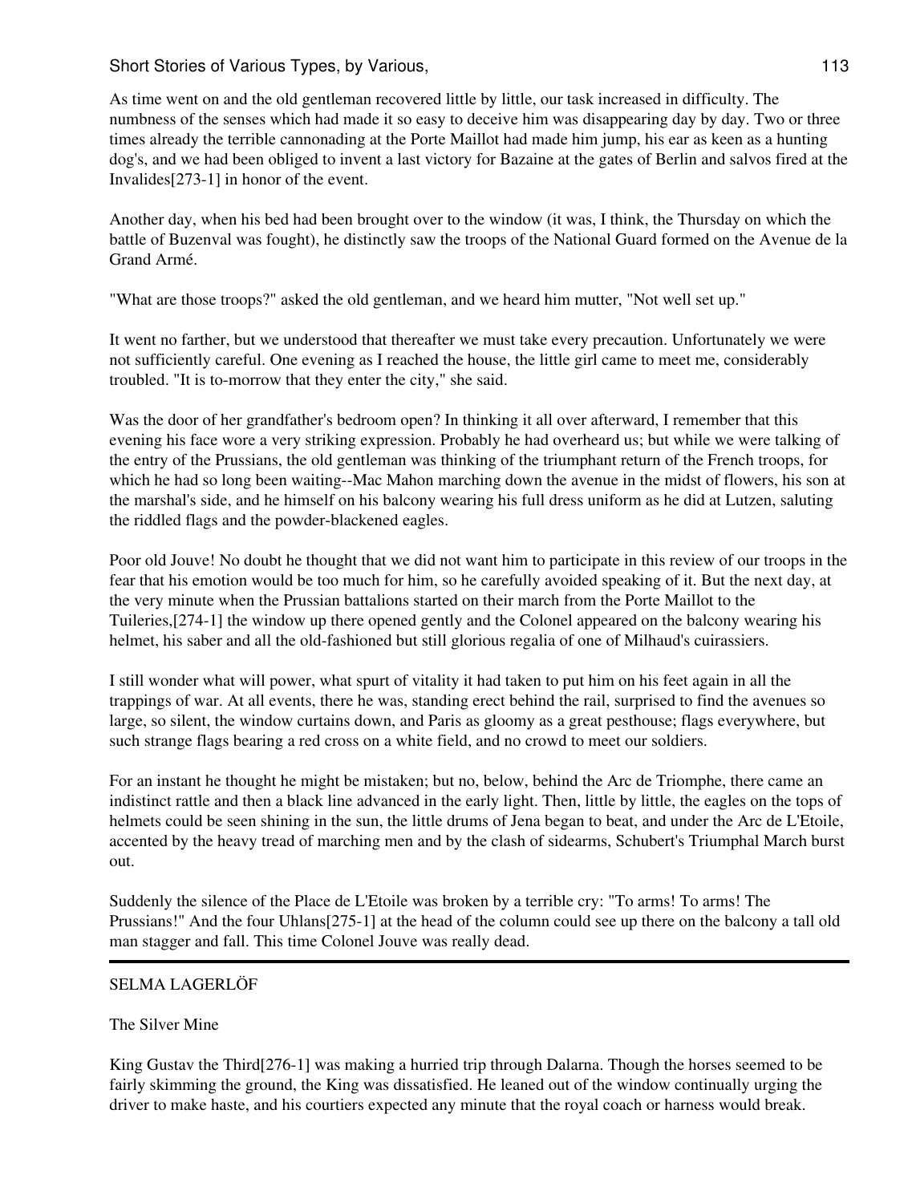As time went on and the old gentleman recovered little by little, our task increased in difficulty. The numbness of the senses which had made it so easy to deceive him was disappearing day by day. Two or three times already the terrible cannonading at the Porte Maillot had made him jump, his ear as keen as a hunting dog's, and we had been obliged to invent a last victory for Bazaine at the gates of Berlin and salvos fired at the Invalides[273-1] in honor of the event.

Another day, when his bed had been brought over to the window (it was, I think, the Thursday on which the battle of Buzenval was fought), he distinctly saw the troops of the National Guard formed on the Avenue de la Grand Armé.

"What are those troops?" asked the old gentleman, and we heard him mutter, "Not well set up."

It went no farther, but we understood that thereafter we must take every precaution. Unfortunately we were not sufficiently careful. One evening as I reached the house, the little girl came to meet me, considerably troubled. "It is to-morrow that they enter the city," she said.

Was the door of her grandfather's bedroom open? In thinking it all over afterward, I remember that this evening his face wore a very striking expression. Probably he had overheard us; but while we were talking of the entry of the Prussians, the old gentleman was thinking of the triumphant return of the French troops, for which he had so long been waiting--Mac Mahon marching down the avenue in the midst of flowers, his son at the marshal's side, and he himself on his balcony wearing his full dress uniform as he did at Lutzen, saluting the riddled flags and the powder-blackened eagles.

Poor old Jouve! No doubt he thought that we did not want him to participate in this review of our troops in the fear that his emotion would be too much for him, so he carefully avoided speaking of it. But the next day, at the very minute when the Prussian battalions started on their march from the Porte Maillot to the Tuileries,[274-1] the window up there opened gently and the Colonel appeared on the balcony wearing his helmet, his saber and all the old-fashioned but still glorious regalia of one of Milhaud's cuirassiers.

I still wonder what will power, what spurt of vitality it had taken to put him on his feet again in all the trappings of war. At all events, there he was, standing erect behind the rail, surprised to find the avenues so large, so silent, the window curtains down, and Paris as gloomy as a great pesthouse; flags everywhere, but such strange flags bearing a red cross on a white field, and no crowd to meet our soldiers.

For an instant he thought he might be mistaken; but no, below, behind the Arc de Triomphe, there came an indistinct rattle and then a black line advanced in the early light. Then, little by little, the eagles on the tops of helmets could be seen shining in the sun, the little drums of Jena began to beat, and under the Arc de L'Etoile, accented by the heavy tread of marching men and by the clash of sidearms, Schubert's Triumphal March burst out.

Suddenly the silence of the Place de L'Etoile was broken by a terrible cry: "To arms! To arms! The Prussians!" And the four Uhlans[275-1] at the head of the column could see up there on the balcony a tall old man stagger and fall. This time Colonel Jouve was really dead.

---

## SELMA LAGERLÖF

### The Silver Mine

King Gustav the Third[276-1] was making a hurried trip through Dalarna. Though the horses seemed to be fairly skimming the ground, the King was dissatisfied. He leaned out of the window continually urging the driver to make haste, and his courtiers expected any minute that the royal coach or harness would break.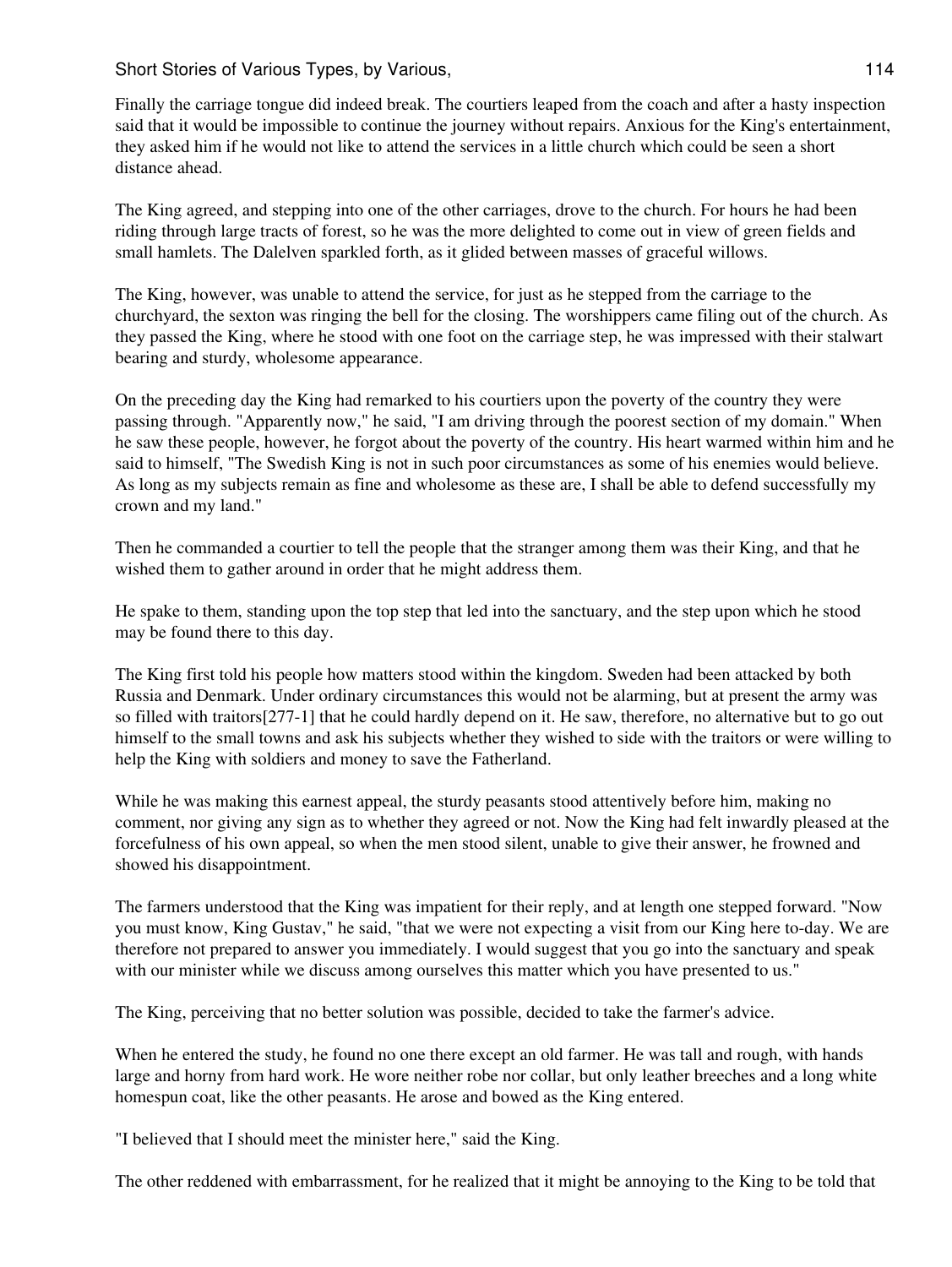Finally the carriage tongue did indeed break. The courtiers leaped from the coach and after a hasty inspection said that it would be impossible to continue the journey without repairs. Anxious for the King's entertainment, they asked him if he would not like to attend the services in a little church which could be seen a short distance ahead.

The King agreed, and stepping into one of the other carriages, drove to the church. For hours he had been riding through large tracts of forest, so he was the more delighted to come out in view of green fields and small hamlets. The Dalelven sparkled forth, as it glided between masses of graceful willows.

The King, however, was unable to attend the service, for just as he stepped from the carriage to the churchyard, the sexton was ringing the bell for the closing. The worshippers came filing out of the church. As they passed the King, where he stood with one foot on the carriage step, he was impressed with their stalwart bearing and sturdy, wholesome appearance.

On the preceding day the King had remarked to his courtiers upon the poverty of the country they were passing through. "Apparently now," he said, "I am driving through the poorest section of my domain." When he saw these people, however, he forgot about the poverty of the country. His heart warmed within him and he said to himself, "The Swedish King is not in such poor circumstances as some of his enemies would believe. As long as my subjects remain as fine and wholesome as these are, I shall be able to defend successfully my crown and my land."

Then he commanded a courtier to tell the people that the stranger among them was their King, and that he wished them to gather around in order that he might address them.

He spake to them, standing upon the top step that led into the sanctuary, and the step upon which he stood may be found there to this day.

The King first told his people how matters stood within the kingdom. Sweden had been attacked by both Russia and Denmark. Under ordinary circumstances this would not be alarming, but at present the army was so filled with traitors[277-1] that he could hardly depend on it. He saw, therefore, no alternative but to go out himself to the small towns and ask his subjects whether they wished to side with the traitors or were willing to help the King with soldiers and money to save the Fatherland.

While he was making this earnest appeal, the sturdy peasants stood attentively before him, making no comment, nor giving any sign as to whether they agreed or not. Now the King had felt inwardly pleased at the forcefulness of his own appeal, so when the men stood silent, unable to give their answer, he frowned and showed his disappointment.

The farmers understood that the King was impatient for their reply, and at length one stepped forward. "Now you must know, King Gustav," he said, "that we were not expecting a visit from our King here to-day. We are therefore not prepared to answer you immediately. I would suggest that you go into the sanctuary and speak with our minister while we discuss among ourselves this matter which you have presented to us."

The King, perceiving that no better solution was possible, decided to take the farmer's advice.

When he entered the study, he found no one there except an old farmer. He was tall and rough, with hands large and horny from hard work. He wore neither robe nor collar, but only leather breeches and a long white homespun coat, like the other peasants. He arose and bowed as the King entered.

"I believed that I should meet the minister here," said the King.

The other reddened with embarrassment, for he realized that it might be annoying to the King to be told that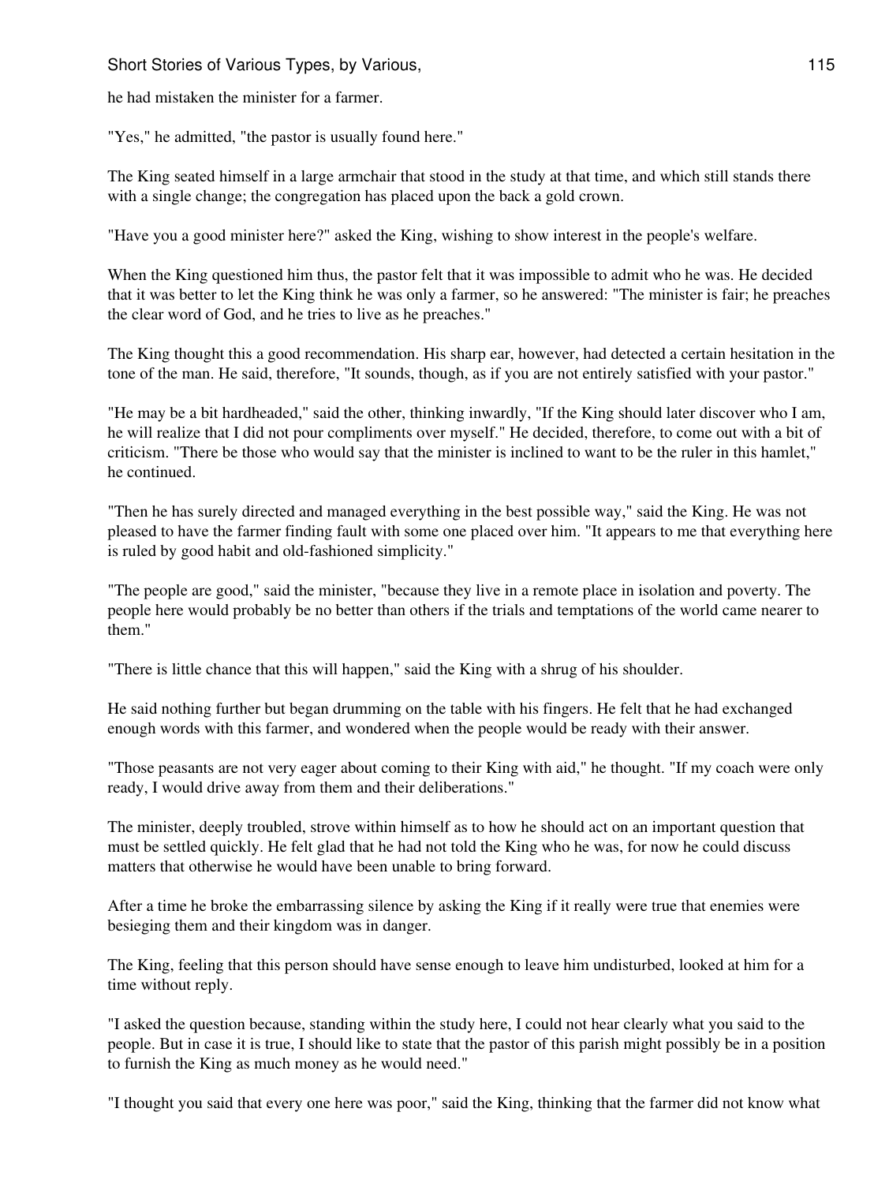he had mistaken the minister for a farmer.

"Yes," he admitted, "the pastor is usually found here."

The King seated himself in a large armchair that stood in the study at that time, and which still stands there with a single change; the congregation has placed upon the back a gold crown.

"Have you a good minister here?" asked the King, wishing to show interest in the people's welfare.

When the King questioned him thus, the pastor felt that it was impossible to admit who he was. He decided that it was better to let the King think he was only a farmer, so he answered: "The minister is fair; he preaches the clear word of God, and he tries to live as he preaches."

The King thought this a good recommendation. His sharp ear, however, had detected a certain hesitation in the tone of the man. He said, therefore, "It sounds, though, as if you are not entirely satisfied with your pastor."

"He may be a bit hardheaded," said the other, thinking inwardly, "If the King should later discover who I am, he will realize that I did not pour compliments over myself." He decided, therefore, to come out with a bit of criticism. "There be those who would say that the minister is inclined to want to be the ruler in this hamlet," he continued.

"Then he has surely directed and managed everything in the best possible way," said the King. He was not pleased to have the farmer finding fault with some one placed over him. "It appears to me that everything here is ruled by good habit and old-fashioned simplicity."

"The people are good," said the minister, "because they live in a remote place in isolation and poverty. The people here would probably be no better than others if the trials and temptations of the world came nearer to them."

"There is little chance that this will happen," said the King with a shrug of his shoulder.

He said nothing further but began drumming on the table with his fingers. He felt that he had exchanged enough words with this farmer, and wondered when the people would be ready with their answer.

"Those peasants are not very eager about coming to their King with aid," he thought. "If my coach were only ready, I would drive away from them and their deliberations."

The minister, deeply troubled, strove within himself as to how he should act on an important question that must be settled quickly. He felt glad that he had not told the King who he was, for now he could discuss matters that otherwise he would have been unable to bring forward.

After a time he broke the embarrassing silence by asking the King if it really were true that enemies were besieging them and their kingdom was in danger.

The King, feeling that this person should have sense enough to leave him undisturbed, looked at him for a time without reply.

"I asked the question because, standing within the study here, I could not hear clearly what you said to the people. But in case it is true, I should like to state that the pastor of this parish might possibly be in a position to furnish the King as much money as he would need."

"I thought you said that every one here was poor," said the King, thinking that the farmer did not know what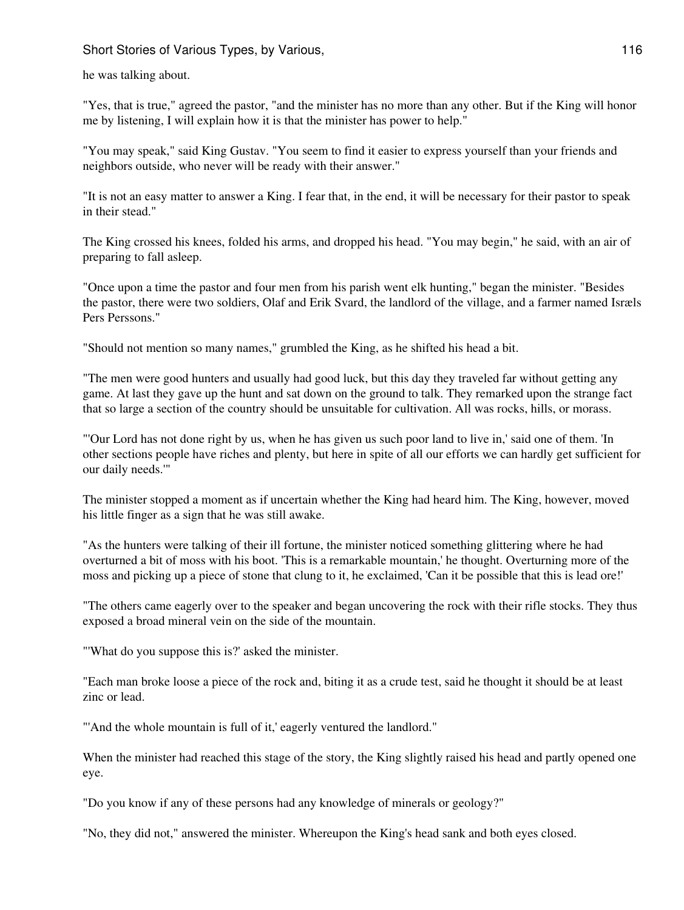he was talking about.

"Yes, that is true," agreed the pastor, "and the minister has no more than any other. But if the King will honor me by listening, I will explain how it is that the minister has power to help."

"You may speak," said King Gustav. "You seem to find it easier to express yourself than your friends and neighbors outside, who never will be ready with their answer."

"It is not an easy matter to answer a King. I fear that, in the end, it will be necessary for their pastor to speak in their stead."

The King crossed his knees, folded his arms, and dropped his head. "You may begin," he said, with an air of preparing to fall asleep.

"Once upon a time the pastor and four men from his parish went elk hunting," began the minister. "Besides the pastor, there were two soldiers, Olaf and Erik Svard, the landlord of the village, and a farmer named Isræls Pers Perssons."

"Should not mention so many names," grumbled the King, as he shifted his head a bit.

"The men were good hunters and usually had good luck, but this day they traveled far without getting any game. At last they gave up the hunt and sat down on the ground to talk. They remarked upon the strange fact that so large a section of the country should be unsuitable for cultivation. All was rocks, hills, or morass.

"'Our Lord has not done right by us, when he has given us such poor land to live in,' said one of them. 'In other sections people have riches and plenty, but here in spite of all our efforts we can hardly get sufficient for our daily needs.'"

The minister stopped a moment as if uncertain whether the King had heard him. The King, however, moved his little finger as a sign that he was still awake.

"As the hunters were talking of their ill fortune, the minister noticed something glittering where he had overturned a bit of moss with his boot. 'This is a remarkable mountain,' he thought. Overturning more of the moss and picking up a piece of stone that clung to it, he exclaimed, 'Can it be possible that this is lead ore!'

"The others came eagerly over to the speaker and began uncovering the rock with their rifle stocks. They thus exposed a broad mineral vein on the side of the mountain.

"'What do you suppose this is?' asked the minister.

"Each man broke loose a piece of the rock and, biting it as a crude test, said he thought it should be at least zinc or lead.

"'And the whole mountain is full of it,' eagerly ventured the landlord."

When the minister had reached this stage of the story, the King slightly raised his head and partly opened one eye.

"Do you know if any of these persons had any knowledge of minerals or geology?"

"No, they did not," answered the minister. Whereupon the King's head sank and both eyes closed.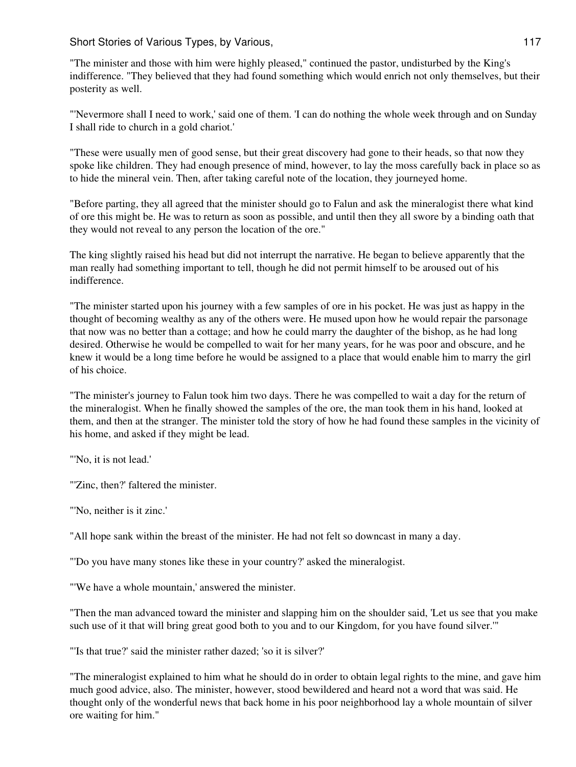"The minister and those with him were highly pleased," continued the pastor, undisturbed by the King's indifference. "They believed that they had found something which would enrich not only themselves, but their posterity as well.

"'Nevermore shall I need to work,' said one of them. 'I can do nothing the whole week through and on Sunday I shall ride to church in a gold chariot.'

"These were usually men of good sense, but their great discovery had gone to their heads, so that now they spoke like children. They had enough presence of mind, however, to lay the moss carefully back in place so as to hide the mineral vein. Then, after taking careful note of the location, they journeyed home.

"Before parting, they all agreed that the minister should go to Falun and ask the mineralogist there what kind of ore this might be. He was to return as soon as possible, and until then they all swore by a binding oath that they would not reveal to any person the location of the ore."

The king slightly raised his head but did not interrupt the narrative. He began to believe apparently that the man really had something important to tell, though he did not permit himself to be aroused out of his indifference.

"The minister started upon his journey with a few samples of ore in his pocket. He was just as happy in the thought of becoming wealthy as any of the others were. He mused upon how he would repair the parsonage that now was no better than a cottage; and how he could marry the daughter of the bishop, as he had long desired. Otherwise he would be compelled to wait for her many years, for he was poor and obscure, and he knew it would be a long time before he would be assigned to a place that would enable him to marry the girl of his choice.

"The minister's journey to Falun took him two days. There he was compelled to wait a day for the return of the mineralogist. When he finally showed the samples of the ore, the man took them in his hand, looked at them, and then at the stranger. The minister told the story of how he had found these samples in the vicinity of his home, and asked if they might be lead.

"'No, it is not lead.'

"'Zinc, then?' faltered the minister.

"'No, neither is it zinc.'

"All hope sank within the breast of the minister. He had not felt so downcast in many a day.

"'Do you have many stones like these in your country?' asked the mineralogist.

"'We have a whole mountain,' answered the minister.

"Then the man advanced toward the minister and slapping him on the shoulder said, 'Let us see that you make such use of it that will bring great good both to you and to our Kingdom, for you have found silver.'"

"'Is that true?' said the minister rather dazed; 'so it is silver?'

"The mineralogist explained to him what he should do in order to obtain legal rights to the mine, and gave him much good advice, also. The minister, however, stood bewildered and heard not a word that was said. He thought only of the wonderful news that back home in his poor neighborhood lay a whole mountain of silver ore waiting for him."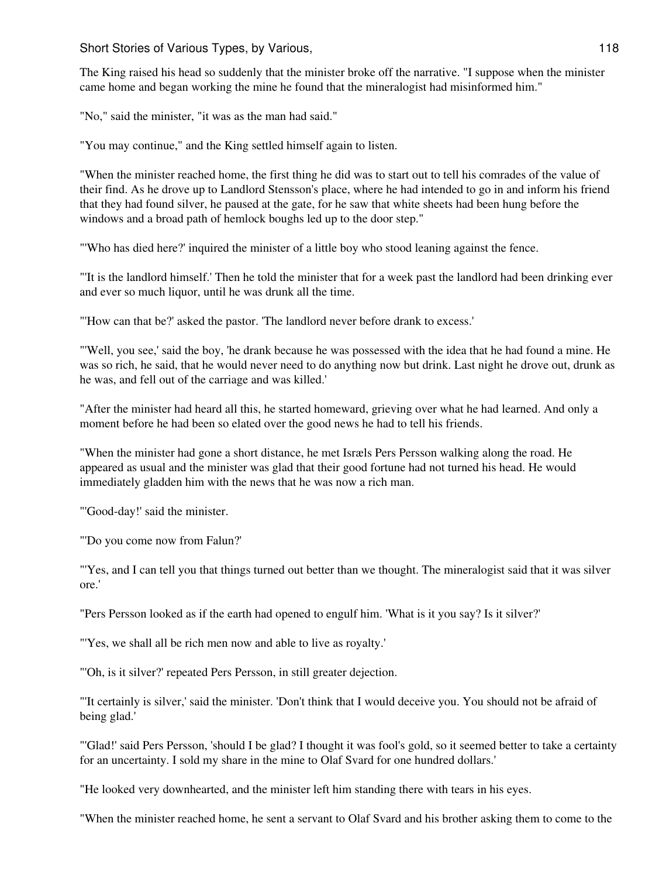The King raised his head so suddenly that the minister broke off the narrative. "I suppose when the minister came home and began working the mine he found that the mineralogist had misinformed him."

"No," said the minister, "it was as the man had said."

"You may continue," and the King settled himself again to listen.

"When the minister reached home, the first thing he did was to start out to tell his comrades of the value of their find. As he drove up to Landlord Stensson's place, where he had intended to go in and inform his friend that they had found silver, he paused at the gate, for he saw that white sheets had been hung before the windows and a broad path of hemlock boughs led up to the door step."

"'Who has died here?' inquired the minister of a little boy who stood leaning against the fence.

"'It is the landlord himself.' Then he told the minister that for a week past the landlord had been drinking ever and ever so much liquor, until he was drunk all the time.

"'How can that be?' asked the pastor. 'The landlord never before drank to excess.'

"'Well, you see,' said the boy, 'he drank because he was possessed with the idea that he had found a mine. He was so rich, he said, that he would never need to do anything now but drink. Last night he drove out, drunk as he was, and fell out of the carriage and was killed.'

"After the minister had heard all this, he started homeward, grieving over what he had learned. And only a moment before he had been so elated over the good news he had to tell his friends.

"When the minister had gone a short distance, he met Isræls Pers Persson walking along the road. He appeared as usual and the minister was glad that their good fortune had not turned his head. He would immediately gladden him with the news that he was now a rich man.

"'Good-day!' said the minister.

"'Do you come now from Falun?'

"'Yes, and I can tell you that things turned out better than we thought. The mineralogist said that it was silver ore.'

"Pers Persson looked as if the earth had opened to engulf him. 'What is it you say? Is it silver?'

"'Yes, we shall all be rich men now and able to live as royalty.'

"'Oh, is it silver?' repeated Pers Persson, in still greater dejection.

"'It certainly is silver,' said the minister. 'Don't think that I would deceive you. You should not be afraid of being glad.'

"'Glad!' said Pers Persson, 'should I be glad? I thought it was fool's gold, so it seemed better to take a certainty for an uncertainty. I sold my share in the mine to Olaf Svard for one hundred dollars.'

"He looked very downhearted, and the minister left him standing there with tears in his eyes.

"When the minister reached home, he sent a servant to Olaf Svard and his brother asking them to come to the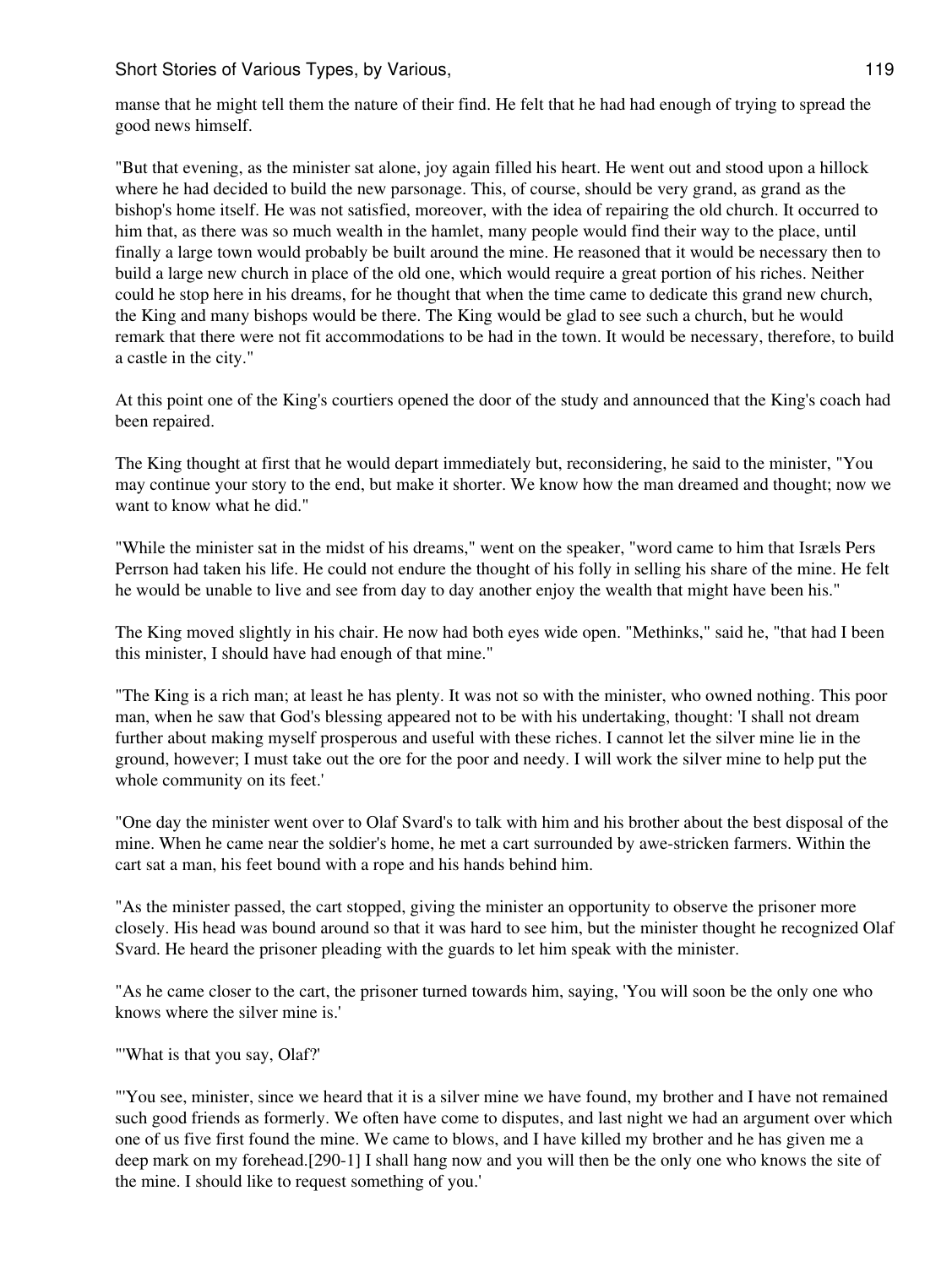manse that he might tell them the nature of their find. He felt that he had had enough of trying to spread the good news himself.

"But that evening, as the minister sat alone, joy again filled his heart. He went out and stood upon a hillock where he had decided to build the new parsonage. This, of course, should be very grand, as grand as the bishop's home itself. He was not satisfied, moreover, with the idea of repairing the old church. It occurred to him that, as there was so much wealth in the hamlet, many people would find their way to the place, until finally a large town would probably be built around the mine. He reasoned that it would be necessary then to build a large new church in place of the old one, which would require a great portion of his riches. Neither could he stop here in his dreams, for he thought that when the time came to dedicate this grand new church, the King and many bishops would be there. The King would be glad to see such a church, but he would remark that there were not fit accommodations to be had in the town. It would be necessary, therefore, to build a castle in the city."

At this point one of the King's courtiers opened the door of the study and announced that the King's coach had been repaired.

The King thought at first that he would depart immediately but, reconsidering, he said to the minister, "You may continue your story to the end, but make it shorter. We know how the man dreamed and thought; now we want to know what he did."

"While the minister sat in the midst of his dreams," went on the speaker, "word came to him that Isræls Pers Perrson had taken his life. He could not endure the thought of his folly in selling his share of the mine. He felt he would be unable to live and see from day to day another enjoy the wealth that might have been his."

The King moved slightly in his chair. He now had both eyes wide open. "Methinks," said he, "that had I been this minister, I should have had enough of that mine."

"The King is a rich man; at least he has plenty. It was not so with the minister, who owned nothing. This poor man, when he saw that God's blessing appeared not to be with his undertaking, thought: 'I shall not dream further about making myself prosperous and useful with these riches. I cannot let the silver mine lie in the ground, however; I must take out the ore for the poor and needy. I will work the silver mine to help put the whole community on its feet.'

"One day the minister went over to Olaf Svard's to talk with him and his brother about the best disposal of the mine. When he came near the soldier's home, he met a cart surrounded by awe-stricken farmers. Within the cart sat a man, his feet bound with a rope and his hands behind him.

"As the minister passed, the cart stopped, giving the minister an opportunity to observe the prisoner more closely. His head was bound around so that it was hard to see him, but the minister thought he recognized Olaf Svard. He heard the prisoner pleading with the guards to let him speak with the minister.

"As he came closer to the cart, the prisoner turned towards him, saying, 'You will soon be the only one who knows where the silver mine is.'

"'What is that you say, Olaf?'

"'You see, minister, since we heard that it is a silver mine we have found, my brother and I have not remained such good friends as formerly. We often have come to disputes, and last night we had an argument over which one of us five first found the mine. We came to blows, and I have killed my brother and he has given me a deep mark on my forehead.[290-1] I shall hang now and you will then be the only one who knows the site of the mine. I should like to request something of you.'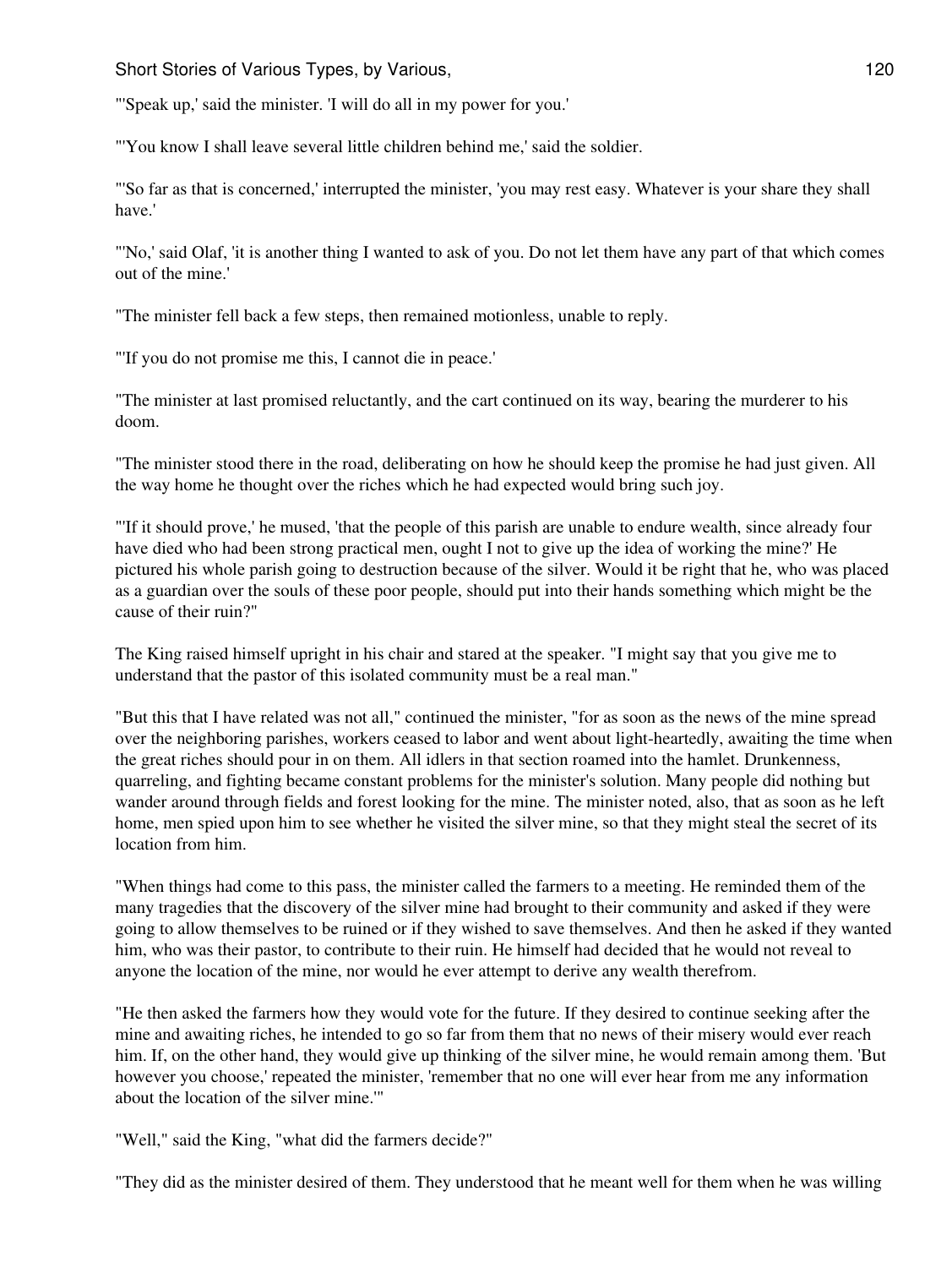"'Speak up,' said the minister. 'I will do all in my power for you.'

"'You know I shall leave several little children behind me,' said the soldier.

"'So far as that is concerned,' interrupted the minister, 'you may rest easy. Whatever is your share they shall have.'

"'No,' said Olaf, 'it is another thing I wanted to ask of you. Do not let them have any part of that which comes out of the mine.'

"The minister fell back a few steps, then remained motionless, unable to reply.

"'If you do not promise me this, I cannot die in peace.'

"The minister at last promised reluctantly, and the cart continued on its way, bearing the murderer to his doom.

"The minister stood there in the road, deliberating on how he should keep the promise he had just given. All the way home he thought over the riches which he had expected would bring such joy.

"'If it should prove,' he mused, 'that the people of this parish are unable to endure wealth, since already four have died who had been strong practical men, ought I not to give up the idea of working the mine?' He pictured his whole parish going to destruction because of the silver. Would it be right that he, who was placed as a guardian over the souls of these poor people, should put into their hands something which might be the cause of their ruin?"

The King raised himself upright in his chair and stared at the speaker. "I might say that you give me to understand that the pastor of this isolated community must be a real man."

"But this that I have related was not all," continued the minister, "for as soon as the news of the mine spread over the neighboring parishes, workers ceased to labor and went about light-heartedly, awaiting the time when the great riches should pour in on them. All idlers in that section roamed into the hamlet. Drunkenness, quarreling, and fighting became constant problems for the minister's solution. Many people did nothing but wander around through fields and forest looking for the mine. The minister noted, also, that as soon as he left home, men spied upon him to see whether he visited the silver mine, so that they might steal the secret of its location from him.

"When things had come to this pass, the minister called the farmers to a meeting. He reminded them of the many tragedies that the discovery of the silver mine had brought to their community and asked if they were going to allow themselves to be ruined or if they wished to save themselves. And then he asked if they wanted him, who was their pastor, to contribute to their ruin. He himself had decided that he would not reveal to anyone the location of the mine, nor would he ever attempt to derive any wealth therefrom.

"He then asked the farmers how they would vote for the future. If they desired to continue seeking after the mine and awaiting riches, he intended to go so far from them that no news of their misery would ever reach him. If, on the other hand, they would give up thinking of the silver mine, he would remain among them. 'But however you choose,' repeated the minister, 'remember that no one will ever hear from me any information about the location of the silver mine.'"

"Well," said the King, "what did the farmers decide?"

"They did as the minister desired of them. They understood that he meant well for them when he was willing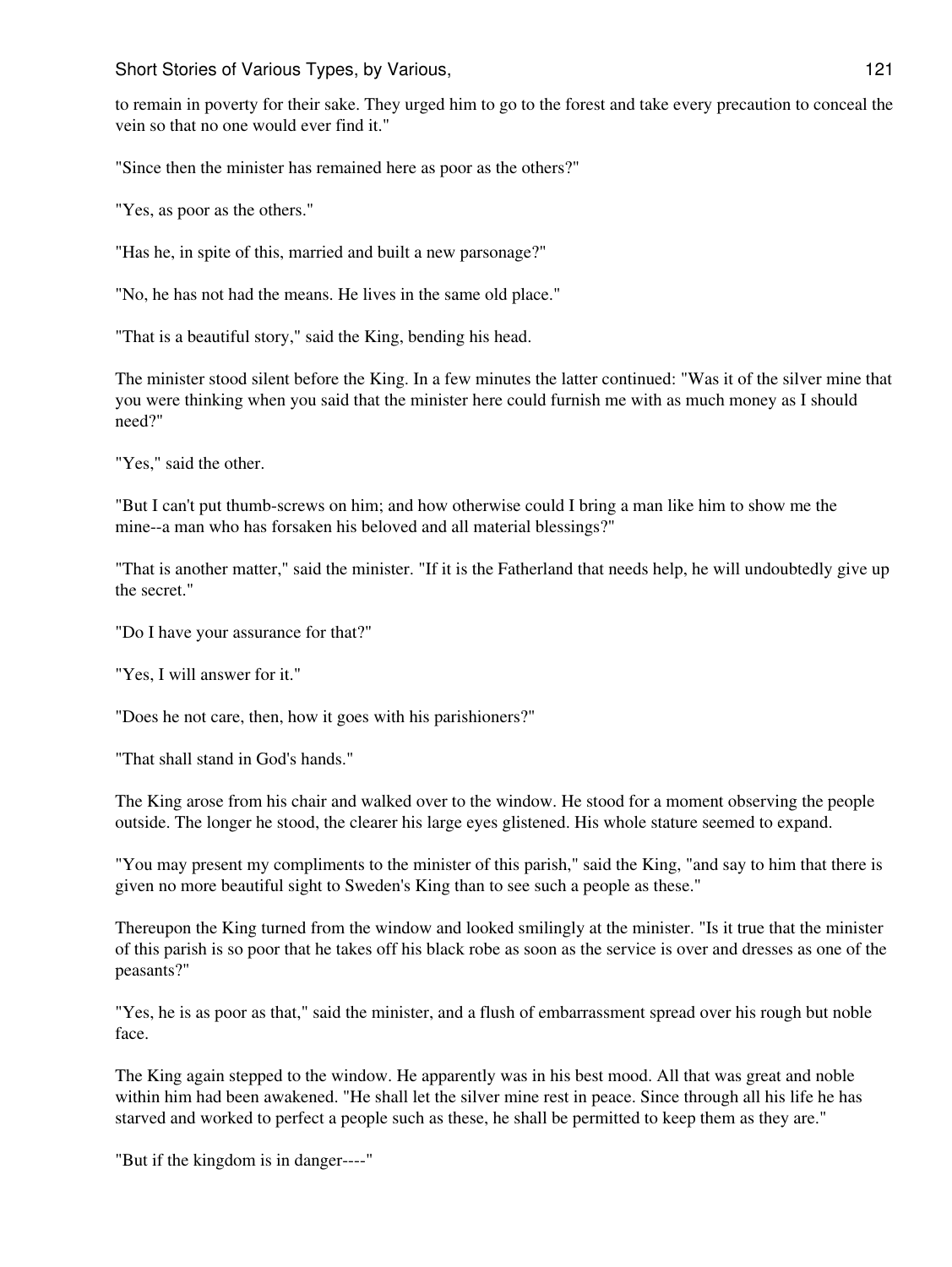to remain in poverty for their sake. They urged him to go to the forest and take every precaution to conceal the vein so that no one would ever find it."

"Since then the minister has remained here as poor as the others?"

"Yes, as poor as the others."

"Has he, in spite of this, married and built a new parsonage?"

"No, he has not had the means. He lives in the same old place."

"That is a beautiful story," said the King, bending his head.

The minister stood silent before the King. In a few minutes the latter continued: "Was it of the silver mine that you were thinking when you said that the minister here could furnish me with as much money as I should need?"

"Yes," said the other.

"But I can't put thumb-screws on him; and how otherwise could I bring a man like him to show me the mine--a man who has forsaken his beloved and all material blessings?"

"That is another matter," said the minister. "If it is the Fatherland that needs help, he will undoubtedly give up the secret."

"Do I have your assurance for that?"

"Yes, I will answer for it."

"Does he not care, then, how it goes with his parishioners?"

"That shall stand in God's hands."

The King arose from his chair and walked over to the window. He stood for a moment observing the people outside. The longer he stood, the clearer his large eyes glistened. His whole stature seemed to expand.

"You may present my compliments to the minister of this parish," said the King, "and say to him that there is given no more beautiful sight to Sweden's King than to see such a people as these."

Thereupon the King turned from the window and looked smilingly at the minister. "Is it true that the minister of this parish is so poor that he takes off his black robe as soon as the service is over and dresses as one of the peasants?"

"Yes, he is as poor as that," said the minister, and a flush of embarrassment spread over his rough but noble face.

The King again stepped to the window. He apparently was in his best mood. All that was great and noble within him had been awakened. "He shall let the silver mine rest in peace. Since through all his life he has starved and worked to perfect a people such as these, he shall be permitted to keep them as they are."

"But if the kingdom is in danger----"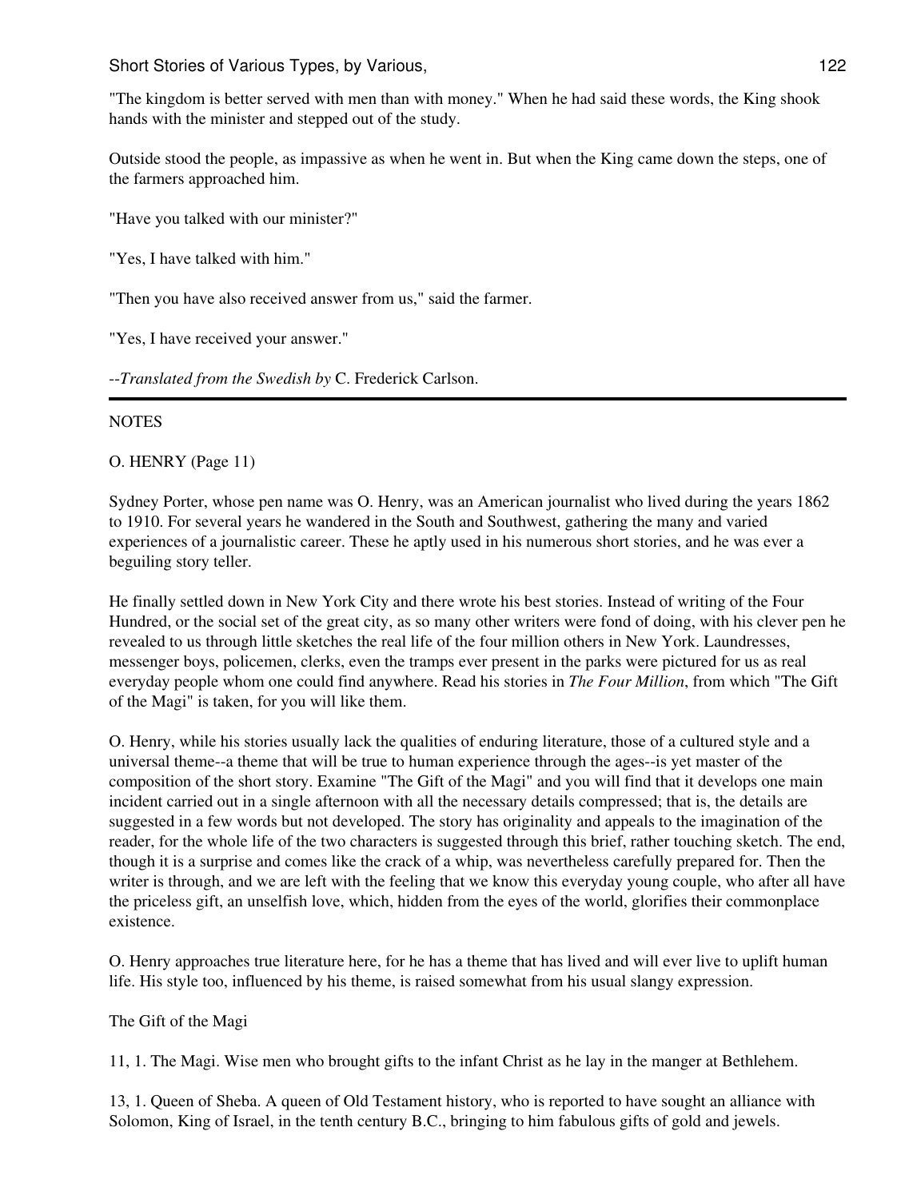"The kingdom is better served with men than with money." When he had said these words, the King shook hands with the minister and stepped out of the study.

Outside stood the people, as impassive as when he went in. But when the King came down the steps, one of the farmers approached him.

"Have you talked with our minister?"

"Yes, I have talked with him."

"Then you have also received answer from us," said the farmer.

"Yes, I have received your answer."

--*Translated from the Swedish by* C. Frederick Carlson.

---

NOTES

O. HENRY (Page 11)

Sydney Porter, whose pen name was O. Henry, was an American journalist who lived during the years 1862 to 1910. For several years he wandered in the South and Southwest, gathering the many and varied experiences of a journalistic career. These he aptly used in his numerous short stories, and he was ever a beguiling story teller.

He finally settled down in New York City and there wrote his best stories. Instead of writing of the Four Hundred, or the social set of the great city, as so many other writers were fond of doing, with his clever pen he revealed to us through little sketches the real life of the four million others in New York. Laundresses, messenger boys, policemen, clerks, even the tramps ever present in the parks were pictured for us as real everyday people whom one could find anywhere. Read his stories in *The Four Million*, from which "The Gift of the Magi" is taken, for you will like them.

O. Henry, while his stories usually lack the qualities of enduring literature, those of a cultured style and a universal theme--a theme that will be true to human experience through the ages--is yet master of the composition of the short story. Examine "The Gift of the Magi" and you will find that it develops one main incident carried out in a single afternoon with all the necessary details compressed; that is, the details are suggested in a few words but not developed. The story has originality and appeals to the imagination of the reader, for the whole life of the two characters is suggested through this brief, rather touching sketch. The end, though it is a surprise and comes like the crack of a whip, was nevertheless carefully prepared for. Then the writer is through, and we are left with the feeling that we know this everyday young couple, who after all have the priceless gift, an unselfish love, which, hidden from the eyes of the world, glorifies their commonplace existence.

O. Henry approaches true literature here, for he has a theme that has lived and will ever live to uplift human life. His style too, influenced by his theme, is raised somewhat from his usual slangy expression.

The Gift of the Magi

11, 1. The Magi. Wise men who brought gifts to the infant Christ as he lay in the manger at Bethlehem.

13, 1. Queen of Sheba. A queen of Old Testament history, who is reported to have sought an alliance with Solomon, King of Israel, in the tenth century B.C., bringing to him fabulous gifts of gold and jewels.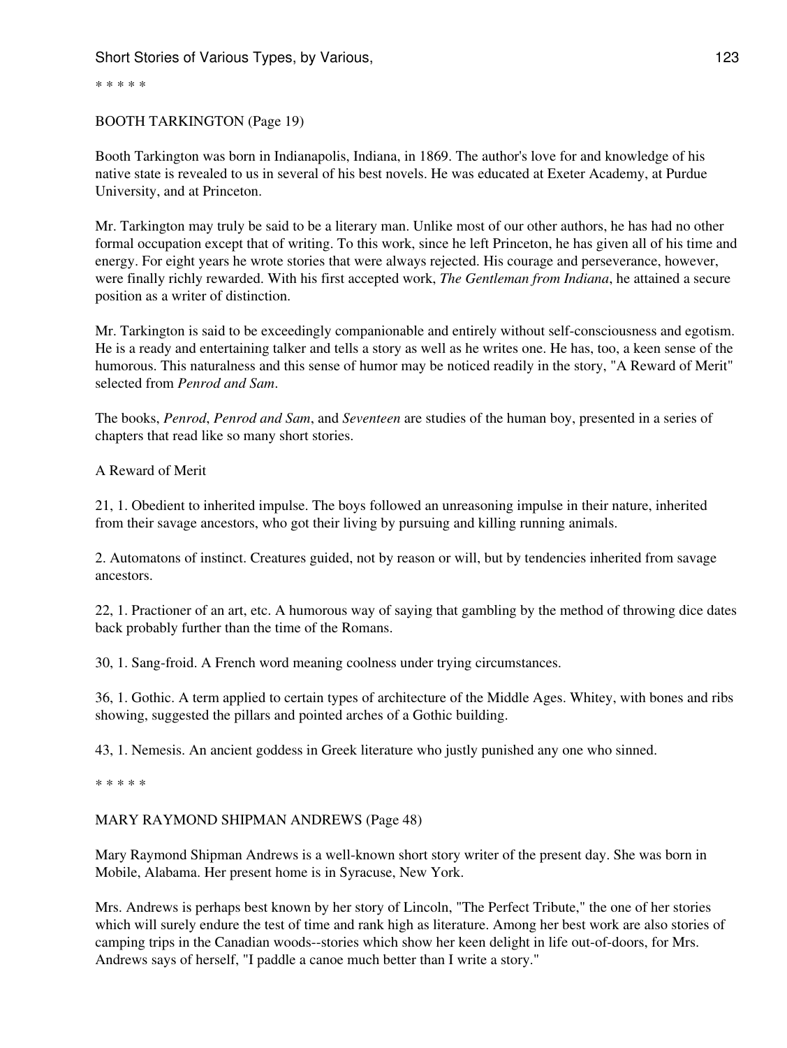\* \* \* \* \*

BOOTH TARKINGTON (Page 19)

Booth Tarkington was born in Indianapolis, Indiana, in 1869. The author's love for and knowledge of his native state is revealed to us in several of his best novels. He was educated at Exeter Academy, at Purdue University, and at Princeton.

Mr. Tarkington may truly be said to be a literary man. Unlike most of our other authors, he has had no other formal occupation except that of writing. To this work, since he left Princeton, he has given all of his time and energy. For eight years he wrote stories that were always rejected. His courage and perseverance, however, were finally richly rewarded. With his first accepted work, *The Gentleman from Indiana*, he attained a secure position as a writer of distinction.

Mr. Tarkington is said to be exceedingly companionable and entirely without self-consciousness and egotism. He is a ready and entertaining talker and tells a story as well as he writes one. He has, too, a keen sense of the humorous. This naturalness and this sense of humor may be noticed readily in the story, "A Reward of Merit" selected from *Penrod and Sam*.

The books, *Penrod*, *Penrod and Sam*, and *Seventeen* are studies of the human boy, presented in a series of chapters that read like so many short stories.

A Reward of Merit

21, 1. Obedient to inherited impulse. The boys followed an unreasoning impulse in their nature, inherited from their savage ancestors, who got their living by pursuing and killing running animals.

2. Automatons of instinct. Creatures guided, not by reason or will, but by tendencies inherited from savage ancestors.

22, 1. Practioner of an art, etc. A humorous way of saying that gambling by the method of throwing dice dates back probably further than the time of the Romans.

30, 1. Sang-froid. A French word meaning coolness under trying circumstances.

36, 1. Gothic. A term applied to certain types of architecture of the Middle Ages. Whitey, with bones and ribs showing, suggested the pillars and pointed arches of a Gothic building.

43, 1. Nemesis. An ancient goddess in Greek literature who justly punished any one who sinned.

\* \* \* \* \*

MARY RAYMOND SHIPMAN ANDREWS (Page 48)

Mary Raymond Shipman Andrews is a well-known short story writer of the present day. She was born in Mobile, Alabama. Her present home is in Syracuse, New York.

Mrs. Andrews is perhaps best known by her story of Lincoln, "The Perfect Tribute," the one of her stories which will surely endure the test of time and rank high as literature. Among her best work are also stories of camping trips in the Canadian woods--stories which show her keen delight in life out-of-doors, for Mrs. Andrews says of herself, "I paddle a canoe much better than I write a story."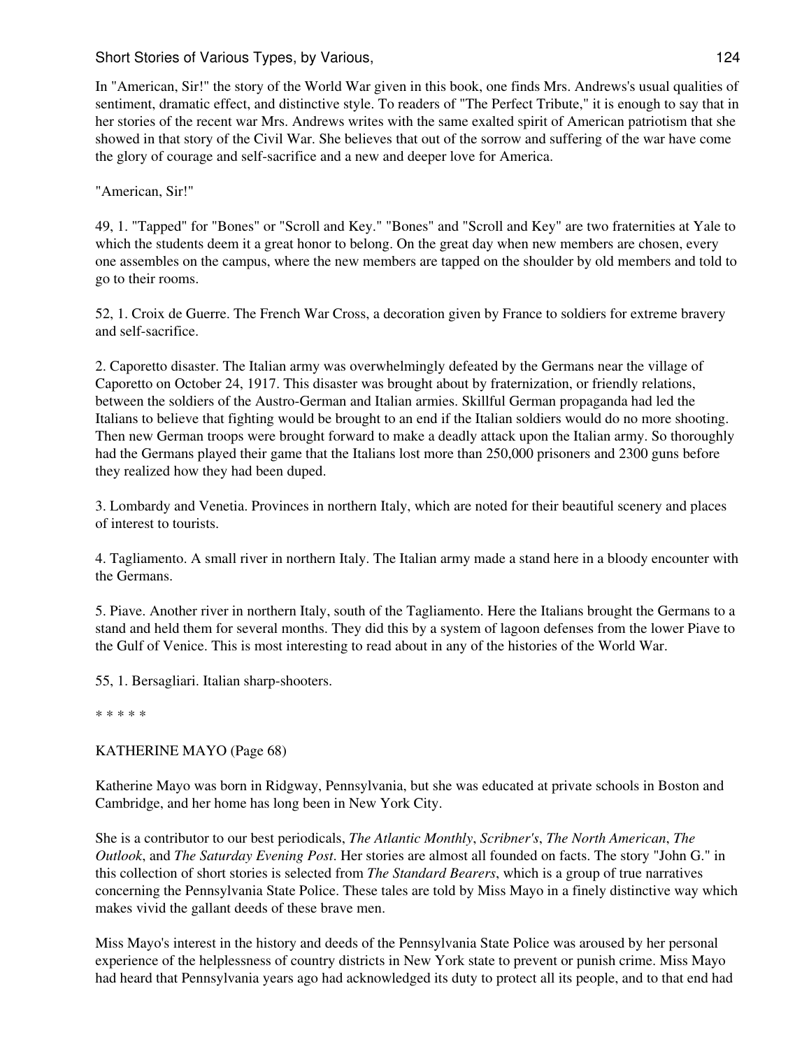In "American, Sir!" the story of the World War given in this book, one finds Mrs. Andrews's usual qualities of sentiment, dramatic effect, and distinctive style. To readers of "The Perfect Tribute," it is enough to say that in her stories of the recent war Mrs. Andrews writes with the same exalted spirit of American patriotism that she showed in that story of the Civil War. She believes that out of the sorrow and suffering of the war have come the glory of courage and self-sacrifice and a new and deeper love for America.

"American, Sir!"

49, 1. "Tapped" for "Bones" or "Scroll and Key." "Bones" and "Scroll and Key" are two fraternities at Yale to which the students deem it a great honor to belong. On the great day when new members are chosen, every one assembles on the campus, where the new members are tapped on the shoulder by old members and told to go to their rooms.

52, 1. Croix de Guerre. The French War Cross, a decoration given by France to soldiers for extreme bravery and self-sacrifice.

2. Caporetto disaster. The Italian army was overwhelmingly defeated by the Germans near the village of Caporetto on October 24, 1917. This disaster was brought about by fraternization, or friendly relations, between the soldiers of the Austro-German and Italian armies. Skillful German propaganda had led the Italians to believe that fighting would be brought to an end if the Italian soldiers would do no more shooting. Then new German troops were brought forward to make a deadly attack upon the Italian army. So thoroughly had the Germans played their game that the Italians lost more than 250,000 prisoners and 2300 guns before they realized how they had been duped.

3. Lombardy and Venetia. Provinces in northern Italy, which are noted for their beautiful scenery and places of interest to tourists.

4. Tagliamento. A small river in northern Italy. The Italian army made a stand here in a bloody encounter with the Germans.

5. Piave. Another river in northern Italy, south of the Tagliamento. Here the Italians brought the Germans to a stand and held them for several months. They did this by a system of lagoon defenses from the lower Piave to the Gulf of Venice. This is most interesting to read about in any of the histories of the World War.

55, 1. Bersagliari. Italian sharp-shooters.

* * * * *

KATHERINE MAYO (Page 68)

Katherine Mayo was born in Ridgway, Pennsylvania, but she was educated at private schools in Boston and Cambridge, and her home has long been in New York City.

She is a contributor to our best periodicals, *The Atlantic Monthly*, *Scribner's*, *The North American*, *The Outlook*, and *The Saturday Evening Post*. Her stories are almost all founded on facts. The story "John G." in this collection of short stories is selected from *The Standard Bearers*, which is a group of true narratives concerning the Pennsylvania State Police. These tales are told by Miss Mayo in a finely distinctive way which makes vivid the gallant deeds of these brave men.

Miss Mayo's interest in the history and deeds of the Pennsylvania State Police was aroused by her personal experience of the helplessness of country districts in New York state to prevent or punish crime. Miss Mayo had heard that Pennsylvania years ago had acknowledged its duty to protect all its people, and to that end had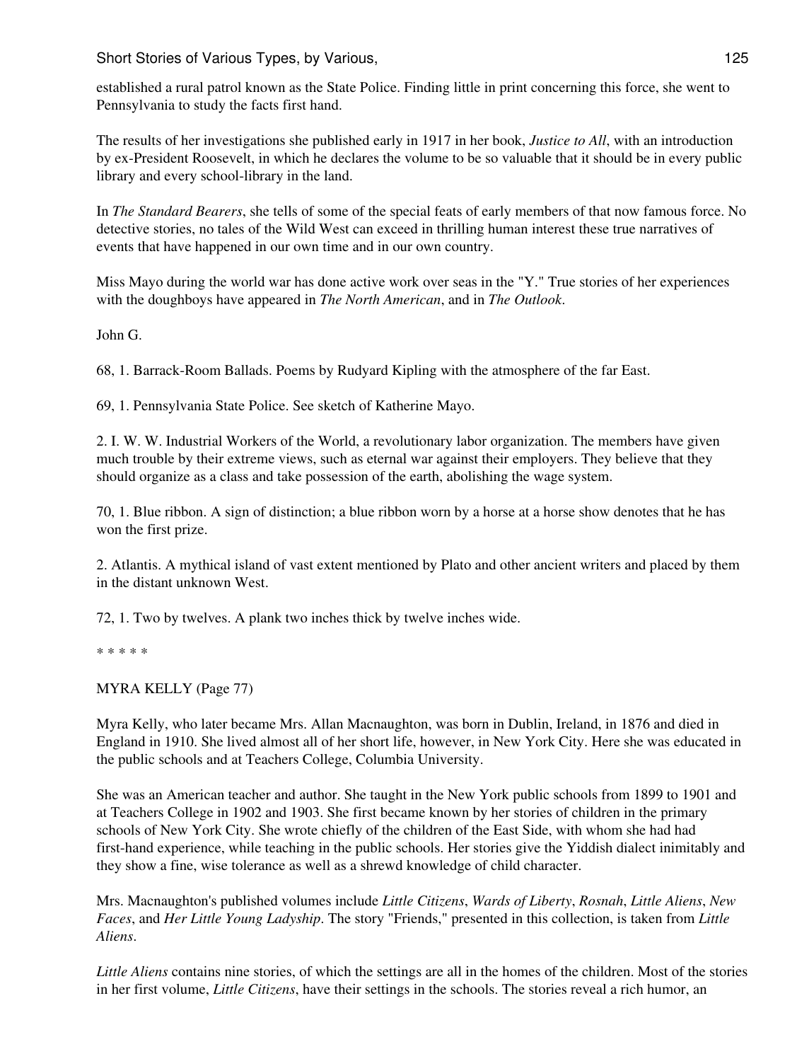established a rural patrol known as the State Police. Finding little in print concerning this force, she went to Pennsylvania to study the facts first hand.

The results of her investigations she published early in 1917 in her book, *Justice to All*, with an introduction by ex-President Roosevelt, in which he declares the volume to be so valuable that it should be in every public library and every school-library in the land.

In *The Standard Bearers*, she tells of some of the special feats of early members of that now famous force. No detective stories, no tales of the Wild West can exceed in thrilling human interest these true narratives of events that have happened in our own time and in our own country.

Miss Mayo during the world war has done active work over seas in the "Y." True stories of her experiences with the doughboys have appeared in *The North American*, and in *The Outlook*.

John G.

68, 1. Barrack-Room Ballads. Poems by Rudyard Kipling with the atmosphere of the far East.

69, 1. Pennsylvania State Police. See sketch of Katherine Mayo.

2. I. W. W. Industrial Workers of the World, a revolutionary labor organization. The members have given much trouble by their extreme views, such as eternal war against their employers. They believe that they should organize as a class and take possession of the earth, abolishing the wage system.

70, 1. Blue ribbon. A sign of distinction; a blue ribbon worn by a horse at a horse show denotes that he has won the first prize.

2. Atlantis. A mythical island of vast extent mentioned by Plato and other ancient writers and placed by them in the distant unknown West.

72, 1. Two by twelves. A plank two inches thick by twelve inches wide.

* * * * *

MYRA KELLY (Page 77)

Myra Kelly, who later became Mrs. Allan Macnaughton, was born in Dublin, Ireland, in 1876 and died in England in 1910. She lived almost all of her short life, however, in New York City. Here she was educated in the public schools and at Teachers College, Columbia University.

She was an American teacher and author. She taught in the New York public schools from 1899 to 1901 and at Teachers College in 1902 and 1903. She first became known by her stories of children in the primary schools of New York City. She wrote chiefly of the children of the East Side, with whom she had had first-hand experience, while teaching in the public schools. Her stories give the Yiddish dialect inimitably and they show a fine, wise tolerance as well as a shrewd knowledge of child character.

Mrs. Macnaughton's published volumes include *Little Citizens*, *Wards of Liberty*, *Rosnah*, *Little Aliens*, *New Faces*, and *Her Little Young Ladyship*. The story "Friends," presented in this collection, is taken from *Little Aliens*.

*Little Aliens* contains nine stories, of which the settings are all in the homes of the children. Most of the stories in her first volume, *Little Citizens*, have their settings in the schools. The stories reveal a rich humor, an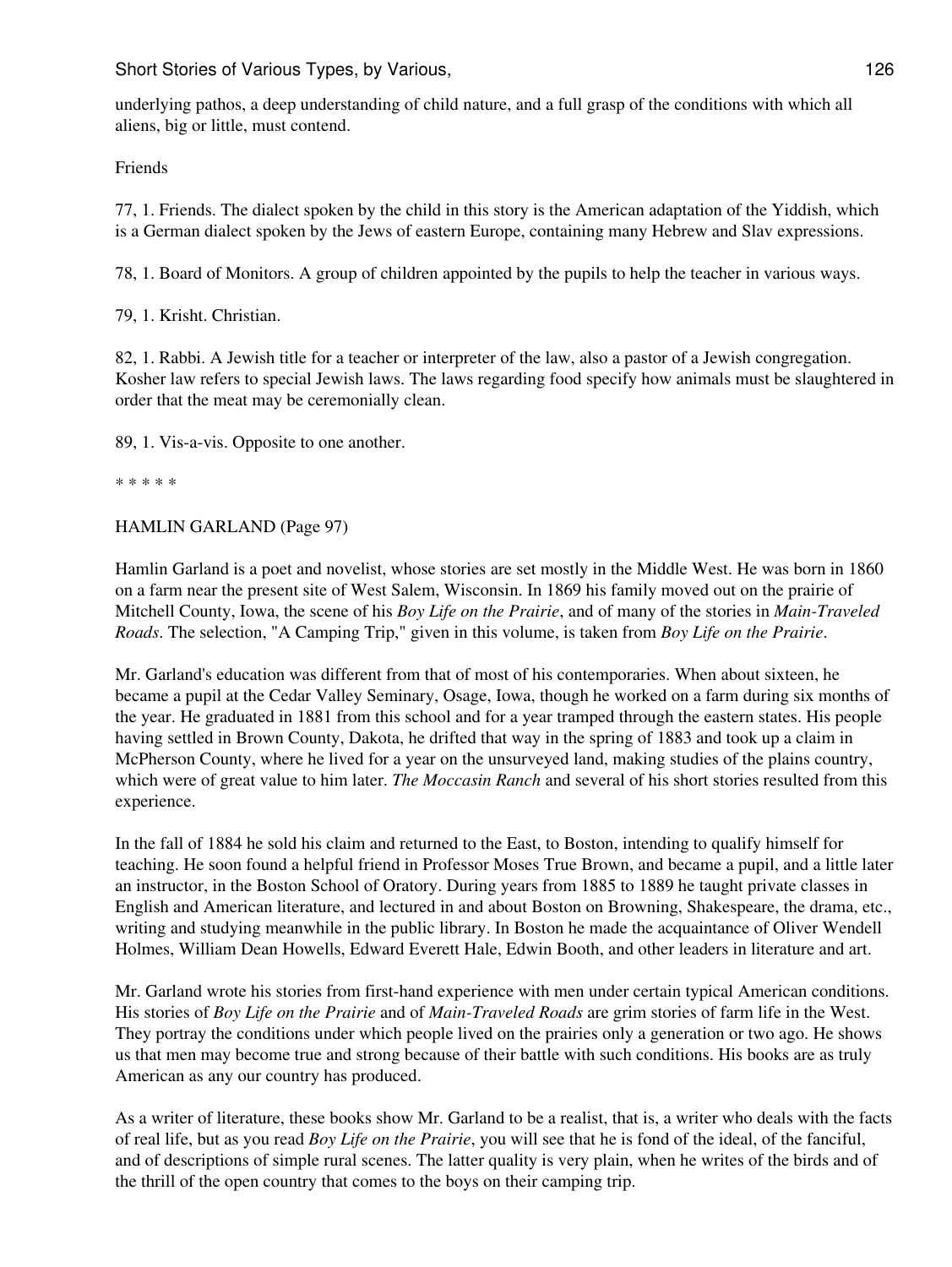underlying pathos, a deep understanding of child nature, and a full grasp of the conditions with which all aliens, big or little, must contend.

Friends

77, 1. Friends. The dialect spoken by the child in this story is the American adaptation of the Yiddish, which is a German dialect spoken by the Jews of eastern Europe, containing many Hebrew and Slav expressions.

78, 1. Board of Monitors. A group of children appointed by the pupils to help the teacher in various ways.

79, 1. Krisht. Christian.

82, 1. Rabbi. A Jewish title for a teacher or interpreter of the law, also a pastor of a Jewish congregation. Kosher law refers to special Jewish laws. The laws regarding food specify how animals must be slaughtered in order that the meat may be ceremonially clean.

89, 1. Vis-a-vis. Opposite to one another.

* * * * *

HAMLIN GARLAND (Page 97)

Hamlin Garland is a poet and novelist, whose stories are set mostly in the Middle West. He was born in 1860 on a farm near the present site of West Salem, Wisconsin. In 1869 his family moved out on the prairie of Mitchell County, Iowa, the scene of his *Boy Life on the Prairie*, and of many of the stories in *Main-Traveled Roads*. The selection, "A Camping Trip," given in this volume, is taken from *Boy Life on the Prairie*.

Mr. Garland's education was different from that of most of his contemporaries. When about sixteen, he became a pupil at the Cedar Valley Seminary, Osage, Iowa, though he worked on a farm during six months of the year. He graduated in 1881 from this school and for a year tramped through the eastern states. His people having settled in Brown County, Dakota, he drifted that way in the spring of 1883 and took up a claim in McPherson County, where he lived for a year on the unsurveyed land, making studies of the plains country, which were of great value to him later. *The Moccasin Ranch* and several of his short stories resulted from this experience.

In the fall of 1884 he sold his claim and returned to the East, to Boston, intending to qualify himself for teaching. He soon found a helpful friend in Professor Moses True Brown, and became a pupil, and a little later an instructor, in the Boston School of Oratory. During years from 1885 to 1889 he taught private classes in English and American literature, and lectured in and about Boston on Browning, Shakespeare, the drama, etc., writing and studying meanwhile in the public library. In Boston he made the acquaintance of Oliver Wendell Holmes, William Dean Howells, Edward Everett Hale, Edwin Booth, and other leaders in literature and art.

Mr. Garland wrote his stories from first-hand experience with men under certain typical American conditions. His stories of *Boy Life on the Prairie* and of *Main-Traveled Roads* are grim stories of farm life in the West. They portray the conditions under which people lived on the prairies only a generation or two ago. He shows us that men may become true and strong because of their battle with such conditions. His books are as truly American as any our country has produced.

As a writer of literature, these books show Mr. Garland to be a realist, that is, a writer who deals with the facts of real life, but as you read *Boy Life on the Prairie*, you will see that he is fond of the ideal, of the fanciful, and of descriptions of simple rural scenes. The latter quality is very plain, when he writes of the birds and of the thrill of the open country that comes to the boys on their camping trip.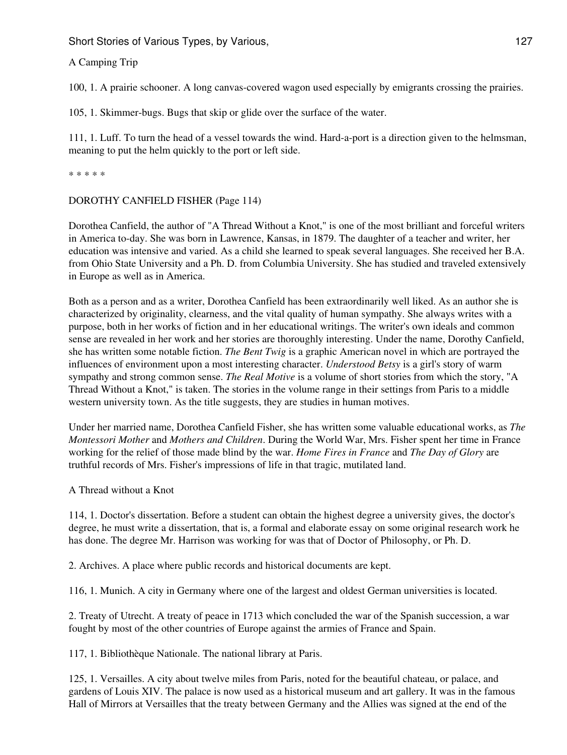A Camping Trip

100, 1. A prairie schooner. A long canvas-covered wagon used especially by emigrants crossing the prairies.

105, 1. Skimmer-bugs. Bugs that skip or glide over the surface of the water.

111, 1. Luff. To turn the head of a vessel towards the wind. Hard-a-port is a direction given to the helmsman, meaning to put the helm quickly to the port or left side.

* * * * *

DOROTHY CANFIELD FISHER (Page 114)

Dorothea Canfield, the author of "A Thread Without a Knot," is one of the most brilliant and forceful writers in America to-day. She was born in Lawrence, Kansas, in 1879. The daughter of a teacher and writer, her education was intensive and varied. As a child she learned to speak several languages. She received her B.A. from Ohio State University and a Ph. D. from Columbia University. She has studied and traveled extensively in Europe as well as in America.

Both as a person and as a writer, Dorothea Canfield has been extraordinarily well liked. As an author she is characterized by originality, clearness, and the vital quality of human sympathy. She always writes with a purpose, both in her works of fiction and in her educational writings. The writer's own ideals and common sense are revealed in her work and her stories are thoroughly interesting. Under the name, Dorothy Canfield, she has written some notable fiction. *The Bent Twig* is a graphic American novel in which are portrayed the influences of environment upon a most interesting character. *Understood Betsy* is a girl's story of warm sympathy and strong common sense. *The Real Motive* is a volume of short stories from which the story, "A Thread Without a Knot," is taken. The stories in the volume range in their settings from Paris to a middle western university town. As the title suggests, they are studies in human motives.

Under her married name, Dorothea Canfield Fisher, she has written some valuable educational works, as *The Montessori Mother* and *Mothers and Children*. During the World War, Mrs. Fisher spent her time in France working for the relief of those made blind by the war. *Home Fires in France* and *The Day of Glory* are truthful records of Mrs. Fisher's impressions of life in that tragic, mutilated land.

A Thread without a Knot

114, 1. Doctor's dissertation. Before a student can obtain the highest degree a university gives, the doctor's degree, he must write a dissertation, that is, a formal and elaborate essay on some original research work he has done. The degree Mr. Harrison was working for was that of Doctor of Philosophy, or Ph. D.

2. Archives. A place where public records and historical documents are kept.

116, 1. Munich. A city in Germany where one of the largest and oldest German universities is located.

2. Treaty of Utrecht. A treaty of peace in 1713 which concluded the war of the Spanish succession, a war fought by most of the other countries of Europe against the armies of France and Spain.

117, 1. Bibliothèque Nationale. The national library at Paris.

125, 1. Versailles. A city about twelve miles from Paris, noted for the beautiful chateau, or palace, and gardens of Louis XIV. The palace is now used as a historical museum and art gallery. It was in the famous Hall of Mirrors at Versailles that the treaty between Germany and the Allies was signed at the end of the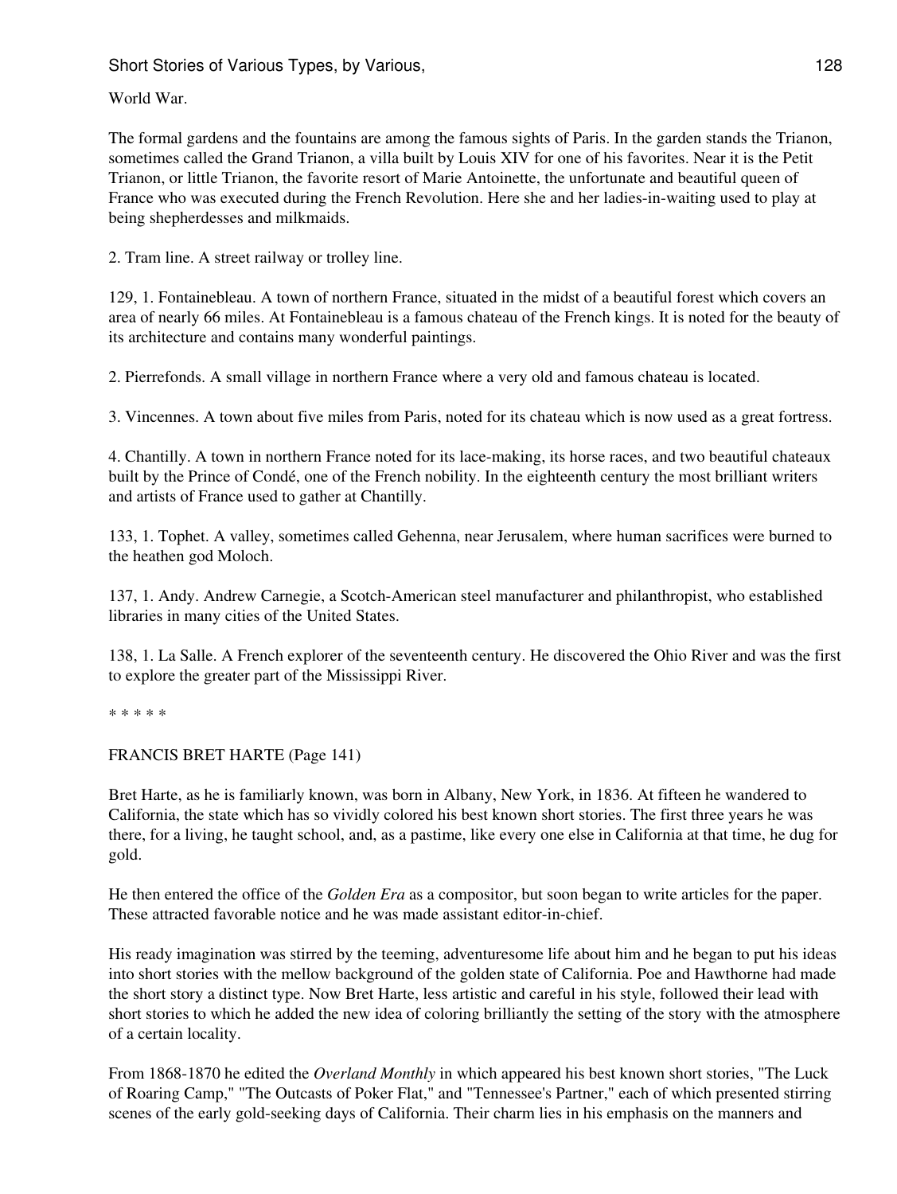World War.

The formal gardens and the fountains are among the famous sights of Paris. In the garden stands the Trianon, sometimes called the Grand Trianon, a villa built by Louis XIV for one of his favorites. Near it is the Petit Trianon, or little Trianon, the favorite resort of Marie Antoinette, the unfortunate and beautiful queen of France who was executed during the French Revolution. Here she and her ladies-in-waiting used to play at being shepherdesses and milkmaids.

2. Tram line. A street railway or trolley line.

129, 1. Fontainebleau. A town of northern France, situated in the midst of a beautiful forest which covers an area of nearly 66 miles. At Fontainebleau is a famous chateau of the French kings. It is noted for the beauty of its architecture and contains many wonderful paintings.

2. Pierrefonds. A small village in northern France where a very old and famous chateau is located.

3. Vincennes. A town about five miles from Paris, noted for its chateau which is now used as a great fortress.

4. Chantilly. A town in northern France noted for its lace-making, its horse races, and two beautiful chateaux built by the Prince of Condé, one of the French nobility. In the eighteenth century the most brilliant writers and artists of France used to gather at Chantilly.

133, 1. Tophet. A valley, sometimes called Gehenna, near Jerusalem, where human sacrifices were burned to the heathen god Moloch.

137, 1. Andy. Andrew Carnegie, a Scotch-American steel manufacturer and philanthropist, who established libraries in many cities of the United States.

138, 1. La Salle. A French explorer of the seventeenth century. He discovered the Ohio River and was the first to explore the greater part of the Mississippi River.

* * * * *

FRANCIS BRET HARTE (Page 141)

Bret Harte, as he is familiarly known, was born in Albany, New York, in 1836. At fifteen he wandered to California, the state which has so vividly colored his best known short stories. The first three years he was there, for a living, he taught school, and, as a pastime, like every one else in California at that time, he dug for gold.

He then entered the office of the *Golden Era* as a compositor, but soon began to write articles for the paper. These attracted favorable notice and he was made assistant editor-in-chief.

His ready imagination was stirred by the teeming, adventuresome life about him and he began to put his ideas into short stories with the mellow background of the golden state of California. Poe and Hawthorne had made the short story a distinct type. Now Bret Harte, less artistic and careful in his style, followed their lead with short stories to which he added the new idea of coloring brilliantly the setting of the story with the atmosphere of a certain locality.

From 1868-1870 he edited the *Overland Monthly* in which appeared his best known short stories, "The Luck of Roaring Camp," "The Outcasts of Poker Flat," and "Tennessee's Partner," each of which presented stirring scenes of the early gold-seeking days of California. Their charm lies in his emphasis on the manners and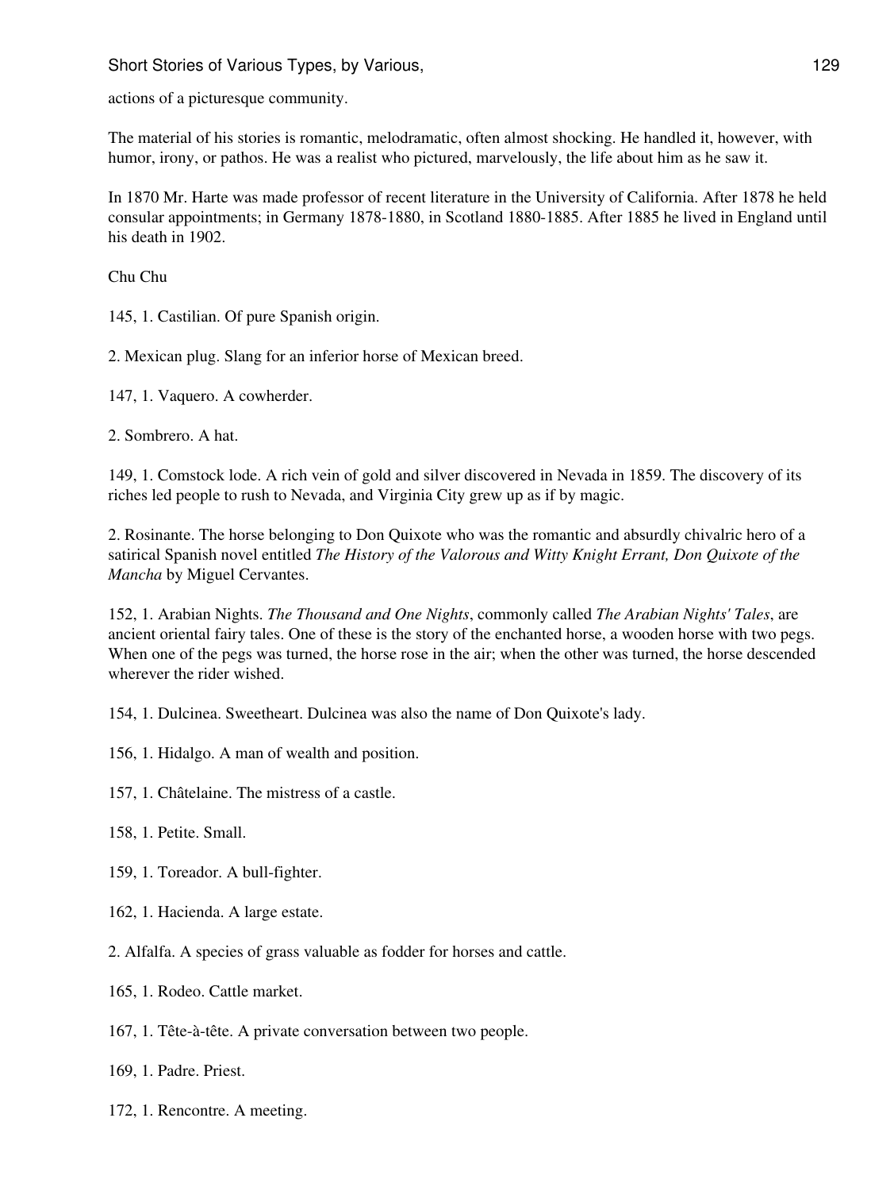actions of a picturesque community.

The material of his stories is romantic, melodramatic, often almost shocking. He handled it, however, with humor, irony, or pathos. He was a realist who pictured, marvelously, the life about him as he saw it.

In 1870 Mr. Harte was made professor of recent literature in the University of California. After 1878 he held consular appointments; in Germany 1878-1880, in Scotland 1880-1885. After 1885 he lived in England until his death in 1902.

Chu Chu

145, 1. Castilian. Of pure Spanish origin.

2. Mexican plug. Slang for an inferior horse of Mexican breed.

147, 1. Vaquero. A cowherder.

2. Sombrero. A hat.

149, 1. Comstock lode. A rich vein of gold and silver discovered in Nevada in 1859. The discovery of its riches led people to rush to Nevada, and Virginia City grew up as if by magic.

2. Rosinante. The horse belonging to Don Quixote who was the romantic and absurdly chivalric hero of a satirical Spanish novel entitled *The History of the Valorous and Witty Knight Errant, Don Quixote of the Mancha* by Miguel Cervantes.

152, 1. Arabian Nights. *The Thousand and One Nights*, commonly called *The Arabian Nights' Tales*, are ancient oriental fairy tales. One of these is the story of the enchanted horse, a wooden horse with two pegs. When one of the pegs was turned, the horse rose in the air; when the other was turned, the horse descended wherever the rider wished.

154, 1. Dulcinea. Sweetheart. Dulcinea was also the name of Don Quixote's lady.

156, 1. Hidalgo. A man of wealth and position.

157, 1. Châtelaine. The mistress of a castle.

158, 1. Petite. Small.

159, 1. Toreador. A bull-fighter.

162, 1. Hacienda. A large estate.

2. Alfalfa. A species of grass valuable as fodder for horses and cattle.

165, 1. Rodeo. Cattle market.

167, 1. Tête-à-tête. A private conversation between two people.

169, 1. Padre. Priest.

172, 1. Rencontre. A meeting.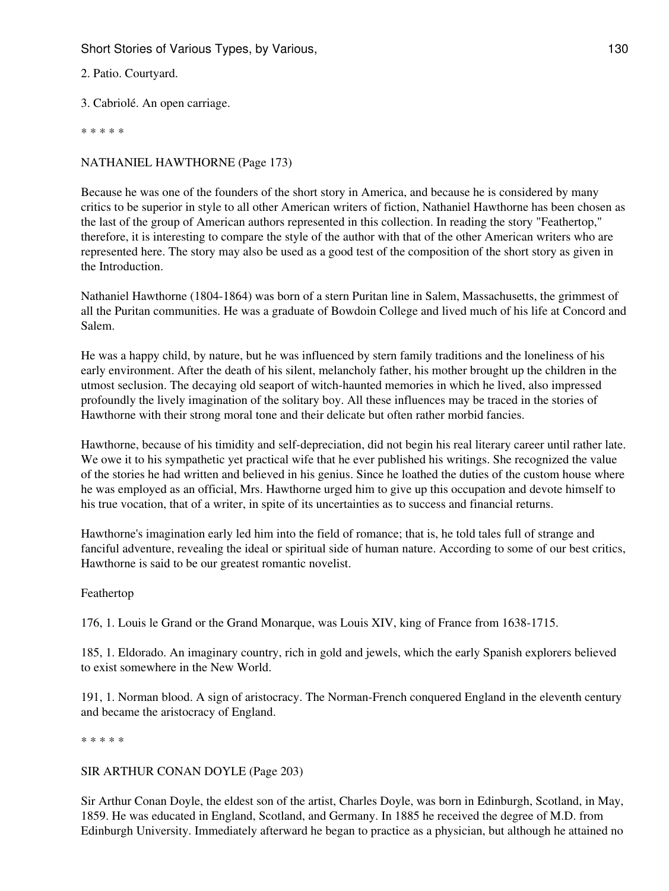2. Patio. Courtyard.

3. Cabriolé. An open carriage.

* * * * *

## NATHANIEL HAWTHORNE (Page 173)

Because he was one of the founders of the short story in America, and because he is considered by many critics to be superior in style to all other American writers of fiction, Nathaniel Hawthorne has been chosen as the last of the group of American authors represented in this collection. In reading the story "Feathertop," therefore, it is interesting to compare the style of the author with that of the other American writers who are represented here. The story may also be used as a good test of the composition of the short story as given in the Introduction.

Nathaniel Hawthorne (1804-1864) was born of a stern Puritan line in Salem, Massachusetts, the grimmest of all the Puritan communities. He was a graduate of Bowdoin College and lived much of his life at Concord and Salem.

He was a happy child, by nature, but he was influenced by stern family traditions and the loneliness of his early environment. After the death of his silent, melancholy father, his mother brought up the children in the utmost seclusion. The decaying old seaport of witch-haunted memories in which he lived, also impressed profoundly the lively imagination of the solitary boy. All these influences may be traced in the stories of Hawthorne with their strong moral tone and their delicate but often rather morbid fancies.

Hawthorne, because of his timidity and self-depreciation, did not begin his real literary career until rather late. We owe it to his sympathetic yet practical wife that he ever published his writings. She recognized the value of the stories he had written and believed in his genius. Since he loathed the duties of the custom house where he was employed as an official, Mrs. Hawthorne urged him to give up this occupation and devote himself to his true vocation, that of a writer, in spite of its uncertainties as to success and financial returns.

Hawthorne's imagination early led him into the field of romance; that is, he told tales full of strange and fanciful adventure, revealing the ideal or spiritual side of human nature. According to some of our best critics, Hawthorne is said to be our greatest romantic novelist.

### Feathertop

176, 1. Louis le Grand or the Grand Monarque, was Louis XIV, king of France from 1638-1715.

185, 1. Eldorado. An imaginary country, rich in gold and jewels, which the early Spanish explorers believed to exist somewhere in the New World.

191, 1. Norman blood. A sign of aristocracy. The Norman-French conquered England in the eleventh century and became the aristocracy of England.

* * * * *

## SIR ARTHUR CONAN DOYLE (Page 203)

Sir Arthur Conan Doyle, the eldest son of the artist, Charles Doyle, was born in Edinburgh, Scotland, in May, 1859. He was educated in England, Scotland, and Germany. In 1885 he received the degree of M.D. from Edinburgh University. Immediately afterward he began to practice as a physician, but although he attained no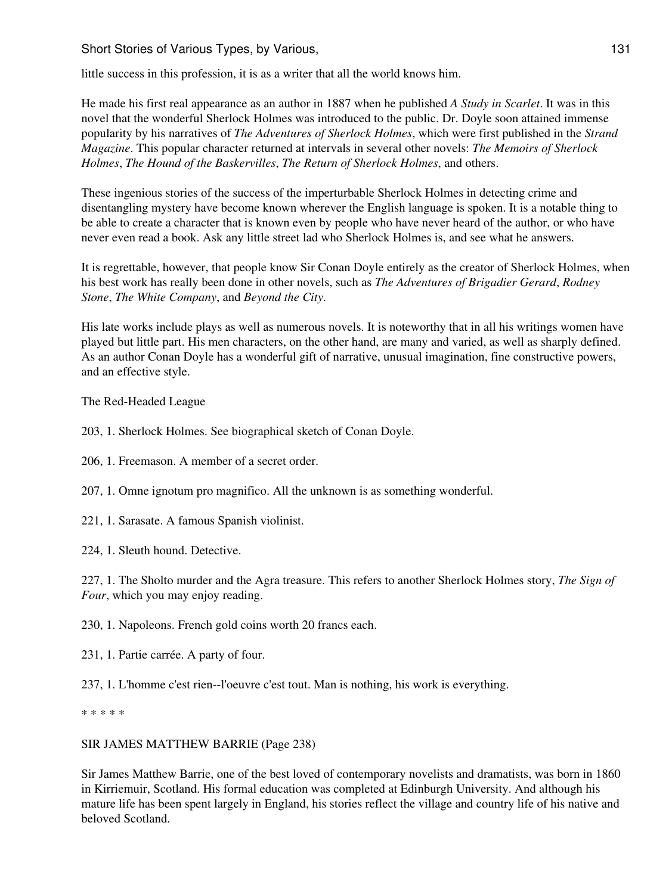little success in this profession, it is as a writer that all the world knows him.

He made his first real appearance as an author in 1887 when he published *A Study in Scarlet*. It was in this novel that the wonderful Sherlock Holmes was introduced to the public. Dr. Doyle soon attained immense popularity by his narratives of *The Adventures of Sherlock Holmes*, which were first published in the *Strand Magazine*. This popular character returned at intervals in several other novels: *The Memoirs of Sherlock Holmes*, *The Hound of the Baskervilles*, *The Return of Sherlock Holmes*, and others.

These ingenious stories of the success of the imperturbable Sherlock Holmes in detecting crime and disentangling mystery have become known wherever the English language is spoken. It is a notable thing to be able to create a character that is known even by people who have never heard of the author, or who have never even read a book. Ask any little street lad who Sherlock Holmes is, and see what he answers.

It is regrettable, however, that people know Sir Conan Doyle entirely as the creator of Sherlock Holmes, when his best work has really been done in other novels, such as *The Adventures of Brigadier Gerard*, *Rodney Stone*, *The White Company*, and *Beyond the City*.

His late works include plays as well as numerous novels. It is noteworthy that in all his writings women have played but little part. His men characters, on the other hand, are many and varied, as well as sharply defined. As an author Conan Doyle has a wonderful gift of narrative, unusual imagination, fine constructive powers, and an effective style.

The Red-Headed League

203, 1. Sherlock Holmes. See biographical sketch of Conan Doyle.

206, 1. Freemason. A member of a secret order.

207, 1. Omne ignotum pro magnifico. All the unknown is as something wonderful.

221, 1. Sarasate. A famous Spanish violinist.

224, 1. Sleuth hound. Detective.

227, 1. The Sholto murder and the Agra treasure. This refers to another Sherlock Holmes story, *The Sign of Four*, which you may enjoy reading.

230, 1. Napoleons. French gold coins worth 20 francs each.

231, 1. Partie carrée. A party of four.

237, 1. L'homme c'est rien--l'oeuvre c'est tout. Man is nothing, his work is everything.

* * * * *

SIR JAMES MATTHEW BARRIE (Page 238)

Sir James Matthew Barrie, one of the best loved of contemporary novelists and dramatists, was born in 1860 in Kirriemuir, Scotland. His formal education was completed at Edinburgh University. And although his mature life has been spent largely in England, his stories reflect the village and country life of his native and beloved Scotland.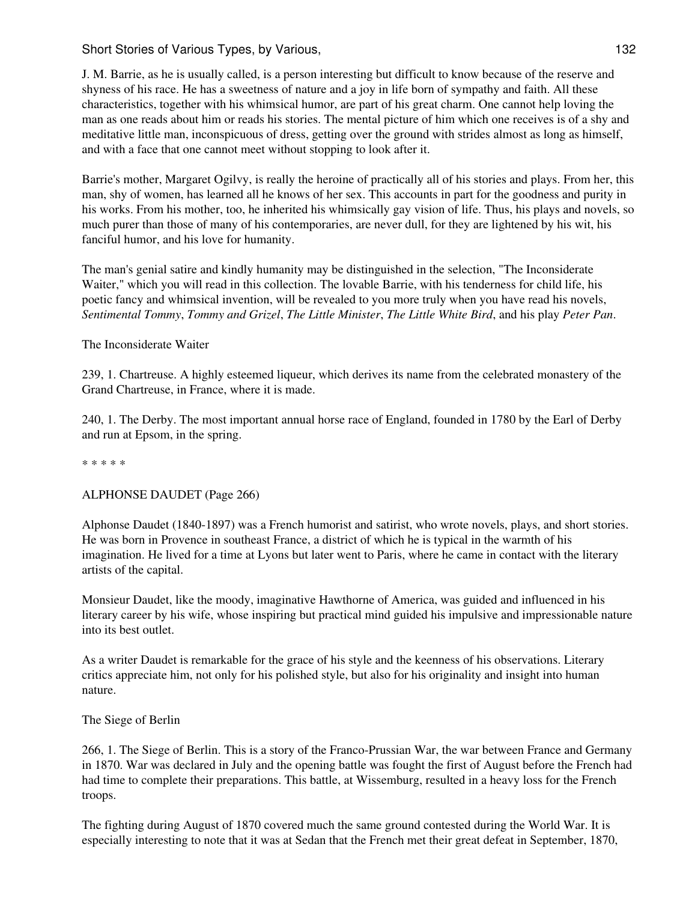J. M. Barrie, as he is usually called, is a person interesting but difficult to know because of the reserve and shyness of his race. He has a sweetness of nature and a joy in life born of sympathy and faith. All these characteristics, together with his whimsical humor, are part of his great charm. One cannot help loving the man as one reads about him or reads his stories. The mental picture of him which one receives is of a shy and meditative little man, inconspicuous of dress, getting over the ground with strides almost as long as himself, and with a face that one cannot meet without stopping to look after it.

Barrie's mother, Margaret Ogilvy, is really the heroine of practically all of his stories and plays. From her, this man, shy of women, has learned all he knows of her sex. This accounts in part for the goodness and purity in his works. From his mother, too, he inherited his whimsically gay vision of life. Thus, his plays and novels, so much purer than those of many of his contemporaries, are never dull, for they are lightened by his wit, his fanciful humor, and his love for humanity.

The man's genial satire and kindly humanity may be distinguished in the selection, "The Inconsiderate Waiter," which you will read in this collection. The lovable Barrie, with his tenderness for child life, his poetic fancy and whimsical invention, will be revealed to you more truly when you have read his novels, *Sentimental Tommy*, *Tommy and Grizel*, *The Little Minister*, *The Little White Bird*, and his play *Peter Pan*.

The Inconsiderate Waiter

239, 1. Chartreuse. A highly esteemed liqueur, which derives its name from the celebrated monastery of the Grand Chartreuse, in France, where it is made.

240, 1. The Derby. The most important annual horse race of England, founded in 1780 by the Earl of Derby and run at Epsom, in the spring.

* * * * *

ALPHONSE DAUDET (Page 266)

Alphonse Daudet (1840-1897) was a French humorist and satirist, who wrote novels, plays, and short stories. He was born in Provence in southeast France, a district of which he is typical in the warmth of his imagination. He lived for a time at Lyons but later went to Paris, where he came in contact with the literary artists of the capital.

Monsieur Daudet, like the moody, imaginative Hawthorne of America, was guided and influenced in his literary career by his wife, whose inspiring but practical mind guided his impulsive and impressionable nature into its best outlet.

As a writer Daudet is remarkable for the grace of his style and the keenness of his observations. Literary critics appreciate him, not only for his polished style, but also for his originality and insight into human nature.

The Siege of Berlin

266, 1. The Siege of Berlin. This is a story of the Franco-Prussian War, the war between France and Germany in 1870. War was declared in July and the opening battle was fought the first of August before the French had had time to complete their preparations. This battle, at Wissemburg, resulted in a heavy loss for the French troops.

The fighting during August of 1870 covered much the same ground contested during the World War. It is especially interesting to note that it was at Sedan that the French met their great defeat in September, 1870,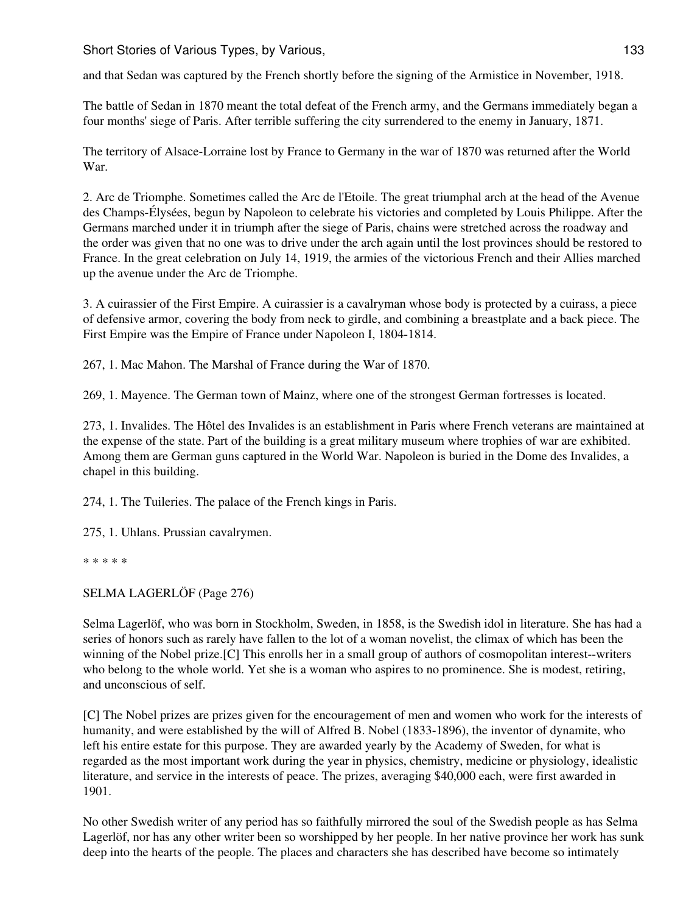and that Sedan was captured by the French shortly before the signing of the Armistice in November, 1918.

The battle of Sedan in 1870 meant the total defeat of the French army, and the Germans immediately began a four months' siege of Paris. After terrible suffering the city surrendered to the enemy in January, 1871.

The territory of Alsace-Lorraine lost by France to Germany in the war of 1870 was returned after the World War.

2. Arc de Triomphe. Sometimes called the Arc de l'Etoile. The great triumphal arch at the head of the Avenue des Champs-Élysées, begun by Napoleon to celebrate his victories and completed by Louis Philippe. After the Germans marched under it in triumph after the siege of Paris, chains were stretched across the roadway and the order was given that no one was to drive under the arch again until the lost provinces should be restored to France. In the great celebration on July 14, 1919, the armies of the victorious French and their Allies marched up the avenue under the Arc de Triomphe.

3. A cuirassier of the First Empire. A cuirassier is a cavalryman whose body is protected by a cuirass, a piece of defensive armor, covering the body from neck to girdle, and combining a breastplate and a back piece. The First Empire was the Empire of France under Napoleon I, 1804-1814.

267, 1. Mac Mahon. The Marshal of France during the War of 1870.

269, 1. Mayence. The German town of Mainz, where one of the strongest German fortresses is located.

273, 1. Invalides. The Hôtel des Invalides is an establishment in Paris where French veterans are maintained at the expense of the state. Part of the building is a great military museum where trophies of war are exhibited. Among them are German guns captured in the World War. Napoleon is buried in the Dome des Invalides, a chapel in this building.

274, 1. The Tuileries. The palace of the French kings in Paris.

275, 1. Uhlans. Prussian cavalrymen.

* * * * *

SELMA LAGERLÖF (Page 276)

Selma Lagerlöf, who was born in Stockholm, Sweden, in 1858, is the Swedish idol in literature. She has had a series of honors such as rarely have fallen to the lot of a woman novelist, the climax of which has been the winning of the Nobel prize.[C] This enrolls her in a small group of authors of cosmopolitan interest--writers who belong to the whole world. Yet she is a woman who aspires to no prominence. She is modest, retiring, and unconscious of self.

[C] The Nobel prizes are prizes given for the encouragement of men and women who work for the interests of humanity, and were established by the will of Alfred B. Nobel (1833-1896), the inventor of dynamite, who left his entire estate for this purpose. They are awarded yearly by the Academy of Sweden, for what is regarded as the most important work during the year in physics, chemistry, medicine or physiology, idealistic literature, and service in the interests of peace. The prizes, averaging $40,000 each, were first awarded in 1901.

No other Swedish writer of any period has so faithfully mirrored the soul of the Swedish people as has Selma Lagerlöf, nor has any other writer been so worshipped by her people. In her native province her work has sunk deep into the hearts of the people. The places and characters she has described have become so intimately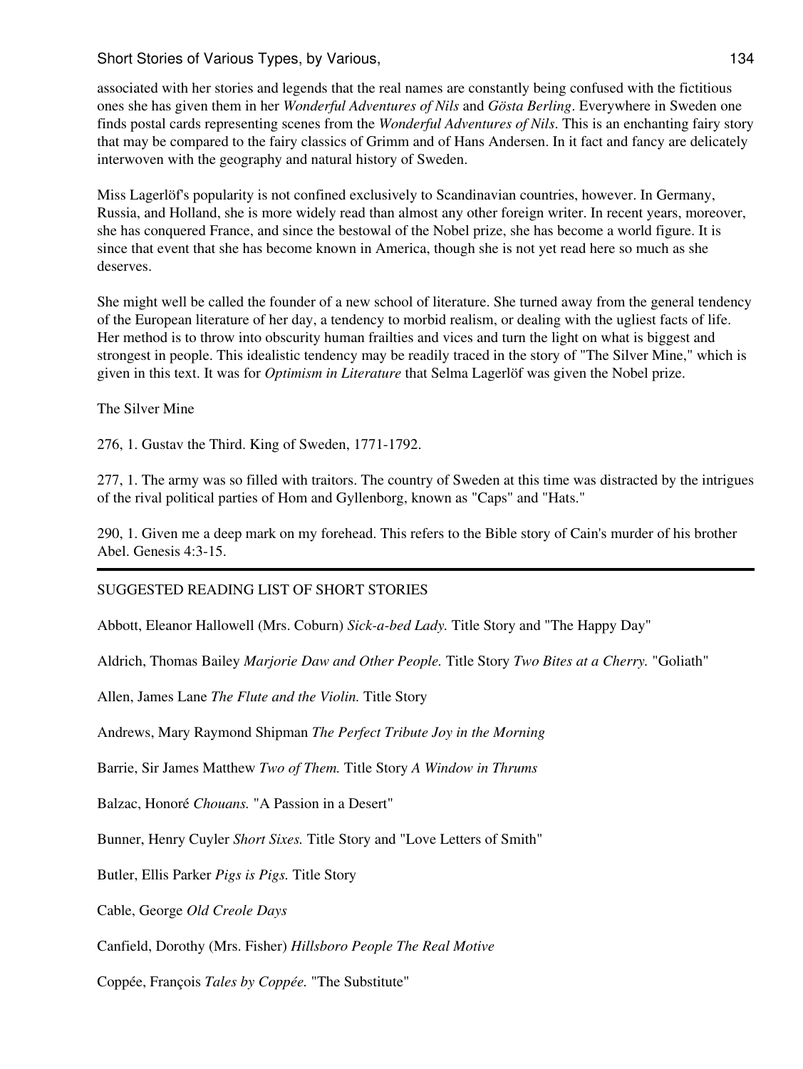associated with her stories and legends that the real names are constantly being confused with the fictitious ones she has given them in her *Wonderful Adventures of Nils* and *Gösta Berling*. Everywhere in Sweden one finds postal cards representing scenes from the *Wonderful Adventures of Nils*. This is an enchanting fairy story that may be compared to the fairy classics of Grimm and of Hans Andersen. In it fact and fancy are delicately interwoven with the geography and natural history of Sweden.

Miss Lagerlöf's popularity is not confined exclusively to Scandinavian countries, however. In Germany, Russia, and Holland, she is more widely read than almost any other foreign writer. In recent years, moreover, she has conquered France, and since the bestowal of the Nobel prize, she has become a world figure. It is since that event that she has become known in America, though she is not yet read here so much as she deserves.

She might well be called the founder of a new school of literature. She turned away from the general tendency of the European literature of her day, a tendency to morbid realism, or dealing with the ugliest facts of life. Her method is to throw into obscurity human frailties and vices and turn the light on what is biggest and strongest in people. This idealistic tendency may be readily traced in the story of "The Silver Mine," which is given in this text. It was for *Optimism in Literature* that Selma Lagerlöf was given the Nobel prize.

The Silver Mine

276, 1. Gustav the Third. King of Sweden, 1771-1792.

277, 1. The army was so filled with traitors. The country of Sweden at this time was distracted by the intrigues of the rival political parties of Hom and Gyllenborg, known as "Caps" and "Hats."

290, 1. Given me a deep mark on my forehead. This refers to the Bible story of Cain's murder of his brother Abel. Genesis 4:3-15.

---

SUGGESTED READING LIST OF SHORT STORIES

Abbott, Eleanor Hallowell (Mrs. Coburn) *Sick-a-bed Lady.* Title Story and "The Happy Day"

Aldrich, Thomas Bailey *Marjorie Daw and Other People.* Title Story *Two Bites at a Cherry.* "Goliath"

Allen, James Lane *The Flute and the Violin.* Title Story

Andrews, Mary Raymond Shipman *The Perfect Tribute Joy in the Morning*

Barrie, Sir James Matthew *Two of Them.* Title Story *A Window in Thrums*

Balzac, Honoré *Chouans.* "A Passion in a Desert"

Bunner, Henry Cuyler *Short Sixes.* Title Story and "Love Letters of Smith"

Butler, Ellis Parker *Pigs is Pigs.* Title Story

Cable, George *Old Creole Days*

Canfield, Dorothy (Mrs. Fisher) *Hillsboro People The Real Motive*

Coppée, François *Tales by Coppée.* "The Substitute"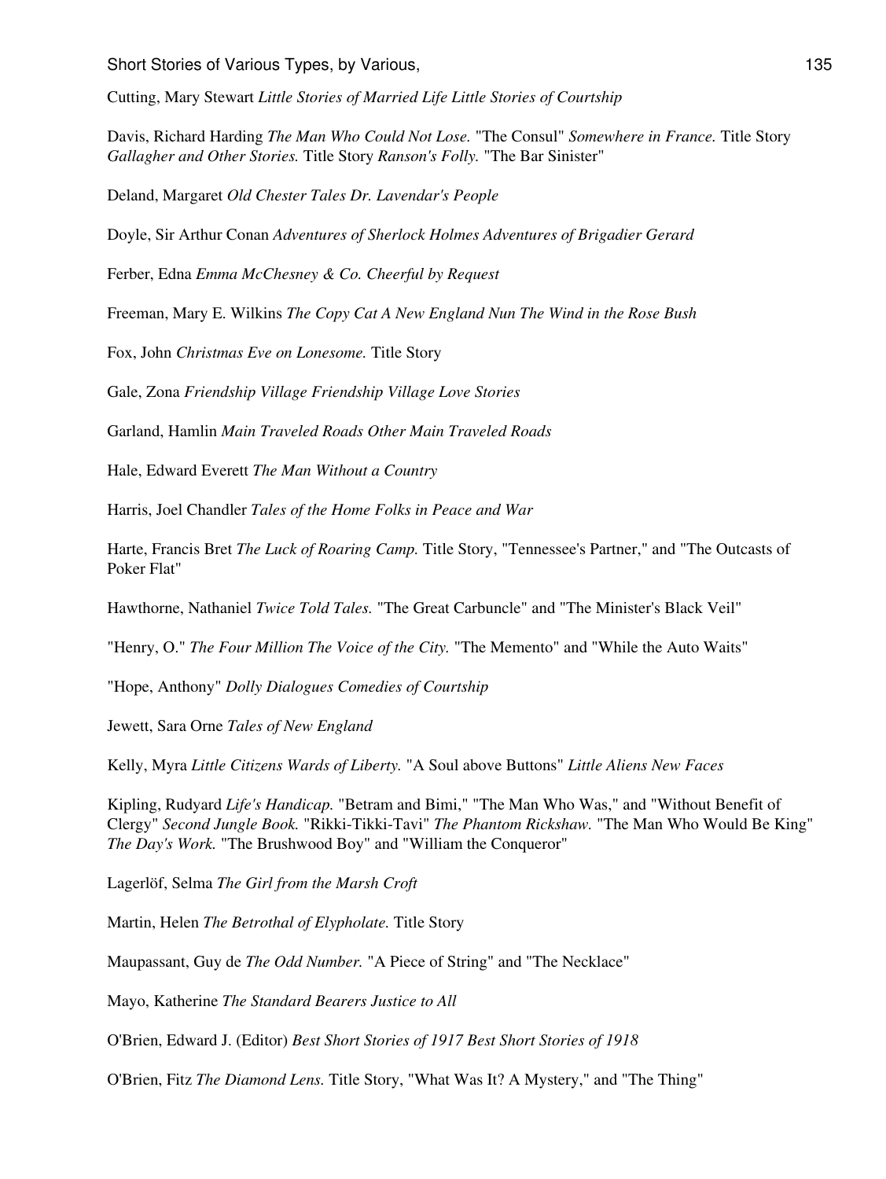Cutting, Mary Stewart *Little Stories of Married Life Little Stories of Courtship*

Davis, Richard Harding *The Man Who Could Not Lose.* "The Consul" *Somewhere in France.* Title Story *Gallagher and Other Stories.* Title Story *Ranson's Folly.* "The Bar Sinister"

Deland, Margaret *Old Chester Tales Dr. Lavendar's People*

Doyle, Sir Arthur Conan *Adventures of Sherlock Holmes Adventures of Brigadier Gerard*

Ferber, Edna *Emma McChesney & Co. Cheerful by Request*

Freeman, Mary E. Wilkins *The Copy Cat A New England Nun The Wind in the Rose Bush*

Fox, John *Christmas Eve on Lonesome.* Title Story

Gale, Zona *Friendship Village Friendship Village Love Stories*

Garland, Hamlin *Main Traveled Roads Other Main Traveled Roads*

Hale, Edward Everett *The Man Without a Country*

Harris, Joel Chandler *Tales of the Home Folks in Peace and War*

Harte, Francis Bret *The Luck of Roaring Camp.* Title Story, "Tennessee's Partner," and "The Outcasts of Poker Flat"

Hawthorne, Nathaniel *Twice Told Tales.* "The Great Carbuncle" and "The Minister's Black Veil"

"Henry, O." *The Four Million The Voice of the City.* "The Memento" and "While the Auto Waits"

"Hope, Anthony" *Dolly Dialogues Comedies of Courtship*

Jewett, Sara Orne *Tales of New England*

Kelly, Myra *Little Citizens Wards of Liberty.* "A Soul above Buttons" *Little Aliens New Faces*

Kipling, Rudyard *Life's Handicap.* "Betram and Bimi," "The Man Who Was," and "Without Benefit of Clergy" *Second Jungle Book.* "Rikki-Tikki-Tavi" *The Phantom Rickshaw.* "The Man Who Would Be King" *The Day's Work.* "The Brushwood Boy" and "William the Conqueror"

Lagerlöf, Selma *The Girl from the Marsh Croft*

Martin, Helen *The Betrothal of Elypholate.* Title Story

Maupassant, Guy de *The Odd Number.* "A Piece of String" and "The Necklace"

Mayo, Katherine *The Standard Bearers Justice to All*

O'Brien, Edward J. (Editor) *Best Short Stories of 1917 Best Short Stories of 1918*

O'Brien, Fitz *The Diamond Lens.* Title Story, "What Was It? A Mystery," and "The Thing"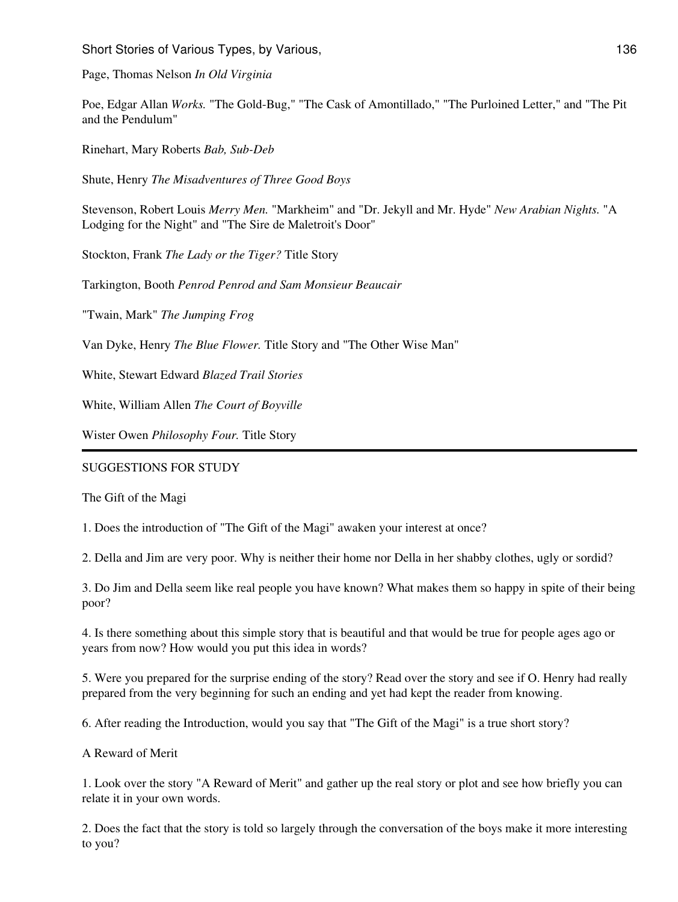Page, Thomas Nelson *In Old Virginia*

Poe, Edgar Allan *Works.* "The Gold-Bug," "The Cask of Amontillado," "The Purloined Letter," and "The Pit and the Pendulum"

Rinehart, Mary Roberts *Bab, Sub-Deb*

Shute, Henry *The Misadventures of Three Good Boys*

Stevenson, Robert Louis *Merry Men.* "Markheim" and "Dr. Jekyll and Mr. Hyde" *New Arabian Nights.* "A Lodging for the Night" and "The Sire de Maletroit's Door"

Stockton, Frank *The Lady or the Tiger?* Title Story

Tarkington, Booth *Penrod Penrod and Sam Monsieur Beaucair*

"Twain, Mark" *The Jumping Frog*

Van Dyke, Henry *The Blue Flower.* Title Story and "The Other Wise Man"

White, Stewart Edward *Blazed Trail Stories*

White, William Allen *The Court of Boyville*

Wister Owen *Philosophy Four.* Title Story

---

## SUGGESTIONS FOR STUDY

### The Gift of the Magi

1. Does the introduction of "The Gift of the Magi" awaken your interest at once?

2. Della and Jim are very poor. Why is neither their home nor Della in her shabby clothes, ugly or sordid?

3. Do Jim and Della seem like real people you have known? What makes them so happy in spite of their being poor?

4. Is there something about this simple story that is beautiful and that would be true for people ages ago or years from now? How would you put this idea in words?

5. Were you prepared for the surprise ending of the story? Read over the story and see if O. Henry had really prepared from the very beginning for such an ending and yet had kept the reader from knowing.

6. After reading the Introduction, would you say that "The Gift of the Magi" is a true short story?

### A Reward of Merit

1. Look over the story "A Reward of Merit" and gather up the real story or plot and see how briefly you can relate it in your own words.

2. Does the fact that the story is told so largely through the conversation of the boys make it more interesting to you?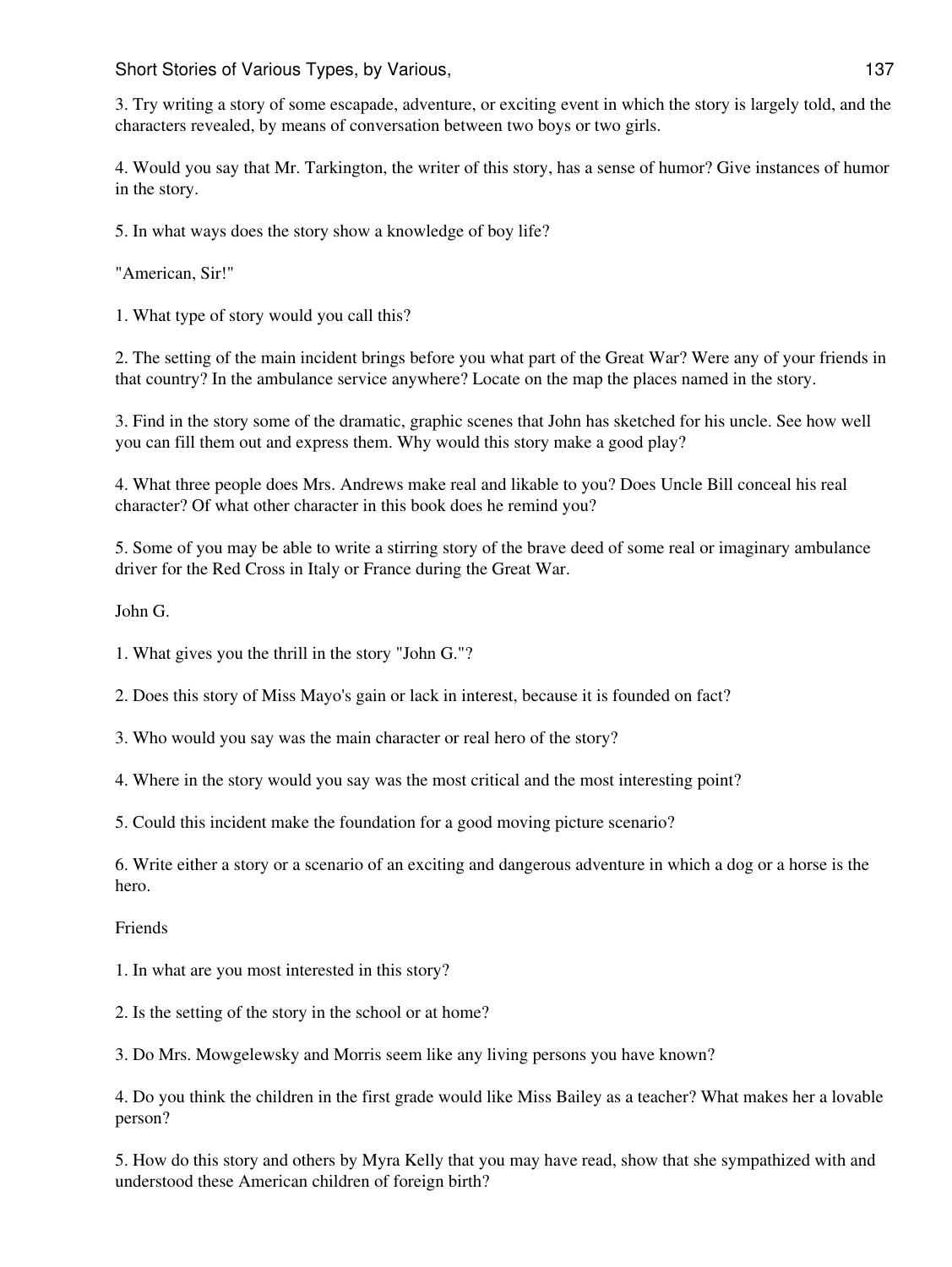3. Try writing a story of some escapade, adventure, or exciting event in which the story is largely told, and the characters revealed, by means of conversation between two boys or two girls.

4. Would you say that Mr. Tarkington, the writer of this story, has a sense of humor? Give instances of humor in the story.

5. In what ways does the story show a knowledge of boy life?

"American, Sir!"

1. What type of story would you call this?

2. The setting of the main incident brings before you what part of the Great War? Were any of your friends in that country? In the ambulance service anywhere? Locate on the map the places named in the story.

3. Find in the story some of the dramatic, graphic scenes that John has sketched for his uncle. See how well you can fill them out and express them. Why would this story make a good play?

4. What three people does Mrs. Andrews make real and likable to you? Does Uncle Bill conceal his real character? Of what other character in this book does he remind you?

5. Some of you may be able to write a stirring story of the brave deed of some real or imaginary ambulance driver for the Red Cross in Italy or France during the Great War.

John G.

1. What gives you the thrill in the story "John G."?

2. Does this story of Miss Mayo's gain or lack in interest, because it is founded on fact?

3. Who would you say was the main character or real hero of the story?

4. Where in the story would you say was the most critical and the most interesting point?

5. Could this incident make the foundation for a good moving picture scenario?

6. Write either a story or a scenario of an exciting and dangerous adventure in which a dog or a horse is the hero.

Friends

1. In what are you most interested in this story?

2. Is the setting of the story in the school or at home?

3. Do Mrs. Mowgelewsky and Morris seem like any living persons you have known?

4. Do you think the children in the first grade would like Miss Bailey as a teacher? What makes her a lovable person?

5. How do this story and others by Myra Kelly that you may have read, show that she sympathized with and understood these American children of foreign birth?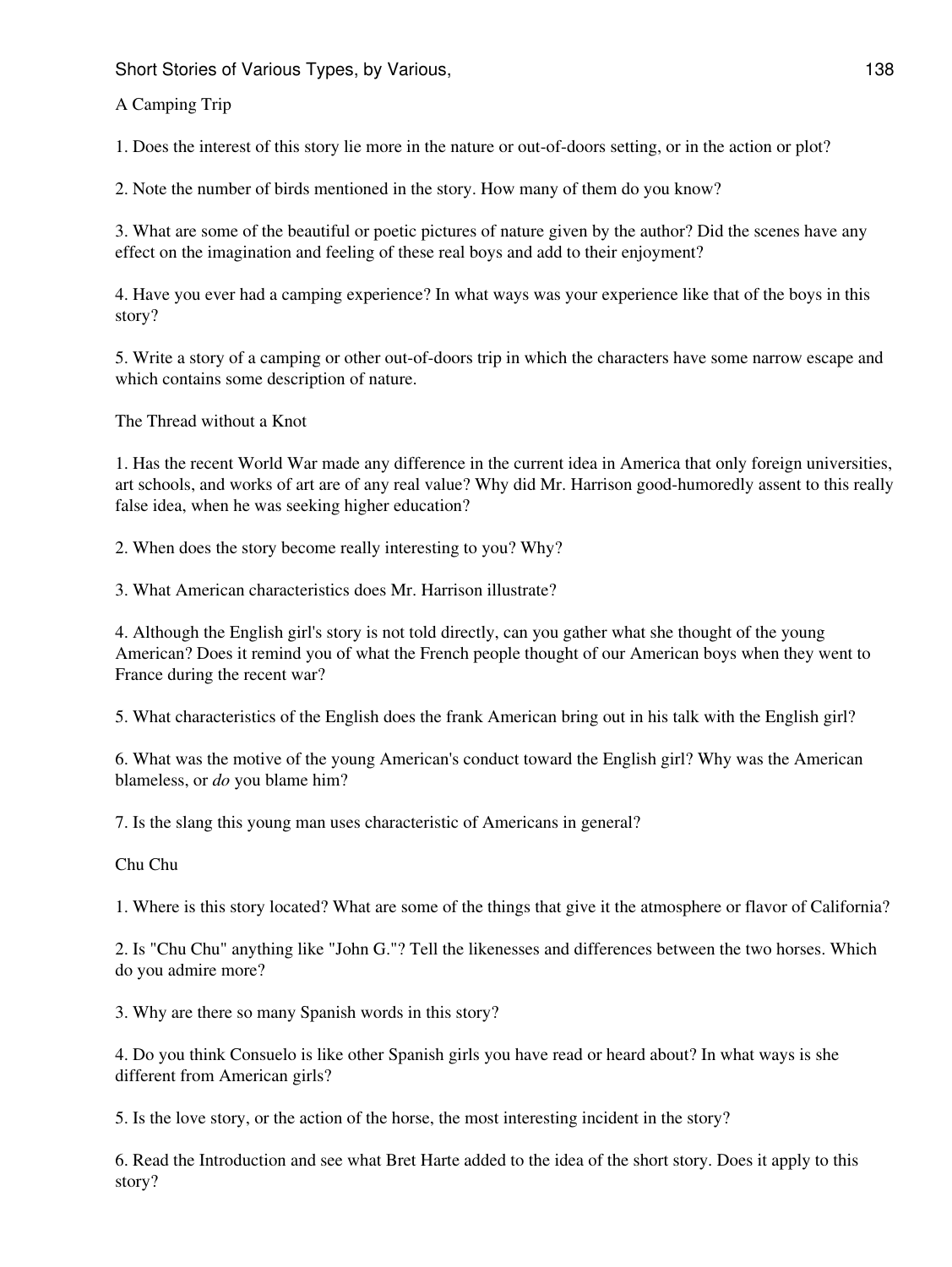## A Camping Trip

1. Does the interest of this story lie more in the nature or out-of-doors setting, or in the action or plot?

2. Note the number of birds mentioned in the story. How many of them do you know?

3. What are some of the beautiful or poetic pictures of nature given by the author? Did the scenes have any effect on the imagination and feeling of these real boys and add to their enjoyment?

4. Have you ever had a camping experience? In what ways was your experience like that of the boys in this story?

5. Write a story of a camping or other out-of-doors trip in which the characters have some narrow escape and which contains some description of nature.

## The Thread without a Knot

1. Has the recent World War made any difference in the current idea in America that only foreign universities, art schools, and works of art are of any real value? Why did Mr. Harrison good-humoredly assent to this really false idea, when he was seeking higher education?

2. When does the story become really interesting to you? Why?

3. What American characteristics does Mr. Harrison illustrate?

4. Although the English girl's story is not told directly, can you gather what she thought of the young American? Does it remind you of what the French people thought of our American boys when they went to France during the recent war?

5. What characteristics of the English does the frank American bring out in his talk with the English girl?

6. What was the motive of the young American's conduct toward the English girl? Why was the American blameless, or *do* you blame him?

7. Is the slang this young man uses characteristic of Americans in general?

## Chu Chu

1. Where is this story located? What are some of the things that give it the atmosphere or flavor of California?

2. Is "Chu Chu" anything like "John G."? Tell the likenesses and differences between the two horses. Which do you admire more?

3. Why are there so many Spanish words in this story?

4. Do you think Consuelo is like other Spanish girls you have read or heard about? In what ways is she different from American girls?

5. Is the love story, or the action of the horse, the most interesting incident in the story?

6. Read the Introduction and see what Bret Harte added to the idea of the short story. Does it apply to this story?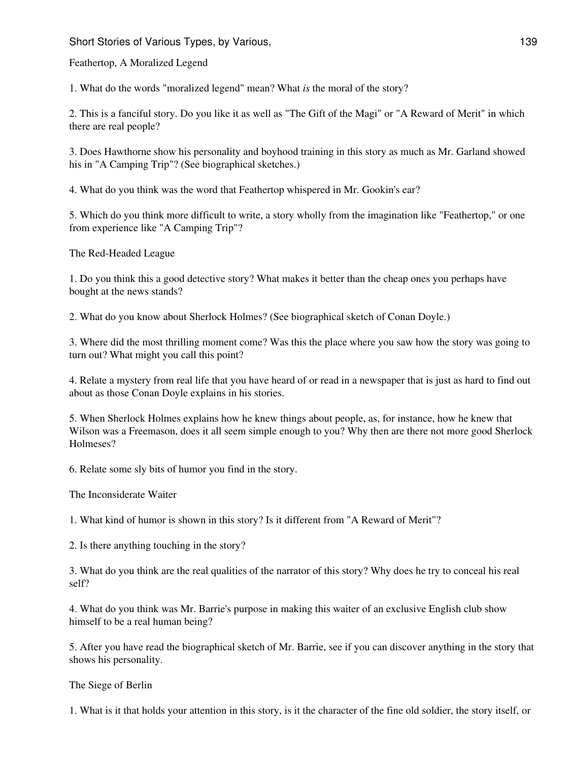Feathertop, A Moralized Legend

1. What do the words "moralized legend" mean? What *is* the moral of the story?

2. This is a fanciful story. Do you like it as well as "The Gift of the Magi" or "A Reward of Merit" in which there are real people?

3. Does Hawthorne show his personality and boyhood training in this story as much as Mr. Garland showed his in "A Camping Trip"? (See biographical sketches.)

4. What do you think was the word that Feathertop whispered in Mr. Gookin's ear?

5. Which do you think more difficult to write, a story wholly from the imagination like "Feathertop," or one from experience like "A Camping Trip"?

The Red-Headed League

1. Do you think this a good detective story? What makes it better than the cheap ones you perhaps have bought at the news stands?

2. What do you know about Sherlock Holmes? (See biographical sketch of Conan Doyle.)

3. Where did the most thrilling moment come? Was this the place where you saw how the story was going to turn out? What might you call this point?

4. Relate a mystery from real life that you have heard of or read in a newspaper that is just as hard to find out about as those Conan Doyle explains in his stories.

5. When Sherlock Holmes explains how he knew things about people, as, for instance, how he knew that Wilson was a Freemason, does it all seem simple enough to you? Why then are there not more good Sherlock Holmeses?

6. Relate some sly bits of humor you find in the story.

The Inconsiderate Waiter

1. What kind of humor is shown in this story? Is it different from "A Reward of Merit"?

2. Is there anything touching in the story?

3. What do you think are the real qualities of the narrator of this story? Why does he try to conceal his real self?

4. What do you think was Mr. Barrie's purpose in making this waiter of an exclusive English club show himself to be a real human being?

5. After you have read the biographical sketch of Mr. Barrie, see if you can discover anything in the story that shows his personality.

The Siege of Berlin

1. What is it that holds your attention in this story, is it the character of the fine old soldier, the story itself, or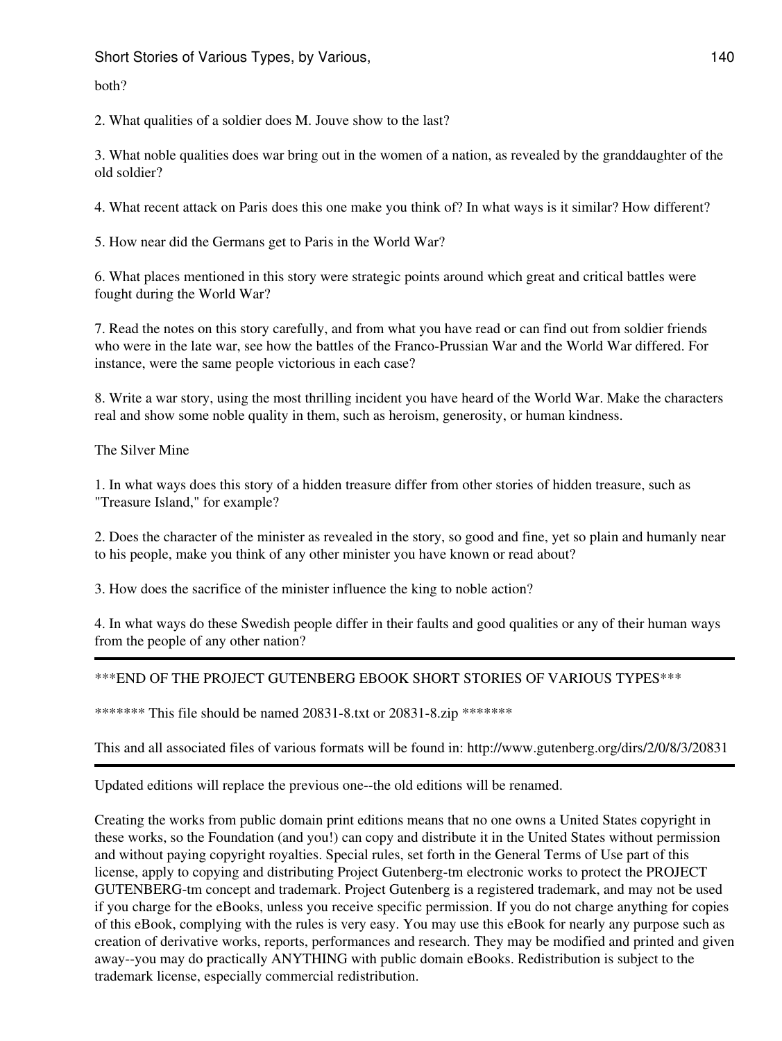both?

2. What qualities of a soldier does M. Jouve show to the last?

3. What noble qualities does war bring out in the women of a nation, as revealed by the granddaughter of the old soldier?

4. What recent attack on Paris does this one make you think of? In what ways is it similar? How different?

5. How near did the Germans get to Paris in the World War?

6. What places mentioned in this story were strategic points around which great and critical battles were fought during the World War?

7. Read the notes on this story carefully, and from what you have read or can find out from soldier friends who were in the late war, see how the battles of the Franco-Prussian War and the World War differed. For instance, were the same people victorious in each case?

8. Write a war story, using the most thrilling incident you have heard of the World War. Make the characters real and show some noble quality in them, such as heroism, generosity, or human kindness.

The Silver Mine

1. In what ways does this story of a hidden treasure differ from other stories of hidden treasure, such as "Treasure Island," for example?

2. Does the character of the minister as revealed in the story, so good and fine, yet so plain and humanly near to his people, make you think of any other minister you have known or read about?

3. How does the sacrifice of the minister influence the king to noble action?

4. In what ways do these Swedish people differ in their faults and good qualities or any of their human ways from the people of any other nation?

---

***END OF THE PROJECT GUTENBERG EBOOK SHORT STORIES OF VARIOUS TYPES***

******* This file should be named 20831-8.txt or 20831-8.zip *******

This and all associated files of various formats will be found in: http://www.gutenberg.org/dirs/2/0/8/3/20831

---

Updated editions will replace the previous one--the old editions will be renamed.

Creating the works from public domain print editions means that no one owns a United States copyright in these works, so the Foundation (and you!) can copy and distribute it in the United States without permission and without paying copyright royalties. Special rules, set forth in the General Terms of Use part of this license, apply to copying and distributing Project Gutenberg-tm electronic works to protect the PROJECT GUTENBERG-tm concept and trademark. Project Gutenberg is a registered trademark, and may not be used if you charge for the eBooks, unless you receive specific permission. If you do not charge anything for copies of this eBook, complying with the rules is very easy. You may use this eBook for nearly any purpose such as creation of derivative works, reports, performances and research. They may be modified and printed and given away--you may do practically ANYTHING with public domain eBooks. Redistribution is subject to the trademark license, especially commercial redistribution.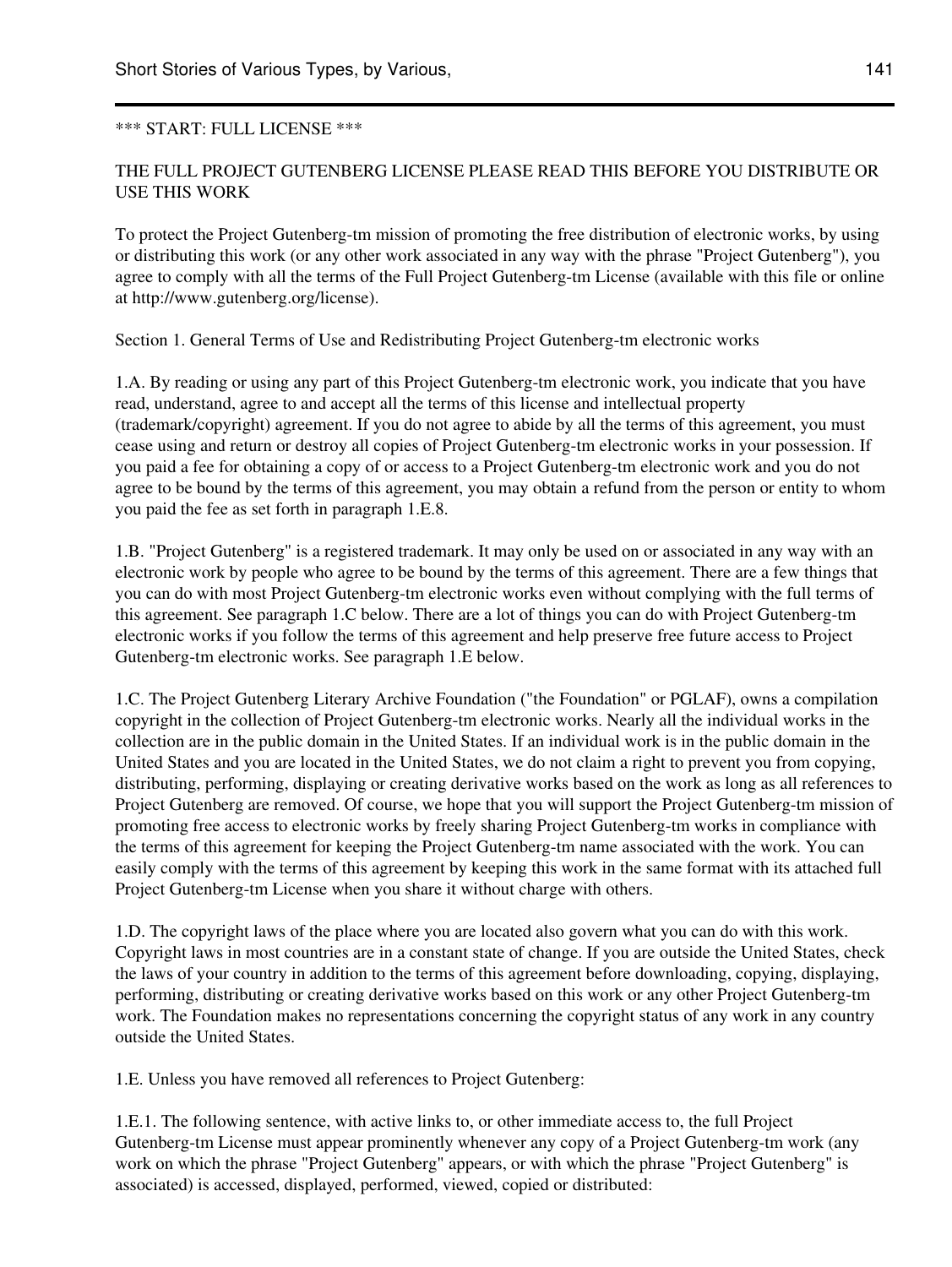*** START: FULL LICENSE ***

THE FULL PROJECT GUTENBERG LICENSE PLEASE READ THIS BEFORE YOU DISTRIBUTE OR USE THIS WORK

To protect the Project Gutenberg-tm mission of promoting the free distribution of electronic works, by using or distributing this work (or any other work associated in any way with the phrase "Project Gutenberg"), you agree to comply with all the terms of the Full Project Gutenberg-tm License (available with this file or online at http://www.gutenberg.org/license).

Section 1. General Terms of Use and Redistributing Project Gutenberg-tm electronic works

1.A. By reading or using any part of this Project Gutenberg-tm electronic work, you indicate that you have read, understand, agree to and accept all the terms of this license and intellectual property (trademark/copyright) agreement. If you do not agree to abide by all the terms of this agreement, you must cease using and return or destroy all copies of Project Gutenberg-tm electronic works in your possession. If you paid a fee for obtaining a copy of or access to a Project Gutenberg-tm electronic work and you do not agree to be bound by the terms of this agreement, you may obtain a refund from the person or entity to whom you paid the fee as set forth in paragraph 1.E.8.

1.B. "Project Gutenberg" is a registered trademark. It may only be used on or associated in any way with an electronic work by people who agree to be bound by the terms of this agreement. There are a few things that you can do with most Project Gutenberg-tm electronic works even without complying with the full terms of this agreement. See paragraph 1.C below. There are a lot of things you can do with Project Gutenberg-tm electronic works if you follow the terms of this agreement and help preserve free future access to Project Gutenberg-tm electronic works. See paragraph 1.E below.

1.C. The Project Gutenberg Literary Archive Foundation ("the Foundation" or PGLAF), owns a compilation copyright in the collection of Project Gutenberg-tm electronic works. Nearly all the individual works in the collection are in the public domain in the United States. If an individual work is in the public domain in the United States and you are located in the United States, we do not claim a right to prevent you from copying, distributing, performing, displaying or creating derivative works based on the work as long as all references to Project Gutenberg are removed. Of course, we hope that you will support the Project Gutenberg-tm mission of promoting free access to electronic works by freely sharing Project Gutenberg-tm works in compliance with the terms of this agreement for keeping the Project Gutenberg-tm name associated with the work. You can easily comply with the terms of this agreement by keeping this work in the same format with its attached full Project Gutenberg-tm License when you share it without charge with others.

1.D. The copyright laws of the place where you are located also govern what you can do with this work. Copyright laws in most countries are in a constant state of change. If you are outside the United States, check the laws of your country in addition to the terms of this agreement before downloading, copying, displaying, performing, distributing or creating derivative works based on this work or any other Project Gutenberg-tm work. The Foundation makes no representations concerning the copyright status of any work in any country outside the United States.

1.E. Unless you have removed all references to Project Gutenberg:

1.E.1. The following sentence, with active links to, or other immediate access to, the full Project Gutenberg-tm License must appear prominently whenever any copy of a Project Gutenberg-tm work (any work on which the phrase "Project Gutenberg" appears, or with which the phrase "Project Gutenberg" is associated) is accessed, displayed, performed, viewed, copied or distributed: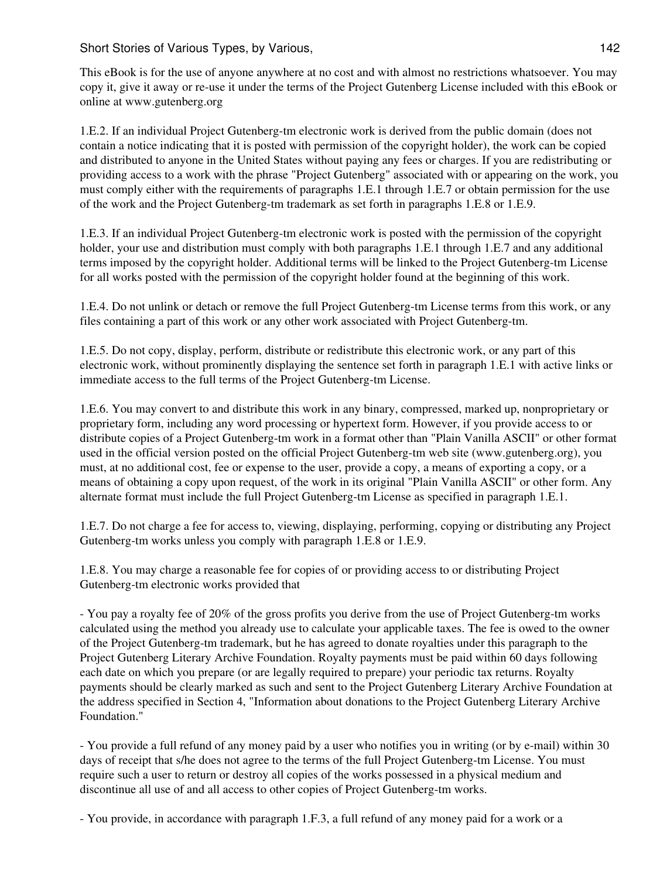This eBook is for the use of anyone anywhere at no cost and with almost no restrictions whatsoever. You may copy it, give it away or re-use it under the terms of the Project Gutenberg License included with this eBook or online at www.gutenberg.org

1.E.2. If an individual Project Gutenberg-tm electronic work is derived from the public domain (does not contain a notice indicating that it is posted with permission of the copyright holder), the work can be copied and distributed to anyone in the United States without paying any fees or charges. If you are redistributing or providing access to a work with the phrase "Project Gutenberg" associated with or appearing on the work, you must comply either with the requirements of paragraphs 1.E.1 through 1.E.7 or obtain permission for the use of the work and the Project Gutenberg-tm trademark as set forth in paragraphs 1.E.8 or 1.E.9.

1.E.3. If an individual Project Gutenberg-tm electronic work is posted with the permission of the copyright holder, your use and distribution must comply with both paragraphs 1.E.1 through 1.E.7 and any additional terms imposed by the copyright holder. Additional terms will be linked to the Project Gutenberg-tm License for all works posted with the permission of the copyright holder found at the beginning of this work.

1.E.4. Do not unlink or detach or remove the full Project Gutenberg-tm License terms from this work, or any files containing a part of this work or any other work associated with Project Gutenberg-tm.

1.E.5. Do not copy, display, perform, distribute or redistribute this electronic work, or any part of this electronic work, without prominently displaying the sentence set forth in paragraph 1.E.1 with active links or immediate access to the full terms of the Project Gutenberg-tm License.

1.E.6. You may convert to and distribute this work in any binary, compressed, marked up, nonproprietary or proprietary form, including any word processing or hypertext form. However, if you provide access to or distribute copies of a Project Gutenberg-tm work in a format other than "Plain Vanilla ASCII" or other format used in the official version posted on the official Project Gutenberg-tm web site (www.gutenberg.org), you must, at no additional cost, fee or expense to the user, provide a copy, a means of exporting a copy, or a means of obtaining a copy upon request, of the work in its original "Plain Vanilla ASCII" or other form. Any alternate format must include the full Project Gutenberg-tm License as specified in paragraph 1.E.1.

1.E.7. Do not charge a fee for access to, viewing, displaying, performing, copying or distributing any Project Gutenberg-tm works unless you comply with paragraph 1.E.8 or 1.E.9.

1.E.8. You may charge a reasonable fee for copies of or providing access to or distributing Project Gutenberg-tm electronic works provided that

- You pay a royalty fee of 20% of the gross profits you derive from the use of Project Gutenberg-tm works calculated using the method you already use to calculate your applicable taxes. The fee is owed to the owner of the Project Gutenberg-tm trademark, but he has agreed to donate royalties under this paragraph to the Project Gutenberg Literary Archive Foundation. Royalty payments must be paid within 60 days following each date on which you prepare (or are legally required to prepare) your periodic tax returns. Royalty payments should be clearly marked as such and sent to the Project Gutenberg Literary Archive Foundation at the address specified in Section 4, "Information about donations to the Project Gutenberg Literary Archive Foundation."

- You provide a full refund of any money paid by a user who notifies you in writing (or by e-mail) within 30 days of receipt that s/he does not agree to the terms of the full Project Gutenberg-tm License. You must require such a user to return or destroy all copies of the works possessed in a physical medium and discontinue all use of and all access to other copies of Project Gutenberg-tm works.

- You provide, in accordance with paragraph 1.F.3, a full refund of any money paid for a work or a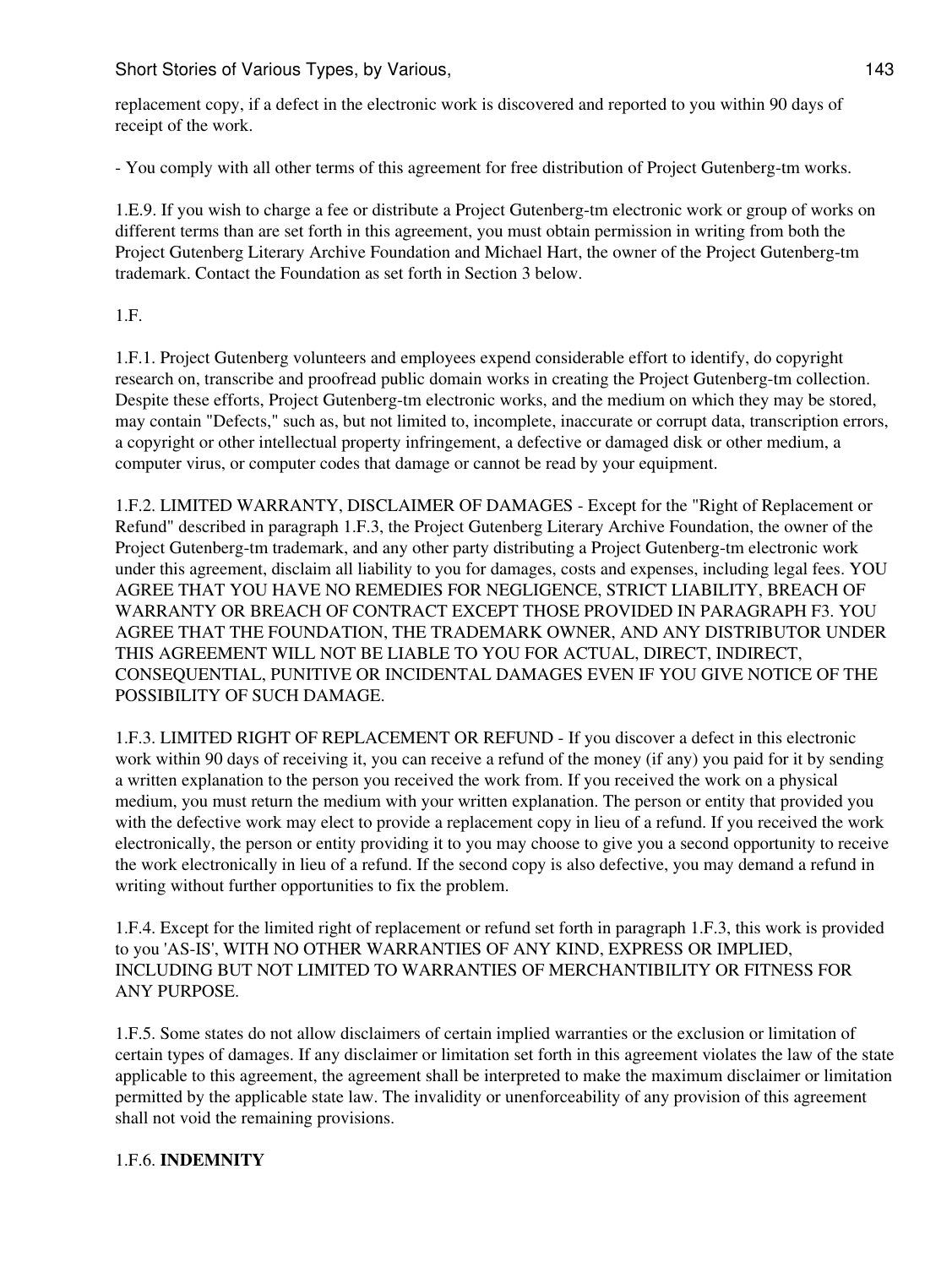replacement copy, if a defect in the electronic work is discovered and reported to you within 90 days of receipt of the work.

- You comply with all other terms of this agreement for free distribution of Project Gutenberg-tm works.

1.E.9. If you wish to charge a fee or distribute a Project Gutenberg-tm electronic work or group of works on different terms than are set forth in this agreement, you must obtain permission in writing from both the Project Gutenberg Literary Archive Foundation and Michael Hart, the owner of the Project Gutenberg-tm trademark. Contact the Foundation as set forth in Section 3 below.

1.F.

1.F.1. Project Gutenberg volunteers and employees expend considerable effort to identify, do copyright research on, transcribe and proofread public domain works in creating the Project Gutenberg-tm collection. Despite these efforts, Project Gutenberg-tm electronic works, and the medium on which they may be stored, may contain "Defects," such as, but not limited to, incomplete, inaccurate or corrupt data, transcription errors, a copyright or other intellectual property infringement, a defective or damaged disk or other medium, a computer virus, or computer codes that damage or cannot be read by your equipment.

1.F.2. LIMITED WARRANTY, DISCLAIMER OF DAMAGES - Except for the "Right of Replacement or Refund" described in paragraph 1.F.3, the Project Gutenberg Literary Archive Foundation, the owner of the Project Gutenberg-tm trademark, and any other party distributing a Project Gutenberg-tm electronic work under this agreement, disclaim all liability to you for damages, costs and expenses, including legal fees. YOU AGREE THAT YOU HAVE NO REMEDIES FOR NEGLIGENCE, STRICT LIABILITY, BREACH OF WARRANTY OR BREACH OF CONTRACT EXCEPT THOSE PROVIDED IN PARAGRAPH F3. YOU AGREE THAT THE FOUNDATION, THE TRADEMARK OWNER, AND ANY DISTRIBUTOR UNDER THIS AGREEMENT WILL NOT BE LIABLE TO YOU FOR ACTUAL, DIRECT, INDIRECT, CONSEQUENTIAL, PUNITIVE OR INCIDENTAL DAMAGES EVEN IF YOU GIVE NOTICE OF THE POSSIBILITY OF SUCH DAMAGE.

1.F.3. LIMITED RIGHT OF REPLACEMENT OR REFUND - If you discover a defect in this electronic work within 90 days of receiving it, you can receive a refund of the money (if any) you paid for it by sending a written explanation to the person you received the work from. If you received the work on a physical medium, you must return the medium with your written explanation. The person or entity that provided you with the defective work may elect to provide a replacement copy in lieu of a refund. If you received the work electronically, the person or entity providing it to you may choose to give you a second opportunity to receive the work electronically in lieu of a refund. If the second copy is also defective, you may demand a refund in writing without further opportunities to fix the problem.

1.F.4. Except for the limited right of replacement or refund set forth in paragraph 1.F.3, this work is provided to you 'AS-IS', WITH NO OTHER WARRANTIES OF ANY KIND, EXPRESS OR IMPLIED, INCLUDING BUT NOT LIMITED TO WARRANTIES OF MERCHANTIBILITY OR FITNESS FOR ANY PURPOSE.

1.F.5. Some states do not allow disclaimers of certain implied warranties or the exclusion or limitation of certain types of damages. If any disclaimer or limitation set forth in this agreement violates the law of the state applicable to this agreement, the agreement shall be interpreted to make the maximum disclaimer or limitation permitted by the applicable state law. The invalidity or unenforceability of any provision of this agreement shall not void the remaining provisions.

1.F.6. **INDEMNITY**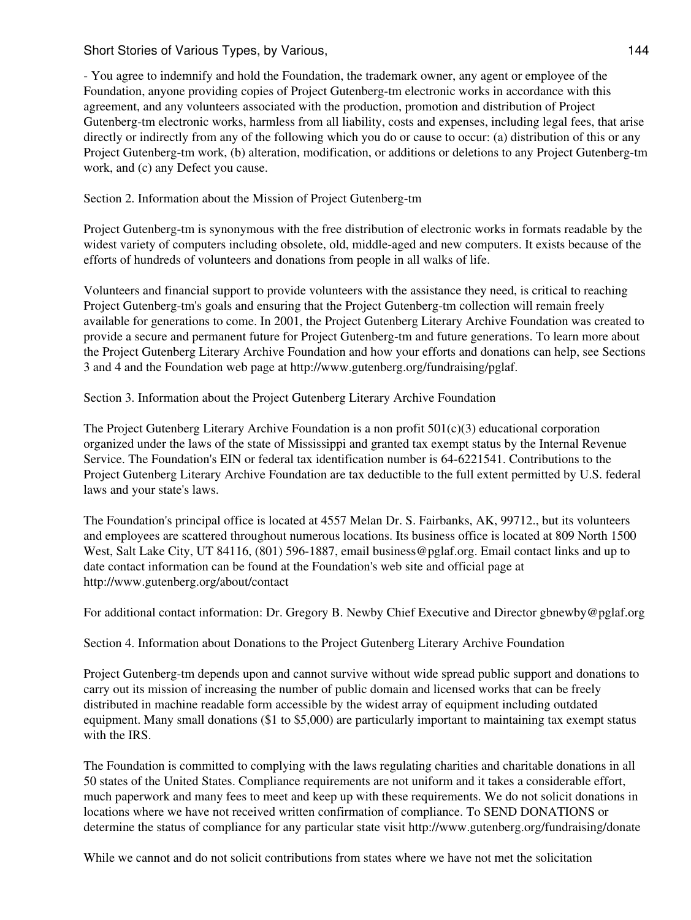- You agree to indemnify and hold the Foundation, the trademark owner, any agent or employee of the Foundation, anyone providing copies of Project Gutenberg-tm electronic works in accordance with this agreement, and any volunteers associated with the production, promotion and distribution of Project Gutenberg-tm electronic works, harmless from all liability, costs and expenses, including legal fees, that arise directly or indirectly from any of the following which you do or cause to occur: (a) distribution of this or any Project Gutenberg-tm work, (b) alteration, modification, or additions or deletions to any Project Gutenberg-tm work, and (c) any Defect you cause.

Section 2. Information about the Mission of Project Gutenberg-tm

Project Gutenberg-tm is synonymous with the free distribution of electronic works in formats readable by the widest variety of computers including obsolete, old, middle-aged and new computers. It exists because of the efforts of hundreds of volunteers and donations from people in all walks of life.

Volunteers and financial support to provide volunteers with the assistance they need, is critical to reaching Project Gutenberg-tm's goals and ensuring that the Project Gutenberg-tm collection will remain freely available for generations to come. In 2001, the Project Gutenberg Literary Archive Foundation was created to provide a secure and permanent future for Project Gutenberg-tm and future generations. To learn more about the Project Gutenberg Literary Archive Foundation and how your efforts and donations can help, see Sections 3 and 4 and the Foundation web page at http://www.gutenberg.org/fundraising/pglaf.

Section 3. Information about the Project Gutenberg Literary Archive Foundation

The Project Gutenberg Literary Archive Foundation is a non profit 501(c)(3) educational corporation organized under the laws of the state of Mississippi and granted tax exempt status by the Internal Revenue Service. The Foundation's EIN or federal tax identification number is 64-6221541. Contributions to the Project Gutenberg Literary Archive Foundation are tax deductible to the full extent permitted by U.S. federal laws and your state's laws.

The Foundation's principal office is located at 4557 Melan Dr. S. Fairbanks, AK, 99712., but its volunteers and employees are scattered throughout numerous locations. Its business office is located at 809 North 1500 West, Salt Lake City, UT 84116, (801) 596-1887, email business@pglaf.org. Email contact links and up to date contact information can be found at the Foundation's web site and official page at http://www.gutenberg.org/about/contact

For additional contact information: Dr. Gregory B. Newby Chief Executive and Director gbnewby@pglaf.org

Section 4. Information about Donations to the Project Gutenberg Literary Archive Foundation

Project Gutenberg-tm depends upon and cannot survive without wide spread public support and donations to carry out its mission of increasing the number of public domain and licensed works that can be freely distributed in machine readable form accessible by the widest array of equipment including outdated equipment. Many small donations ($1 to $5,000) are particularly important to maintaining tax exempt status with the IRS.

The Foundation is committed to complying with the laws regulating charities and charitable donations in all 50 states of the United States. Compliance requirements are not uniform and it takes a considerable effort, much paperwork and many fees to meet and keep up with these requirements. We do not solicit donations in locations where we have not received written confirmation of compliance. To SEND DONATIONS or determine the status of compliance for any particular state visit http://www.gutenberg.org/fundraising/donate

While we cannot and do not solicit contributions from states where we have not met the solicitation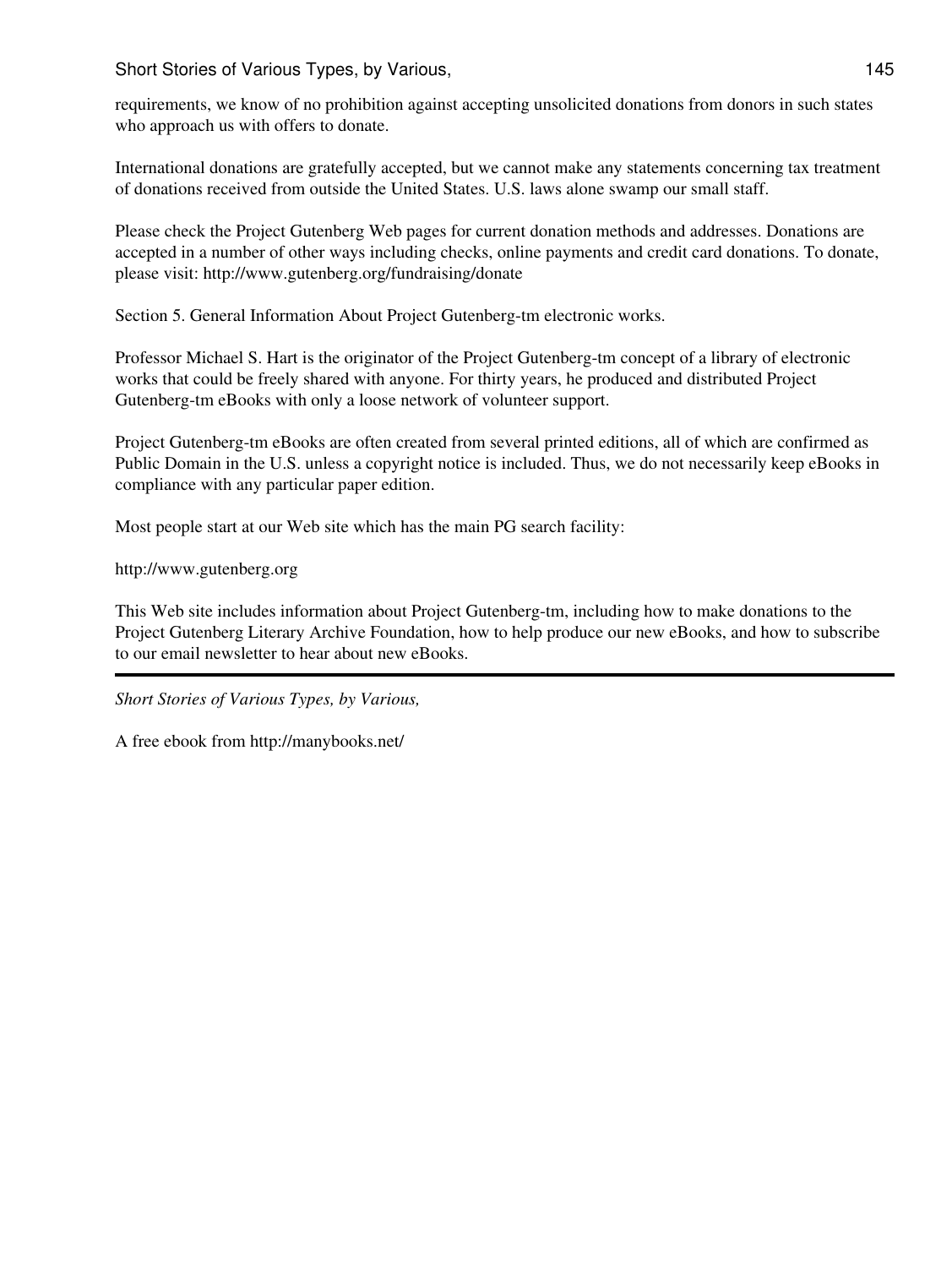requirements, we know of no prohibition against accepting unsolicited donations from donors in such states who approach us with offers to donate.

International donations are gratefully accepted, but we cannot make any statements concerning tax treatment of donations received from outside the United States. U.S. laws alone swamp our small staff.

Please check the Project Gutenberg Web pages for current donation methods and addresses. Donations are accepted in a number of other ways including checks, online payments and credit card donations. To donate, please visit: http://www.gutenberg.org/fundraising/donate

Section 5. General Information About Project Gutenberg-tm electronic works.

Professor Michael S. Hart is the originator of the Project Gutenberg-tm concept of a library of electronic works that could be freely shared with anyone. For thirty years, he produced and distributed Project Gutenberg-tm eBooks with only a loose network of volunteer support.

Project Gutenberg-tm eBooks are often created from several printed editions, all of which are confirmed as Public Domain in the U.S. unless a copyright notice is included. Thus, we do not necessarily keep eBooks in compliance with any particular paper edition.

Most people start at our Web site which has the main PG search facility:

http://www.gutenberg.org

This Web site includes information about Project Gutenberg-tm, including how to make donations to the Project Gutenberg Literary Archive Foundation, how to help produce our new eBooks, and how to subscribe to our email newsletter to hear about new eBooks.

---

*Short Stories of Various Types, by Various,*

A free ebook from http://manybooks.net/